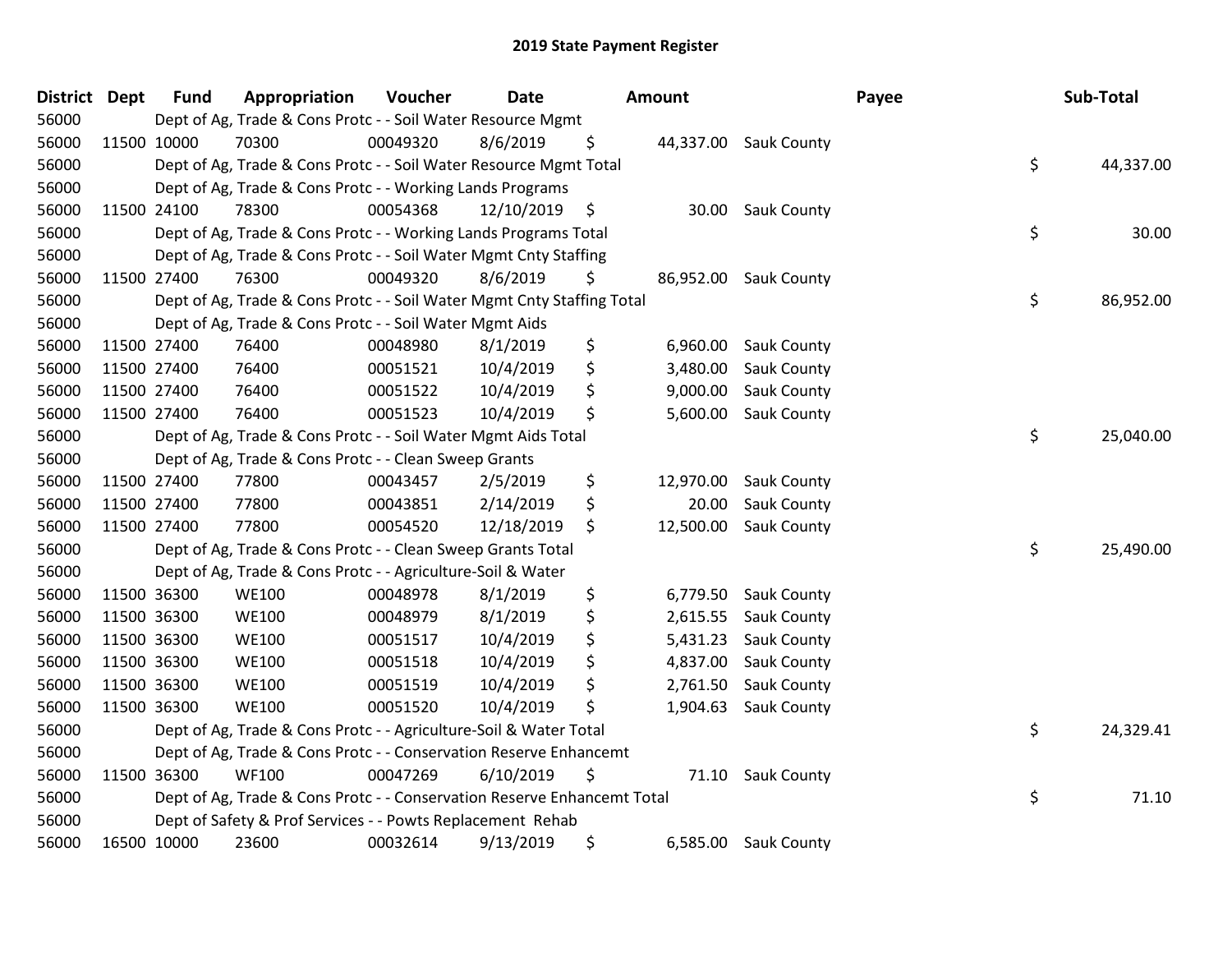# 2019 State Payment Register

| District | Dept | Fund | Appropriation | Voucher | Date | Amount | Payee | Sub-Total |
|---|---|---|---|---|---|---|---|---|
| 56000 | | Dept of Ag, Trade & Cons Protc - - Soil Water Resource Mgmt | | | | | | |
| 56000 | 11500 | 10000 | 70300 | 00049320 | 8/6/2019 | $ 44,337.00 | Sauk County | |
| 56000 | | Dept of Ag, Trade & Cons Protc - - Soil Water Resource Mgmt Total | | | | | | $ 44,337.00 |
| 56000 | | Dept of Ag, Trade & Cons Protc - - Working Lands Programs | | | | | | |
| 56000 | 11500 | 24100 | 78300 | 00054368 | 12/10/2019 | $ 30.00 | Sauk County | |
| 56000 | | Dept of Ag, Trade & Cons Protc - - Working Lands Programs Total | | | | | | $ 30.00 |
| 56000 | | Dept of Ag, Trade & Cons Protc - - Soil Water Mgmt Cnty Staffing | | | | | | |
| 56000 | 11500 | 27400 | 76300 | 00049320 | 8/6/2019 | $ 86,952.00 | Sauk County | |
| 56000 | | Dept of Ag, Trade & Cons Protc - - Soil Water Mgmt Cnty Staffing Total | | | | | | $ 86,952.00 |
| 56000 | | Dept of Ag, Trade & Cons Protc - - Soil Water Mgmt Aids | | | | | | |
| 56000 | 11500 | 27400 | 76400 | 00048980 | 8/1/2019 | $ 6,960.00 | Sauk County | |
| 56000 | 11500 | 27400 | 76400 | 00051521 | 10/4/2019 | $ 3,480.00 | Sauk County | |
| 56000 | 11500 | 27400 | 76400 | 00051522 | 10/4/2019 | $ 9,000.00 | Sauk County | |
| 56000 | 11500 | 27400 | 76400 | 00051523 | 10/4/2019 | $ 5,600.00 | Sauk County | |
| 56000 | | Dept of Ag, Trade & Cons Protc - - Soil Water Mgmt Aids Total | | | | | | $ 25,040.00 |
| 56000 | | Dept of Ag, Trade & Cons Protc - - Clean Sweep Grants | | | | | | |
| 56000 | 11500 | 27400 | 77800 | 00043457 | 2/5/2019 | $ 12,970.00 | Sauk County | |
| 56000 | 11500 | 27400 | 77800 | 00043851 | 2/14/2019 | $ 20.00 | Sauk County | |
| 56000 | 11500 | 27400 | 77800 | 00054520 | 12/18/2019 | $ 12,500.00 | Sauk County | |
| 56000 | | Dept of Ag, Trade & Cons Protc - - Clean Sweep Grants Total | | | | | | $ 25,490.00 |
| 56000 | | Dept of Ag, Trade & Cons Protc - - Agriculture-Soil & Water | | | | | | |
| 56000 | 11500 | 36300 | WE100 | 00048978 | 8/1/2019 | $ 6,779.50 | Sauk County | |
| 56000 | 11500 | 36300 | WE100 | 00048979 | 8/1/2019 | $ 2,615.55 | Sauk County | |
| 56000 | 11500 | 36300 | WE100 | 00051517 | 10/4/2019 | $ 5,431.23 | Sauk County | |
| 56000 | 11500 | 36300 | WE100 | 00051518 | 10/4/2019 | $ 4,837.00 | Sauk County | |
| 56000 | 11500 | 36300 | WE100 | 00051519 | 10/4/2019 | $ 2,761.50 | Sauk County | |
| 56000 | 11500 | 36300 | WE100 | 00051520 | 10/4/2019 | $ 1,904.63 | Sauk County | |
| 56000 | | Dept of Ag, Trade & Cons Protc - - Agriculture-Soil & Water Total | | | | | | $ 24,329.41 |
| 56000 | | Dept of Ag, Trade & Cons Protc - - Conservation Reserve Enhancemt | | | | | | |
| 56000 | 11500 | 36300 | WF100 | 00047269 | 6/10/2019 | $ 71.10 | Sauk County | |
| 56000 | | Dept of Ag, Trade & Cons Protc - - Conservation Reserve Enhancemt Total | | | | | | $ 71.10 |
| 56000 | | Dept of Safety & Prof Services - - Powts Replacement Rehab | | | | | | |
| 56000 | 16500 | 10000 | 23600 | 00032614 | 9/13/2019 | $ 6,585.00 | Sauk County | |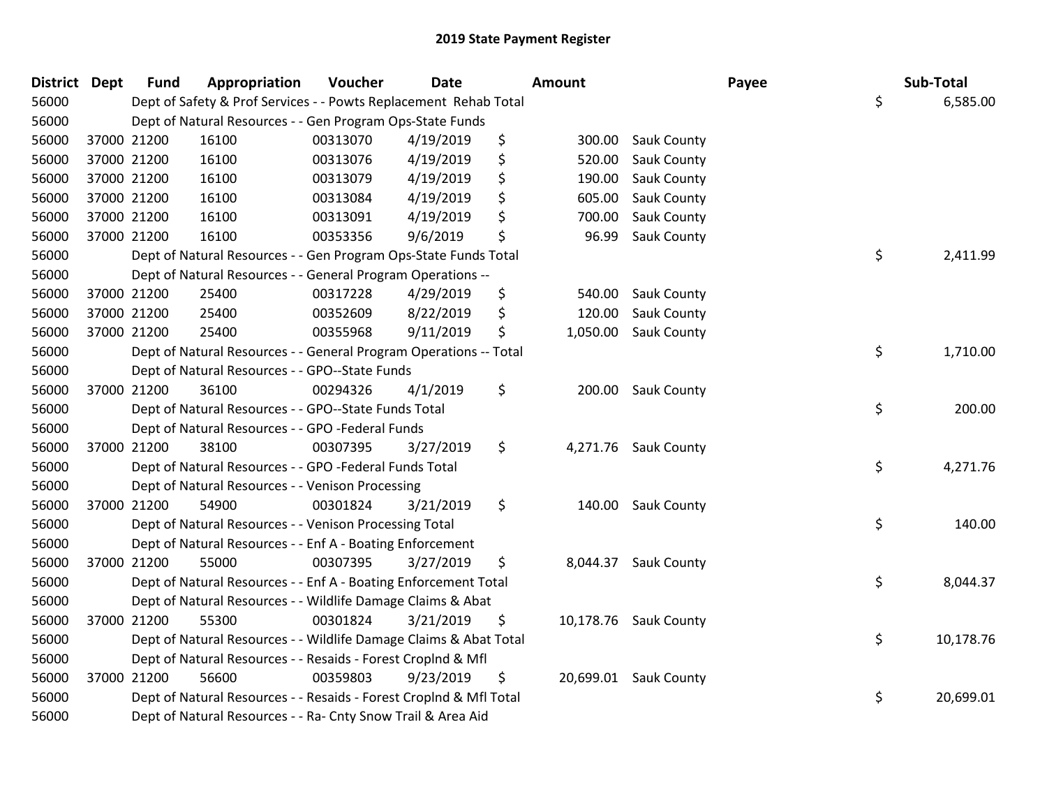# 2019 State Payment Register

| District | Dept | Fund | Appropriation | Voucher | Date | Amount | Payee | Sub-Total |
|---|---|---|---|---|---|---|---|---|
| 56000 | | Dept of Safety & Prof Services - - Powts Replacement Rehab Total | | | | | | $ 6,585.00 |
| 56000 | | Dept of Natural Resources - - Gen Program Ops-State Funds | | | | | | |
| 56000 | 37000 | 21200 | 16100 | 00313070 | 4/19/2019 | $ 300.00 | Sauk County | |
| 56000 | 37000 | 21200 | 16100 | 00313076 | 4/19/2019 | $ 520.00 | Sauk County | |
| 56000 | 37000 | 21200 | 16100 | 00313079 | 4/19/2019 | $ 190.00 | Sauk County | |
| 56000 | 37000 | 21200 | 16100 | 00313084 | 4/19/2019 | $ 605.00 | Sauk County | |
| 56000 | 37000 | 21200 | 16100 | 00313091 | 4/19/2019 | $ 700.00 | Sauk County | |
| 56000 | 37000 | 21200 | 16100 | 00353356 | 9/6/2019 | $ 96.99 | Sauk County | |
| 56000 | | Dept of Natural Resources - - Gen Program Ops-State Funds Total | | | | | | $ 2,411.99 |
| 56000 | | Dept of Natural Resources - - General Program Operations -- | | | | | | |
| 56000 | 37000 | 21200 | 25400 | 00317228 | 4/29/2019 | $ 540.00 | Sauk County | |
| 56000 | 37000 | 21200 | 25400 | 00352609 | 8/22/2019 | $ 120.00 | Sauk County | |
| 56000 | 37000 | 21200 | 25400 | 00355968 | 9/11/2019 | $ 1,050.00 | Sauk County | |
| 56000 | | Dept of Natural Resources - - General Program Operations -- Total | | | | | | $ 1,710.00 |
| 56000 | | Dept of Natural Resources - - GPO--State Funds | | | | | | |
| 56000 | 37000 | 21200 | 36100 | 00294326 | 4/1/2019 | $ 200.00 | Sauk County | |
| 56000 | | Dept of Natural Resources - - GPO--State Funds Total | | | | | | $ 200.00 |
| 56000 | | Dept of Natural Resources - - GPO -Federal Funds | | | | | | |
| 56000 | 37000 | 21200 | 38100 | 00307395 | 3/27/2019 | $ 4,271.76 | Sauk County | |
| 56000 | | Dept of Natural Resources - - GPO -Federal Funds Total | | | | | | $ 4,271.76 |
| 56000 | | Dept of Natural Resources - - Venison Processing | | | | | | |
| 56000 | 37000 | 21200 | 54900 | 00301824 | 3/21/2019 | $ 140.00 | Sauk County | |
| 56000 | | Dept of Natural Resources - - Venison Processing Total | | | | | | $ 140.00 |
| 56000 | | Dept of Natural Resources - - Enf A - Boating Enforcement | | | | | | |
| 56000 | 37000 | 21200 | 55000 | 00307395 | 3/27/2019 | $ 8,044.37 | Sauk County | |
| 56000 | | Dept of Natural Resources - - Enf A - Boating Enforcement Total | | | | | | $ 8,044.37 |
| 56000 | | Dept of Natural Resources - - Wildlife Damage Claims & Abat | | | | | | |
| 56000 | 37000 | 21200 | 55300 | 00301824 | 3/21/2019 | $ 10,178.76 | Sauk County | |
| 56000 | | Dept of Natural Resources - - Wildlife Damage Claims & Abat Total | | | | | | $ 10,178.76 |
| 56000 | | Dept of Natural Resources - - Resaids - Forest Croplnd & Mfl | | | | | | |
| 56000 | 37000 | 21200 | 56600 | 00359803 | 9/23/2019 | $ 20,699.01 | Sauk County | |
| 56000 | | Dept of Natural Resources - - Resaids - Forest Croplnd & Mfl Total | | | | | | $ 20,699.01 |
| 56000 | | Dept of Natural Resources - - Ra- Cnty Snow Trail & Area Aid | | | | | | |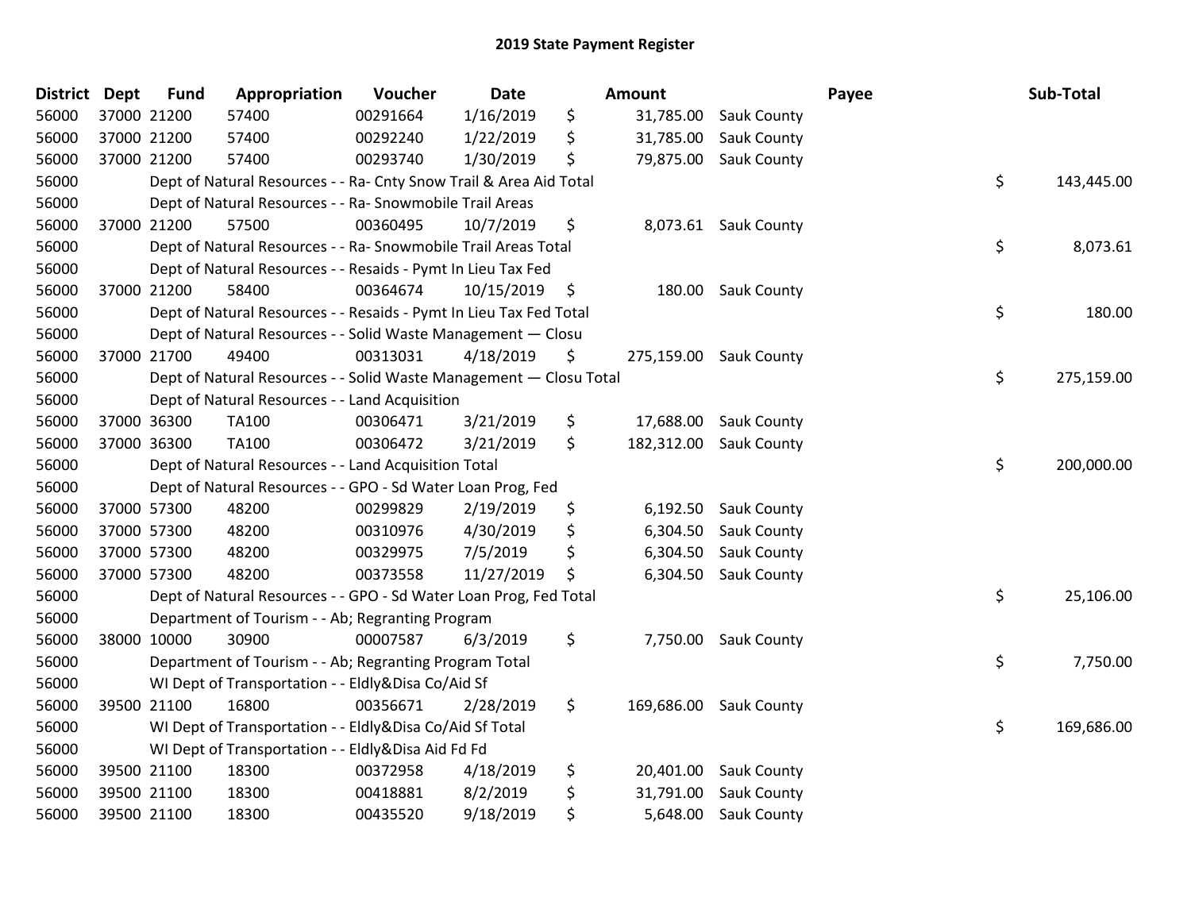## 2019 State Payment Register

| District | Dept | Fund | Appropriation | Voucher | Date | Amount | Payee | Sub-Total |
|---|---|---|---|---|---|---|---|---|
| 56000 | 37000 | 21200 | 57400 | 00291664 | 1/16/2019 | $ 31,785.00 | Sauk County | |
| 56000 | 37000 | 21200 | 57400 | 00292240 | 1/22/2019 | $ 31,785.00 | Sauk County | |
| 56000 | 37000 | 21200 | 57400 | 00293740 | 1/30/2019 | $ 79,875.00 | Sauk County | |
| 56000 | | Dept of Natural Resources - - Ra- Cnty Snow Trail & Area Aid Total | | | | | | $ 143,445.00 |
| 56000 | | Dept of Natural Resources - - Ra- Snowmobile Trail Areas | | | | | | |
| 56000 | 37000 | 21200 | 57500 | 00360495 | 10/7/2019 | $ 8,073.61 | Sauk County | |
| 56000 | | Dept of Natural Resources - - Ra- Snowmobile Trail Areas Total | | | | | | $ 8,073.61 |
| 56000 | | Dept of Natural Resources - - Resaids - Pymt In Lieu Tax Fed | | | | | | |
| 56000 | 37000 | 21200 | 58400 | 00364674 | 10/15/2019 | $ 180.00 | Sauk County | |
| 56000 | | Dept of Natural Resources - - Resaids - Pymt In Lieu Tax Fed Total | | | | | | $ 180.00 |
| 56000 | | Dept of Natural Resources - - Solid Waste Management — Closu | | | | | | |
| 56000 | 37000 | 21700 | 49400 | 00313031 | 4/18/2019 | $ 275,159.00 | Sauk County | |
| 56000 | | Dept of Natural Resources - - Solid Waste Management — Closu Total | | | | | | $ 275,159.00 |
| 56000 | | Dept of Natural Resources - - Land Acquisition | | | | | | |
| 56000 | 37000 | 36300 | TA100 | 00306471 | 3/21/2019 | $ 17,688.00 | Sauk County | |
| 56000 | 37000 | 36300 | TA100 | 00306472 | 3/21/2019 | $ 182,312.00 | Sauk County | |
| 56000 | | Dept of Natural Resources - - Land Acquisition Total | | | | | | $ 200,000.00 |
| 56000 | | Dept of Natural Resources - - GPO - Sd Water Loan Prog, Fed | | | | | | |
| 56000 | 37000 | 57300 | 48200 | 00299829 | 2/19/2019 | $ 6,192.50 | Sauk County | |
| 56000 | 37000 | 57300 | 48200 | 00310976 | 4/30/2019 | $ 6,304.50 | Sauk County | |
| 56000 | 37000 | 57300 | 48200 | 00329975 | 7/5/2019 | $ 6,304.50 | Sauk County | |
| 56000 | 37000 | 57300 | 48200 | 00373558 | 11/27/2019 | $ 6,304.50 | Sauk County | |
| 56000 | | Dept of Natural Resources - - GPO - Sd Water Loan Prog, Fed Total | | | | | | $ 25,106.00 |
| 56000 | | Department of Tourism - - Ab; Regranting Program | | | | | | |
| 56000 | 38000 | 10000 | 30900 | 00007587 | 6/3/2019 | $ 7,750.00 | Sauk County | |
| 56000 | | Department of Tourism - - Ab; Regranting Program Total | | | | | | $ 7,750.00 |
| 56000 | | WI Dept of Transportation - - Eldly&Disa Co/Aid Sf | | | | | | |
| 56000 | 39500 | 21100 | 16800 | 00356671 | 2/28/2019 | $ 169,686.00 | Sauk County | |
| 56000 | | WI Dept of Transportation - - Eldly&Disa Co/Aid Sf Total | | | | | | $ 169,686.00 |
| 56000 | | WI Dept of Transportation - - Eldly&Disa Aid Fd Fd | | | | | | |
| 56000 | 39500 | 21100 | 18300 | 00372958 | 4/18/2019 | $ 20,401.00 | Sauk County | |
| 56000 | 39500 | 21100 | 18300 | 00418881 | 8/2/2019 | $ 31,791.00 | Sauk County | |
| 56000 | 39500 | 21100 | 18300 | 00435520 | 9/18/2019 | $ 5,648.00 | Sauk County | |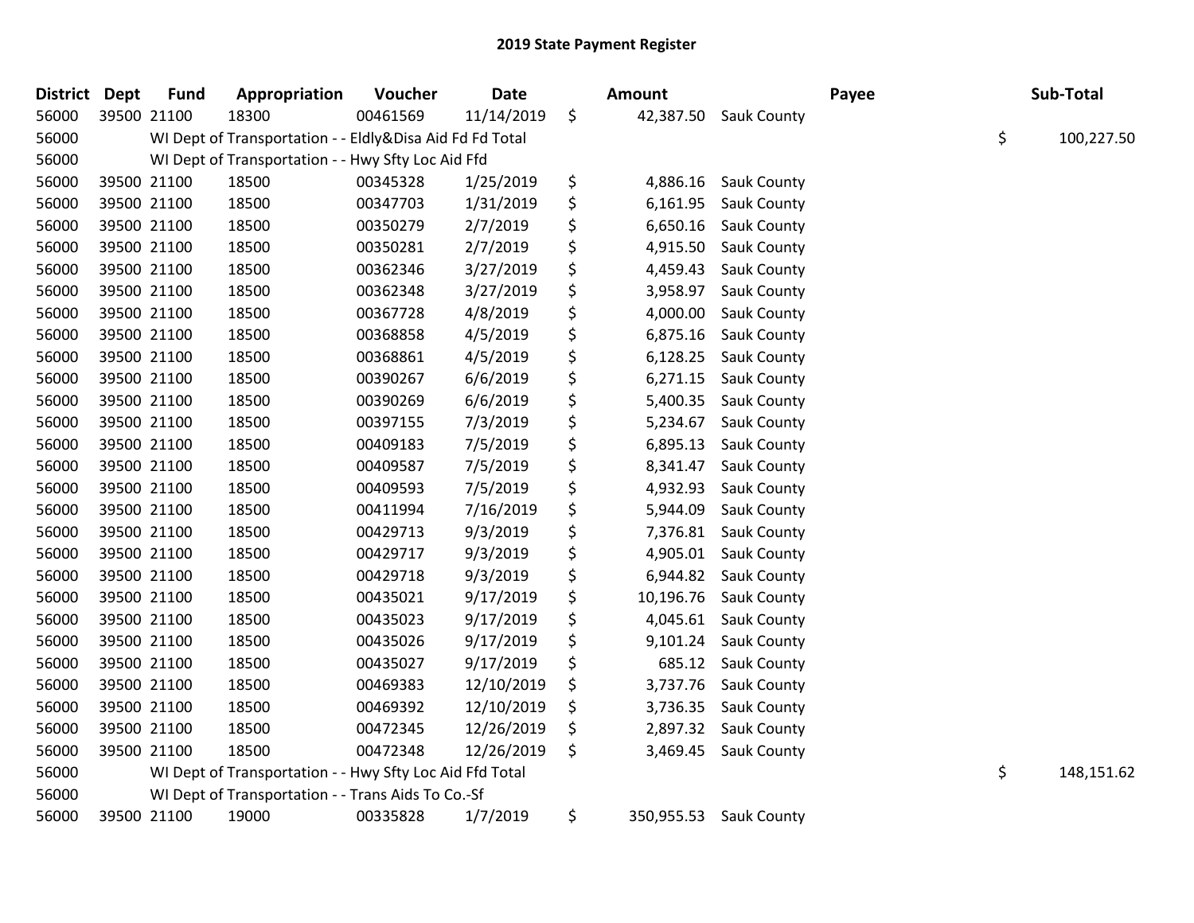# 2019 State Payment Register

| District | Dept | Fund | Appropriation | Voucher | Date | Amount | Payee | Sub-Total |
|---|---|---|---|---|---|---|---|---|
| 56000 | 39500 | 21100 | 18300 | 00461569 | 11/14/2019 | $ 42,387.50 | Sauk County | |
| 56000 | | WI Dept of Transportation - - Eldly&Disa Aid Fd Fd Total | | | | | | $ 100,227.50 |
| 56000 | | WI Dept of Transportation - - Hwy Sfty Loc Aid Ffd | | | | | | |
| 56000 | 39500 | 21100 | 18500 | 00345328 | 1/25/2019 | $ 4,886.16 | Sauk County | |
| 56000 | 39500 | 21100 | 18500 | 00347703 | 1/31/2019 | $ 6,161.95 | Sauk County | |
| 56000 | 39500 | 21100 | 18500 | 00350279 | 2/7/2019 | $ 6,650.16 | Sauk County | |
| 56000 | 39500 | 21100 | 18500 | 00350281 | 2/7/2019 | $ 4,915.50 | Sauk County | |
| 56000 | 39500 | 21100 | 18500 | 00362346 | 3/27/2019 | $ 4,459.43 | Sauk County | |
| 56000 | 39500 | 21100 | 18500 | 00362348 | 3/27/2019 | $ 3,958.97 | Sauk County | |
| 56000 | 39500 | 21100 | 18500 | 00367728 | 4/8/2019 | $ 4,000.00 | Sauk County | |
| 56000 | 39500 | 21100 | 18500 | 00368858 | 4/5/2019 | $ 6,875.16 | Sauk County | |
| 56000 | 39500 | 21100 | 18500 | 00368861 | 4/5/2019 | $ 6,128.25 | Sauk County | |
| 56000 | 39500 | 21100 | 18500 | 00390267 | 6/6/2019 | $ 6,271.15 | Sauk County | |
| 56000 | 39500 | 21100 | 18500 | 00390269 | 6/6/2019 | $ 5,400.35 | Sauk County | |
| 56000 | 39500 | 21100 | 18500 | 00397155 | 7/3/2019 | $ 5,234.67 | Sauk County | |
| 56000 | 39500 | 21100 | 18500 | 00409183 | 7/5/2019 | $ 6,895.13 | Sauk County | |
| 56000 | 39500 | 21100 | 18500 | 00409587 | 7/5/2019 | $ 8,341.47 | Sauk County | |
| 56000 | 39500 | 21100 | 18500 | 00409593 | 7/5/2019 | $ 4,932.93 | Sauk County | |
| 56000 | 39500 | 21100 | 18500 | 00411994 | 7/16/2019 | $ 5,944.09 | Sauk County | |
| 56000 | 39500 | 21100 | 18500 | 00429713 | 9/3/2019 | $ 7,376.81 | Sauk County | |
| 56000 | 39500 | 21100 | 18500 | 00429717 | 9/3/2019 | $ 4,905.01 | Sauk County | |
| 56000 | 39500 | 21100 | 18500 | 00429718 | 9/3/2019 | $ 6,944.82 | Sauk County | |
| 56000 | 39500 | 21100 | 18500 | 00435021 | 9/17/2019 | $ 10,196.76 | Sauk County | |
| 56000 | 39500 | 21100 | 18500 | 00435023 | 9/17/2019 | $ 4,045.61 | Sauk County | |
| 56000 | 39500 | 21100 | 18500 | 00435026 | 9/17/2019 | $ 9,101.24 | Sauk County | |
| 56000 | 39500 | 21100 | 18500 | 00435027 | 9/17/2019 | $ 685.12 | Sauk County | |
| 56000 | 39500 | 21100 | 18500 | 00469383 | 12/10/2019 | $ 3,737.76 | Sauk County | |
| 56000 | 39500 | 21100 | 18500 | 00469392 | 12/10/2019 | $ 3,736.35 | Sauk County | |
| 56000 | 39500 | 21100 | 18500 | 00472345 | 12/26/2019 | $ 2,897.32 | Sauk County | |
| 56000 | 39500 | 21100 | 18500 | 00472348 | 12/26/2019 | $ 3,469.45 | Sauk County | |
| 56000 | | WI Dept of Transportation - - Hwy Sfty Loc Aid Ffd Total | | | | | | $ 148,151.62 |
| 56000 | | WI Dept of Transportation - - Trans Aids To Co.-Sf | | | | | | |
| 56000 | 39500 | 21100 | 19000 | 00335828 | 1/7/2019 | $ 350,955.53 | Sauk County | |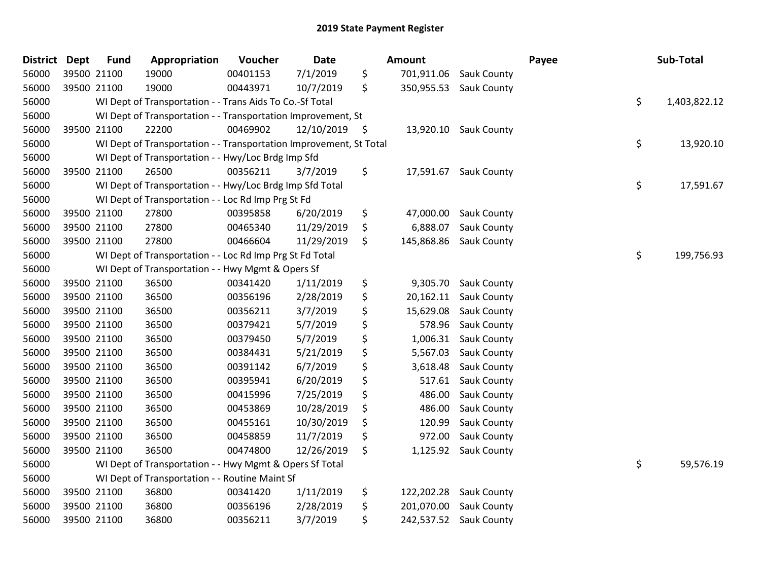# 2019 State Payment Register

| District | Dept | Fund | Appropriation | Voucher | Date | Amount | Payee | Sub-Total |
|---|---|---|---|---|---|---|---|---|
| 56000 | 39500 | 21100 | 19000 | 00401153 | 7/1/2019 | $ 701,911.06 | Sauk County | |
| 56000 | 39500 | 21100 | 19000 | 00443971 | 10/7/2019 | $ 350,955.53 | Sauk County | |
| 56000 | | WI Dept of Transportation - - Trans Aids To Co.-Sf Total | | | | | | $ 1,403,822.12 |
| 56000 | | WI Dept of Transportation - - Transportation Improvement, St | | | | | | |
| 56000 | 39500 | 21100 | 22200 | 00469902 | 12/10/2019 | $ 13,920.10 | Sauk County | |
| 56000 | | WI Dept of Transportation - - Transportation Improvement, St Total | | | | | | $ 13,920.10 |
| 56000 | | WI Dept of Transportation - - Hwy/Loc Brdg Imp Sfd | | | | | | |
| 56000 | 39500 | 21100 | 26500 | 00356211 | 3/7/2019 | $ 17,591.67 | Sauk County | |
| 56000 | | WI Dept of Transportation - - Hwy/Loc Brdg Imp Sfd Total | | | | | | $ 17,591.67 |
| 56000 | | WI Dept of Transportation - - Loc Rd Imp Prg St Fd | | | | | | |
| 56000 | 39500 | 21100 | 27800 | 00395858 | 6/20/2019 | $ 47,000.00 | Sauk County | |
| 56000 | 39500 | 21100 | 27800 | 00465340 | 11/29/2019 | $ 6,888.07 | Sauk County | |
| 56000 | 39500 | 21100 | 27800 | 00466604 | 11/29/2019 | $ 145,868.86 | Sauk County | |
| 56000 | | WI Dept of Transportation - - Loc Rd Imp Prg St Fd Total | | | | | | $ 199,756.93 |
| 56000 | | WI Dept of Transportation - - Hwy Mgmt & Opers Sf | | | | | | |
| 56000 | 39500 | 21100 | 36500 | 00341420 | 1/11/2019 | $ 9,305.70 | Sauk County | |
| 56000 | 39500 | 21100 | 36500 | 00356196 | 2/28/2019 | $ 20,162.11 | Sauk County | |
| 56000 | 39500 | 21100 | 36500 | 00356211 | 3/7/2019 | $ 15,629.08 | Sauk County | |
| 56000 | 39500 | 21100 | 36500 | 00379421 | 5/7/2019 | $ 578.96 | Sauk County | |
| 56000 | 39500 | 21100 | 36500 | 00379450 | 5/7/2019 | $ 1,006.31 | Sauk County | |
| 56000 | 39500 | 21100 | 36500 | 00384431 | 5/21/2019 | $ 5,567.03 | Sauk County | |
| 56000 | 39500 | 21100 | 36500 | 00391142 | 6/7/2019 | $ 3,618.48 | Sauk County | |
| 56000 | 39500 | 21100 | 36500 | 00395941 | 6/20/2019 | $ 517.61 | Sauk County | |
| 56000 | 39500 | 21100 | 36500 | 00415996 | 7/25/2019 | $ 486.00 | Sauk County | |
| 56000 | 39500 | 21100 | 36500 | 00453869 | 10/28/2019 | $ 486.00 | Sauk County | |
| 56000 | 39500 | 21100 | 36500 | 00455161 | 10/30/2019 | $ 120.99 | Sauk County | |
| 56000 | 39500 | 21100 | 36500 | 00458859 | 11/7/2019 | $ 972.00 | Sauk County | |
| 56000 | 39500 | 21100 | 36500 | 00474800 | 12/26/2019 | $ 1,125.92 | Sauk County | |
| 56000 | | WI Dept of Transportation - - Hwy Mgmt & Opers Sf Total | | | | | | $ 59,576.19 |
| 56000 | | WI Dept of Transportation - - Routine Maint Sf | | | | | | |
| 56000 | 39500 | 21100 | 36800 | 00341420 | 1/11/2019 | $ 122,202.28 | Sauk County | |
| 56000 | 39500 | 21100 | 36800 | 00356196 | 2/28/2019 | $ 201,070.00 | Sauk County | |
| 56000 | 39500 | 21100 | 36800 | 00356211 | 3/7/2019 | $ 242,537.52 | Sauk County | |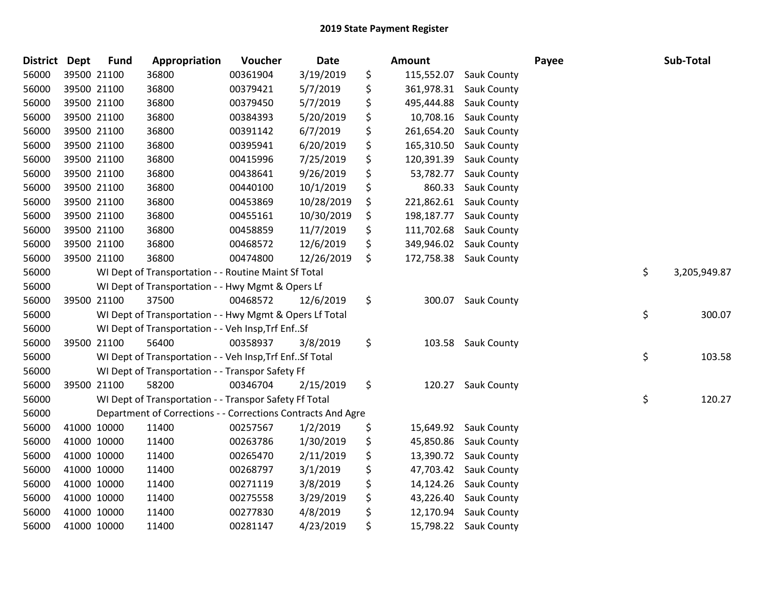# 2019 State Payment Register

| District | Dept | Fund | Appropriation | Voucher | Date | Amount | Payee | Sub-Total |
|---|---|---|---|---|---|---|---|---|
| 56000 | 39500 | 21100 | 36800 | 00361904 | 3/19/2019 | $ 115,552.07 | Sauk County | |
| 56000 | 39500 | 21100 | 36800 | 00379421 | 5/7/2019 | $ 361,978.31 | Sauk County | |
| 56000 | 39500 | 21100 | 36800 | 00379450 | 5/7/2019 | $ 495,444.88 | Sauk County | |
| 56000 | 39500 | 21100 | 36800 | 00384393 | 5/20/2019 | $ 10,708.16 | Sauk County | |
| 56000 | 39500 | 21100 | 36800 | 00391142 | 6/7/2019 | $ 261,654.20 | Sauk County | |
| 56000 | 39500 | 21100 | 36800 | 00395941 | 6/20/2019 | $ 165,310.50 | Sauk County | |
| 56000 | 39500 | 21100 | 36800 | 00415996 | 7/25/2019 | $ 120,391.39 | Sauk County | |
| 56000 | 39500 | 21100 | 36800 | 00438641 | 9/26/2019 | $ 53,782.77 | Sauk County | |
| 56000 | 39500 | 21100 | 36800 | 00440100 | 10/1/2019 | $ 860.33 | Sauk County | |
| 56000 | 39500 | 21100 | 36800 | 00453869 | 10/28/2019 | $ 221,862.61 | Sauk County | |
| 56000 | 39500 | 21100 | 36800 | 00455161 | 10/30/2019 | $ 198,187.77 | Sauk County | |
| 56000 | 39500 | 21100 | 36800 | 00458859 | 11/7/2019 | $ 111,702.68 | Sauk County | |
| 56000 | 39500 | 21100 | 36800 | 00468572 | 12/6/2019 | $ 349,946.02 | Sauk County | |
| 56000 | 39500 | 21100 | 36800 | 00474800 | 12/26/2019 | $ 172,758.38 | Sauk County | |
| 56000 | | WI Dept of Transportation - - Routine Maint Sf Total | | | | | | $ 3,205,949.87 |
| 56000 | | WI Dept of Transportation - - Hwy Mgmt & Opers Lf | | | | | | |
| 56000 | 39500 | 21100 | 37500 | 00468572 | 12/6/2019 | $ 300.07 | Sauk County | |
| 56000 | | WI Dept of Transportation - - Hwy Mgmt & Opers Lf Total | | | | | | $ 300.07 |
| 56000 | | WI Dept of Transportation - - Veh Insp,Trf Enf..Sf | | | | | | |
| 56000 | 39500 | 21100 | 56400 | 00358937 | 3/8/2019 | $ 103.58 | Sauk County | |
| 56000 | | WI Dept of Transportation - - Veh Insp,Trf Enf..Sf Total | | | | | | $ 103.58 |
| 56000 | | WI Dept of Transportation - - Transpor Safety Ff | | | | | | |
| 56000 | 39500 | 21100 | 58200 | 00346704 | 2/15/2019 | $ 120.27 | Sauk County | |
| 56000 | | WI Dept of Transportation - - Transpor Safety Ff Total | | | | | | $ 120.27 |
| 56000 | | Department of Corrections - - Corrections Contracts And Agre | | | | | | |
| 56000 | 41000 | 10000 | 11400 | 00257567 | 1/2/2019 | $ 15,649.92 | Sauk County | |
| 56000 | 41000 | 10000 | 11400 | 00263786 | 1/30/2019 | $ 45,850.86 | Sauk County | |
| 56000 | 41000 | 10000 | 11400 | 00265470 | 2/11/2019 | $ 13,390.72 | Sauk County | |
| 56000 | 41000 | 10000 | 11400 | 00268797 | 3/1/2019 | $ 47,703.42 | Sauk County | |
| 56000 | 41000 | 10000 | 11400 | 00271119 | 3/8/2019 | $ 14,124.26 | Sauk County | |
| 56000 | 41000 | 10000 | 11400 | 00275558 | 3/29/2019 | $ 43,226.40 | Sauk County | |
| 56000 | 41000 | 10000 | 11400 | 00277830 | 4/8/2019 | $ 12,170.94 | Sauk County | |
| 56000 | 41000 | 10000 | 11400 | 00281147 | 4/23/2019 | $ 15,798.22 | Sauk County | |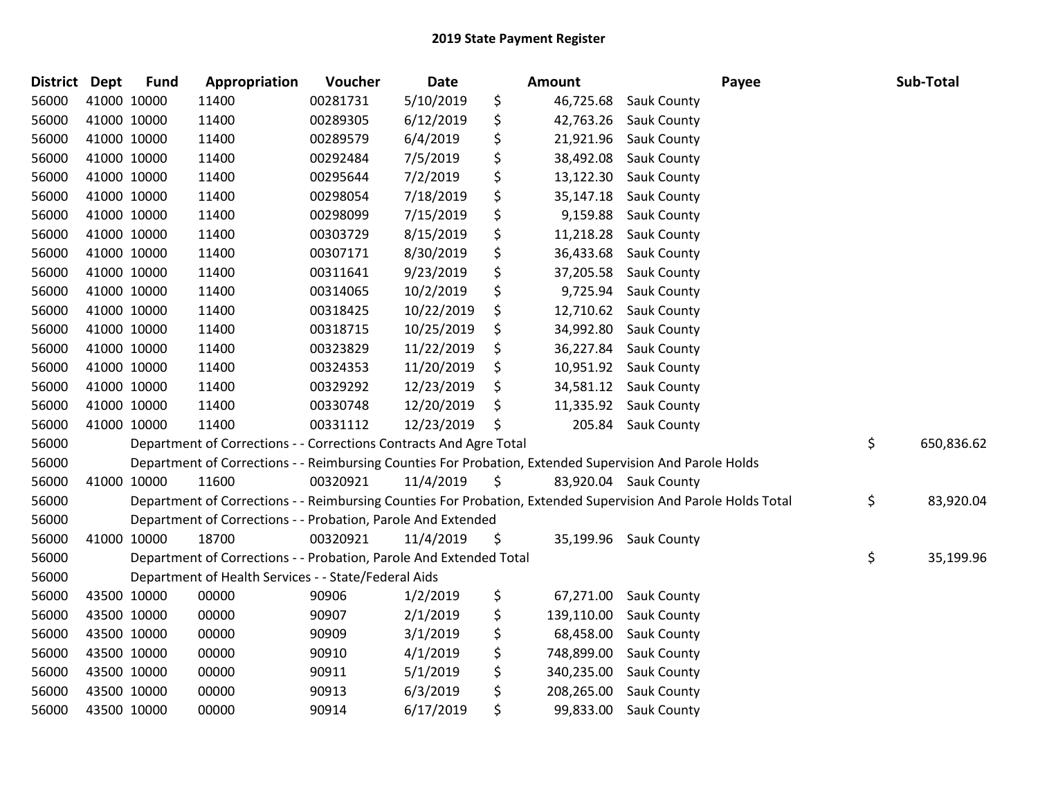# 2019 State Payment Register

| District | Dept | Fund | Appropriation | Voucher | Date | Amount | Payee | Sub-Total |
|---|---|---|---|---|---|---|---|---|
| 56000 | 41000 | 10000 | 11400 | 00281731 | 5/10/2019 | $ 46,725.68 | Sauk County | |
| 56000 | 41000 | 10000 | 11400 | 00289305 | 6/12/2019 | $ 42,763.26 | Sauk County | |
| 56000 | 41000 | 10000 | 11400 | 00289579 | 6/4/2019 | $ 21,921.96 | Sauk County | |
| 56000 | 41000 | 10000 | 11400 | 00292484 | 7/5/2019 | $ 38,492.08 | Sauk County | |
| 56000 | 41000 | 10000 | 11400 | 00295644 | 7/2/2019 | $ 13,122.30 | Sauk County | |
| 56000 | 41000 | 10000 | 11400 | 00298054 | 7/18/2019 | $ 35,147.18 | Sauk County | |
| 56000 | 41000 | 10000 | 11400 | 00298099 | 7/15/2019 | $ 9,159.88 | Sauk County | |
| 56000 | 41000 | 10000 | 11400 | 00303729 | 8/15/2019 | $ 11,218.28 | Sauk County | |
| 56000 | 41000 | 10000 | 11400 | 00307171 | 8/30/2019 | $ 36,433.68 | Sauk County | |
| 56000 | 41000 | 10000 | 11400 | 00311641 | 9/23/2019 | $ 37,205.58 | Sauk County | |
| 56000 | 41000 | 10000 | 11400 | 00314065 | 10/2/2019 | $ 9,725.94 | Sauk County | |
| 56000 | 41000 | 10000 | 11400 | 00318425 | 10/22/2019 | $ 12,710.62 | Sauk County | |
| 56000 | 41000 | 10000 | 11400 | 00318715 | 10/25/2019 | $ 34,992.80 | Sauk County | |
| 56000 | 41000 | 10000 | 11400 | 00323829 | 11/22/2019 | $ 36,227.84 | Sauk County | |
| 56000 | 41000 | 10000 | 11400 | 00324353 | 11/20/2019 | $ 10,951.92 | Sauk County | |
| 56000 | 41000 | 10000 | 11400 | 00329292 | 12/23/2019 | $ 34,581.12 | Sauk County | |
| 56000 | 41000 | 10000 | 11400 | 00330748 | 12/20/2019 | $ 11,335.92 | Sauk County | |
| 56000 | 41000 | 10000 | 11400 | 00331112 | 12/23/2019 | $ 205.84 | Sauk County | |
| 56000 | Department of Corrections - - Corrections Contracts And Agre Total | | | | | | | $ 650,836.62 |
| 56000 | Department of Corrections - - Reimbursing Counties For Probation, Extended Supervision And Parole Holds | | | | | | | |
| 56000 | 41000 | 10000 | 11600 | 00320921 | 11/4/2019 | $ 83,920.04 | Sauk County | |
| 56000 | Department of Corrections - - Reimbursing Counties For Probation, Extended Supervision And Parole Holds Total | | | | | | | $ 83,920.04 |
| 56000 | Department of Corrections - - Probation, Parole And Extended | | | | | | | |
| 56000 | 41000 | 10000 | 18700 | 00320921 | 11/4/2019 | $ 35,199.96 | Sauk County | |
| 56000 | Department of Corrections - - Probation, Parole And Extended Total | | | | | | | $ 35,199.96 |
| 56000 | Department of Health Services - - State/Federal Aids | | | | | | | |
| 56000 | 43500 | 10000 | 00000 | 90906 | 1/2/2019 | $ 67,271.00 | Sauk County | |
| 56000 | 43500 | 10000 | 00000 | 90907 | 2/1/2019 | $ 139,110.00 | Sauk County | |
| 56000 | 43500 | 10000 | 00000 | 90909 | 3/1/2019 | $ 68,458.00 | Sauk County | |
| 56000 | 43500 | 10000 | 00000 | 90910 | 4/1/2019 | $ 748,899.00 | Sauk County | |
| 56000 | 43500 | 10000 | 00000 | 90911 | 5/1/2019 | $ 340,235.00 | Sauk County | |
| 56000 | 43500 | 10000 | 00000 | 90913 | 6/3/2019 | $ 208,265.00 | Sauk County | |
| 56000 | 43500 | 10000 | 00000 | 90914 | 6/17/2019 | $ 99,833.00 | Sauk County | |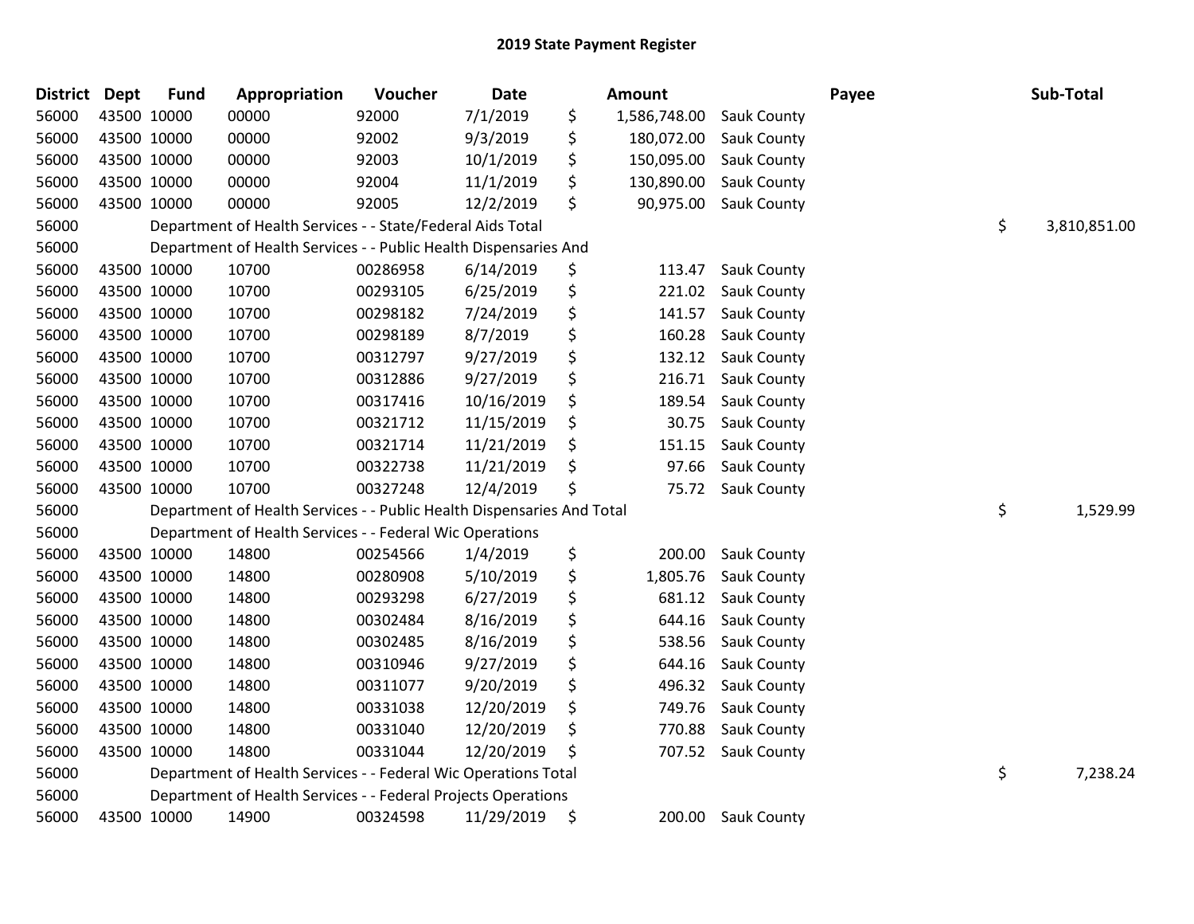# 2019 State Payment Register

| District | Dept | Fund | Appropriation | Voucher | Date | Amount | Payee | Sub-Total |
|---|---|---|---|---|---|---|---|---|
| 56000 | 43500 | 10000 | 00000 | 92000 | 7/1/2019 | $ 1,586,748.00 | Sauk County | |
| 56000 | 43500 | 10000 | 00000 | 92002 | 9/3/2019 | $ 180,072.00 | Sauk County | |
| 56000 | 43500 | 10000 | 00000 | 92003 | 10/1/2019 | $ 150,095.00 | Sauk County | |
| 56000 | 43500 | 10000 | 00000 | 92004 | 11/1/2019 | $ 130,890.00 | Sauk County | |
| 56000 | 43500 | 10000 | 00000 | 92005 | 12/2/2019 | $ 90,975.00 | Sauk County | |
| 56000 | | Department of Health Services - - State/Federal Aids Total | | | | | | $ 3,810,851.00 |
| 56000 | | Department of Health Services - - Public Health Dispensaries And | | | | | | |
| 56000 | 43500 | 10000 | 10700 | 00286958 | 6/14/2019 | $ 113.47 | Sauk County | |
| 56000 | 43500 | 10000 | 10700 | 00293105 | 6/25/2019 | $ 221.02 | Sauk County | |
| 56000 | 43500 | 10000 | 10700 | 00298182 | 7/24/2019 | $ 141.57 | Sauk County | |
| 56000 | 43500 | 10000 | 10700 | 00298189 | 8/7/2019 | $ 160.28 | Sauk County | |
| 56000 | 43500 | 10000 | 10700 | 00312797 | 9/27/2019 | $ 132.12 | Sauk County | |
| 56000 | 43500 | 10000 | 10700 | 00312886 | 9/27/2019 | $ 216.71 | Sauk County | |
| 56000 | 43500 | 10000 | 10700 | 00317416 | 10/16/2019 | $ 189.54 | Sauk County | |
| 56000 | 43500 | 10000 | 10700 | 00321712 | 11/15/2019 | $ 30.75 | Sauk County | |
| 56000 | 43500 | 10000 | 10700 | 00321714 | 11/21/2019 | $ 151.15 | Sauk County | |
| 56000 | 43500 | 10000 | 10700 | 00322738 | 11/21/2019 | $ 97.66 | Sauk County | |
| 56000 | 43500 | 10000 | 10700 | 00327248 | 12/4/2019 | $ 75.72 | Sauk County | |
| 56000 | | Department of Health Services - - Public Health Dispensaries And Total | | | | | | $ 1,529.99 |
| 56000 | | Department of Health Services - - Federal Wic Operations | | | | | | |
| 56000 | 43500 | 10000 | 14800 | 00254566 | 1/4/2019 | $ 200.00 | Sauk County | |
| 56000 | 43500 | 10000 | 14800 | 00280908 | 5/10/2019 | $ 1,805.76 | Sauk County | |
| 56000 | 43500 | 10000 | 14800 | 00293298 | 6/27/2019 | $ 681.12 | Sauk County | |
| 56000 | 43500 | 10000 | 14800 | 00302484 | 8/16/2019 | $ 644.16 | Sauk County | |
| 56000 | 43500 | 10000 | 14800 | 00302485 | 8/16/2019 | $ 538.56 | Sauk County | |
| 56000 | 43500 | 10000 | 14800 | 00310946 | 9/27/2019 | $ 644.16 | Sauk County | |
| 56000 | 43500 | 10000 | 14800 | 00311077 | 9/20/2019 | $ 496.32 | Sauk County | |
| 56000 | 43500 | 10000 | 14800 | 00331038 | 12/20/2019 | $ 749.76 | Sauk County | |
| 56000 | 43500 | 10000 | 14800 | 00331040 | 12/20/2019 | $ 770.88 | Sauk County | |
| 56000 | 43500 | 10000 | 14800 | 00331044 | 12/20/2019 | $ 707.52 | Sauk County | |
| 56000 | | Department of Health Services - - Federal Wic Operations Total | | | | | | $ 7,238.24 |
| 56000 | | Department of Health Services - - Federal Projects Operations | | | | | | |
| 56000 | 43500 | 10000 | 14900 | 00324598 | 11/29/2019 | $ 200.00 | Sauk County | |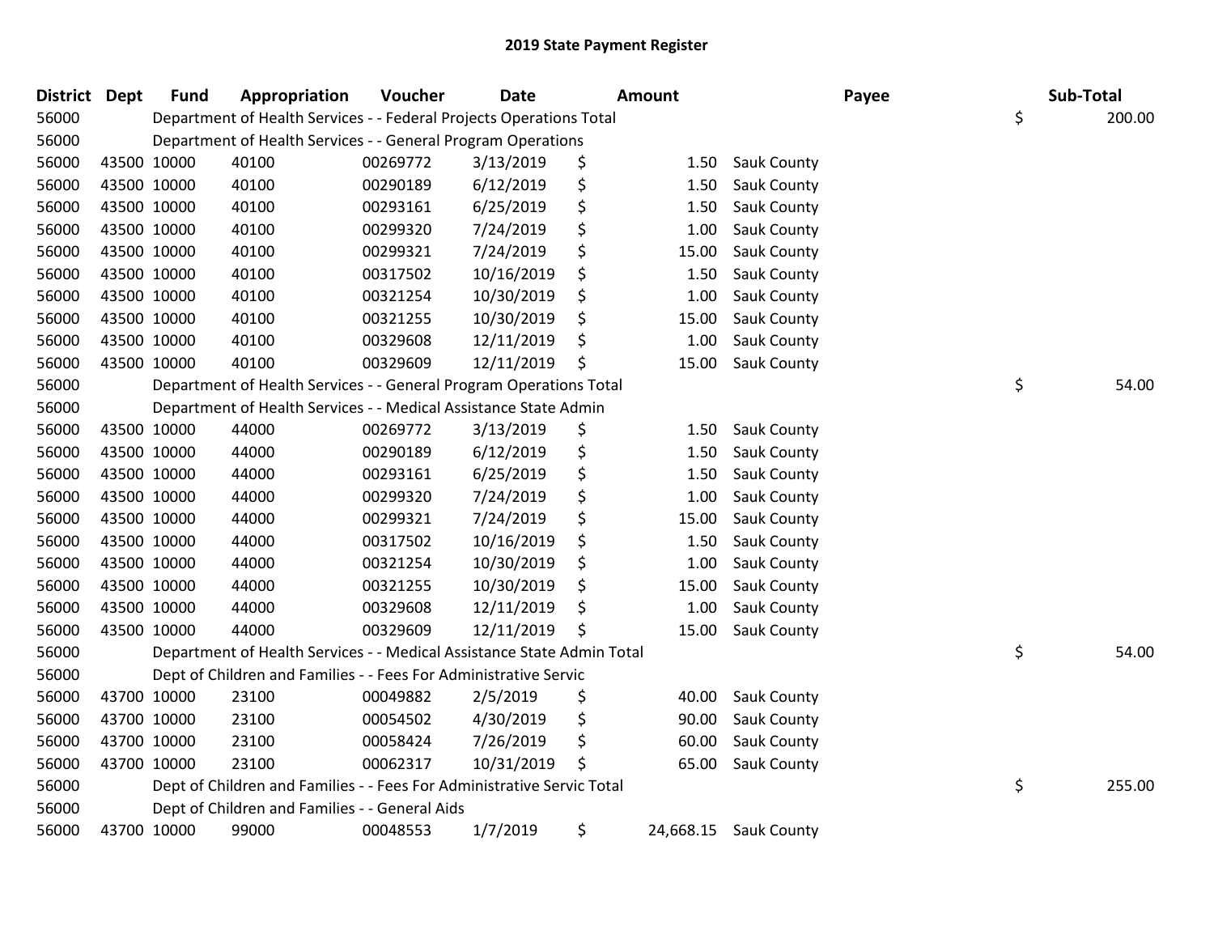# 2019 State Payment Register

| District | Dept | Fund | Appropriation | Voucher | Date | Amount | Payee | Sub-Total |
|---|---|---|---|---|---|---|---|---|
| 56000 | | Department of Health Services - - Federal Projects Operations Total | | | | | | $ 200.00 |
| 56000 | | Department of Health Services - - General Program Operations | | | | | | |
| 56000 | 43500 | 10000 | 40100 | 00269772 | 3/13/2019 | $ 1.50 | Sauk County | |
| 56000 | 43500 | 10000 | 40100 | 00290189 | 6/12/2019 | $ 1.50 | Sauk County | |
| 56000 | 43500 | 10000 | 40100 | 00293161 | 6/25/2019 | $ 1.50 | Sauk County | |
| 56000 | 43500 | 10000 | 40100 | 00299320 | 7/24/2019 | $ 1.00 | Sauk County | |
| 56000 | 43500 | 10000 | 40100 | 00299321 | 7/24/2019 | $ 15.00 | Sauk County | |
| 56000 | 43500 | 10000 | 40100 | 00317502 | 10/16/2019 | $ 1.50 | Sauk County | |
| 56000 | 43500 | 10000 | 40100 | 00321254 | 10/30/2019 | $ 1.00 | Sauk County | |
| 56000 | 43500 | 10000 | 40100 | 00321255 | 10/30/2019 | $ 15.00 | Sauk County | |
| 56000 | 43500 | 10000 | 40100 | 00329608 | 12/11/2019 | $ 1.00 | Sauk County | |
| 56000 | 43500 | 10000 | 40100 | 00329609 | 12/11/2019 | $ 15.00 | Sauk County | |
| 56000 | | Department of Health Services - - General Program Operations Total | | | | | | $ 54.00 |
| 56000 | | Department of Health Services - - Medical Assistance State Admin | | | | | | |
| 56000 | 43500 | 10000 | 44000 | 00269772 | 3/13/2019 | $ 1.50 | Sauk County | |
| 56000 | 43500 | 10000 | 44000 | 00290189 | 6/12/2019 | $ 1.50 | Sauk County | |
| 56000 | 43500 | 10000 | 44000 | 00293161 | 6/25/2019 | $ 1.50 | Sauk County | |
| 56000 | 43500 | 10000 | 44000 | 00299320 | 7/24/2019 | $ 1.00 | Sauk County | |
| 56000 | 43500 | 10000 | 44000 | 00299321 | 7/24/2019 | $ 15.00 | Sauk County | |
| 56000 | 43500 | 10000 | 44000 | 00317502 | 10/16/2019 | $ 1.50 | Sauk County | |
| 56000 | 43500 | 10000 | 44000 | 00321254 | 10/30/2019 | $ 1.00 | Sauk County | |
| 56000 | 43500 | 10000 | 44000 | 00321255 | 10/30/2019 | $ 15.00 | Sauk County | |
| 56000 | 43500 | 10000 | 44000 | 00329608 | 12/11/2019 | $ 1.00 | Sauk County | |
| 56000 | 43500 | 10000 | 44000 | 00329609 | 12/11/2019 | $ 15.00 | Sauk County | |
| 56000 | | Department of Health Services - - Medical Assistance State Admin Total | | | | | | $ 54.00 |
| 56000 | | Dept of Children and Families - - Fees For Administrative Servic | | | | | | |
| 56000 | 43700 | 10000 | 23100 | 00049882 | 2/5/2019 | $ 40.00 | Sauk County | |
| 56000 | 43700 | 10000 | 23100 | 00054502 | 4/30/2019 | $ 90.00 | Sauk County | |
| 56000 | 43700 | 10000 | 23100 | 00058424 | 7/26/2019 | $ 60.00 | Sauk County | |
| 56000 | 43700 | 10000 | 23100 | 00062317 | 10/31/2019 | $ 65.00 | Sauk County | |
| 56000 | | Dept of Children and Families - - Fees For Administrative Servic Total | | | | | | $ 255.00 |
| 56000 | | Dept of Children and Families - - General Aids | | | | | | |
| 56000 | 43700 | 10000 | 99000 | 00048553 | 1/7/2019 | $ 24,668.15 | Sauk County | |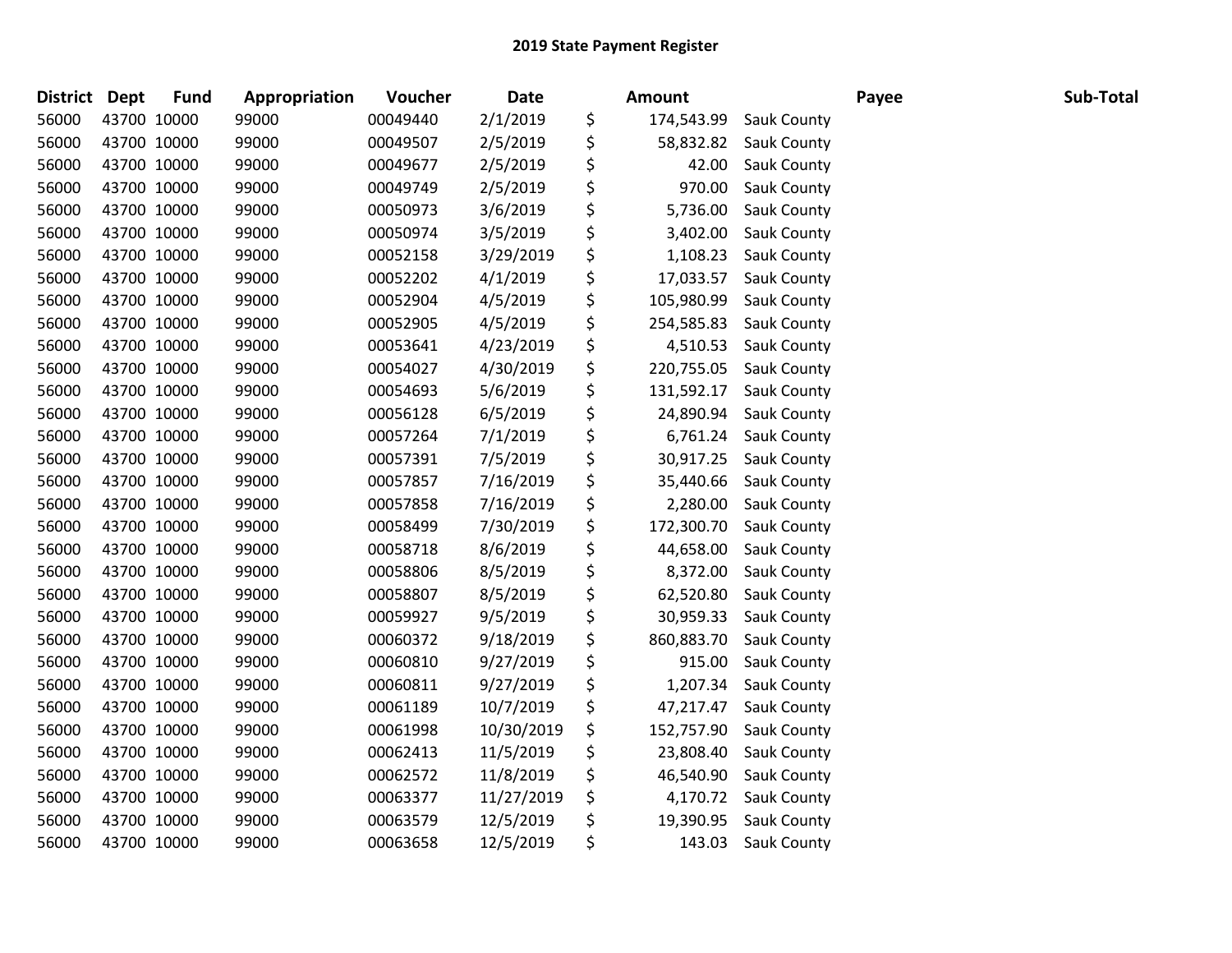## 2019 State Payment Register

| District | Dept | Fund | Appropriation | Voucher | Date | Amount | Payee | Sub-Total |
|---|---|---|---|---|---|---|---|---|
| 56000 | 43700 | 10000 | 99000 | 00049440 | 2/1/2019 | $ 174,543.99 | Sauk County | |
| 56000 | 43700 | 10000 | 99000 | 00049507 | 2/5/2019 | $ 58,832.82 | Sauk County | |
| 56000 | 43700 | 10000 | 99000 | 00049677 | 2/5/2019 | $ 42.00 | Sauk County | |
| 56000 | 43700 | 10000 | 99000 | 00049749 | 2/5/2019 | $ 970.00 | Sauk County | |
| 56000 | 43700 | 10000 | 99000 | 00050973 | 3/6/2019 | $ 5,736.00 | Sauk County | |
| 56000 | 43700 | 10000 | 99000 | 00050974 | 3/5/2019 | $ 3,402.00 | Sauk County | |
| 56000 | 43700 | 10000 | 99000 | 00052158 | 3/29/2019 | $ 1,108.23 | Sauk County | |
| 56000 | 43700 | 10000 | 99000 | 00052202 | 4/1/2019 | $ 17,033.57 | Sauk County | |
| 56000 | 43700 | 10000 | 99000 | 00052904 | 4/5/2019 | $ 105,980.99 | Sauk County | |
| 56000 | 43700 | 10000 | 99000 | 00052905 | 4/5/2019 | $ 254,585.83 | Sauk County | |
| 56000 | 43700 | 10000 | 99000 | 00053641 | 4/23/2019 | $ 4,510.53 | Sauk County | |
| 56000 | 43700 | 10000 | 99000 | 00054027 | 4/30/2019 | $ 220,755.05 | Sauk County | |
| 56000 | 43700 | 10000 | 99000 | 00054693 | 5/6/2019 | $ 131,592.17 | Sauk County | |
| 56000 | 43700 | 10000 | 99000 | 00056128 | 6/5/2019 | $ 24,890.94 | Sauk County | |
| 56000 | 43700 | 10000 | 99000 | 00057264 | 7/1/2019 | $ 6,761.24 | Sauk County | |
| 56000 | 43700 | 10000 | 99000 | 00057391 | 7/5/2019 | $ 30,917.25 | Sauk County | |
| 56000 | 43700 | 10000 | 99000 | 00057857 | 7/16/2019 | $ 35,440.66 | Sauk County | |
| 56000 | 43700 | 10000 | 99000 | 00057858 | 7/16/2019 | $ 2,280.00 | Sauk County | |
| 56000 | 43700 | 10000 | 99000 | 00058499 | 7/30/2019 | $ 172,300.70 | Sauk County | |
| 56000 | 43700 | 10000 | 99000 | 00058718 | 8/6/2019 | $ 44,658.00 | Sauk County | |
| 56000 | 43700 | 10000 | 99000 | 00058806 | 8/5/2019 | $ 8,372.00 | Sauk County | |
| 56000 | 43700 | 10000 | 99000 | 00058807 | 8/5/2019 | $ 62,520.80 | Sauk County | |
| 56000 | 43700 | 10000 | 99000 | 00059927 | 9/5/2019 | $ 30,959.33 | Sauk County | |
| 56000 | 43700 | 10000 | 99000 | 00060372 | 9/18/2019 | $ 860,883.70 | Sauk County | |
| 56000 | 43700 | 10000 | 99000 | 00060810 | 9/27/2019 | $ 915.00 | Sauk County | |
| 56000 | 43700 | 10000 | 99000 | 00060811 | 9/27/2019 | $ 1,207.34 | Sauk County | |
| 56000 | 43700 | 10000 | 99000 | 00061189 | 10/7/2019 | $ 47,217.47 | Sauk County | |
| 56000 | 43700 | 10000 | 99000 | 00061998 | 10/30/2019 | $ 152,757.90 | Sauk County | |
| 56000 | 43700 | 10000 | 99000 | 00062413 | 11/5/2019 | $ 23,808.40 | Sauk County | |
| 56000 | 43700 | 10000 | 99000 | 00062572 | 11/8/2019 | $ 46,540.90 | Sauk County | |
| 56000 | 43700 | 10000 | 99000 | 00063377 | 11/27/2019 | $ 4,170.72 | Sauk County | |
| 56000 | 43700 | 10000 | 99000 | 00063579 | 12/5/2019 | $ 19,390.95 | Sauk County | |
| 56000 | 43700 | 10000 | 99000 | 00063658 | 12/5/2019 | $ 143.03 | Sauk County | |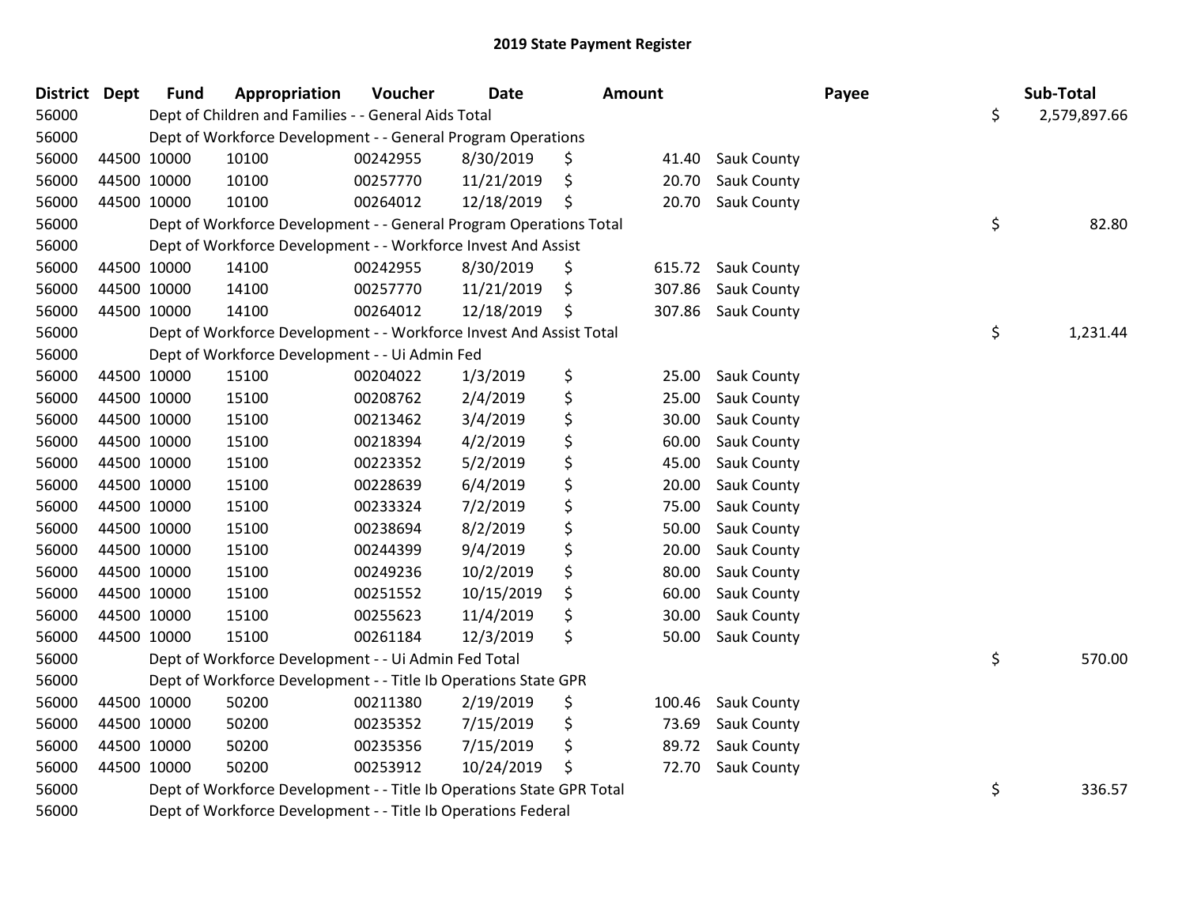# 2019 State Payment Register

| District | Dept | Fund | Appropriation | Voucher | Date | Amount | Payee | Sub-Total |
|---|---|---|---|---|---|---|---|---|
| 56000 | | Dept of Children and Families - - General Aids Total | | | | | | $ 2,579,897.66 |
| 56000 | | Dept of Workforce Development - - General Program Operations | | | | | | |
| 56000 | 44500 | 10000 | 10100 | 00242955 | 8/30/2019 | $ 41.40 | Sauk County | |
| 56000 | 44500 | 10000 | 10100 | 00257770 | 11/21/2019 | $ 20.70 | Sauk County | |
| 56000 | 44500 | 10000 | 10100 | 00264012 | 12/18/2019 | $ 20.70 | Sauk County | |
| 56000 | | Dept of Workforce Development - - General Program Operations Total | | | | | | $ 82.80 |
| 56000 | | Dept of Workforce Development - - Workforce Invest And Assist | | | | | | |
| 56000 | 44500 | 10000 | 14100 | 00242955 | 8/30/2019 | $ 615.72 | Sauk County | |
| 56000 | 44500 | 10000 | 14100 | 00257770 | 11/21/2019 | $ 307.86 | Sauk County | |
| 56000 | 44500 | 10000 | 14100 | 00264012 | 12/18/2019 | $ 307.86 | Sauk County | |
| 56000 | | Dept of Workforce Development - - Workforce Invest And Assist Total | | | | | | $ 1,231.44 |
| 56000 | | Dept of Workforce Development - - Ui Admin Fed | | | | | | |
| 56000 | 44500 | 10000 | 15100 | 00204022 | 1/3/2019 | $ 25.00 | Sauk County | |
| 56000 | 44500 | 10000 | 15100 | 00208762 | 2/4/2019 | $ 25.00 | Sauk County | |
| 56000 | 44500 | 10000 | 15100 | 00213462 | 3/4/2019 | $ 30.00 | Sauk County | |
| 56000 | 44500 | 10000 | 15100 | 00218394 | 4/2/2019 | $ 60.00 | Sauk County | |
| 56000 | 44500 | 10000 | 15100 | 00223352 | 5/2/2019 | $ 45.00 | Sauk County | |
| 56000 | 44500 | 10000 | 15100 | 00228639 | 6/4/2019 | $ 20.00 | Sauk County | |
| 56000 | 44500 | 10000 | 15100 | 00233324 | 7/2/2019 | $ 75.00 | Sauk County | |
| 56000 | 44500 | 10000 | 15100 | 00238694 | 8/2/2019 | $ 50.00 | Sauk County | |
| 56000 | 44500 | 10000 | 15100 | 00244399 | 9/4/2019 | $ 20.00 | Sauk County | |
| 56000 | 44500 | 10000 | 15100 | 00249236 | 10/2/2019 | $ 80.00 | Sauk County | |
| 56000 | 44500 | 10000 | 15100 | 00251552 | 10/15/2019 | $ 60.00 | Sauk County | |
| 56000 | 44500 | 10000 | 15100 | 00255623 | 11/4/2019 | $ 30.00 | Sauk County | |
| 56000 | 44500 | 10000 | 15100 | 00261184 | 12/3/2019 | $ 50.00 | Sauk County | |
| 56000 | | Dept of Workforce Development - - Ui Admin Fed Total | | | | | | $ 570.00 |
| 56000 | | Dept of Workforce Development - - Title Ib Operations State GPR | | | | | | |
| 56000 | 44500 | 10000 | 50200 | 00211380 | 2/19/2019 | $ 100.46 | Sauk County | |
| 56000 | 44500 | 10000 | 50200 | 00235352 | 7/15/2019 | $ 73.69 | Sauk County | |
| 56000 | 44500 | 10000 | 50200 | 00235356 | 7/15/2019 | $ 89.72 | Sauk County | |
| 56000 | 44500 | 10000 | 50200 | 00253912 | 10/24/2019 | $ 72.70 | Sauk County | |
| 56000 | | Dept of Workforce Development - - Title Ib Operations State GPR Total | | | | | | $ 336.57 |
| 56000 | | Dept of Workforce Development - - Title Ib Operations Federal | | | | | | |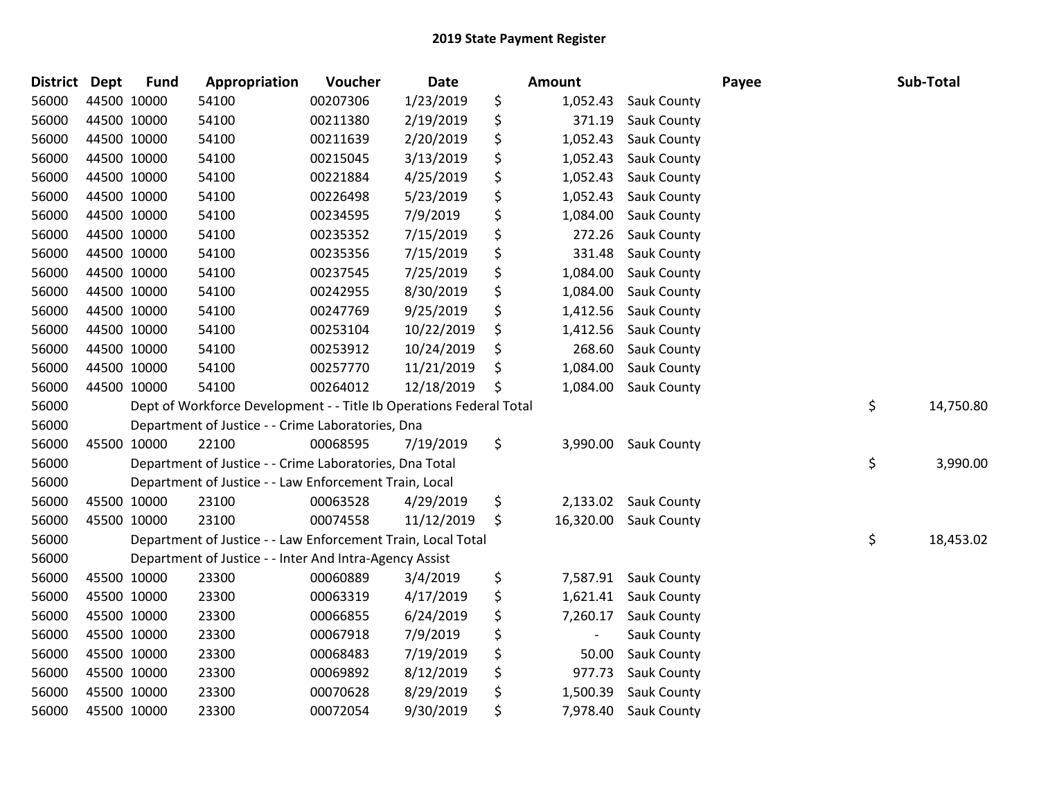# 2019 State Payment Register

| District | Dept | Fund | Appropriation | Voucher | Date | Amount | Payee | Sub-Total |
|---|---|---|---|---|---|---|---|---|
| 56000 | 44500 | 10000 | 54100 | 00207306 | 1/23/2019 | $ 1,052.43 | Sauk County | |
| 56000 | 44500 | 10000 | 54100 | 00211380 | 2/19/2019 | $ 371.19 | Sauk County | |
| 56000 | 44500 | 10000 | 54100 | 00211639 | 2/20/2019 | $ 1,052.43 | Sauk County | |
| 56000 | 44500 | 10000 | 54100 | 00215045 | 3/13/2019 | $ 1,052.43 | Sauk County | |
| 56000 | 44500 | 10000 | 54100 | 00221884 | 4/25/2019 | $ 1,052.43 | Sauk County | |
| 56000 | 44500 | 10000 | 54100 | 00226498 | 5/23/2019 | $ 1,052.43 | Sauk County | |
| 56000 | 44500 | 10000 | 54100 | 00234595 | 7/9/2019 | $ 1,084.00 | Sauk County | |
| 56000 | 44500 | 10000 | 54100 | 00235352 | 7/15/2019 | $ 272.26 | Sauk County | |
| 56000 | 44500 | 10000 | 54100 | 00235356 | 7/15/2019 | $ 331.48 | Sauk County | |
| 56000 | 44500 | 10000 | 54100 | 00237545 | 7/25/2019 | $ 1,084.00 | Sauk County | |
| 56000 | 44500 | 10000 | 54100 | 00242955 | 8/30/2019 | $ 1,084.00 | Sauk County | |
| 56000 | 44500 | 10000 | 54100 | 00247769 | 9/25/2019 | $ 1,412.56 | Sauk County | |
| 56000 | 44500 | 10000 | 54100 | 00253104 | 10/22/2019 | $ 1,412.56 | Sauk County | |
| 56000 | 44500 | 10000 | 54100 | 00253912 | 10/24/2019 | $ 268.60 | Sauk County | |
| 56000 | 44500 | 10000 | 54100 | 00257770 | 11/21/2019 | $ 1,084.00 | Sauk County | |
| 56000 | 44500 | 10000 | 54100 | 00264012 | 12/18/2019 | $ 1,084.00 | Sauk County | |
| 56000 | | | Dept of Workforce Development - - Title Ib Operations Federal Total | | | | | $ 14,750.80 |
| 56000 | | | Department of Justice - - Crime Laboratories, Dna | | | | | |
| 56000 | 45500 | 10000 | 22100 | 00068595 | 7/19/2019 | $ 3,990.00 | Sauk County | |
| 56000 | | | Department of Justice - - Crime Laboratories, Dna Total | | | | | $ 3,990.00 |
| 56000 | | | Department of Justice - - Law Enforcement Train, Local | | | | | |
| 56000 | 45500 | 10000 | 23100 | 00063528 | 4/29/2019 | $ 2,133.02 | Sauk County | |
| 56000 | 45500 | 10000 | 23100 | 00074558 | 11/12/2019 | $ 16,320.00 | Sauk County | |
| 56000 | | | Department of Justice - - Law Enforcement Train, Local Total | | | | | $ 18,453.02 |
| 56000 | | | Department of Justice - - Inter And Intra-Agency Assist | | | | | |
| 56000 | 45500 | 10000 | 23300 | 00060889 | 3/4/2019 | $ 7,587.91 | Sauk County | |
| 56000 | 45500 | 10000 | 23300 | 00063319 | 4/17/2019 | $ 1,621.41 | Sauk County | |
| 56000 | 45500 | 10000 | 23300 | 00066855 | 6/24/2019 | $ 7,260.17 | Sauk County | |
| 56000 | 45500 | 10000 | 23300 | 00067918 | 7/9/2019 | $ - | Sauk County | |
| 56000 | 45500 | 10000 | 23300 | 00068483 | 7/19/2019 | $ 50.00 | Sauk County | |
| 56000 | 45500 | 10000 | 23300 | 00069892 | 8/12/2019 | $ 977.73 | Sauk County | |
| 56000 | 45500 | 10000 | 23300 | 00070628 | 8/29/2019 | $ 1,500.39 | Sauk County | |
| 56000 | 45500 | 10000 | 23300 | 00072054 | 9/30/2019 | $ 7,978.40 | Sauk County | |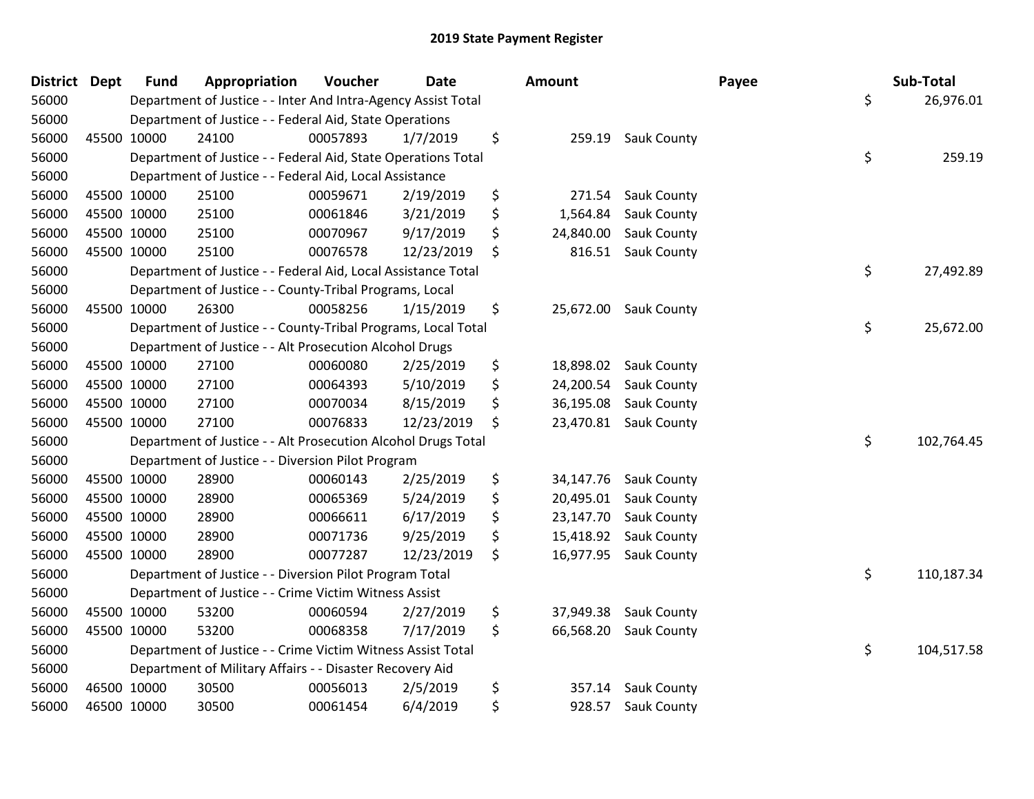# 2019 State Payment Register

| District | Dept | Fund | Appropriation | Voucher | Date | Amount | Payee | Sub-Total |
|---|---|---|---|---|---|---|---|---|
| 56000 | | Department of Justice - - Inter And Intra-Agency Assist Total | | | | | | $ 26,976.01 |
| 56000 | | Department of Justice - - Federal Aid, State Operations | | | | | | |
| 56000 | 45500 | 10000 | 24100 | 00057893 | 1/7/2019 | $ 259.19 | Sauk County | |
| 56000 | | Department of Justice - - Federal Aid, State Operations Total | | | | | | $ 259.19 |
| 56000 | | Department of Justice - - Federal Aid, Local Assistance | | | | | | |
| 56000 | 45500 | 10000 | 25100 | 00059671 | 2/19/2019 | $ 271.54 | Sauk County | |
| 56000 | 45500 | 10000 | 25100 | 00061846 | 3/21/2019 | $ 1,564.84 | Sauk County | |
| 56000 | 45500 | 10000 | 25100 | 00070967 | 9/17/2019 | $ 24,840.00 | Sauk County | |
| 56000 | 45500 | 10000 | 25100 | 00076578 | 12/23/2019 | $ 816.51 | Sauk County | |
| 56000 | | Department of Justice - - Federal Aid, Local Assistance Total | | | | | | $ 27,492.89 |
| 56000 | | Department of Justice - - County-Tribal Programs, Local | | | | | | |
| 56000 | 45500 | 10000 | 26300 | 00058256 | 1/15/2019 | $ 25,672.00 | Sauk County | |
| 56000 | | Department of Justice - - County-Tribal Programs, Local Total | | | | | | $ 25,672.00 |
| 56000 | | Department of Justice - - Alt Prosecution Alcohol Drugs | | | | | | |
| 56000 | 45500 | 10000 | 27100 | 00060080 | 2/25/2019 | $ 18,898.02 | Sauk County | |
| 56000 | 45500 | 10000 | 27100 | 00064393 | 5/10/2019 | $ 24,200.54 | Sauk County | |
| 56000 | 45500 | 10000 | 27100 | 00070034 | 8/15/2019 | $ 36,195.08 | Sauk County | |
| 56000 | 45500 | 10000 | 27100 | 00076833 | 12/23/2019 | $ 23,470.81 | Sauk County | |
| 56000 | | Department of Justice - - Alt Prosecution Alcohol Drugs Total | | | | | | $ 102,764.45 |
| 56000 | | Department of Justice - - Diversion Pilot Program | | | | | | |
| 56000 | 45500 | 10000 | 28900 | 00060143 | 2/25/2019 | $ 34,147.76 | Sauk County | |
| 56000 | 45500 | 10000 | 28900 | 00065369 | 5/24/2019 | $ 20,495.01 | Sauk County | |
| 56000 | 45500 | 10000 | 28900 | 00066611 | 6/17/2019 | $ 23,147.70 | Sauk County | |
| 56000 | 45500 | 10000 | 28900 | 00071736 | 9/25/2019 | $ 15,418.92 | Sauk County | |
| 56000 | 45500 | 10000 | 28900 | 00077287 | 12/23/2019 | $ 16,977.95 | Sauk County | |
| 56000 | | Department of Justice - - Diversion Pilot Program Total | | | | | | $ 110,187.34 |
| 56000 | | Department of Justice - - Crime Victim Witness Assist | | | | | | |
| 56000 | 45500 | 10000 | 53200 | 00060594 | 2/27/2019 | $ 37,949.38 | Sauk County | |
| 56000 | 45500 | 10000 | 53200 | 00068358 | 7/17/2019 | $ 66,568.20 | Sauk County | |
| 56000 | | Department of Justice - - Crime Victim Witness Assist Total | | | | | | $ 104,517.58 |
| 56000 | | Department of Military Affairs - - Disaster Recovery Aid | | | | | | |
| 56000 | 46500 | 10000 | 30500 | 00056013 | 2/5/2019 | $ 357.14 | Sauk County | |
| 56000 | 46500 | 10000 | 30500 | 00061454 | 6/4/2019 | $ 928.57 | Sauk County | |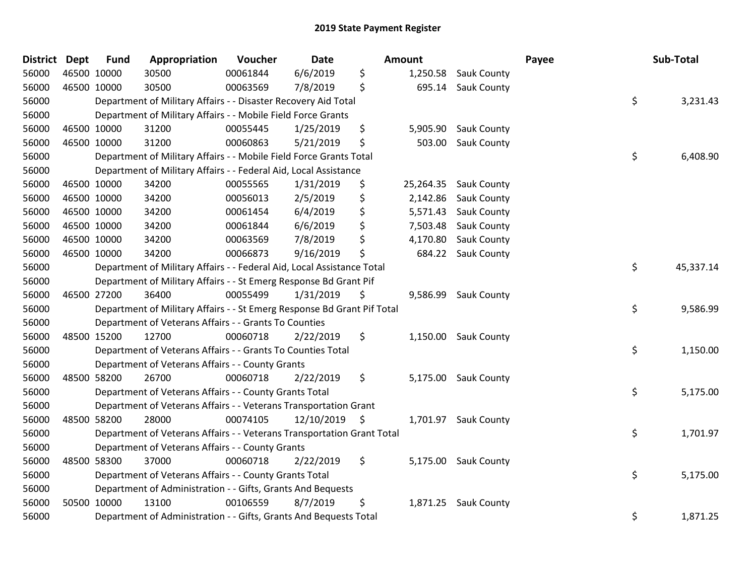# 2019 State Payment Register

| District | Dept | Fund | Appropriation | Voucher | Date | Amount | Payee | Sub-Total |
|---|---|---|---|---|---|---|---|---|
| 56000 | 46500 | 10000 | 30500 | 00061844 | 6/6/2019 | $ 1,250.58 | Sauk County | |
| 56000 | 46500 | 10000 | 30500 | 00063569 | 7/8/2019 | $ 695.14 | Sauk County | |
| 56000 | | Department of Military Affairs - - Disaster Recovery Aid Total | | | | | | $ 3,231.43 |
| 56000 | | Department of Military Affairs - - Mobile Field Force Grants | | | | | | |
| 56000 | 46500 | 10000 | 31200 | 00055445 | 1/25/2019 | $ 5,905.90 | Sauk County | |
| 56000 | 46500 | 10000 | 31200 | 00060863 | 5/21/2019 | $ 503.00 | Sauk County | |
| 56000 | | Department of Military Affairs - - Mobile Field Force Grants Total | | | | | | $ 6,408.90 |
| 56000 | | Department of Military Affairs - - Federal Aid, Local Assistance | | | | | | |
| 56000 | 46500 | 10000 | 34200 | 00055565 | 1/31/2019 | $ 25,264.35 | Sauk County | |
| 56000 | 46500 | 10000 | 34200 | 00056013 | 2/5/2019 | $ 2,142.86 | Sauk County | |
| 56000 | 46500 | 10000 | 34200 | 00061454 | 6/4/2019 | $ 5,571.43 | Sauk County | |
| 56000 | 46500 | 10000 | 34200 | 00061844 | 6/6/2019 | $ 7,503.48 | Sauk County | |
| 56000 | 46500 | 10000 | 34200 | 00063569 | 7/8/2019 | $ 4,170.80 | Sauk County | |
| 56000 | 46500 | 10000 | 34200 | 00066873 | 9/16/2019 | $ 684.22 | Sauk County | |
| 56000 | | Department of Military Affairs - - Federal Aid, Local Assistance Total | | | | | | $ 45,337.14 |
| 56000 | | Department of Military Affairs - - St Emerg Response Bd Grant Pif | | | | | | |
| 56000 | 46500 | 27200 | 36400 | 00055499 | 1/31/2019 | $ 9,586.99 | Sauk County | |
| 56000 | | Department of Military Affairs - - St Emerg Response Bd Grant Pif Total | | | | | | $ 9,586.99 |
| 56000 | | Department of Veterans Affairs - - Grants To Counties | | | | | | |
| 56000 | 48500 | 15200 | 12700 | 00060718 | 2/22/2019 | $ 1,150.00 | Sauk County | |
| 56000 | | Department of Veterans Affairs - - Grants To Counties Total | | | | | | $ 1,150.00 |
| 56000 | | Department of Veterans Affairs - - County Grants | | | | | | |
| 56000 | 48500 | 58200 | 26700 | 00060718 | 2/22/2019 | $ 5,175.00 | Sauk County | |
| 56000 | | Department of Veterans Affairs - - County Grants Total | | | | | | $ 5,175.00 |
| 56000 | | Department of Veterans Affairs - - Veterans Transportation Grant | | | | | | |
| 56000 | 48500 | 58200 | 28000 | 00074105 | 12/10/2019 | $ 1,701.97 | Sauk County | |
| 56000 | | Department of Veterans Affairs - - Veterans Transportation Grant Total | | | | | | $ 1,701.97 |
| 56000 | | Department of Veterans Affairs - - County Grants | | | | | | |
| 56000 | 48500 | 58300 | 37000 | 00060718 | 2/22/2019 | $ 5,175.00 | Sauk County | |
| 56000 | | Department of Veterans Affairs - - County Grants Total | | | | | | $ 5,175.00 |
| 56000 | | Department of Administration - - Gifts, Grants And Bequests | | | | | | |
| 56000 | 50500 | 10000 | 13100 | 00106559 | 8/7/2019 | $ 1,871.25 | Sauk County | |
| 56000 | | Department of Administration - - Gifts, Grants And Bequests Total | | | | | | $ 1,871.25 |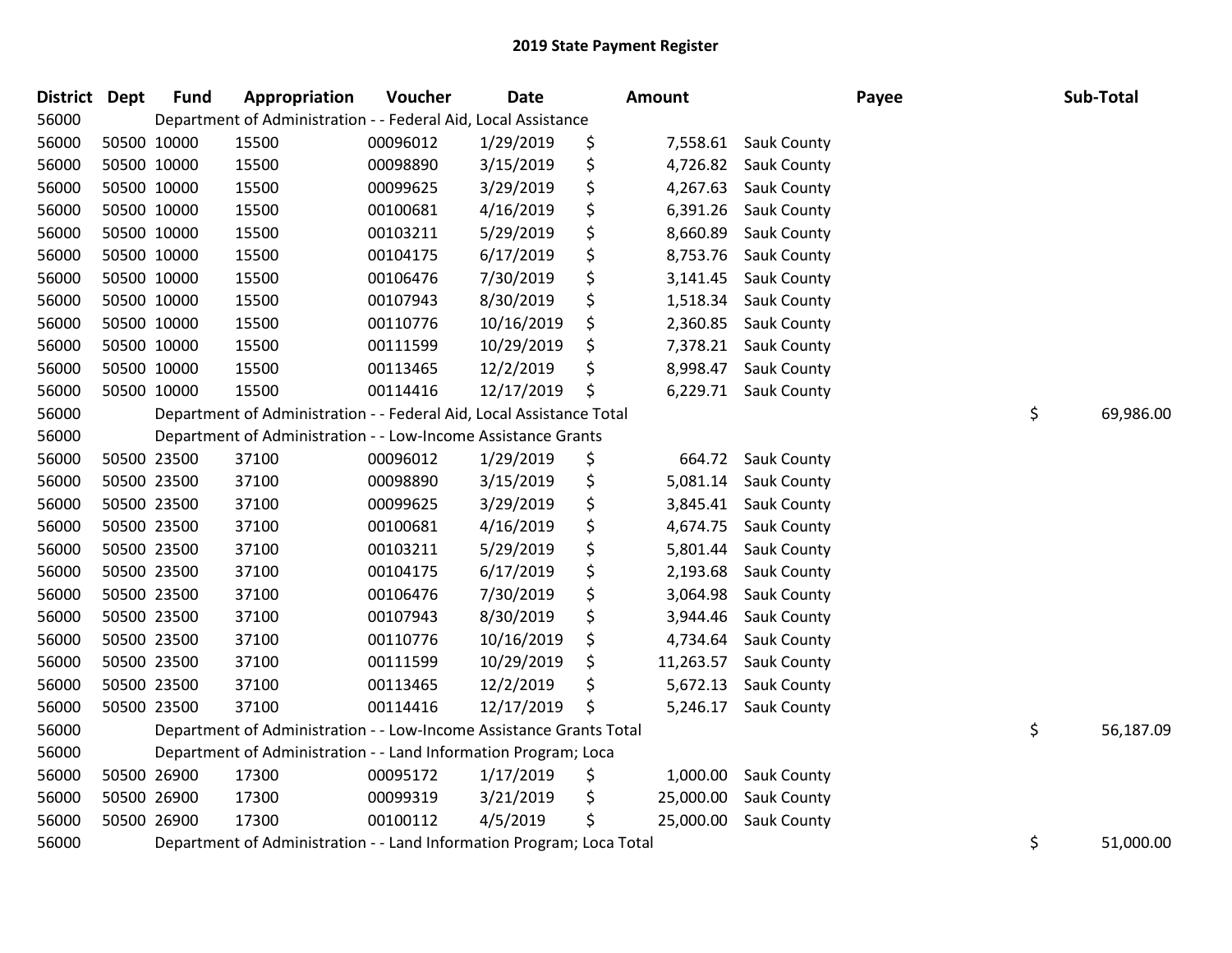# 2019 State Payment Register

| District | Dept | Fund | Appropriation | Voucher | Date | Amount | Payee | Sub-Total |
|---|---|---|---|---|---|---|---|---|
| 56000 | | Department of Administration - - Federal Aid, Local Assistance | | | | | | |
| 56000 | 50500 | 10000 | 15500 | 00096012 | 1/29/2019 | $ 7,558.61 | Sauk County | |
| 56000 | 50500 | 10000 | 15500 | 00098890 | 3/15/2019 | $ 4,726.82 | Sauk County | |
| 56000 | 50500 | 10000 | 15500 | 00099625 | 3/29/2019 | $ 4,267.63 | Sauk County | |
| 56000 | 50500 | 10000 | 15500 | 00100681 | 4/16/2019 | $ 6,391.26 | Sauk County | |
| 56000 | 50500 | 10000 | 15500 | 00103211 | 5/29/2019 | $ 8,660.89 | Sauk County | |
| 56000 | 50500 | 10000 | 15500 | 00104175 | 6/17/2019 | $ 8,753.76 | Sauk County | |
| 56000 | 50500 | 10000 | 15500 | 00106476 | 7/30/2019 | $ 3,141.45 | Sauk County | |
| 56000 | 50500 | 10000 | 15500 | 00107943 | 8/30/2019 | $ 1,518.34 | Sauk County | |
| 56000 | 50500 | 10000 | 15500 | 00110776 | 10/16/2019 | $ 2,360.85 | Sauk County | |
| 56000 | 50500 | 10000 | 15500 | 00111599 | 10/29/2019 | $ 7,378.21 | Sauk County | |
| 56000 | 50500 | 10000 | 15500 | 00113465 | 12/2/2019 | $ 8,998.47 | Sauk County | |
| 56000 | 50500 | 10000 | 15500 | 00114416 | 12/17/2019 | $ 6,229.71 | Sauk County | |
| 56000 | | Department of Administration - - Federal Aid, Local Assistance Total | | | | | | $ 69,986.00 |
| 56000 | | Department of Administration - - Low-Income Assistance Grants | | | | | | |
| 56000 | 50500 | 23500 | 37100 | 00096012 | 1/29/2019 | $ 664.72 | Sauk County | |
| 56000 | 50500 | 23500 | 37100 | 00098890 | 3/15/2019 | $ 5,081.14 | Sauk County | |
| 56000 | 50500 | 23500 | 37100 | 00099625 | 3/29/2019 | $ 3,845.41 | Sauk County | |
| 56000 | 50500 | 23500 | 37100 | 00100681 | 4/16/2019 | $ 4,674.75 | Sauk County | |
| 56000 | 50500 | 23500 | 37100 | 00103211 | 5/29/2019 | $ 5,801.44 | Sauk County | |
| 56000 | 50500 | 23500 | 37100 | 00104175 | 6/17/2019 | $ 2,193.68 | Sauk County | |
| 56000 | 50500 | 23500 | 37100 | 00106476 | 7/30/2019 | $ 3,064.98 | Sauk County | |
| 56000 | 50500 | 23500 | 37100 | 00107943 | 8/30/2019 | $ 3,944.46 | Sauk County | |
| 56000 | 50500 | 23500 | 37100 | 00110776 | 10/16/2019 | $ 4,734.64 | Sauk County | |
| 56000 | 50500 | 23500 | 37100 | 00111599 | 10/29/2019 | $ 11,263.57 | Sauk County | |
| 56000 | 50500 | 23500 | 37100 | 00113465 | 12/2/2019 | $ 5,672.13 | Sauk County | |
| 56000 | 50500 | 23500 | 37100 | 00114416 | 12/17/2019 | $ 5,246.17 | Sauk County | |
| 56000 | | Department of Administration - - Low-Income Assistance Grants Total | | | | | | $ 56,187.09 |
| 56000 | | Department of Administration - - Land Information Program; Loca | | | | | | |
| 56000 | 50500 | 26900 | 17300 | 00095172 | 1/17/2019 | $ 1,000.00 | Sauk County | |
| 56000 | 50500 | 26900 | 17300 | 00099319 | 3/21/2019 | $ 25,000.00 | Sauk County | |
| 56000 | 50500 | 26900 | 17300 | 00100112 | 4/5/2019 | $ 25,000.00 | Sauk County | |
| 56000 | | Department of Administration - - Land Information Program; Loca Total | | | | | | $ 51,000.00 |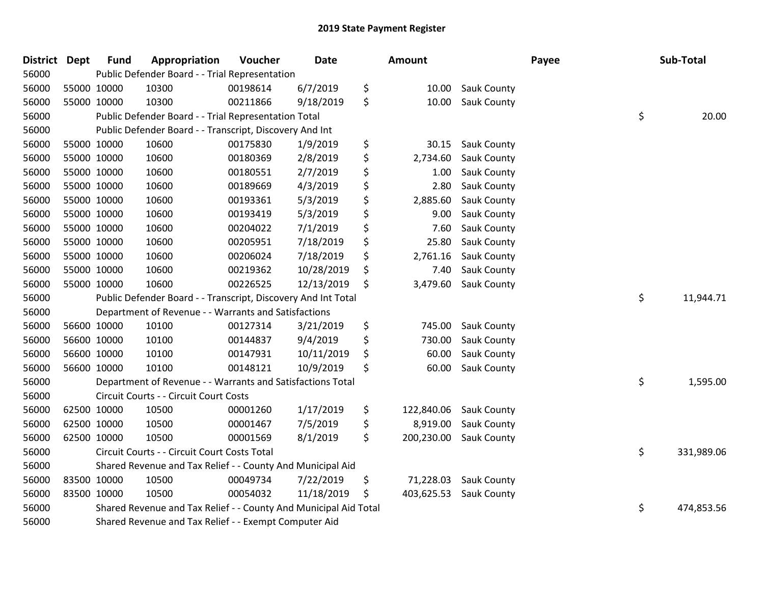## 2019 State Payment Register

| District | Dept | Fund | Appropriation | Voucher | Date | Amount | Payee | Sub-Total |
|---|---|---|---|---|---|---|---|---|
| 56000 | | Public Defender Board - - Trial Representation | | | | | | |
| 56000 | 55000 | 10000 | 10300 | 00198614 | 6/7/2019 | $ 10.00 | Sauk County | |
| 56000 | 55000 | 10000 | 10300 | 00211866 | 9/18/2019 | $ 10.00 | Sauk County | |
| 56000 | | Public Defender Board - - Trial Representation Total | | | | | | $ 20.00 |
| 56000 | | Public Defender Board - - Transcript, Discovery And Int | | | | | | |
| 56000 | 55000 | 10000 | 10600 | 00175830 | 1/9/2019 | $ 30.15 | Sauk County | |
| 56000 | 55000 | 10000 | 10600 | 00180369 | 2/8/2019 | $ 2,734.60 | Sauk County | |
| 56000 | 55000 | 10000 | 10600 | 00180551 | 2/7/2019 | $ 1.00 | Sauk County | |
| 56000 | 55000 | 10000 | 10600 | 00189669 | 4/3/2019 | $ 2.80 | Sauk County | |
| 56000 | 55000 | 10000 | 10600 | 00193361 | 5/3/2019 | $ 2,885.60 | Sauk County | |
| 56000 | 55000 | 10000 | 10600 | 00193419 | 5/3/2019 | $ 9.00 | Sauk County | |
| 56000 | 55000 | 10000 | 10600 | 00204022 | 7/1/2019 | $ 7.60 | Sauk County | |
| 56000 | 55000 | 10000 | 10600 | 00205951 | 7/18/2019 | $ 25.80 | Sauk County | |
| 56000 | 55000 | 10000 | 10600 | 00206024 | 7/18/2019 | $ 2,761.16 | Sauk County | |
| 56000 | 55000 | 10000 | 10600 | 00219362 | 10/28/2019 | $ 7.40 | Sauk County | |
| 56000 | 55000 | 10000 | 10600 | 00226525 | 12/13/2019 | $ 3,479.60 | Sauk County | |
| 56000 | | Public Defender Board - - Transcript, Discovery And Int Total | | | | | | $ 11,944.71 |
| 56000 | | Department of Revenue - - Warrants and Satisfactions | | | | | | |
| 56000 | 56600 | 10000 | 10100 | 00127314 | 3/21/2019 | $ 745.00 | Sauk County | |
| 56000 | 56600 | 10000 | 10100 | 00144837 | 9/4/2019 | $ 730.00 | Sauk County | |
| 56000 | 56600 | 10000 | 10100 | 00147931 | 10/11/2019 | $ 60.00 | Sauk County | |
| 56000 | 56600 | 10000 | 10100 | 00148121 | 10/9/2019 | $ 60.00 | Sauk County | |
| 56000 | | Department of Revenue - - Warrants and Satisfactions Total | | | | | | $ 1,595.00 |
| 56000 | | Circuit Courts - - Circuit Court Costs | | | | | | |
| 56000 | 62500 | 10000 | 10500 | 00001260 | 1/17/2019 | $ 122,840.06 | Sauk County | |
| 56000 | 62500 | 10000 | 10500 | 00001467 | 7/5/2019 | $ 8,919.00 | Sauk County | |
| 56000 | 62500 | 10000 | 10500 | 00001569 | 8/1/2019 | $ 200,230.00 | Sauk County | |
| 56000 | | Circuit Courts - - Circuit Court Costs Total | | | | | | $ 331,989.06 |
| 56000 | | Shared Revenue and Tax Relief - - County And Municipal Aid | | | | | | |
| 56000 | 83500 | 10000 | 10500 | 00049734 | 7/22/2019 | $ 71,228.03 | Sauk County | |
| 56000 | 83500 | 10000 | 10500 | 00054032 | 11/18/2019 | $ 403,625.53 | Sauk County | |
| 56000 | | Shared Revenue and Tax Relief - - County And Municipal Aid Total | | | | | | $ 474,853.56 |
| 56000 | | Shared Revenue and Tax Relief - - Exempt Computer Aid | | | | | | |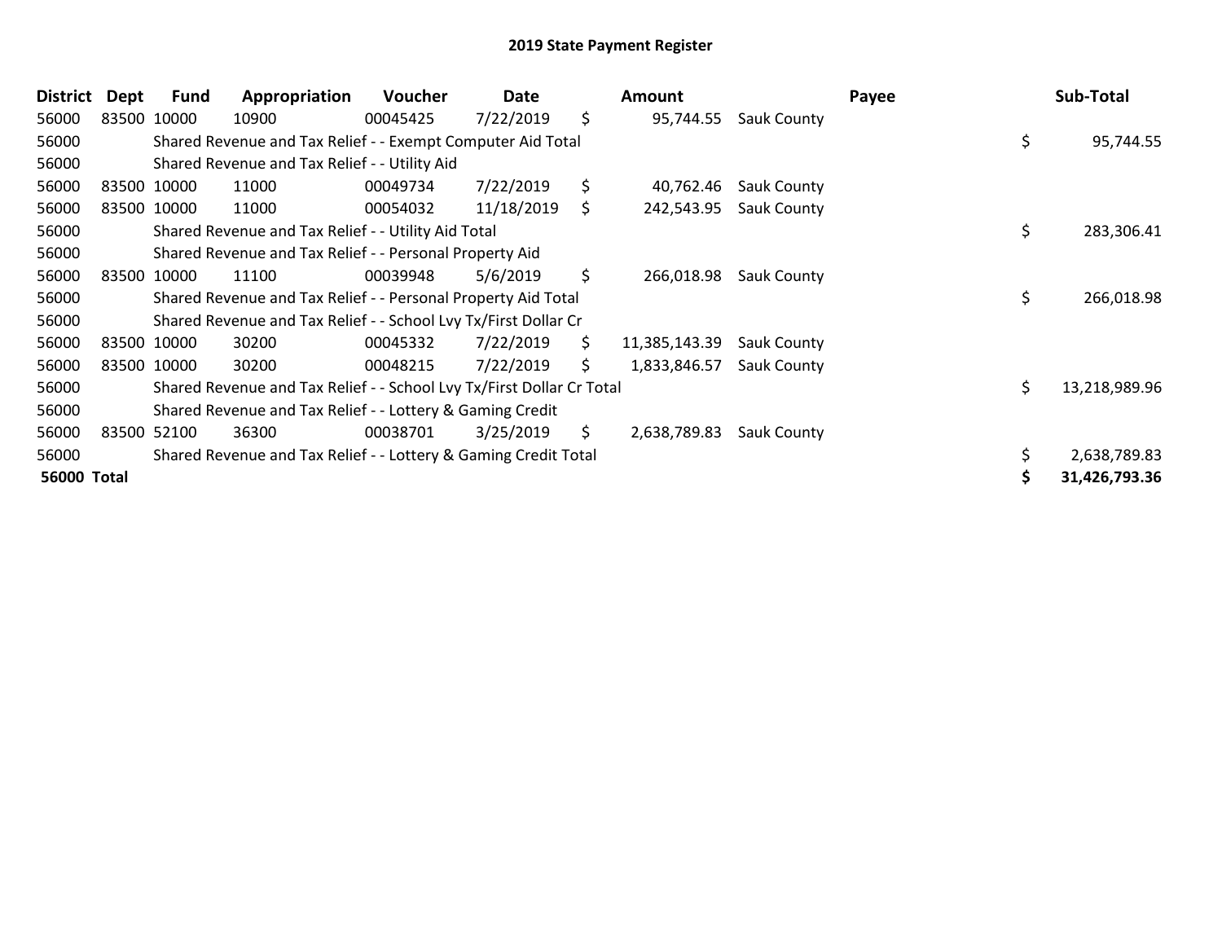## 2019 State Payment Register

| District | Dept | Fund | Appropriation | Voucher | Date | Amount | Payee | Sub-Total |
|---|---|---|---|---|---|---|---|---|
| 56000 | 83500 | 10000 | 10900 | 00045425 | 7/22/2019 | $ 95,744.55 | Sauk County | |
| 56000 | | Shared Revenue and Tax Relief - - Exempt Computer Aid Total | | | | | | $ 95,744.55 |
| 56000 | | Shared Revenue and Tax Relief - - Utility Aid | | | | | | |
| 56000 | 83500 | 10000 | 11000 | 00049734 | 7/22/2019 | $ 40,762.46 | Sauk County | |
| 56000 | 83500 | 10000 | 11000 | 00054032 | 11/18/2019 | $ 242,543.95 | Sauk County | |
| 56000 | | Shared Revenue and Tax Relief - - Utility Aid Total | | | | | | $ 283,306.41 |
| 56000 | | Shared Revenue and Tax Relief - - Personal Property Aid | | | | | | |
| 56000 | 83500 | 10000 | 11100 | 00039948 | 5/6/2019 | $ 266,018.98 | Sauk County | |
| 56000 | | Shared Revenue and Tax Relief - - Personal Property Aid Total | | | | | | $ 266,018.98 |
| 56000 | | Shared Revenue and Tax Relief - - School Lvy Tx/First Dollar Cr | | | | | | |
| 56000 | 83500 | 10000 | 30200 | 00045332 | 7/22/2019 | $ 11,385,143.39 | Sauk County | |
| 56000 | 83500 | 10000 | 30200 | 00048215 | 7/22/2019 | $ 1,833,846.57 | Sauk County | |
| 56000 | | Shared Revenue and Tax Relief - - School Lvy Tx/First Dollar Cr Total | | | | | | $ 13,218,989.96 |
| 56000 | | Shared Revenue and Tax Relief - - Lottery & Gaming Credit | | | | | | |
| 56000 | 83500 | 52100 | 36300 | 00038701 | 3/25/2019 | $ 2,638,789.83 | Sauk County | |
| 56000 | | Shared Revenue and Tax Relief - - Lottery & Gaming Credit Total | | | | | | $ 2,638,789.83 |
| **56000 Total** | | | | | | | | **$ 31,426,793.36** |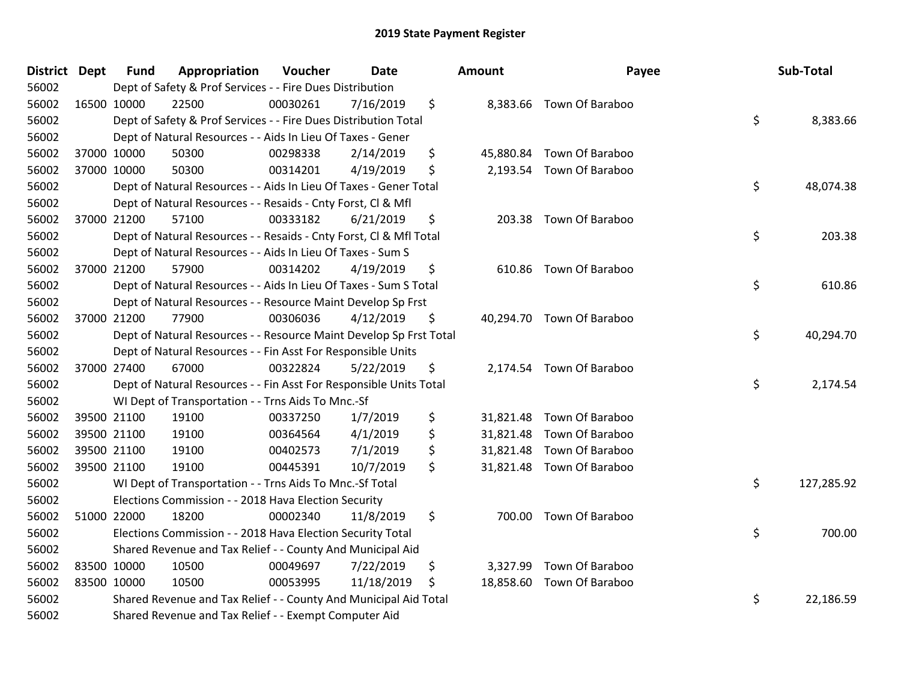# 2019 State Payment Register

| District | Dept | Fund | Appropriation | Voucher | Date | Amount | Payee | Sub-Total |
|---|---|---|---|---|---|---|---|---|
| 56002 | | Dept of Safety & Prof Services - - Fire Dues Distribution | | | | | | |
| 56002 | 16500 | 10000 | 22500 | 00030261 | 7/16/2019 | $ 8,383.66 | Town Of Baraboo | |
| 56002 | | Dept of Safety & Prof Services - - Fire Dues Distribution Total | | | | | | $ 8,383.66 |
| 56002 | | Dept of Natural Resources - - Aids In Lieu Of Taxes - Gener | | | | | | |
| 56002 | 37000 | 10000 | 50300 | 00298338 | 2/14/2019 | $ 45,880.84 | Town Of Baraboo | |
| 56002 | 37000 | 10000 | 50300 | 00314201 | 4/19/2019 | $ 2,193.54 | Town Of Baraboo | |
| 56002 | | Dept of Natural Resources - - Aids In Lieu Of Taxes - Gener Total | | | | | | $ 48,074.38 |
| 56002 | | Dept of Natural Resources - - Resaids - Cnty Forst, Cl & Mfl | | | | | | |
| 56002 | 37000 | 21200 | 57100 | 00333182 | 6/21/2019 | $ 203.38 | Town Of Baraboo | |
| 56002 | | Dept of Natural Resources - - Resaids - Cnty Forst, Cl & Mfl Total | | | | | | $ 203.38 |
| 56002 | | Dept of Natural Resources - - Aids In Lieu Of Taxes - Sum S | | | | | | |
| 56002 | 37000 | 21200 | 57900 | 00314202 | 4/19/2019 | $ 610.86 | Town Of Baraboo | |
| 56002 | | Dept of Natural Resources - - Aids In Lieu Of Taxes - Sum S Total | | | | | | $ 610.86 |
| 56002 | | Dept of Natural Resources - - Resource Maint Develop Sp Frst | | | | | | |
| 56002 | 37000 | 21200 | 77900 | 00306036 | 4/12/2019 | $ 40,294.70 | Town Of Baraboo | |
| 56002 | | Dept of Natural Resources - - Resource Maint Develop Sp Frst Total | | | | | | $ 40,294.70 |
| 56002 | | Dept of Natural Resources - - Fin Asst For Responsible Units | | | | | | |
| 56002 | 37000 | 27400 | 67000 | 00322824 | 5/22/2019 | $ 2,174.54 | Town Of Baraboo | |
| 56002 | | Dept of Natural Resources - - Fin Asst For Responsible Units Total | | | | | | $ 2,174.54 |
| 56002 | | WI Dept of Transportation - - Trns Aids To Mnc.-Sf | | | | | | |
| 56002 | 39500 | 21100 | 19100 | 00337250 | 1/7/2019 | $ 31,821.48 | Town Of Baraboo | |
| 56002 | 39500 | 21100 | 19100 | 00364564 | 4/1/2019 | $ 31,821.48 | Town Of Baraboo | |
| 56002 | 39500 | 21100 | 19100 | 00402573 | 7/1/2019 | $ 31,821.48 | Town Of Baraboo | |
| 56002 | 39500 | 21100 | 19100 | 00445391 | 10/7/2019 | $ 31,821.48 | Town Of Baraboo | |
| 56002 | | WI Dept of Transportation - - Trns Aids To Mnc.-Sf Total | | | | | | $ 127,285.92 |
| 56002 | | Elections Commission - - 2018 Hava Election Security | | | | | | |
| 56002 | 51000 | 22000 | 18200 | 00002340 | 11/8/2019 | $ 700.00 | Town Of Baraboo | |
| 56002 | | Elections Commission - - 2018 Hava Election Security Total | | | | | | $ 700.00 |
| 56002 | | Shared Revenue and Tax Relief - - County And Municipal Aid | | | | | | |
| 56002 | 83500 | 10000 | 10500 | 00049697 | 7/22/2019 | $ 3,327.99 | Town Of Baraboo | |
| 56002 | 83500 | 10000 | 10500 | 00053995 | 11/18/2019 | $ 18,858.60 | Town Of Baraboo | |
| 56002 | | Shared Revenue and Tax Relief - - County And Municipal Aid Total | | | | | | $ 22,186.59 |
| 56002 | | Shared Revenue and Tax Relief - - Exempt Computer Aid | | | | | | |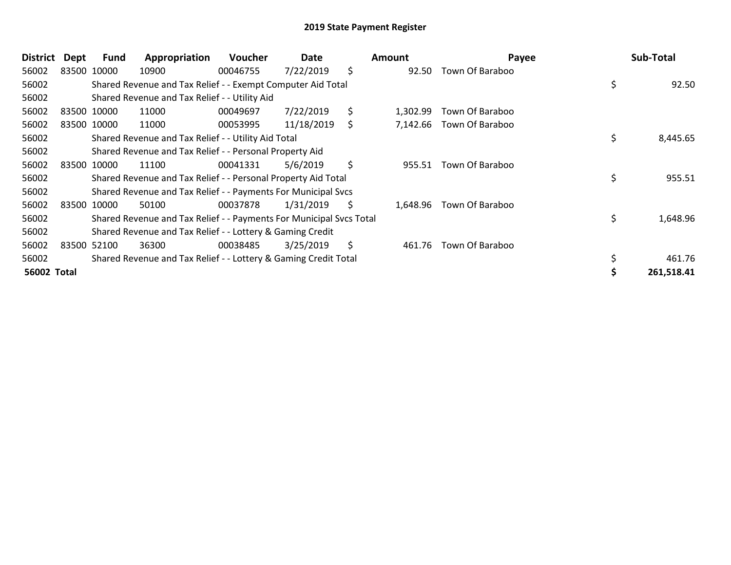## 2019 State Payment Register

| District | Dept | Fund | Appropriation | Voucher | Date | Amount | Payee | Sub-Total |
|---|---|---|---|---|---|---|---|---|
| 56002 | 83500 | 10000 | 10900 | 00046755 | 7/22/2019 | $ 92.50 | Town Of Baraboo | |
| 56002 | | Shared Revenue and Tax Relief - - Exempt Computer Aid Total | | | | | | $ 92.50 |
| 56002 | | Shared Revenue and Tax Relief - - Utility Aid | | | | | | |
| 56002 | 83500 | 10000 | 11000 | 00049697 | 7/22/2019 | $ 1,302.99 | Town Of Baraboo | |
| 56002 | 83500 | 10000 | 11000 | 00053995 | 11/18/2019 | $ 7,142.66 | Town Of Baraboo | |
| 56002 | | Shared Revenue and Tax Relief - - Utility Aid Total | | | | | | $ 8,445.65 |
| 56002 | | Shared Revenue and Tax Relief - - Personal Property Aid | | | | | | |
| 56002 | 83500 | 10000 | 11100 | 00041331 | 5/6/2019 | $ 955.51 | Town Of Baraboo | |
| 56002 | | Shared Revenue and Tax Relief - - Personal Property Aid Total | | | | | | $ 955.51 |
| 56002 | | Shared Revenue and Tax Relief - - Payments For Municipal Svcs | | | | | | |
| 56002 | 83500 | 10000 | 50100 | 00037878 | 1/31/2019 | $ 1,648.96 | Town Of Baraboo | |
| 56002 | | Shared Revenue and Tax Relief - - Payments For Municipal Svcs Total | | | | | | $ 1,648.96 |
| 56002 | | Shared Revenue and Tax Relief - - Lottery & Gaming Credit | | | | | | |
| 56002 | 83500 | 52100 | 36300 | 00038485 | 3/25/2019 | $ 461.76 | Town Of Baraboo | |
| 56002 | | Shared Revenue and Tax Relief - - Lottery & Gaming Credit Total | | | | | | $ 461.76 |
| **56002 Total** | | | | | | | | **$ 261,518.41** |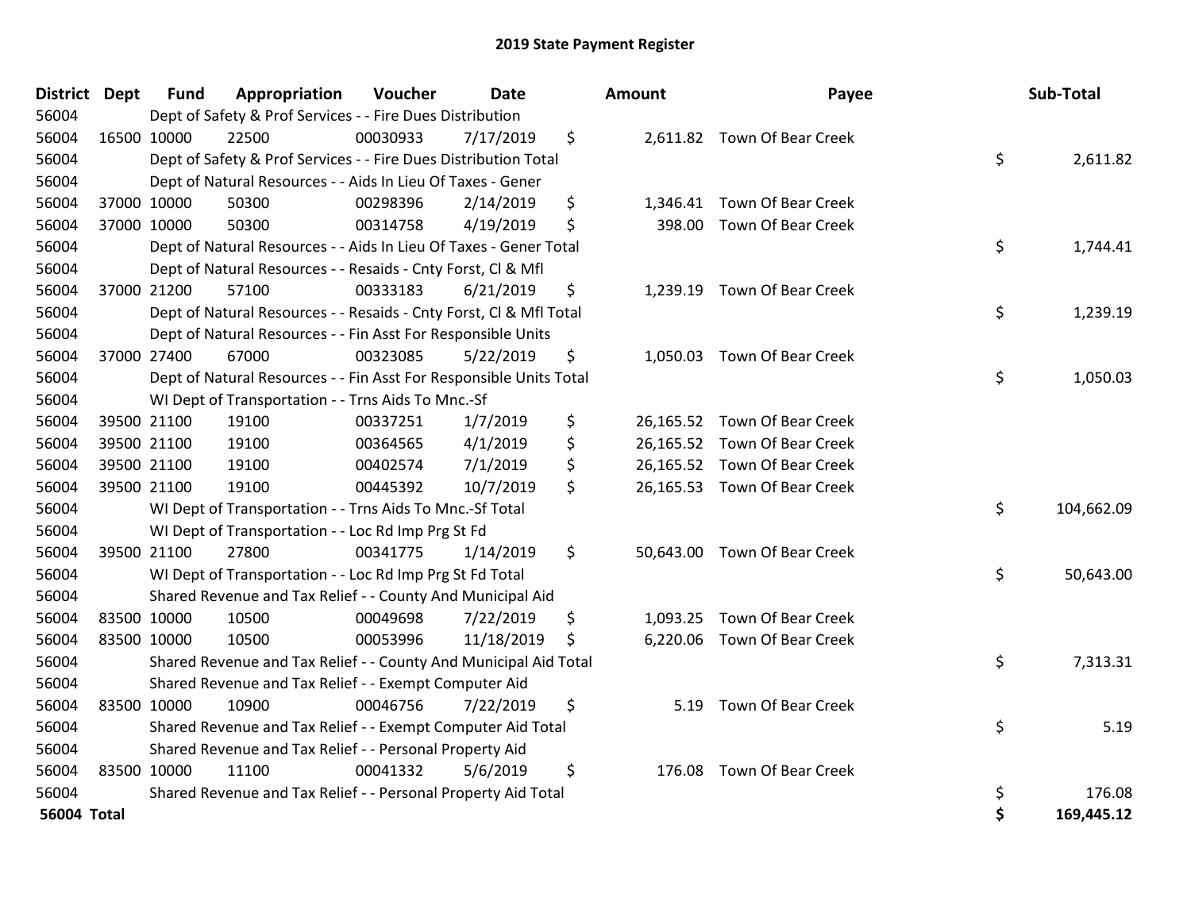# 2019 State Payment Register

| District | Dept | Fund | Appropriation | Voucher | Date | Amount | Payee | Sub-Total |
|---|---|---|---|---|---|---|---|---|
| 56004 | | Dept of Safety & Prof Services - - Fire Dues Distribution | | | | | | |
| 56004 | 16500 | 10000 | 22500 | 00030933 | 7/17/2019 | $ 2,611.82 | Town Of Bear Creek | |
| 56004 | | Dept of Safety & Prof Services - - Fire Dues Distribution Total | | | | | | $ 2,611.82 |
| 56004 | | Dept of Natural Resources - - Aids In Lieu Of Taxes - Gener | | | | | | |
| 56004 | 37000 | 10000 | 50300 | 00298396 | 2/14/2019 | $ 1,346.41 | Town Of Bear Creek | |
| 56004 | 37000 | 10000 | 50300 | 00314758 | 4/19/2019 | $ 398.00 | Town Of Bear Creek | |
| 56004 | | Dept of Natural Resources - - Aids In Lieu Of Taxes - Gener Total | | | | | | $ 1,744.41 |
| 56004 | | Dept of Natural Resources - - Resaids - Cnty Forst, Cl & Mfl | | | | | | |
| 56004 | 37000 | 21200 | 57100 | 00333183 | 6/21/2019 | $ 1,239.19 | Town Of Bear Creek | |
| 56004 | | Dept of Natural Resources - - Resaids - Cnty Forst, Cl & Mfl Total | | | | | | $ 1,239.19 |
| 56004 | | Dept of Natural Resources - - Fin Asst For Responsible Units | | | | | | |
| 56004 | 37000 | 27400 | 67000 | 00323085 | 5/22/2019 | $ 1,050.03 | Town Of Bear Creek | |
| 56004 | | Dept of Natural Resources - - Fin Asst For Responsible Units Total | | | | | | $ 1,050.03 |
| 56004 | | WI Dept of Transportation - - Trns Aids To Mnc.-Sf | | | | | | |
| 56004 | 39500 | 21100 | 19100 | 00337251 | 1/7/2019 | $ 26,165.52 | Town Of Bear Creek | |
| 56004 | 39500 | 21100 | 19100 | 00364565 | 4/1/2019 | $ 26,165.52 | Town Of Bear Creek | |
| 56004 | 39500 | 21100 | 19100 | 00402574 | 7/1/2019 | $ 26,165.52 | Town Of Bear Creek | |
| 56004 | 39500 | 21100 | 19100 | 00445392 | 10/7/2019 | $ 26,165.53 | Town Of Bear Creek | |
| 56004 | | WI Dept of Transportation - - Trns Aids To Mnc.-Sf Total | | | | | | $ 104,662.09 |
| 56004 | | WI Dept of Transportation - - Loc Rd Imp Prg St Fd | | | | | | |
| 56004 | 39500 | 21100 | 27800 | 00341775 | 1/14/2019 | $ 50,643.00 | Town Of Bear Creek | |
| 56004 | | WI Dept of Transportation - - Loc Rd Imp Prg St Fd Total | | | | | | $ 50,643.00 |
| 56004 | | Shared Revenue and Tax Relief - - County And Municipal Aid | | | | | | |
| 56004 | 83500 | 10000 | 10500 | 00049698 | 7/22/2019 | $ 1,093.25 | Town Of Bear Creek | |
| 56004 | 83500 | 10000 | 10500 | 00053996 | 11/18/2019 | $ 6,220.06 | Town Of Bear Creek | |
| 56004 | | Shared Revenue and Tax Relief - - County And Municipal Aid Total | | | | | | $ 7,313.31 |
| 56004 | | Shared Revenue and Tax Relief - - Exempt Computer Aid | | | | | | |
| 56004 | 83500 | 10000 | 10900 | 00046756 | 7/22/2019 | $ 5.19 | Town Of Bear Creek | |
| 56004 | | Shared Revenue and Tax Relief - - Exempt Computer Aid Total | | | | | | $ 5.19 |
| 56004 | | Shared Revenue and Tax Relief - - Personal Property Aid | | | | | | |
| 56004 | 83500 | 10000 | 11100 | 00041332 | 5/6/2019 | $ 176.08 | Town Of Bear Creek | |
| 56004 | | Shared Revenue and Tax Relief - - Personal Property Aid Total | | | | | | $ 176.08 |
| **56004 Total** | | | | | | | | **$ 169,445.12** |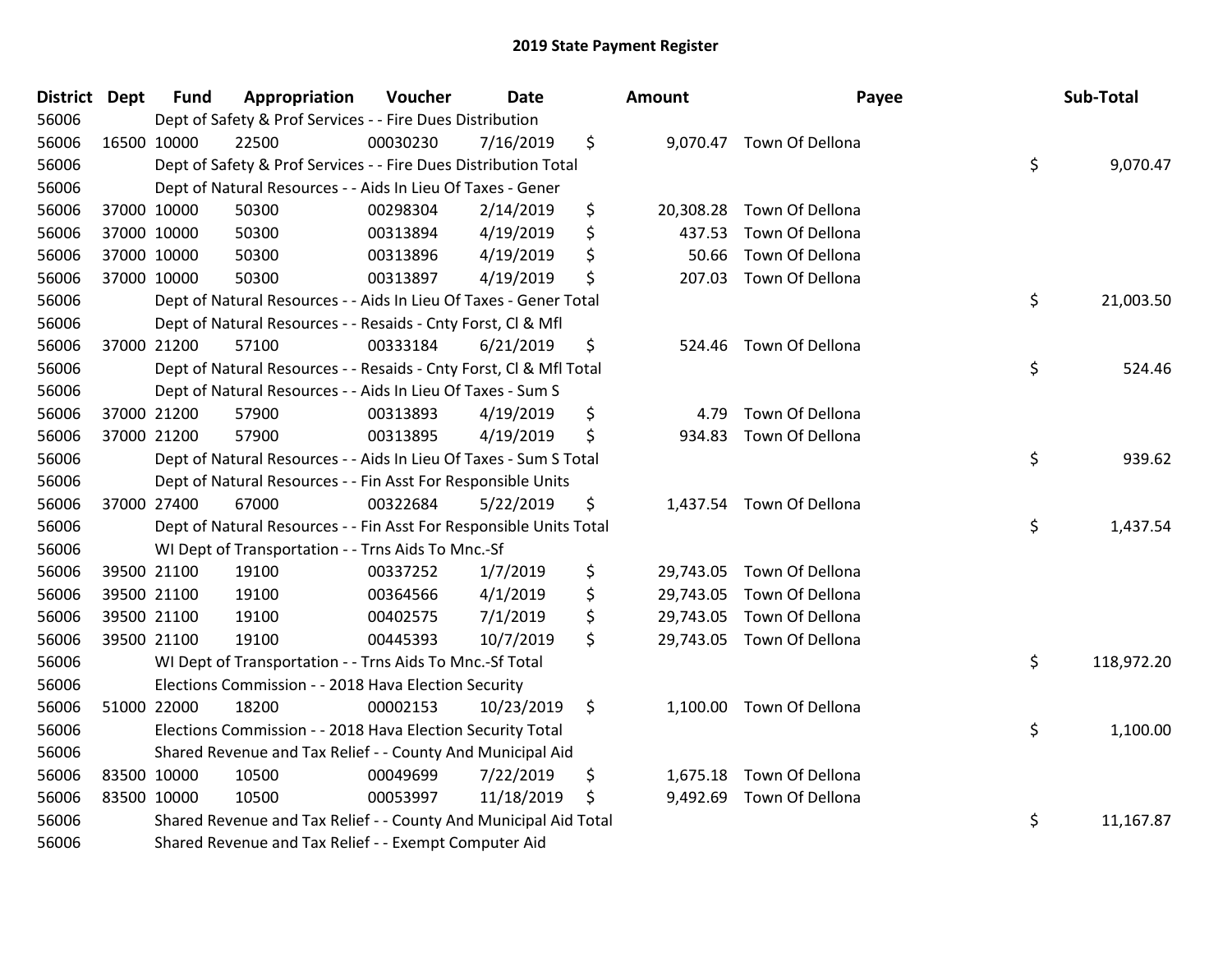# 2019 State Payment Register

| District | Dept | Fund | Appropriation | Voucher | Date | Amount | Payee | Sub-Total |
|---|---|---|---|---|---|---|---|---|
| 56006 | | Dept of Safety & Prof Services - - Fire Dues Distribution | | | | | | |
| 56006 | 16500 | 10000 | 22500 | 00030230 | 7/16/2019 | $ 9,070.47 | Town Of Dellona | |
| 56006 | | Dept of Safety & Prof Services - - Fire Dues Distribution Total | | | | | | $ 9,070.47 |
| 56006 | | Dept of Natural Resources - - Aids In Lieu Of Taxes - Gener | | | | | | |
| 56006 | 37000 | 10000 | 50300 | 00298304 | 2/14/2019 | $ 20,308.28 | Town Of Dellona | |
| 56006 | 37000 | 10000 | 50300 | 00313894 | 4/19/2019 | $ 437.53 | Town Of Dellona | |
| 56006 | 37000 | 10000 | 50300 | 00313896 | 4/19/2019 | $ 50.66 | Town Of Dellona | |
| 56006 | 37000 | 10000 | 50300 | 00313897 | 4/19/2019 | $ 207.03 | Town Of Dellona | |
| 56006 | | Dept of Natural Resources - - Aids In Lieu Of Taxes - Gener Total | | | | | | $ 21,003.50 |
| 56006 | | Dept of Natural Resources - - Resaids - Cnty Forst, Cl & Mfl | | | | | | |
| 56006 | 37000 | 21200 | 57100 | 00333184 | 6/21/2019 | $ 524.46 | Town Of Dellona | |
| 56006 | | Dept of Natural Resources - - Resaids - Cnty Forst, Cl & Mfl Total | | | | | | $ 524.46 |
| 56006 | | Dept of Natural Resources - - Aids In Lieu Of Taxes - Sum S | | | | | | |
| 56006 | 37000 | 21200 | 57900 | 00313893 | 4/19/2019 | $ 4.79 | Town Of Dellona | |
| 56006 | 37000 | 21200 | 57900 | 00313895 | 4/19/2019 | $ 934.83 | Town Of Dellona | |
| 56006 | | Dept of Natural Resources - - Aids In Lieu Of Taxes - Sum S Total | | | | | | $ 939.62 |
| 56006 | | Dept of Natural Resources - - Fin Asst For Responsible Units | | | | | | |
| 56006 | 37000 | 27400 | 67000 | 00322684 | 5/22/2019 | $ 1,437.54 | Town Of Dellona | |
| 56006 | | Dept of Natural Resources - - Fin Asst For Responsible Units Total | | | | | | $ 1,437.54 |
| 56006 | | WI Dept of Transportation - - Trns Aids To Mnc.-Sf | | | | | | |
| 56006 | 39500 | 21100 | 19100 | 00337252 | 1/7/2019 | $ 29,743.05 | Town Of Dellona | |
| 56006 | 39500 | 21100 | 19100 | 00364566 | 4/1/2019 | $ 29,743.05 | Town Of Dellona | |
| 56006 | 39500 | 21100 | 19100 | 00402575 | 7/1/2019 | $ 29,743.05 | Town Of Dellona | |
| 56006 | 39500 | 21100 | 19100 | 00445393 | 10/7/2019 | $ 29,743.05 | Town Of Dellona | |
| 56006 | | WI Dept of Transportation - - Trns Aids To Mnc.-Sf Total | | | | | | $ 118,972.20 |
| 56006 | | Elections Commission - - 2018 Hava Election Security | | | | | | |
| 56006 | 51000 | 22000 | 18200 | 00002153 | 10/23/2019 | $ 1,100.00 | Town Of Dellona | |
| 56006 | | Elections Commission - - 2018 Hava Election Security Total | | | | | | $ 1,100.00 |
| 56006 | | Shared Revenue and Tax Relief - - County And Municipal Aid | | | | | | |
| 56006 | 83500 | 10000 | 10500 | 00049699 | 7/22/2019 | $ 1,675.18 | Town Of Dellona | |
| 56006 | 83500 | 10000 | 10500 | 00053997 | 11/18/2019 | $ 9,492.69 | Town Of Dellona | |
| 56006 | | Shared Revenue and Tax Relief - - County And Municipal Aid Total | | | | | | $ 11,167.87 |
| 56006 | | Shared Revenue and Tax Relief - - Exempt Computer Aid | | | | | | |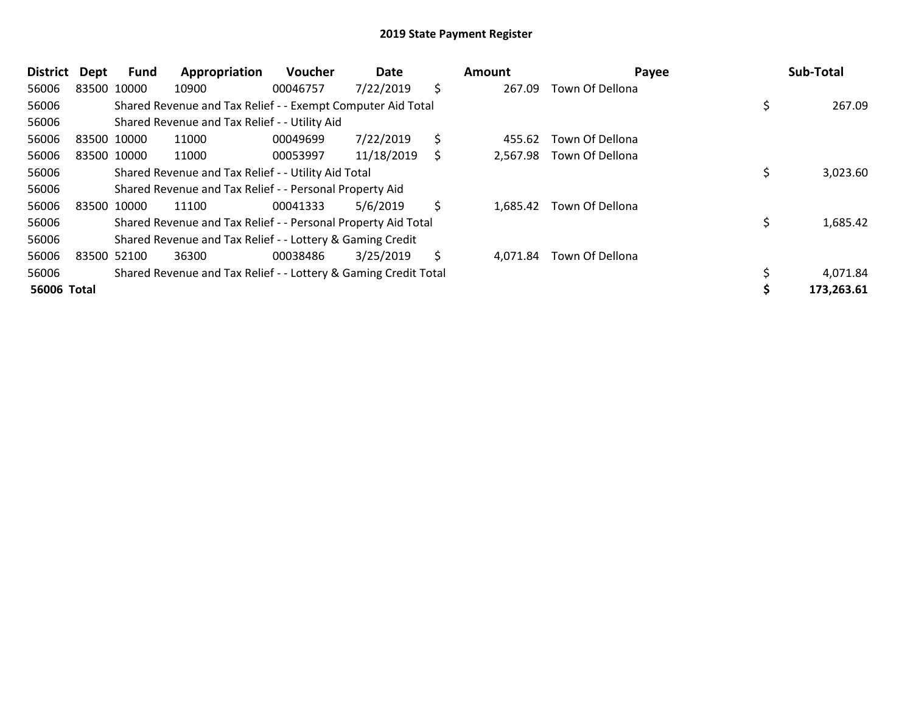## 2019 State Payment Register

| District | Dept | Fund | Appropriation | Voucher | Date | Amount | Payee | Sub-Total |
|---|---|---|---|---|---|---|---|---|
| 56006 | 83500 | 10000 | 10900 | 00046757 | 7/22/2019 | $ 267.09 | Town Of Dellona | |
| 56006 | | Shared Revenue and Tax Relief - - Exempt Computer Aid Total | | | | | | $ 267.09 |
| 56006 | | Shared Revenue and Tax Relief - - Utility Aid | | | | | | |
| 56006 | 83500 | 10000 | 11000 | 00049699 | 7/22/2019 | $ 455.62 | Town Of Dellona | |
| 56006 | 83500 | 10000 | 11000 | 00053997 | 11/18/2019 | $ 2,567.98 | Town Of Dellona | |
| 56006 | | Shared Revenue and Tax Relief - - Utility Aid Total | | | | | | $ 3,023.60 |
| 56006 | | Shared Revenue and Tax Relief - - Personal Property Aid | | | | | | |
| 56006 | 83500 | 10000 | 11100 | 00041333 | 5/6/2019 | $ 1,685.42 | Town Of Dellona | |
| 56006 | | Shared Revenue and Tax Relief - - Personal Property Aid Total | | | | | | $ 1,685.42 |
| 56006 | | Shared Revenue and Tax Relief - - Lottery & Gaming Credit | | | | | | |
| 56006 | 83500 | 52100 | 36300 | 00038486 | 3/25/2019 | $ 4,071.84 | Town Of Dellona | |
| 56006 | | Shared Revenue and Tax Relief - - Lottery & Gaming Credit Total | | | | | | $ 4,071.84 |
| **56006 Total** | | | | | | | | **$ 173,263.61** |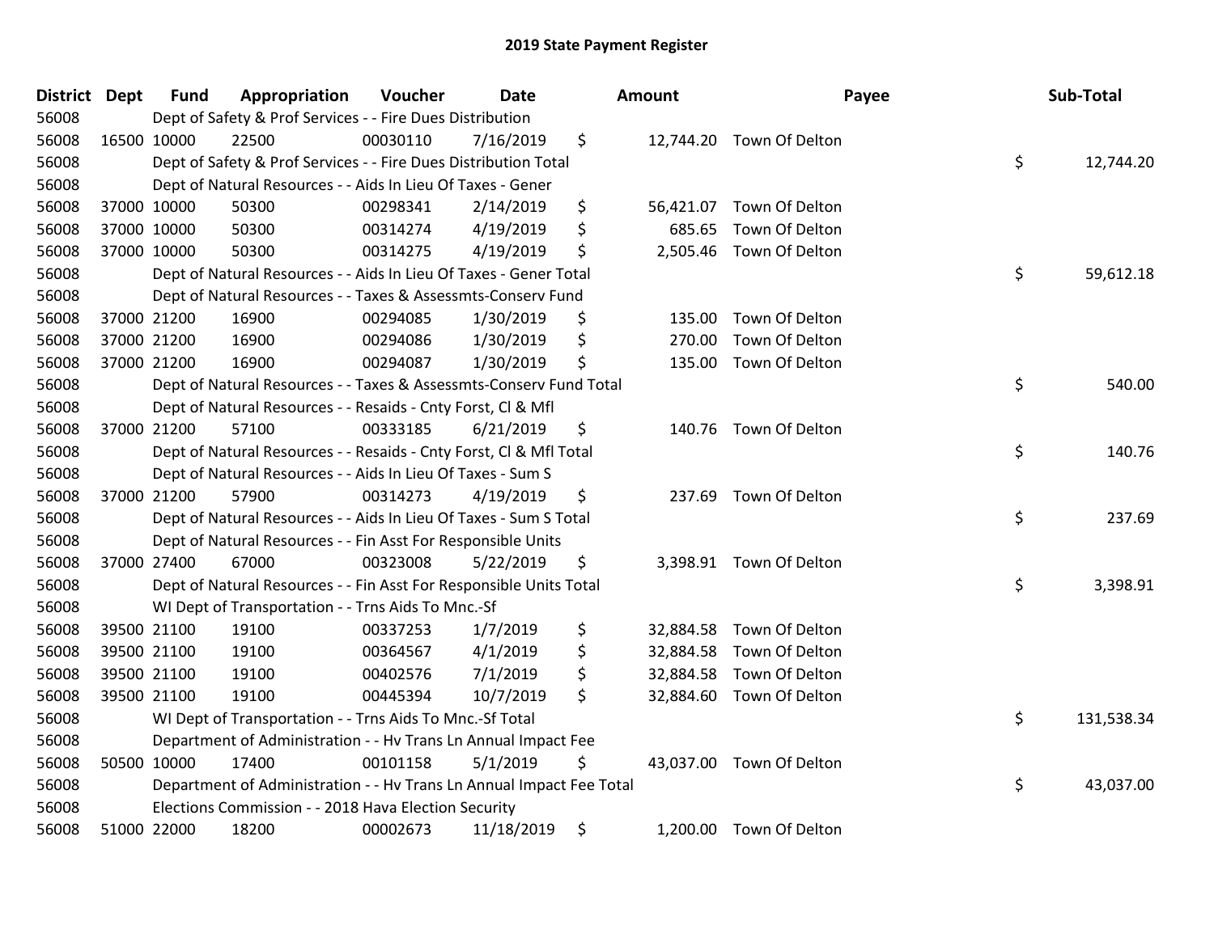# 2019 State Payment Register

| District | Dept | Fund | Appropriation | Voucher | Date | Amount | Payee | Sub-Total |
|---|---|---|---|---|---|---|---|---|
| 56008 | | Dept of Safety & Prof Services - - Fire Dues Distribution | | | | | | |
| 56008 | 16500 | 10000 | 22500 | 00030110 | 7/16/2019 | $ 12,744.20 | Town Of Delton | |
| 56008 | | Dept of Safety & Prof Services - - Fire Dues Distribution Total | | | | | | $ 12,744.20 |
| 56008 | | Dept of Natural Resources - - Aids In Lieu Of Taxes - Gener | | | | | | |
| 56008 | 37000 | 10000 | 50300 | 00298341 | 2/14/2019 | $ 56,421.07 | Town Of Delton | |
| 56008 | 37000 | 10000 | 50300 | 00314274 | 4/19/2019 | $ 685.65 | Town Of Delton | |
| 56008 | 37000 | 10000 | 50300 | 00314275 | 4/19/2019 | $ 2,505.46 | Town Of Delton | |
| 56008 | | Dept of Natural Resources - - Aids In Lieu Of Taxes - Gener Total | | | | | | $ 59,612.18 |
| 56008 | | Dept of Natural Resources - - Taxes & Assessmts-Conserv Fund | | | | | | |
| 56008 | 37000 | 21200 | 16900 | 00294085 | 1/30/2019 | $ 135.00 | Town Of Delton | |
| 56008 | 37000 | 21200 | 16900 | 00294086 | 1/30/2019 | $ 270.00 | Town Of Delton | |
| 56008 | 37000 | 21200 | 16900 | 00294087 | 1/30/2019 | $ 135.00 | Town Of Delton | |
| 56008 | | Dept of Natural Resources - - Taxes & Assessmts-Conserv Fund Total | | | | | | $ 540.00 |
| 56008 | | Dept of Natural Resources - - Resaids - Cnty Forst, Cl & Mfl | | | | | | |
| 56008 | 37000 | 21200 | 57100 | 00333185 | 6/21/2019 | $ 140.76 | Town Of Delton | |
| 56008 | | Dept of Natural Resources - - Resaids - Cnty Forst, Cl & Mfl Total | | | | | | $ 140.76 |
| 56008 | | Dept of Natural Resources - - Aids In Lieu Of Taxes - Sum S | | | | | | |
| 56008 | 37000 | 21200 | 57900 | 00314273 | 4/19/2019 | $ 237.69 | Town Of Delton | |
| 56008 | | Dept of Natural Resources - - Aids In Lieu Of Taxes - Sum S Total | | | | | | $ 237.69 |
| 56008 | | Dept of Natural Resources - - Fin Asst For Responsible Units | | | | | | |
| 56008 | 37000 | 27400 | 67000 | 00323008 | 5/22/2019 | $ 3,398.91 | Town Of Delton | |
| 56008 | | Dept of Natural Resources - - Fin Asst For Responsible Units Total | | | | | | $ 3,398.91 |
| 56008 | | WI Dept of Transportation - - Trns Aids To Mnc.-Sf | | | | | | |
| 56008 | 39500 | 21100 | 19100 | 00337253 | 1/7/2019 | $ 32,884.58 | Town Of Delton | |
| 56008 | 39500 | 21100 | 19100 | 00364567 | 4/1/2019 | $ 32,884.58 | Town Of Delton | |
| 56008 | 39500 | 21100 | 19100 | 00402576 | 7/1/2019 | $ 32,884.58 | Town Of Delton | |
| 56008 | 39500 | 21100 | 19100 | 00445394 | 10/7/2019 | $ 32,884.60 | Town Of Delton | |
| 56008 | | WI Dept of Transportation - - Trns Aids To Mnc.-Sf Total | | | | | | $ 131,538.34 |
| 56008 | | Department of Administration - - Hv Trans Ln Annual Impact Fee | | | | | | |
| 56008 | 50500 | 10000 | 17400 | 00101158 | 5/1/2019 | $ 43,037.00 | Town Of Delton | |
| 56008 | | Department of Administration - - Hv Trans Ln Annual Impact Fee Total | | | | | | $ 43,037.00 |
| 56008 | | Elections Commission - - 2018 Hava Election Security | | | | | | |
| 56008 | 51000 | 22000 | 18200 | 00002673 | 11/18/2019 | $ 1,200.00 | Town Of Delton | |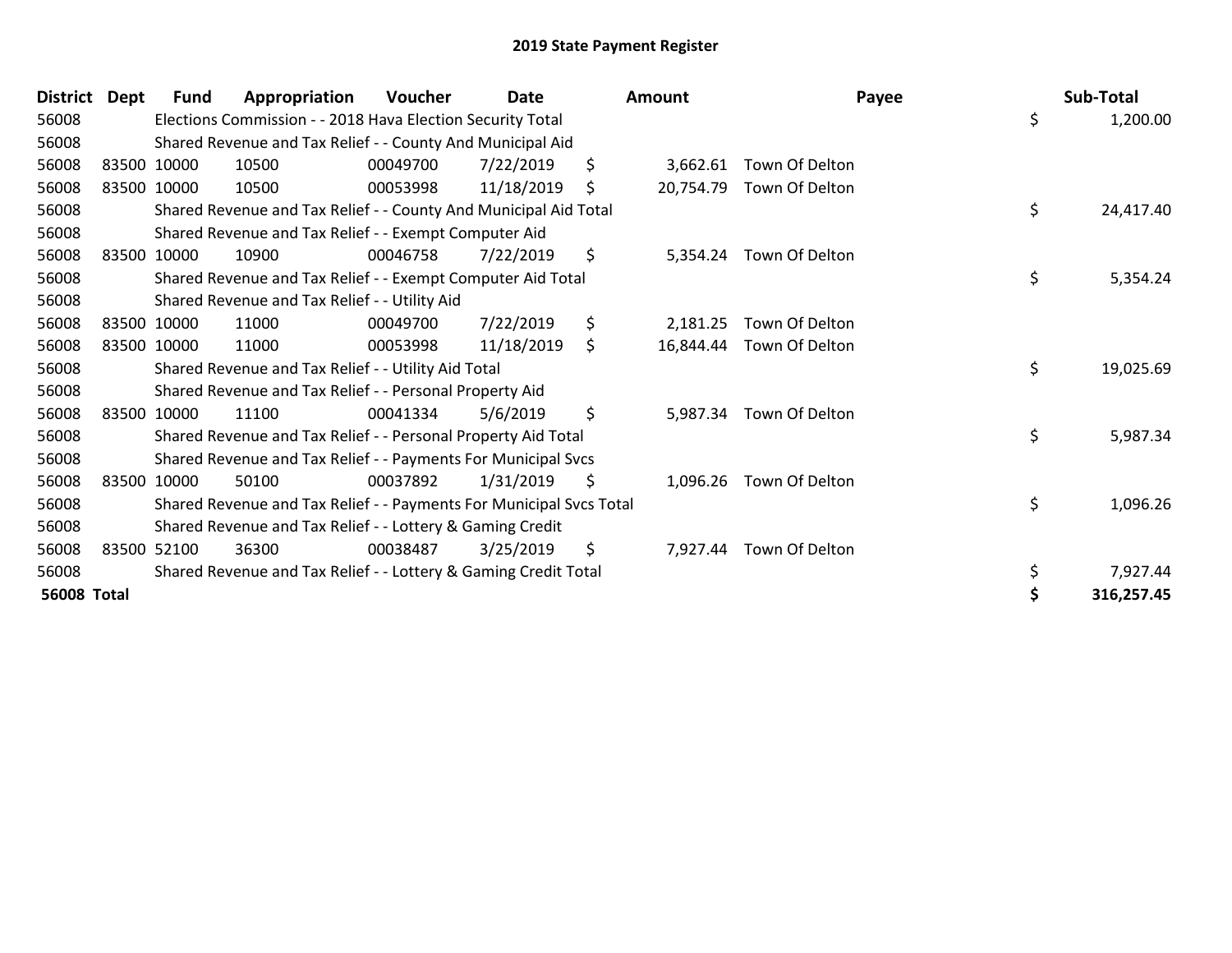# 2019 State Payment Register

| District | Dept | Fund | Appropriation | Voucher | Date | Amount | Payee | Sub-Total |
|---|---|---|---|---|---|---|---|---|
| 56008 | | Elections Commission - - 2018 Hava Election Security Total | | | | | | $ 1,200.00 |
| 56008 | | Shared Revenue and Tax Relief - - County And Municipal Aid | | | | | | |
| 56008 | 83500 | 10000 | 10500 | 00049700 | 7/22/2019 | $ 3,662.61 | Town Of Delton | |
| 56008 | 83500 | 10000 | 10500 | 00053998 | 11/18/2019 | $ 20,754.79 | Town Of Delton | |
| 56008 | | Shared Revenue and Tax Relief - - County And Municipal Aid Total | | | | | | $ 24,417.40 |
| 56008 | | Shared Revenue and Tax Relief - - Exempt Computer Aid | | | | | | |
| 56008 | 83500 | 10000 | 10900 | 00046758 | 7/22/2019 | $ 5,354.24 | Town Of Delton | |
| 56008 | | Shared Revenue and Tax Relief - - Exempt Computer Aid Total | | | | | | $ 5,354.24 |
| 56008 | | Shared Revenue and Tax Relief - - Utility Aid | | | | | | |
| 56008 | 83500 | 10000 | 11000 | 00049700 | 7/22/2019 | $ 2,181.25 | Town Of Delton | |
| 56008 | 83500 | 10000 | 11000 | 00053998 | 11/18/2019 | $ 16,844.44 | Town Of Delton | |
| 56008 | | Shared Revenue and Tax Relief - - Utility Aid Total | | | | | | $ 19,025.69 |
| 56008 | | Shared Revenue and Tax Relief - - Personal Property Aid | | | | | | |
| 56008 | 83500 | 10000 | 11100 | 00041334 | 5/6/2019 | $ 5,987.34 | Town Of Delton | |
| 56008 | | Shared Revenue and Tax Relief - - Personal Property Aid Total | | | | | | $ 5,987.34 |
| 56008 | | Shared Revenue and Tax Relief - - Payments For Municipal Svcs | | | | | | |
| 56008 | 83500 | 10000 | 50100 | 00037892 | 1/31/2019 | $ 1,096.26 | Town Of Delton | |
| 56008 | | Shared Revenue and Tax Relief - - Payments For Municipal Svcs Total | | | | | | $ 1,096.26 |
| 56008 | | Shared Revenue and Tax Relief - - Lottery & Gaming Credit | | | | | | |
| 56008 | 83500 | 52100 | 36300 | 00038487 | 3/25/2019 | $ 7,927.44 | Town Of Delton | |
| 56008 | | Shared Revenue and Tax Relief - - Lottery & Gaming Credit Total | | | | | | $ 7,927.44 |
| **56008 Total** | | | | | | | | **$ 316,257.45** |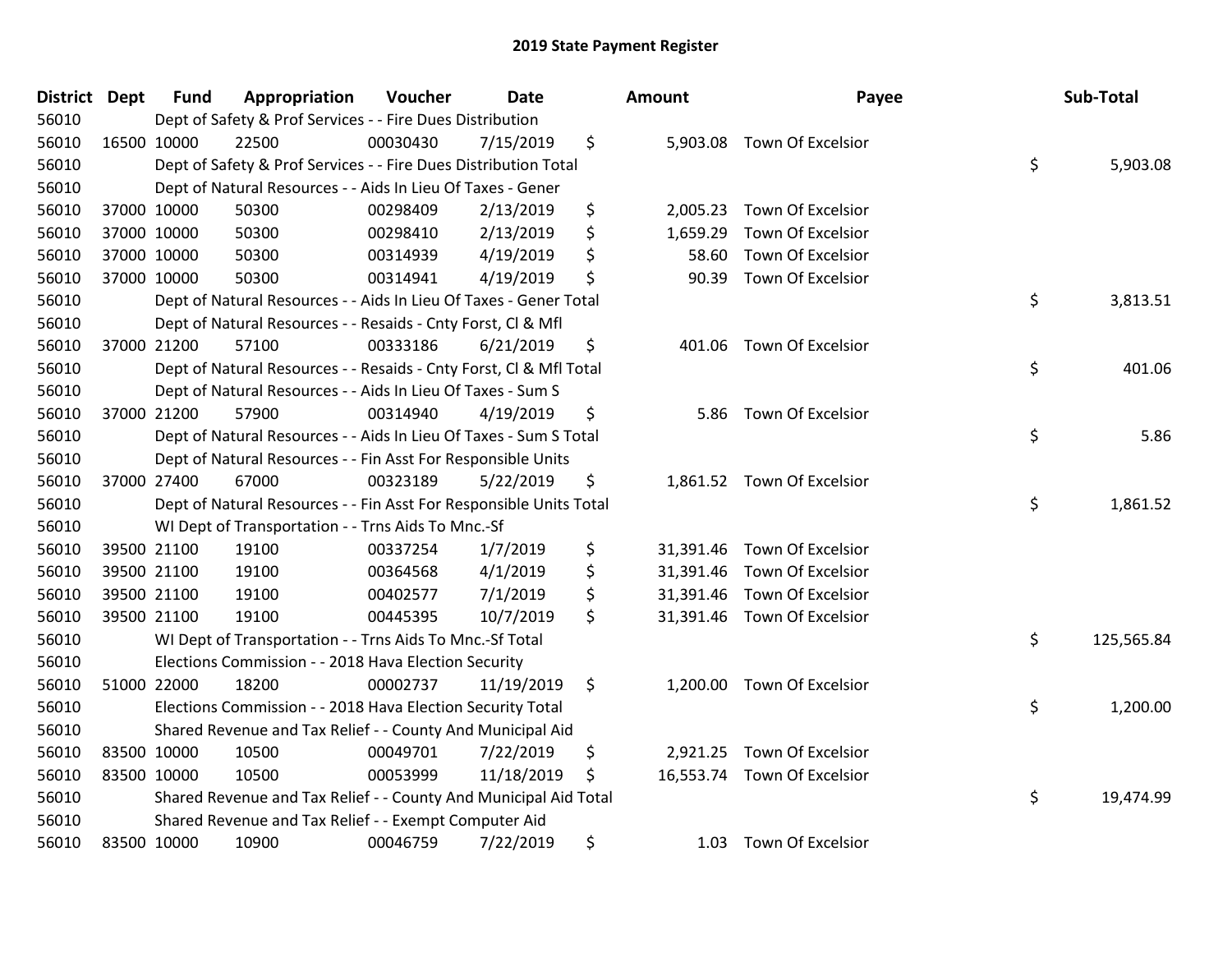# 2019 State Payment Register

| District | Dept | Fund | Appropriation | Voucher | Date | Amount | Payee | Sub-Total |
|---|---|---|---|---|---|---|---|---|
| 56010 | | Dept of Safety & Prof Services - - Fire Dues Distribution | | | | | | |
| 56010 | 16500 | 10000 | 22500 | 00030430 | 7/15/2019 | $ 5,903.08 | Town Of Excelsior | |
| 56010 | | Dept of Safety & Prof Services - - Fire Dues Distribution Total | | | | | | $ 5,903.08 |
| 56010 | | Dept of Natural Resources - - Aids In Lieu Of Taxes - Gener | | | | | | |
| 56010 | 37000 | 10000 | 50300 | 00298409 | 2/13/2019 | $ 2,005.23 | Town Of Excelsior | |
| 56010 | 37000 | 10000 | 50300 | 00298410 | 2/13/2019 | $ 1,659.29 | Town Of Excelsior | |
| 56010 | 37000 | 10000 | 50300 | 00314939 | 4/19/2019 | $ 58.60 | Town Of Excelsior | |
| 56010 | 37000 | 10000 | 50300 | 00314941 | 4/19/2019 | $ 90.39 | Town Of Excelsior | |
| 56010 | | Dept of Natural Resources - - Aids In Lieu Of Taxes - Gener Total | | | | | | $ 3,813.51 |
| 56010 | | Dept of Natural Resources - - Resaids - Cnty Forst, Cl & Mfl | | | | | | |
| 56010 | 37000 | 21200 | 57100 | 00333186 | 6/21/2019 | $ 401.06 | Town Of Excelsior | |
| 56010 | | Dept of Natural Resources - - Resaids - Cnty Forst, Cl & Mfl Total | | | | | | $ 401.06 |
| 56010 | | Dept of Natural Resources - - Aids In Lieu Of Taxes - Sum S | | | | | | |
| 56010 | 37000 | 21200 | 57900 | 00314940 | 4/19/2019 | $ 5.86 | Town Of Excelsior | |
| 56010 | | Dept of Natural Resources - - Aids In Lieu Of Taxes - Sum S Total | | | | | | $ 5.86 |
| 56010 | | Dept of Natural Resources - - Fin Asst For Responsible Units | | | | | | |
| 56010 | 37000 | 27400 | 67000 | 00323189 | 5/22/2019 | $ 1,861.52 | Town Of Excelsior | |
| 56010 | | Dept of Natural Resources - - Fin Asst For Responsible Units Total | | | | | | $ 1,861.52 |
| 56010 | | WI Dept of Transportation - - Trns Aids To Mnc.-Sf | | | | | | |
| 56010 | 39500 | 21100 | 19100 | 00337254 | 1/7/2019 | $ 31,391.46 | Town Of Excelsior | |
| 56010 | 39500 | 21100 | 19100 | 00364568 | 4/1/2019 | $ 31,391.46 | Town Of Excelsior | |
| 56010 | 39500 | 21100 | 19100 | 00402577 | 7/1/2019 | $ 31,391.46 | Town Of Excelsior | |
| 56010 | 39500 | 21100 | 19100 | 00445395 | 10/7/2019 | $ 31,391.46 | Town Of Excelsior | |
| 56010 | | WI Dept of Transportation - - Trns Aids To Mnc.-Sf Total | | | | | | $ 125,565.84 |
| 56010 | | Elections Commission - - 2018 Hava Election Security | | | | | | |
| 56010 | 51000 | 22000 | 18200 | 00002737 | 11/19/2019 | $ 1,200.00 | Town Of Excelsior | |
| 56010 | | Elections Commission - - 2018 Hava Election Security Total | | | | | | $ 1,200.00 |
| 56010 | | Shared Revenue and Tax Relief - - County And Municipal Aid | | | | | | |
| 56010 | 83500 | 10000 | 10500 | 00049701 | 7/22/2019 | $ 2,921.25 | Town Of Excelsior | |
| 56010 | 83500 | 10000 | 10500 | 00053999 | 11/18/2019 | $ 16,553.74 | Town Of Excelsior | |
| 56010 | | Shared Revenue and Tax Relief - - County And Municipal Aid Total | | | | | | $ 19,474.99 |
| 56010 | | Shared Revenue and Tax Relief - - Exempt Computer Aid | | | | | | |
| 56010 | 83500 | 10000 | 10900 | 00046759 | 7/22/2019 | $ 1.03 | Town Of Excelsior | |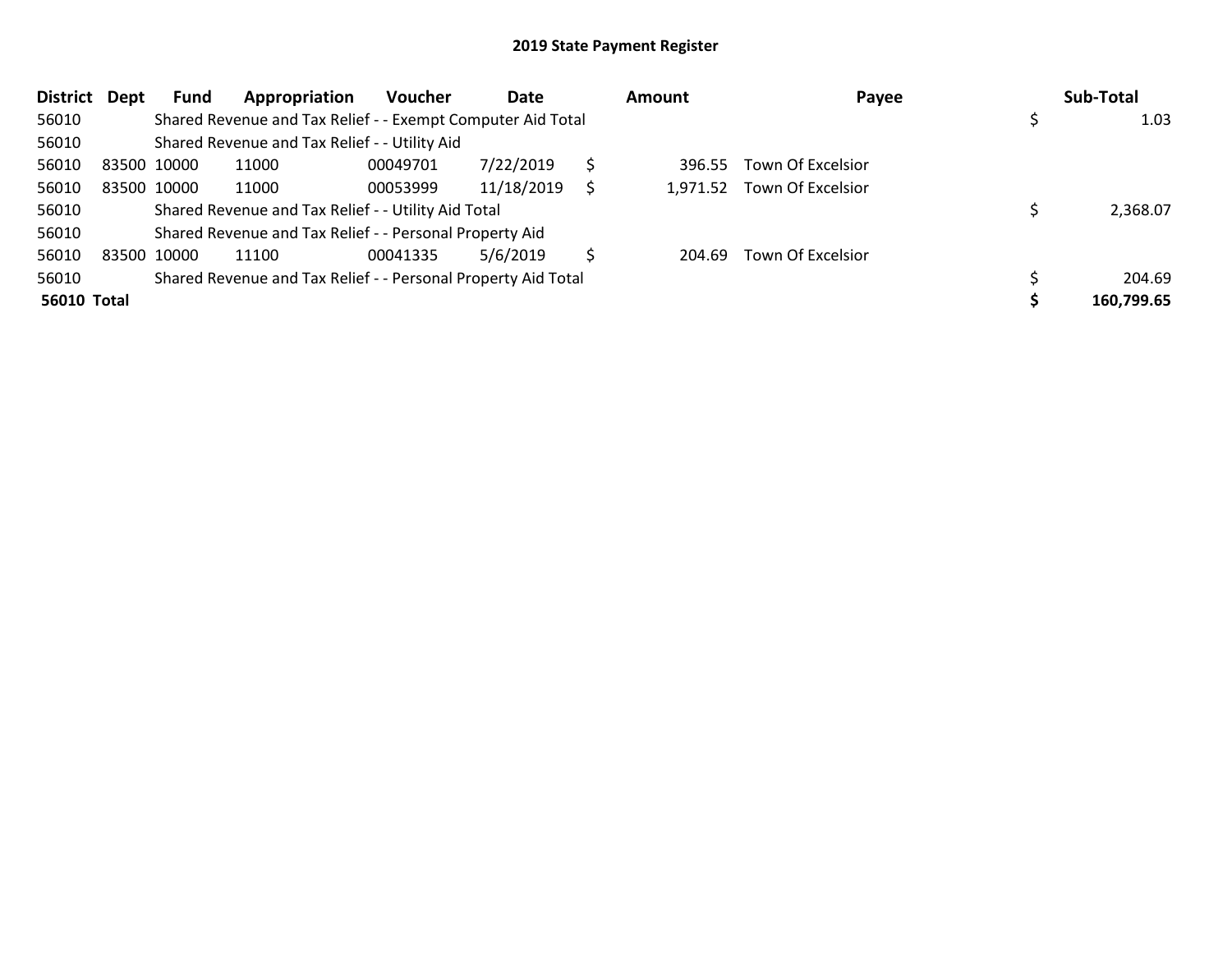# 2019 State Payment Register

| District | Dept | Fund | Appropriation | Voucher | Date | Amount | Payee | Sub-Total |
|---|---|---|---|---|---|---|---|---|
| 56010 | | Shared Revenue and Tax Relief - - Exempt Computer Aid Total | | | | | | $ 1.03 |
| 56010 | | Shared Revenue and Tax Relief - - Utility Aid | | | | | | |
| 56010 | 83500 | 10000 | 11000 | 00049701 | 7/22/2019 | $ 396.55 | Town Of Excelsior | |
| 56010 | 83500 | 10000 | 11000 | 00053999 | 11/18/2019 | $ 1,971.52 | Town Of Excelsior | |
| 56010 | | Shared Revenue and Tax Relief - - Utility Aid Total | | | | | | $ 2,368.07 |
| 56010 | | Shared Revenue and Tax Relief - - Personal Property Aid | | | | | | |
| 56010 | 83500 | 10000 | 11100 | 00041335 | 5/6/2019 | $ 204.69 | Town Of Excelsior | |
| 56010 | | Shared Revenue and Tax Relief - - Personal Property Aid Total | | | | | | $ 204.69 |
| **56010** | **Total** | | | | | | | **$ 160,799.65** |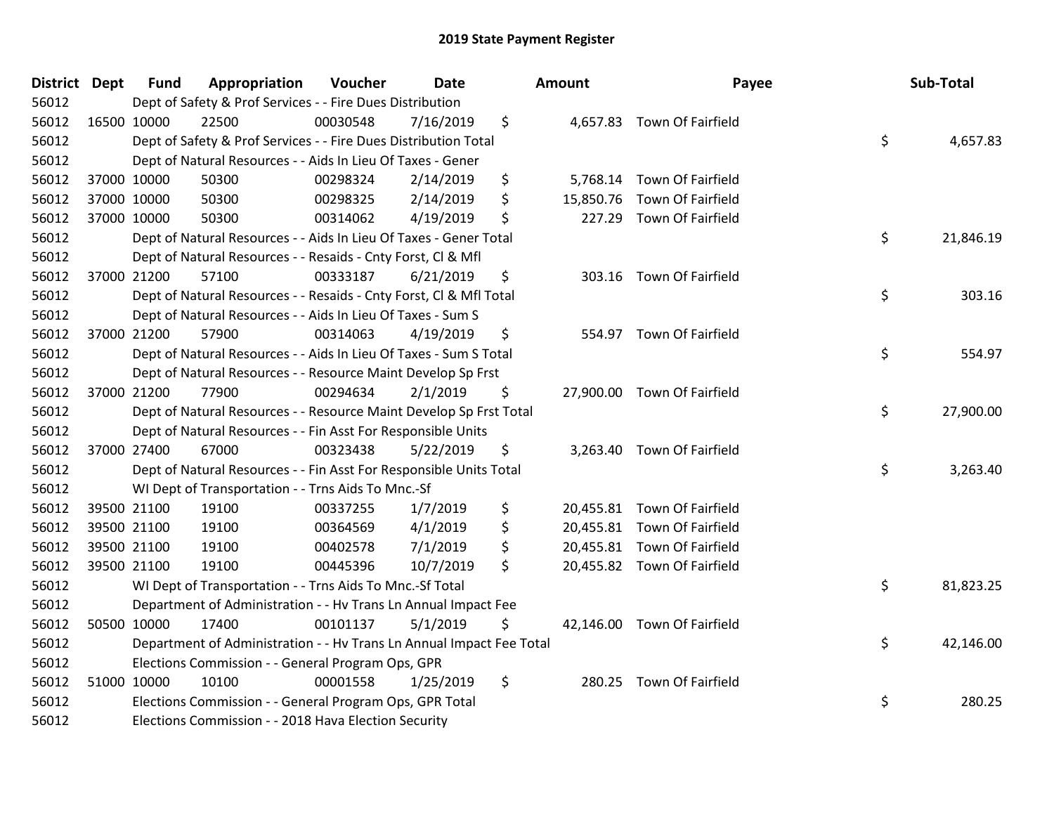# 2019 State Payment Register

| District | Dept | Fund | Appropriation | Voucher | Date | Amount | Payee | Sub-Total |
|---|---|---|---|---|---|---|---|---|
| 56012 | | Dept of Safety & Prof Services - - Fire Dues Distribution | | | | | | |
| 56012 | 16500 | 10000 | 22500 | 00030548 | 7/16/2019 | $ 4,657.83 | Town Of Fairfield | |
| 56012 | | Dept of Safety & Prof Services - - Fire Dues Distribution Total | | | | | | $ 4,657.83 |
| 56012 | | Dept of Natural Resources - - Aids In Lieu Of Taxes - Gener | | | | | | |
| 56012 | 37000 | 10000 | 50300 | 00298324 | 2/14/2019 | $ 5,768.14 | Town Of Fairfield | |
| 56012 | 37000 | 10000 | 50300 | 00298325 | 2/14/2019 | $ 15,850.76 | Town Of Fairfield | |
| 56012 | 37000 | 10000 | 50300 | 00314062 | 4/19/2019 | $ 227.29 | Town Of Fairfield | |
| 56012 | | Dept of Natural Resources - - Aids In Lieu Of Taxes - Gener Total | | | | | | $ 21,846.19 |
| 56012 | | Dept of Natural Resources - - Resaids - Cnty Forst, Cl & Mfl | | | | | | |
| 56012 | 37000 | 21200 | 57100 | 00333187 | 6/21/2019 | $ 303.16 | Town Of Fairfield | |
| 56012 | | Dept of Natural Resources - - Resaids - Cnty Forst, Cl & Mfl Total | | | | | | $ 303.16 |
| 56012 | | Dept of Natural Resources - - Aids In Lieu Of Taxes - Sum S | | | | | | |
| 56012 | 37000 | 21200 | 57900 | 00314063 | 4/19/2019 | $ 554.97 | Town Of Fairfield | |
| 56012 | | Dept of Natural Resources - - Aids In Lieu Of Taxes - Sum S Total | | | | | | $ 554.97 |
| 56012 | | Dept of Natural Resources - - Resource Maint Develop Sp Frst | | | | | | |
| 56012 | 37000 | 21200 | 77900 | 00294634 | 2/1/2019 | $ 27,900.00 | Town Of Fairfield | |
| 56012 | | Dept of Natural Resources - - Resource Maint Develop Sp Frst Total | | | | | | $ 27,900.00 |
| 56012 | | Dept of Natural Resources - - Fin Asst For Responsible Units | | | | | | |
| 56012 | 37000 | 27400 | 67000 | 00323438 | 5/22/2019 | $ 3,263.40 | Town Of Fairfield | |
| 56012 | | Dept of Natural Resources - - Fin Asst For Responsible Units Total | | | | | | $ 3,263.40 |
| 56012 | | WI Dept of Transportation - - Trns Aids To Mnc.-Sf | | | | | | |
| 56012 | 39500 | 21100 | 19100 | 00337255 | 1/7/2019 | $ 20,455.81 | Town Of Fairfield | |
| 56012 | 39500 | 21100 | 19100 | 00364569 | 4/1/2019 | $ 20,455.81 | Town Of Fairfield | |
| 56012 | 39500 | 21100 | 19100 | 00402578 | 7/1/2019 | $ 20,455.81 | Town Of Fairfield | |
| 56012 | 39500 | 21100 | 19100 | 00445396 | 10/7/2019 | $ 20,455.82 | Town Of Fairfield | |
| 56012 | | WI Dept of Transportation - - Trns Aids To Mnc.-Sf Total | | | | | | $ 81,823.25 |
| 56012 | | Department of Administration - - Hv Trans Ln Annual Impact Fee | | | | | | |
| 56012 | 50500 | 10000 | 17400 | 00101137 | 5/1/2019 | $ 42,146.00 | Town Of Fairfield | |
| 56012 | | Department of Administration - - Hv Trans Ln Annual Impact Fee Total | | | | | | $ 42,146.00 |
| 56012 | | Elections Commission - - General Program Ops, GPR | | | | | | |
| 56012 | 51000 | 10000 | 10100 | 00001558 | 1/25/2019 | $ 280.25 | Town Of Fairfield | |
| 56012 | | Elections Commission - - General Program Ops, GPR Total | | | | | | $ 280.25 |
| 56012 | | Elections Commission - - 2018 Hava Election Security | | | | | | |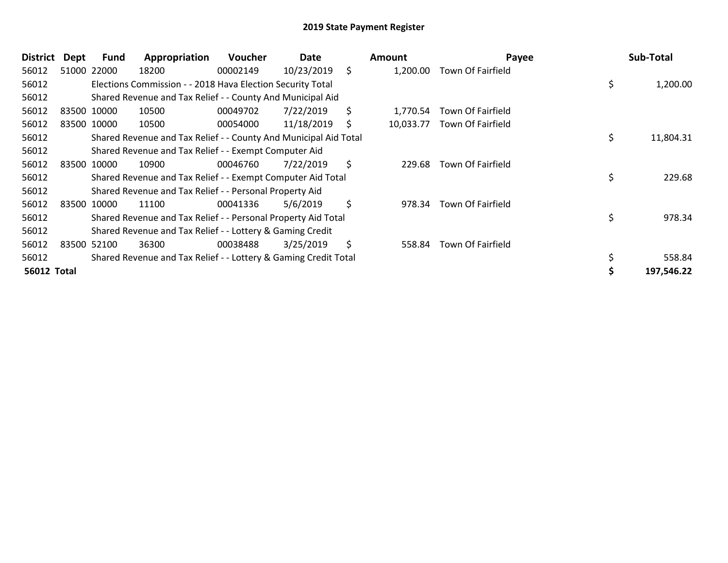# 2019 State Payment Register

| District | Dept | Fund | Appropriation | Voucher | Date | Amount | Payee | Sub-Total |
|---|---|---|---|---|---|---|---|---|
| 56012 | 51000 | 22000 | 18200 | 00002149 | 10/23/2019 | $ 1,200.00 | Town Of Fairfield | |
| 56012 | | Elections Commission - - 2018 Hava Election Security Total | | | | | | $ 1,200.00 |
| 56012 | | Shared Revenue and Tax Relief - - County And Municipal Aid | | | | | | |
| 56012 | 83500 | 10000 | 10500 | 00049702 | 7/22/2019 | $ 1,770.54 | Town Of Fairfield | |
| 56012 | 83500 | 10000 | 10500 | 00054000 | 11/18/2019 | $ 10,033.77 | Town Of Fairfield | |
| 56012 | | Shared Revenue and Tax Relief - - County And Municipal Aid Total | | | | | | $ 11,804.31 |
| 56012 | | Shared Revenue and Tax Relief - - Exempt Computer Aid | | | | | | |
| 56012 | 83500 | 10000 | 10900 | 00046760 | 7/22/2019 | $ 229.68 | Town Of Fairfield | |
| 56012 | | Shared Revenue and Tax Relief - - Exempt Computer Aid Total | | | | | | $ 229.68 |
| 56012 | | Shared Revenue and Tax Relief - - Personal Property Aid | | | | | | |
| 56012 | 83500 | 10000 | 11100 | 00041336 | 5/6/2019 | $ 978.34 | Town Of Fairfield | |
| 56012 | | Shared Revenue and Tax Relief - - Personal Property Aid Total | | | | | | $ 978.34 |
| 56012 | | Shared Revenue and Tax Relief - - Lottery & Gaming Credit | | | | | | |
| 56012 | 83500 | 52100 | 36300 | 00038488 | 3/25/2019 | $ 558.84 | Town Of Fairfield | |
| 56012 | | Shared Revenue and Tax Relief - - Lottery & Gaming Credit Total | | | | | | $ 558.84 |
| **56012 Total** | | | | | | | | **$ 197,546.22** |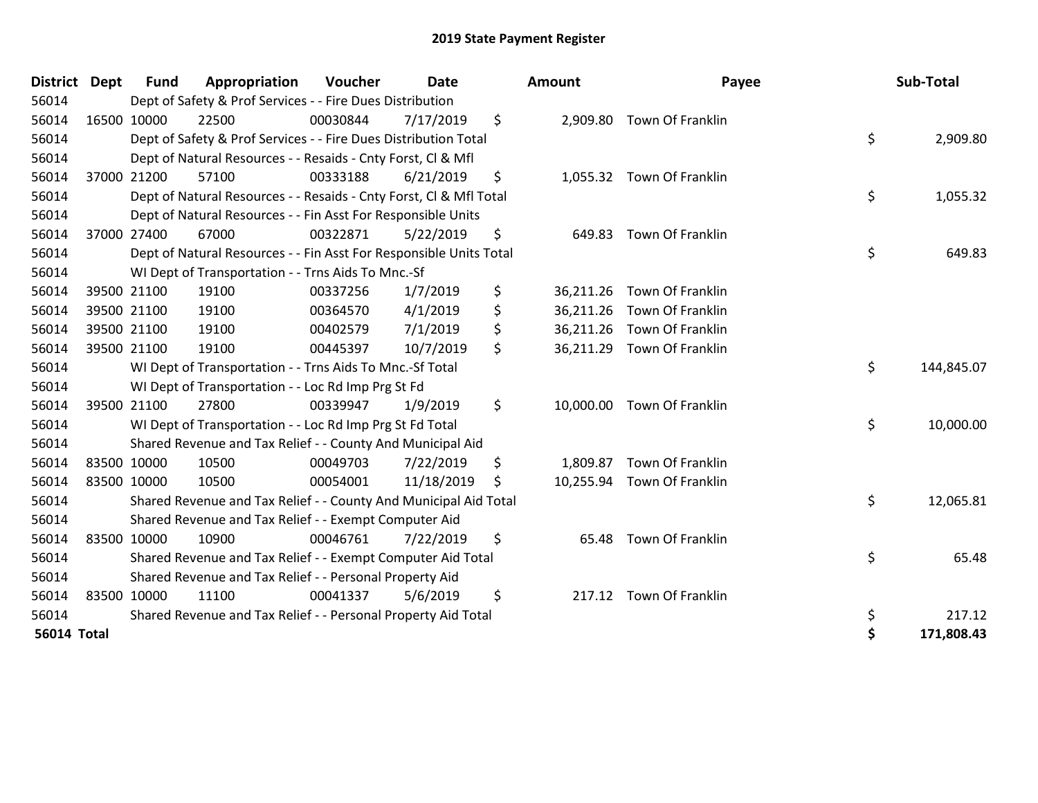# 2019 State Payment Register

| District | Dept | Fund | Appropriation | Voucher | Date | Amount | Payee | Sub-Total |
|---|---|---|---|---|---|---|---|---|
| 56014 | | Dept of Safety & Prof Services - - Fire Dues Distribution | | | | | | |
| 56014 | 16500 | 10000 | 22500 | 00030844 | 7/17/2019 | $ 2,909.80 | Town Of Franklin | |
| 56014 | | Dept of Safety & Prof Services - - Fire Dues Distribution Total | | | | | | $ 2,909.80 |
| 56014 | | Dept of Natural Resources - - Resaids - Cnty Forst, Cl & Mfl | | | | | | |
| 56014 | 37000 | 21200 | 57100 | 00333188 | 6/21/2019 | $ 1,055.32 | Town Of Franklin | |
| 56014 | | Dept of Natural Resources - - Resaids - Cnty Forst, Cl & Mfl Total | | | | | | $ 1,055.32 |
| 56014 | | Dept of Natural Resources - - Fin Asst For Responsible Units | | | | | | |
| 56014 | 37000 | 27400 | 67000 | 00322871 | 5/22/2019 | $ 649.83 | Town Of Franklin | |
| 56014 | | Dept of Natural Resources - - Fin Asst For Responsible Units Total | | | | | | $ 649.83 |
| 56014 | | WI Dept of Transportation - - Trns Aids To Mnc.-Sf | | | | | | |
| 56014 | 39500 | 21100 | 19100 | 00337256 | 1/7/2019 | $ 36,211.26 | Town Of Franklin | |
| 56014 | 39500 | 21100 | 19100 | 00364570 | 4/1/2019 | $ 36,211.26 | Town Of Franklin | |
| 56014 | 39500 | 21100 | 19100 | 00402579 | 7/1/2019 | $ 36,211.26 | Town Of Franklin | |
| 56014 | 39500 | 21100 | 19100 | 00445397 | 10/7/2019 | $ 36,211.29 | Town Of Franklin | |
| 56014 | | WI Dept of Transportation - - Trns Aids To Mnc.-Sf Total | | | | | | $ 144,845.07 |
| 56014 | | WI Dept of Transportation - - Loc Rd Imp Prg St Fd | | | | | | |
| 56014 | 39500 | 21100 | 27800 | 00339947 | 1/9/2019 | $ 10,000.00 | Town Of Franklin | |
| 56014 | | WI Dept of Transportation - - Loc Rd Imp Prg St Fd Total | | | | | | $ 10,000.00 |
| 56014 | | Shared Revenue and Tax Relief - - County And Municipal Aid | | | | | | |
| 56014 | 83500 | 10000 | 10500 | 00049703 | 7/22/2019 | $ 1,809.87 | Town Of Franklin | |
| 56014 | 83500 | 10000 | 10500 | 00054001 | 11/18/2019 | $ 10,255.94 | Town Of Franklin | |
| 56014 | | Shared Revenue and Tax Relief - - County And Municipal Aid Total | | | | | | $ 12,065.81 |
| 56014 | | Shared Revenue and Tax Relief - - Exempt Computer Aid | | | | | | |
| 56014 | 83500 | 10000 | 10900 | 00046761 | 7/22/2019 | $ 65.48 | Town Of Franklin | |
| 56014 | | Shared Revenue and Tax Relief - - Exempt Computer Aid Total | | | | | | $ 65.48 |
| 56014 | | Shared Revenue and Tax Relief - - Personal Property Aid | | | | | | |
| 56014 | 83500 | 10000 | 11100 | 00041337 | 5/6/2019 | $ 217.12 | Town Of Franklin | |
| 56014 | | Shared Revenue and Tax Relief - - Personal Property Aid Total | | | | | | $ 217.12 |
| **56014 Total** | | | | | | | | **$ 171,808.43** |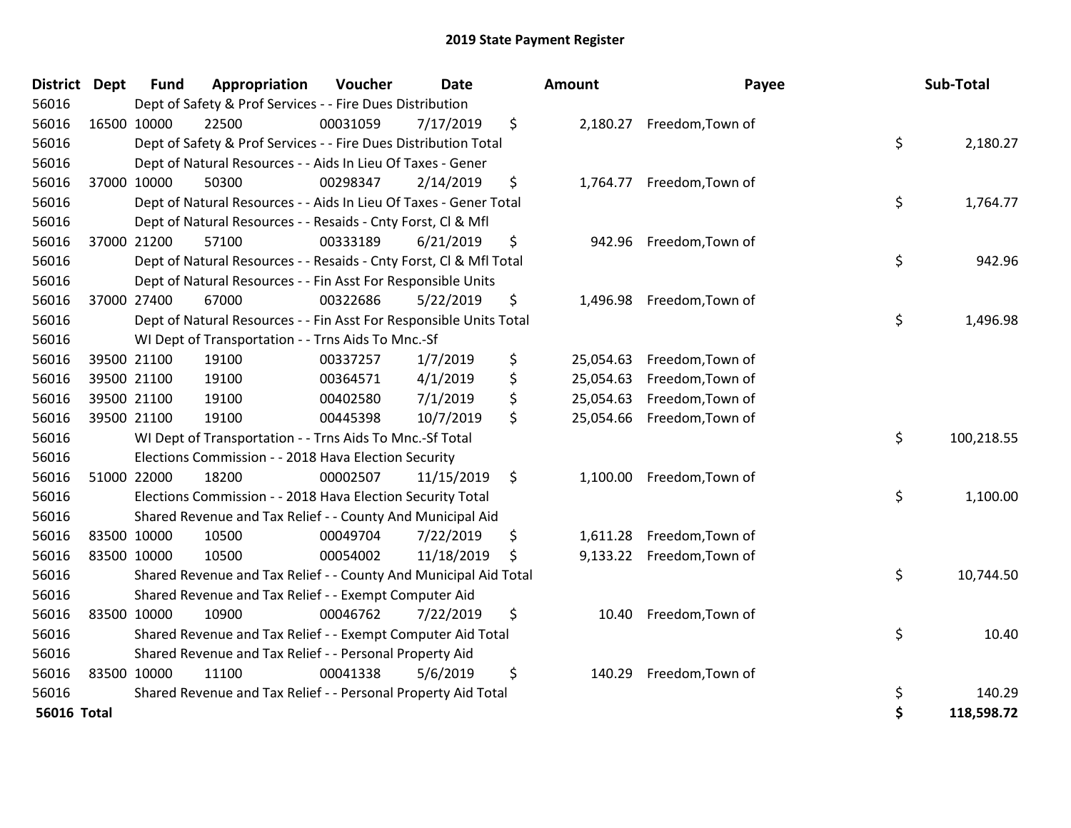# 2019 State Payment Register

| District | Dept | Fund | Appropriation | Voucher | Date | Amount | Payee | Sub-Total |
|---|---|---|---|---|---|---|---|---|
| 56016 | | Dept of Safety & Prof Services - - Fire Dues Distribution | | | | | | |
| 56016 | 16500 | 10000 | 22500 | 00031059 | 7/17/2019 | $ 2,180.27 | Freedom,Town of | |
| 56016 | | Dept of Safety & Prof Services - - Fire Dues Distribution Total | | | | | | $ 2,180.27 |
| 56016 | | Dept of Natural Resources - - Aids In Lieu Of Taxes - Gener | | | | | | |
| 56016 | 37000 | 10000 | 50300 | 00298347 | 2/14/2019 | $ 1,764.77 | Freedom,Town of | |
| 56016 | | Dept of Natural Resources - - Aids In Lieu Of Taxes - Gener Total | | | | | | $ 1,764.77 |
| 56016 | | Dept of Natural Resources - - Resaids - Cnty Forst, Cl & Mfl | | | | | | |
| 56016 | 37000 | 21200 | 57100 | 00333189 | 6/21/2019 | $ 942.96 | Freedom,Town of | |
| 56016 | | Dept of Natural Resources - - Resaids - Cnty Forst, Cl & Mfl Total | | | | | | $ 942.96 |
| 56016 | | Dept of Natural Resources - - Fin Asst For Responsible Units | | | | | | |
| 56016 | 37000 | 27400 | 67000 | 00322686 | 5/22/2019 | $ 1,496.98 | Freedom,Town of | |
| 56016 | | Dept of Natural Resources - - Fin Asst For Responsible Units Total | | | | | | $ 1,496.98 |
| 56016 | | WI Dept of Transportation - - Trns Aids To Mnc.-Sf | | | | | | |
| 56016 | 39500 | 21100 | 19100 | 00337257 | 1/7/2019 | $ 25,054.63 | Freedom,Town of | |
| 56016 | 39500 | 21100 | 19100 | 00364571 | 4/1/2019 | $ 25,054.63 | Freedom,Town of | |
| 56016 | 39500 | 21100 | 19100 | 00402580 | 7/1/2019 | $ 25,054.63 | Freedom,Town of | |
| 56016 | 39500 | 21100 | 19100 | 00445398 | 10/7/2019 | $ 25,054.66 | Freedom,Town of | |
| 56016 | | WI Dept of Transportation - - Trns Aids To Mnc.-Sf Total | | | | | | $ 100,218.55 |
| 56016 | | Elections Commission - - 2018 Hava Election Security | | | | | | |
| 56016 | 51000 | 22000 | 18200 | 00002507 | 11/15/2019 | $ 1,100.00 | Freedom,Town of | |
| 56016 | | Elections Commission - - 2018 Hava Election Security Total | | | | | | $ 1,100.00 |
| 56016 | | Shared Revenue and Tax Relief - - County And Municipal Aid | | | | | | |
| 56016 | 83500 | 10000 | 10500 | 00049704 | 7/22/2019 | $ 1,611.28 | Freedom,Town of | |
| 56016 | 83500 | 10000 | 10500 | 00054002 | 11/18/2019 | $ 9,133.22 | Freedom,Town of | |
| 56016 | | Shared Revenue and Tax Relief - - County And Municipal Aid Total | | | | | | $ 10,744.50 |
| 56016 | | Shared Revenue and Tax Relief - - Exempt Computer Aid | | | | | | |
| 56016 | 83500 | 10000 | 10900 | 00046762 | 7/22/2019 | $ 10.40 | Freedom,Town of | |
| 56016 | | Shared Revenue and Tax Relief - - Exempt Computer Aid Total | | | | | | $ 10.40 |
| 56016 | | Shared Revenue and Tax Relief - - Personal Property Aid | | | | | | |
| 56016 | 83500 | 10000 | 11100 | 00041338 | 5/6/2019 | $ 140.29 | Freedom,Town of | |
| 56016 | | Shared Revenue and Tax Relief - - Personal Property Aid Total | | | | | | $ 140.29 |
| **56016 Total** | | | | | | | | **$ 118,598.72** |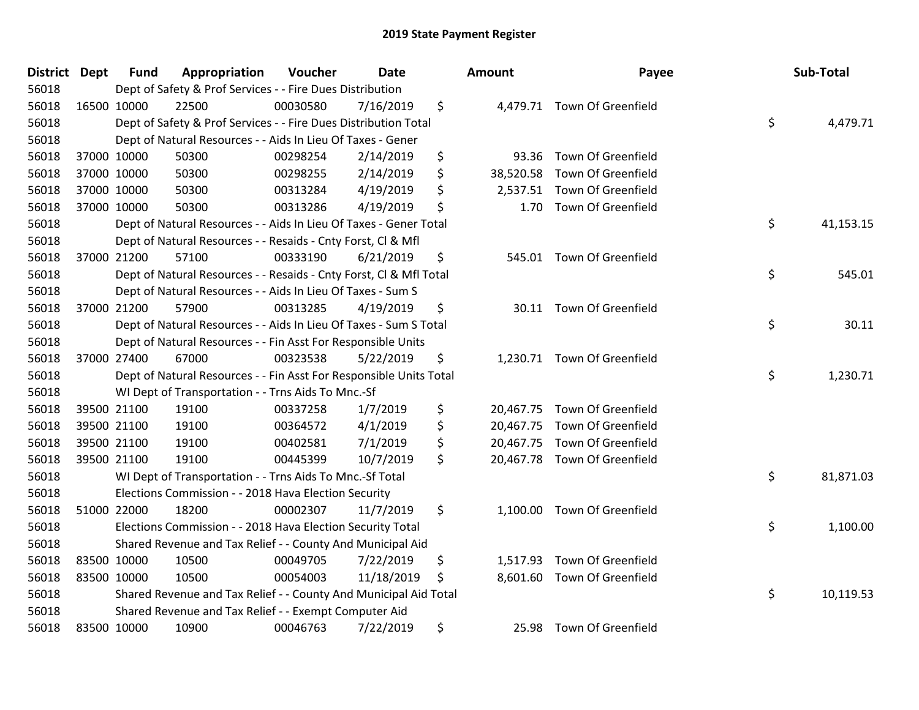# 2019 State Payment Register

| District | Dept | Fund | Appropriation | Voucher | Date | Amount | Payee | Sub-Total |
|---|---|---|---|---|---|---|---|---|
| 56018 | | Dept of Safety & Prof Services - - Fire Dues Distribution | | | | | | |
| 56018 | 16500 | 10000 | 22500 | 00030580 | 7/16/2019 | $ 4,479.71 | Town Of Greenfield | |
| 56018 | | Dept of Safety & Prof Services - - Fire Dues Distribution Total | | | | | | $ 4,479.71 |
| 56018 | | Dept of Natural Resources - - Aids In Lieu Of Taxes - Gener | | | | | | |
| 56018 | 37000 | 10000 | 50300 | 00298254 | 2/14/2019 | $ 93.36 | Town Of Greenfield | |
| 56018 | 37000 | 10000 | 50300 | 00298255 | 2/14/2019 | $ 38,520.58 | Town Of Greenfield | |
| 56018 | 37000 | 10000 | 50300 | 00313284 | 4/19/2019 | $ 2,537.51 | Town Of Greenfield | |
| 56018 | 37000 | 10000 | 50300 | 00313286 | 4/19/2019 | $ 1.70 | Town Of Greenfield | |
| 56018 | | Dept of Natural Resources - - Aids In Lieu Of Taxes - Gener Total | | | | | | $ 41,153.15 |
| 56018 | | Dept of Natural Resources - - Resaids - Cnty Forst, Cl & Mfl | | | | | | |
| 56018 | 37000 | 21200 | 57100 | 00333190 | 6/21/2019 | $ 545.01 | Town Of Greenfield | |
| 56018 | | Dept of Natural Resources - - Resaids - Cnty Forst, Cl & Mfl Total | | | | | | $ 545.01 |
| 56018 | | Dept of Natural Resources - - Aids In Lieu Of Taxes - Sum S | | | | | | |
| 56018 | 37000 | 21200 | 57900 | 00313285 | 4/19/2019 | $ 30.11 | Town Of Greenfield | |
| 56018 | | Dept of Natural Resources - - Aids In Lieu Of Taxes - Sum S Total | | | | | | $ 30.11 |
| 56018 | | Dept of Natural Resources - - Fin Asst For Responsible Units | | | | | | |
| 56018 | 37000 | 27400 | 67000 | 00323538 | 5/22/2019 | $ 1,230.71 | Town Of Greenfield | |
| 56018 | | Dept of Natural Resources - - Fin Asst For Responsible Units Total | | | | | | $ 1,230.71 |
| 56018 | | WI Dept of Transportation - - Trns Aids To Mnc.-Sf | | | | | | |
| 56018 | 39500 | 21100 | 19100 | 00337258 | 1/7/2019 | $ 20,467.75 | Town Of Greenfield | |
| 56018 | 39500 | 21100 | 19100 | 00364572 | 4/1/2019 | $ 20,467.75 | Town Of Greenfield | |
| 56018 | 39500 | 21100 | 19100 | 00402581 | 7/1/2019 | $ 20,467.75 | Town Of Greenfield | |
| 56018 | 39500 | 21100 | 19100 | 00445399 | 10/7/2019 | $ 20,467.78 | Town Of Greenfield | |
| 56018 | | WI Dept of Transportation - - Trns Aids To Mnc.-Sf Total | | | | | | $ 81,871.03 |
| 56018 | | Elections Commission - - 2018 Hava Election Security | | | | | | |
| 56018 | 51000 | 22000 | 18200 | 00002307 | 11/7/2019 | $ 1,100.00 | Town Of Greenfield | |
| 56018 | | Elections Commission - - 2018 Hava Election Security Total | | | | | | $ 1,100.00 |
| 56018 | | Shared Revenue and Tax Relief - - County And Municipal Aid | | | | | | |
| 56018 | 83500 | 10000 | 10500 | 00049705 | 7/22/2019 | $ 1,517.93 | Town Of Greenfield | |
| 56018 | 83500 | 10000 | 10500 | 00054003 | 11/18/2019 | $ 8,601.60 | Town Of Greenfield | |
| 56018 | | Shared Revenue and Tax Relief - - County And Municipal Aid Total | | | | | | $ 10,119.53 |
| 56018 | | Shared Revenue and Tax Relief - - Exempt Computer Aid | | | | | | |
| 56018 | 83500 | 10000 | 10900 | 00046763 | 7/22/2019 | $ 25.98 | Town Of Greenfield | |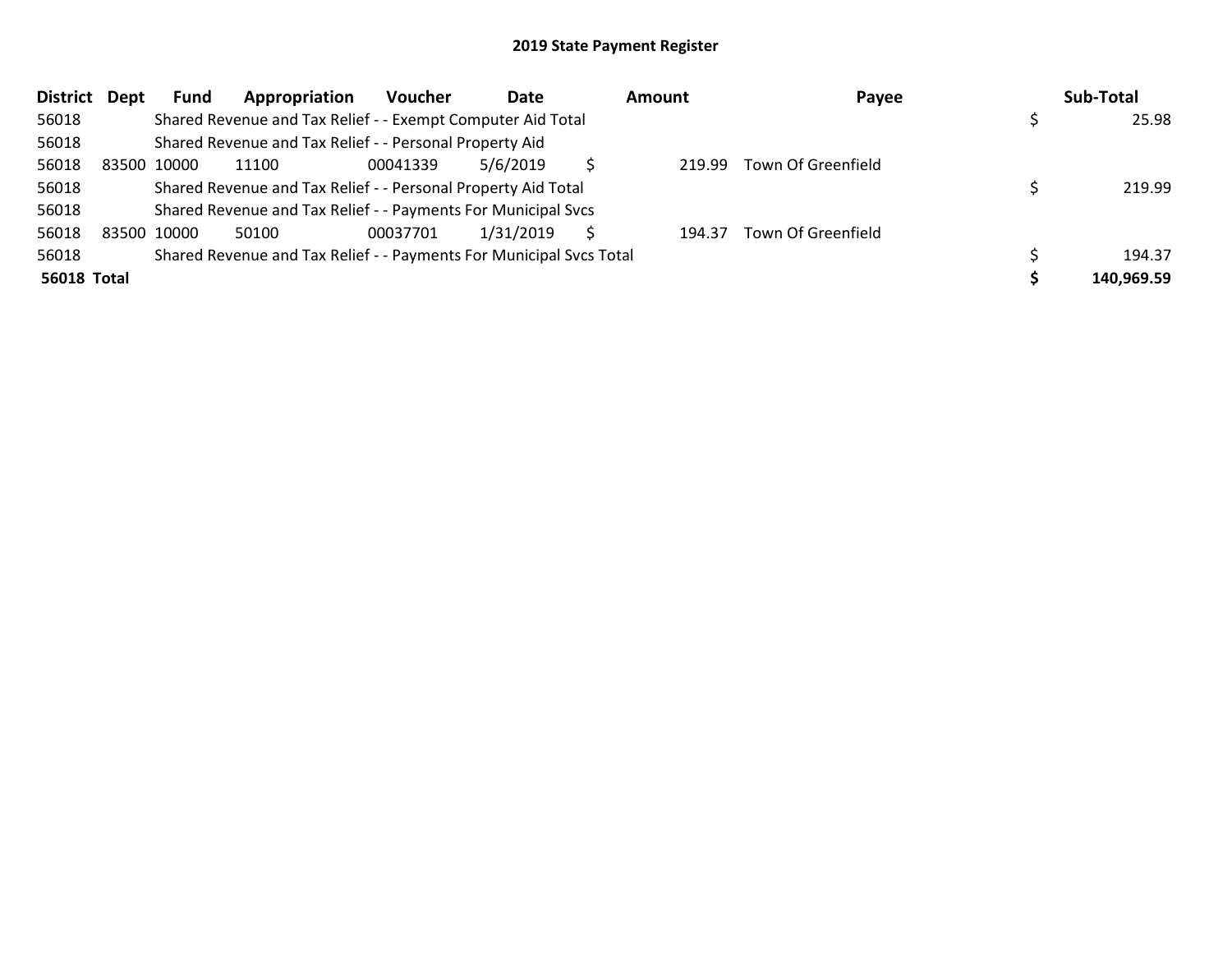# 2019 State Payment Register

| District | Dept | Fund | Appropriation | Voucher | Date | Amount | Payee | Sub-Total |
|---|---|---|---|---|---|---|---|---|
| 56018 | | Shared Revenue and Tax Relief - - Exempt Computer Aid Total | | | | | | $ 25.98 |
| 56018 | | Shared Revenue and Tax Relief - - Personal Property Aid | | | | | | |
| 56018 | 83500 | 10000 | 11100 | 00041339 | 5/6/2019 | $ 219.99 | Town Of Greenfield | |
| 56018 | | Shared Revenue and Tax Relief - - Personal Property Aid Total | | | | | | $ 219.99 |
| 56018 | | Shared Revenue and Tax Relief - - Payments For Municipal Svcs | | | | | | |
| 56018 | 83500 | 10000 | 50100 | 00037701 | 1/31/2019 | $ 194.37 | Town Of Greenfield | |
| 56018 | | Shared Revenue and Tax Relief - - Payments For Municipal Svcs Total | | | | | | $ 194.37 |
| **56018 Total** | | | | | | | | **$ 140,969.59** |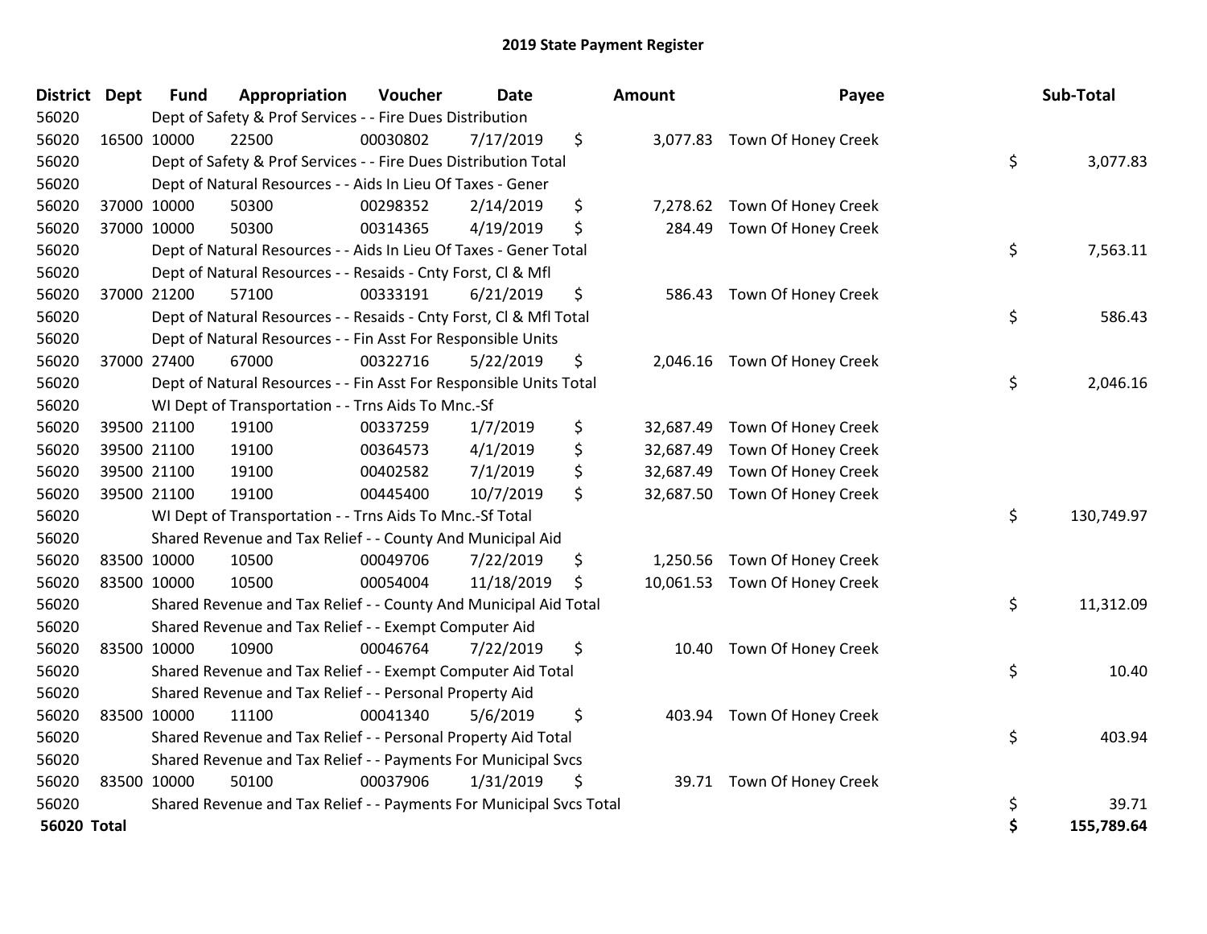# 2019 State Payment Register

| District | Dept | Fund | Appropriation | Voucher | Date | Amount | Payee | Sub-Total |
|---|---|---|---|---|---|---|---|---|
| 56020 | | Dept of Safety & Prof Services - - Fire Dues Distribution | | | | | | |
| 56020 | 16500 | 10000 | 22500 | 00030802 | 7/17/2019 | $ 3,077.83 | Town Of Honey Creek | |
| 56020 | | Dept of Safety & Prof Services - - Fire Dues Distribution Total | | | | | | $ 3,077.83 |
| 56020 | | Dept of Natural Resources - - Aids In Lieu Of Taxes - Gener | | | | | | |
| 56020 | 37000 | 10000 | 50300 | 00298352 | 2/14/2019 | $ 7,278.62 | Town Of Honey Creek | |
| 56020 | 37000 | 10000 | 50300 | 00314365 | 4/19/2019 | $ 284.49 | Town Of Honey Creek | |
| 56020 | | Dept of Natural Resources - - Aids In Lieu Of Taxes - Gener Total | | | | | | $ 7,563.11 |
| 56020 | | Dept of Natural Resources - - Resaids - Cnty Forst, Cl & Mfl | | | | | | |
| 56020 | 37000 | 21200 | 57100 | 00333191 | 6/21/2019 | $ 586.43 | Town Of Honey Creek | |
| 56020 | | Dept of Natural Resources - - Resaids - Cnty Forst, Cl & Mfl Total | | | | | | $ 586.43 |
| 56020 | | Dept of Natural Resources - - Fin Asst For Responsible Units | | | | | | |
| 56020 | 37000 | 27400 | 67000 | 00322716 | 5/22/2019 | $ 2,046.16 | Town Of Honey Creek | |
| 56020 | | Dept of Natural Resources - - Fin Asst For Responsible Units Total | | | | | | $ 2,046.16 |
| 56020 | | WI Dept of Transportation - - Trns Aids To Mnc.-Sf | | | | | | |
| 56020 | 39500 | 21100 | 19100 | 00337259 | 1/7/2019 | $ 32,687.49 | Town Of Honey Creek | |
| 56020 | 39500 | 21100 | 19100 | 00364573 | 4/1/2019 | $ 32,687.49 | Town Of Honey Creek | |
| 56020 | 39500 | 21100 | 19100 | 00402582 | 7/1/2019 | $ 32,687.49 | Town Of Honey Creek | |
| 56020 | 39500 | 21100 | 19100 | 00445400 | 10/7/2019 | $ 32,687.50 | Town Of Honey Creek | |
| 56020 | | WI Dept of Transportation - - Trns Aids To Mnc.-Sf Total | | | | | | $ 130,749.97 |
| 56020 | | Shared Revenue and Tax Relief - - County And Municipal Aid | | | | | | |
| 56020 | 83500 | 10000 | 10500 | 00049706 | 7/22/2019 | $ 1,250.56 | Town Of Honey Creek | |
| 56020 | 83500 | 10000 | 10500 | 00054004 | 11/18/2019 | $ 10,061.53 | Town Of Honey Creek | |
| 56020 | | Shared Revenue and Tax Relief - - County And Municipal Aid Total | | | | | | $ 11,312.09 |
| 56020 | | Shared Revenue and Tax Relief - - Exempt Computer Aid | | | | | | |
| 56020 | 83500 | 10000 | 10900 | 00046764 | 7/22/2019 | $ 10.40 | Town Of Honey Creek | |
| 56020 | | Shared Revenue and Tax Relief - - Exempt Computer Aid Total | | | | | | $ 10.40 |
| 56020 | | Shared Revenue and Tax Relief - - Personal Property Aid | | | | | | |
| 56020 | 83500 | 10000 | 11100 | 00041340 | 5/6/2019 | $ 403.94 | Town Of Honey Creek | |
| 56020 | | Shared Revenue and Tax Relief - - Personal Property Aid Total | | | | | | $ 403.94 |
| 56020 | | Shared Revenue and Tax Relief - - Payments For Municipal Svcs | | | | | | |
| 56020 | 83500 | 10000 | 50100 | 00037906 | 1/31/2019 | $ 39.71 | Town Of Honey Creek | |
| 56020 | | Shared Revenue and Tax Relief - - Payments For Municipal Svcs Total | | | | | | $ 39.71 |
| **56020 Total** | | | | | | | | **$ 155,789.64** |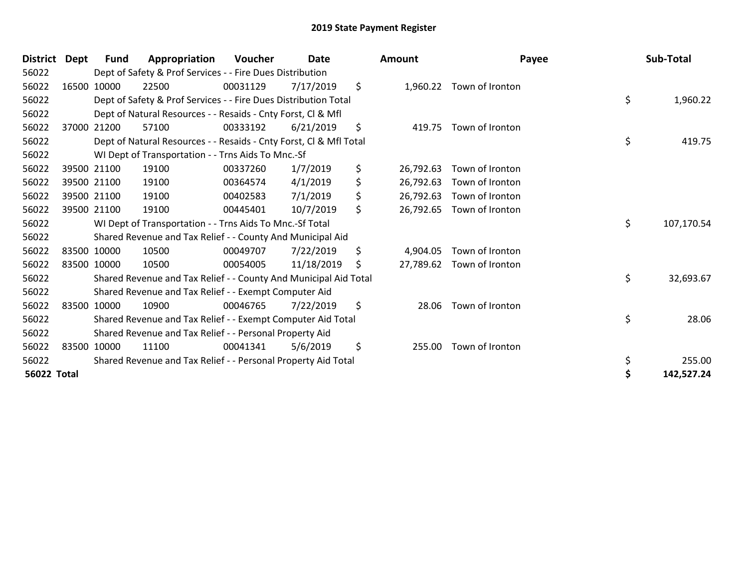# 2019 State Payment Register

| District | Dept | Fund | Appropriation | Voucher | Date | Amount | Payee | Sub-Total |
|---|---|---|---|---|---|---|---|---|
| 56022 | | Dept of Safety & Prof Services - - Fire Dues Distribution | | | | | | |
| 56022 | 16500 | 10000 | 22500 | 00031129 | 7/17/2019 | $ 1,960.22 | Town of Ironton | |
| 56022 | | Dept of Safety & Prof Services - - Fire Dues Distribution Total | | | | | | $ 1,960.22 |
| 56022 | | Dept of Natural Resources - - Resaids - Cnty Forst, Cl & Mfl | | | | | | |
| 56022 | 37000 | 21200 | 57100 | 00333192 | 6/21/2019 | $ 419.75 | Town of Ironton | |
| 56022 | | Dept of Natural Resources - - Resaids - Cnty Forst, Cl & Mfl Total | | | | | | $ 419.75 |
| 56022 | | WI Dept of Transportation - - Trns Aids To Mnc.-Sf | | | | | | |
| 56022 | 39500 | 21100 | 19100 | 00337260 | 1/7/2019 | $ 26,792.63 | Town of Ironton | |
| 56022 | 39500 | 21100 | 19100 | 00364574 | 4/1/2019 | $ 26,792.63 | Town of Ironton | |
| 56022 | 39500 | 21100 | 19100 | 00402583 | 7/1/2019 | $ 26,792.63 | Town of Ironton | |
| 56022 | 39500 | 21100 | 19100 | 00445401 | 10/7/2019 | $ 26,792.65 | Town of Ironton | |
| 56022 | | WI Dept of Transportation - - Trns Aids To Mnc.-Sf Total | | | | | | $ 107,170.54 |
| 56022 | | Shared Revenue and Tax Relief - - County And Municipal Aid | | | | | | |
| 56022 | 83500 | 10000 | 10500 | 00049707 | 7/22/2019 | $ 4,904.05 | Town of Ironton | |
| 56022 | 83500 | 10000 | 10500 | 00054005 | 11/18/2019 | $ 27,789.62 | Town of Ironton | |
| 56022 | | Shared Revenue and Tax Relief - - County And Municipal Aid Total | | | | | | $ 32,693.67 |
| 56022 | | Shared Revenue and Tax Relief - - Exempt Computer Aid | | | | | | |
| 56022 | 83500 | 10000 | 10900 | 00046765 | 7/22/2019 | $ 28.06 | Town of Ironton | |
| 56022 | | Shared Revenue and Tax Relief - - Exempt Computer Aid Total | | | | | | $ 28.06 |
| 56022 | | Shared Revenue and Tax Relief - - Personal Property Aid | | | | | | |
| 56022 | 83500 | 10000 | 11100 | 00041341 | 5/6/2019 | $ 255.00 | Town of Ironton | |
| 56022 | | Shared Revenue and Tax Relief - - Personal Property Aid Total | | | | | | $ 255.00 |
| **56022 Total** | | | | | | | | **$ 142,527.24** |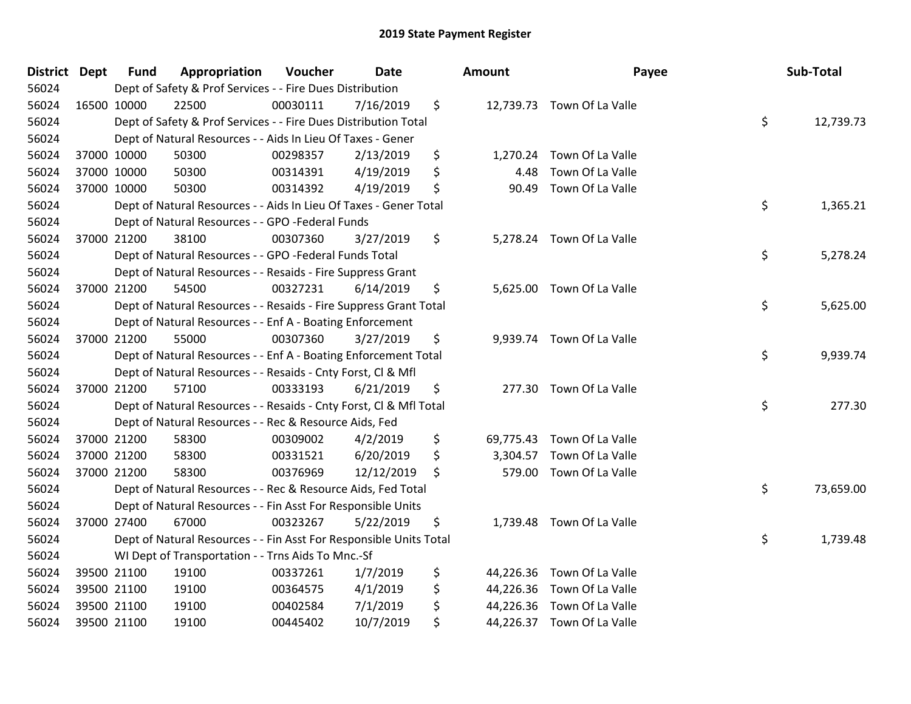# 2019 State Payment Register

| District | Dept | Fund | Appropriation | Voucher | Date | Amount | Payee | Sub-Total |
|---|---|---|---|---|---|---|---|---|
| 56024 | | Dept of Safety & Prof Services - - Fire Dues Distribution | | | | | | |
| 56024 | 16500 | 10000 | 22500 | 00030111 | 7/16/2019 | $ 12,739.73 | Town Of La Valle | |
| 56024 | | Dept of Safety & Prof Services - - Fire Dues Distribution Total | | | | | | $ 12,739.73 |
| 56024 | | Dept of Natural Resources - - Aids In Lieu Of Taxes - Gener | | | | | | |
| 56024 | 37000 | 10000 | 50300 | 00298357 | 2/13/2019 | $ 1,270.24 | Town Of La Valle | |
| 56024 | 37000 | 10000 | 50300 | 00314391 | 4/19/2019 | $ 4.48 | Town Of La Valle | |
| 56024 | 37000 | 10000 | 50300 | 00314392 | 4/19/2019 | $ 90.49 | Town Of La Valle | |
| 56024 | | Dept of Natural Resources - - Aids In Lieu Of Taxes - Gener Total | | | | | | $ 1,365.21 |
| 56024 | | Dept of Natural Resources - - GPO -Federal Funds | | | | | | |
| 56024 | 37000 | 21200 | 38100 | 00307360 | 3/27/2019 | $ 5,278.24 | Town Of La Valle | |
| 56024 | | Dept of Natural Resources - - GPO -Federal Funds Total | | | | | | $ 5,278.24 |
| 56024 | | Dept of Natural Resources - - Resaids - Fire Suppress Grant | | | | | | |
| 56024 | 37000 | 21200 | 54500 | 00327231 | 6/14/2019 | $ 5,625.00 | Town Of La Valle | |
| 56024 | | Dept of Natural Resources - - Resaids - Fire Suppress Grant Total | | | | | | $ 5,625.00 |
| 56024 | | Dept of Natural Resources - - Enf A - Boating Enforcement | | | | | | |
| 56024 | 37000 | 21200 | 55000 | 00307360 | 3/27/2019 | $ 9,939.74 | Town Of La Valle | |
| 56024 | | Dept of Natural Resources - - Enf A - Boating Enforcement Total | | | | | | $ 9,939.74 |
| 56024 | | Dept of Natural Resources - - Resaids - Cnty Forst, Cl & Mfl | | | | | | |
| 56024 | 37000 | 21200 | 57100 | 00333193 | 6/21/2019 | $ 277.30 | Town Of La Valle | |
| 56024 | | Dept of Natural Resources - - Resaids - Cnty Forst, Cl & Mfl Total | | | | | | $ 277.30 |
| 56024 | | Dept of Natural Resources - - Rec & Resource Aids, Fed | | | | | | |
| 56024 | 37000 | 21200 | 58300 | 00309002 | 4/2/2019 | $ 69,775.43 | Town Of La Valle | |
| 56024 | 37000 | 21200 | 58300 | 00331521 | 6/20/2019 | $ 3,304.57 | Town Of La Valle | |
| 56024 | 37000 | 21200 | 58300 | 00376969 | 12/12/2019 | $ 579.00 | Town Of La Valle | |
| 56024 | | Dept of Natural Resources - - Rec & Resource Aids, Fed Total | | | | | | $ 73,659.00 |
| 56024 | | Dept of Natural Resources - - Fin Asst For Responsible Units | | | | | | |
| 56024 | 37000 | 27400 | 67000 | 00323267 | 5/22/2019 | $ 1,739.48 | Town Of La Valle | |
| 56024 | | Dept of Natural Resources - - Fin Asst For Responsible Units Total | | | | | | $ 1,739.48 |
| 56024 | | WI Dept of Transportation - - Trns Aids To Mnc.-Sf | | | | | | |
| 56024 | 39500 | 21100 | 19100 | 00337261 | 1/7/2019 | $ 44,226.36 | Town Of La Valle | |
| 56024 | 39500 | 21100 | 19100 | 00364575 | 4/1/2019 | $ 44,226.36 | Town Of La Valle | |
| 56024 | 39500 | 21100 | 19100 | 00402584 | 7/1/2019 | $ 44,226.36 | Town Of La Valle | |
| 56024 | 39500 | 21100 | 19100 | 00445402 | 10/7/2019 | $ 44,226.37 | Town Of La Valle | |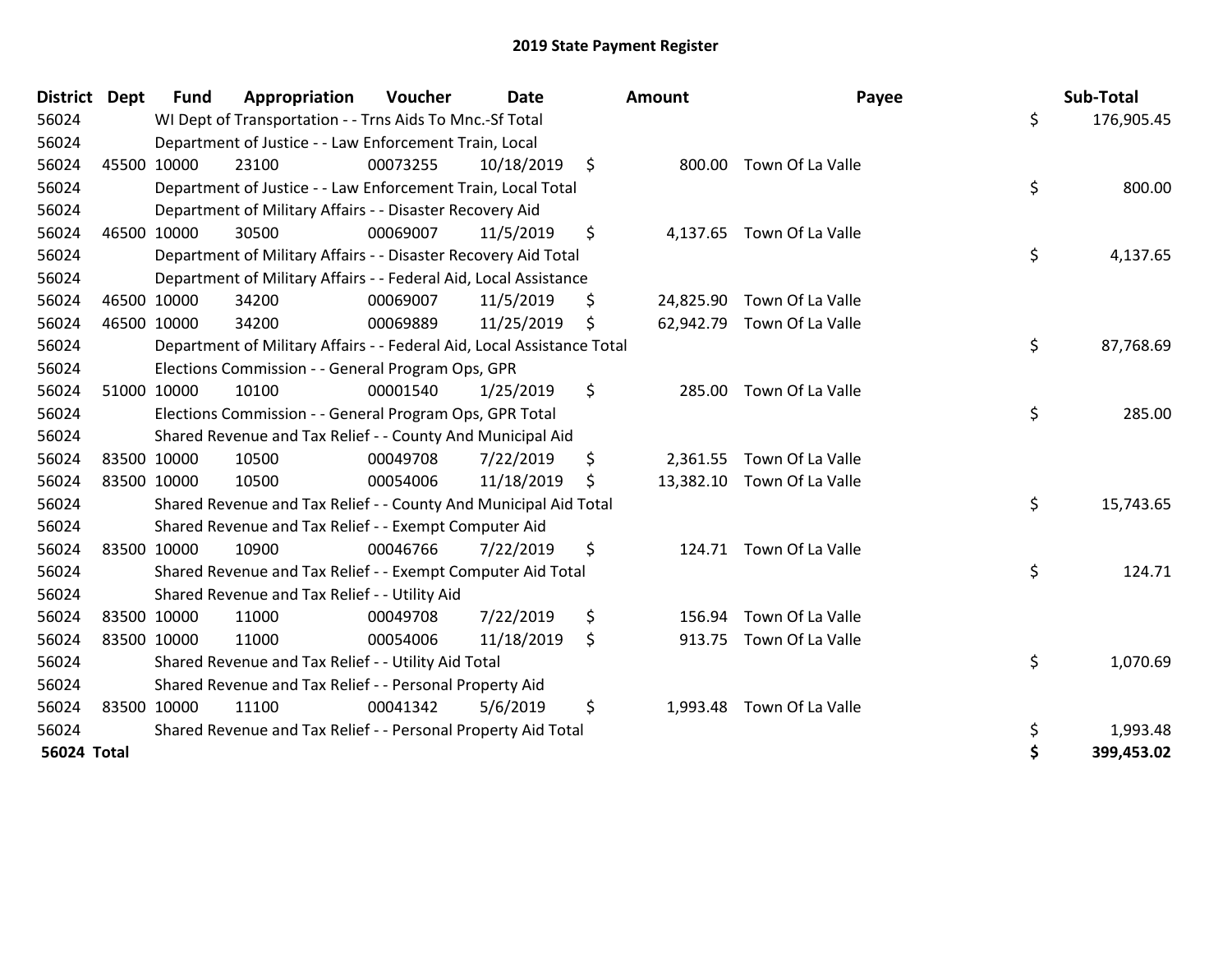# 2019 State Payment Register

| District | Dept | Fund | Appropriation | Voucher | Date | Amount | Payee | Sub-Total |
|---|---|---|---|---|---|---|---|---|
| 56024 | | WI Dept of Transportation - - Trns Aids To Mnc.-Sf Total | | | | | | $ 176,905.45 |
| 56024 | | Department of Justice - - Law Enforcement Train, Local | | | | | | |
| 56024 | 45500 | 10000 | 23100 | 00073255 | 10/18/2019 | $ 800.00 | Town Of La Valle | |
| 56024 | | Department of Justice - - Law Enforcement Train, Local Total | | | | | | $ 800.00 |
| 56024 | | Department of Military Affairs - - Disaster Recovery Aid | | | | | | |
| 56024 | 46500 | 10000 | 30500 | 00069007 | 11/5/2019 | $ 4,137.65 | Town Of La Valle | |
| 56024 | | Department of Military Affairs - - Disaster Recovery Aid Total | | | | | | $ 4,137.65 |
| 56024 | | Department of Military Affairs - - Federal Aid, Local Assistance | | | | | | |
| 56024 | 46500 | 10000 | 34200 | 00069007 | 11/5/2019 | $ 24,825.90 | Town Of La Valle | |
| 56024 | 46500 | 10000 | 34200 | 00069889 | 11/25/2019 | $ 62,942.79 | Town Of La Valle | |
| 56024 | | Department of Military Affairs - - Federal Aid, Local Assistance Total | | | | | | $ 87,768.69 |
| 56024 | | Elections Commission - - General Program Ops, GPR | | | | | | |
| 56024 | 51000 | 10000 | 10100 | 00001540 | 1/25/2019 | $ 285.00 | Town Of La Valle | |
| 56024 | | Elections Commission - - General Program Ops, GPR Total | | | | | | $ 285.00 |
| 56024 | | Shared Revenue and Tax Relief - - County And Municipal Aid | | | | | | |
| 56024 | 83500 | 10000 | 10500 | 00049708 | 7/22/2019 | $ 2,361.55 | Town Of La Valle | |
| 56024 | 83500 | 10000 | 10500 | 00054006 | 11/18/2019 | $ 13,382.10 | Town Of La Valle | |
| 56024 | | Shared Revenue and Tax Relief - - County And Municipal Aid Total | | | | | | $ 15,743.65 |
| 56024 | | Shared Revenue and Tax Relief - - Exempt Computer Aid | | | | | | |
| 56024 | 83500 | 10000 | 10900 | 00046766 | 7/22/2019 | $ 124.71 | Town Of La Valle | |
| 56024 | | Shared Revenue and Tax Relief - - Exempt Computer Aid Total | | | | | | $ 124.71 |
| 56024 | | Shared Revenue and Tax Relief - - Utility Aid | | | | | | |
| 56024 | 83500 | 10000 | 11000 | 00049708 | 7/22/2019 | $ 156.94 | Town Of La Valle | |
| 56024 | 83500 | 10000 | 11000 | 00054006 | 11/18/2019 | $ 913.75 | Town Of La Valle | |
| 56024 | | Shared Revenue and Tax Relief - - Utility Aid Total | | | | | | $ 1,070.69 |
| 56024 | | Shared Revenue and Tax Relief - - Personal Property Aid | | | | | | |
| 56024 | 83500 | 10000 | 11100 | 00041342 | 5/6/2019 | $ 1,993.48 | Town Of La Valle | |
| 56024 | | Shared Revenue and Tax Relief - - Personal Property Aid Total | | | | | | $ 1,993.48 |
| **56024 Total** | | | | | | | | **$ 399,453.02** |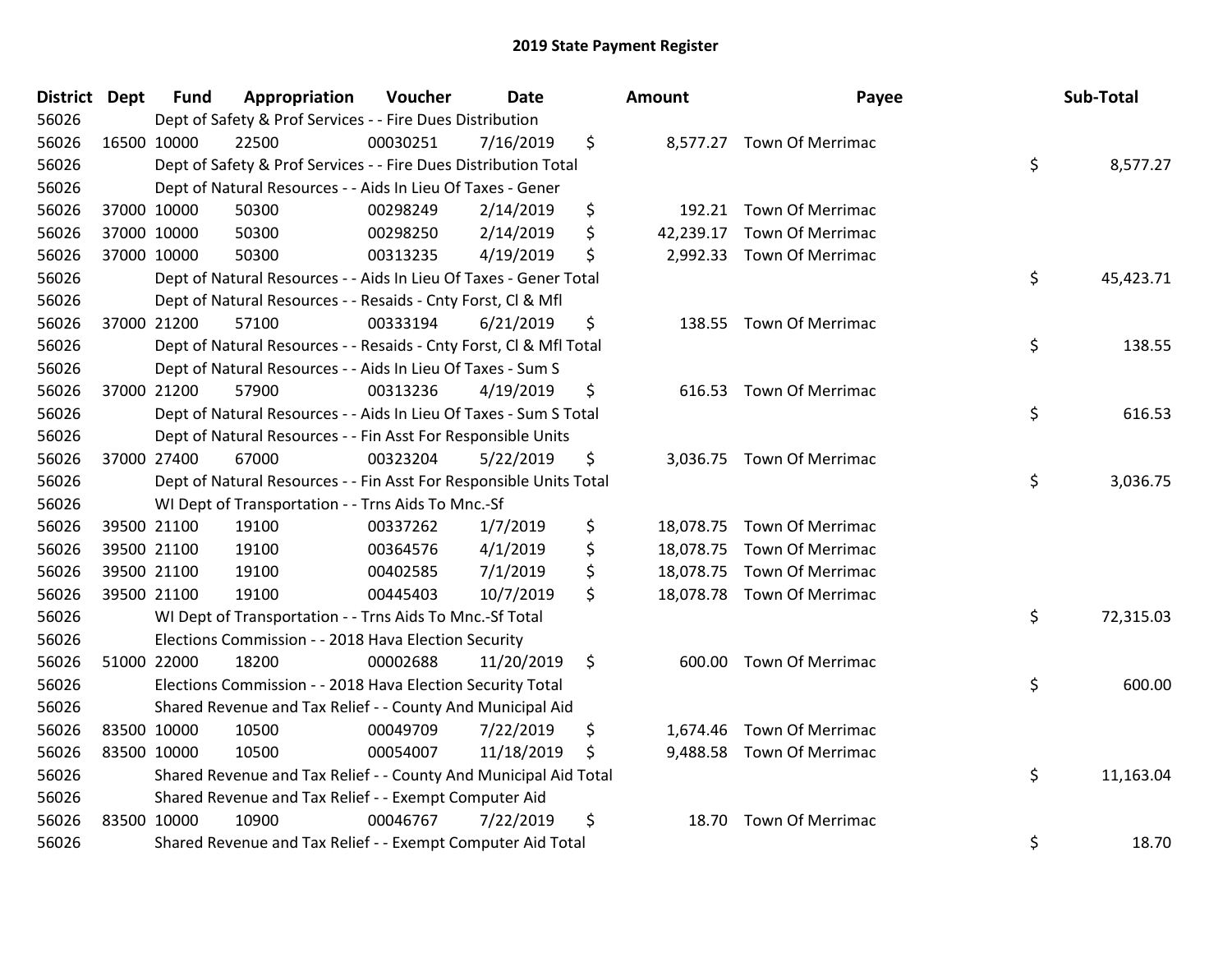# 2019 State Payment Register

| District | Dept | Fund | Appropriation | Voucher | Date | Amount | Payee | Sub-Total |
|---|---|---|---|---|---|---|---|---|
| 56026 | Dept of Safety & Prof Services - - Fire Dues Distribution | | | | | | | |
| 56026 | 16500 | 10000 | 22500 | 00030251 | 7/16/2019 | $ 8,577.27 | Town Of Merrimac | |
| 56026 | Dept of Safety & Prof Services - - Fire Dues Distribution Total | | | | | | | $ 8,577.27 |
| 56026 | Dept of Natural Resources - - Aids In Lieu Of Taxes - Gener | | | | | | | |
| 56026 | 37000 | 10000 | 50300 | 00298249 | 2/14/2019 | $ 192.21 | Town Of Merrimac | |
| 56026 | 37000 | 10000 | 50300 | 00298250 | 2/14/2019 | $ 42,239.17 | Town Of Merrimac | |
| 56026 | 37000 | 10000 | 50300 | 00313235 | 4/19/2019 | $ 2,992.33 | Town Of Merrimac | |
| 56026 | Dept of Natural Resources - - Aids In Lieu Of Taxes - Gener Total | | | | | | | $ 45,423.71 |
| 56026 | Dept of Natural Resources - - Resaids - Cnty Forst, Cl & Mfl | | | | | | | |
| 56026 | 37000 | 21200 | 57100 | 00333194 | 6/21/2019 | $ 138.55 | Town Of Merrimac | |
| 56026 | Dept of Natural Resources - - Resaids - Cnty Forst, Cl & Mfl Total | | | | | | | $ 138.55 |
| 56026 | Dept of Natural Resources - - Aids In Lieu Of Taxes - Sum S | | | | | | | |
| 56026 | 37000 | 21200 | 57900 | 00313236 | 4/19/2019 | $ 616.53 | Town Of Merrimac | |
| 56026 | Dept of Natural Resources - - Aids In Lieu Of Taxes - Sum S Total | | | | | | | $ 616.53 |
| 56026 | Dept of Natural Resources - - Fin Asst For Responsible Units | | | | | | | |
| 56026 | 37000 | 27400 | 67000 | 00323204 | 5/22/2019 | $ 3,036.75 | Town Of Merrimac | |
| 56026 | Dept of Natural Resources - - Fin Asst For Responsible Units Total | | | | | | | $ 3,036.75 |
| 56026 | WI Dept of Transportation - - Trns Aids To Mnc.-Sf | | | | | | | |
| 56026 | 39500 | 21100 | 19100 | 00337262 | 1/7/2019 | $ 18,078.75 | Town Of Merrimac | |
| 56026 | 39500 | 21100 | 19100 | 00364576 | 4/1/2019 | $ 18,078.75 | Town Of Merrimac | |
| 56026 | 39500 | 21100 | 19100 | 00402585 | 7/1/2019 | $ 18,078.75 | Town Of Merrimac | |
| 56026 | 39500 | 21100 | 19100 | 00445403 | 10/7/2019 | $ 18,078.78 | Town Of Merrimac | |
| 56026 | WI Dept of Transportation - - Trns Aids To Mnc.-Sf Total | | | | | | | $ 72,315.03 |
| 56026 | Elections Commission - - 2018 Hava Election Security | | | | | | | |
| 56026 | 51000 | 22000 | 18200 | 00002688 | 11/20/2019 | $ 600.00 | Town Of Merrimac | |
| 56026 | Elections Commission - - 2018 Hava Election Security Total | | | | | | | $ 600.00 |
| 56026 | Shared Revenue and Tax Relief - - County And Municipal Aid | | | | | | | |
| 56026 | 83500 | 10000 | 10500 | 00049709 | 7/22/2019 | $ 1,674.46 | Town Of Merrimac | |
| 56026 | 83500 | 10000 | 10500 | 00054007 | 11/18/2019 | $ 9,488.58 | Town Of Merrimac | |
| 56026 | Shared Revenue and Tax Relief - - County And Municipal Aid Total | | | | | | | $ 11,163.04 |
| 56026 | Shared Revenue and Tax Relief - - Exempt Computer Aid | | | | | | | |
| 56026 | 83500 | 10000 | 10900 | 00046767 | 7/22/2019 | $ 18.70 | Town Of Merrimac | |
| 56026 | Shared Revenue and Tax Relief - - Exempt Computer Aid Total | | | | | | | $ 18.70 |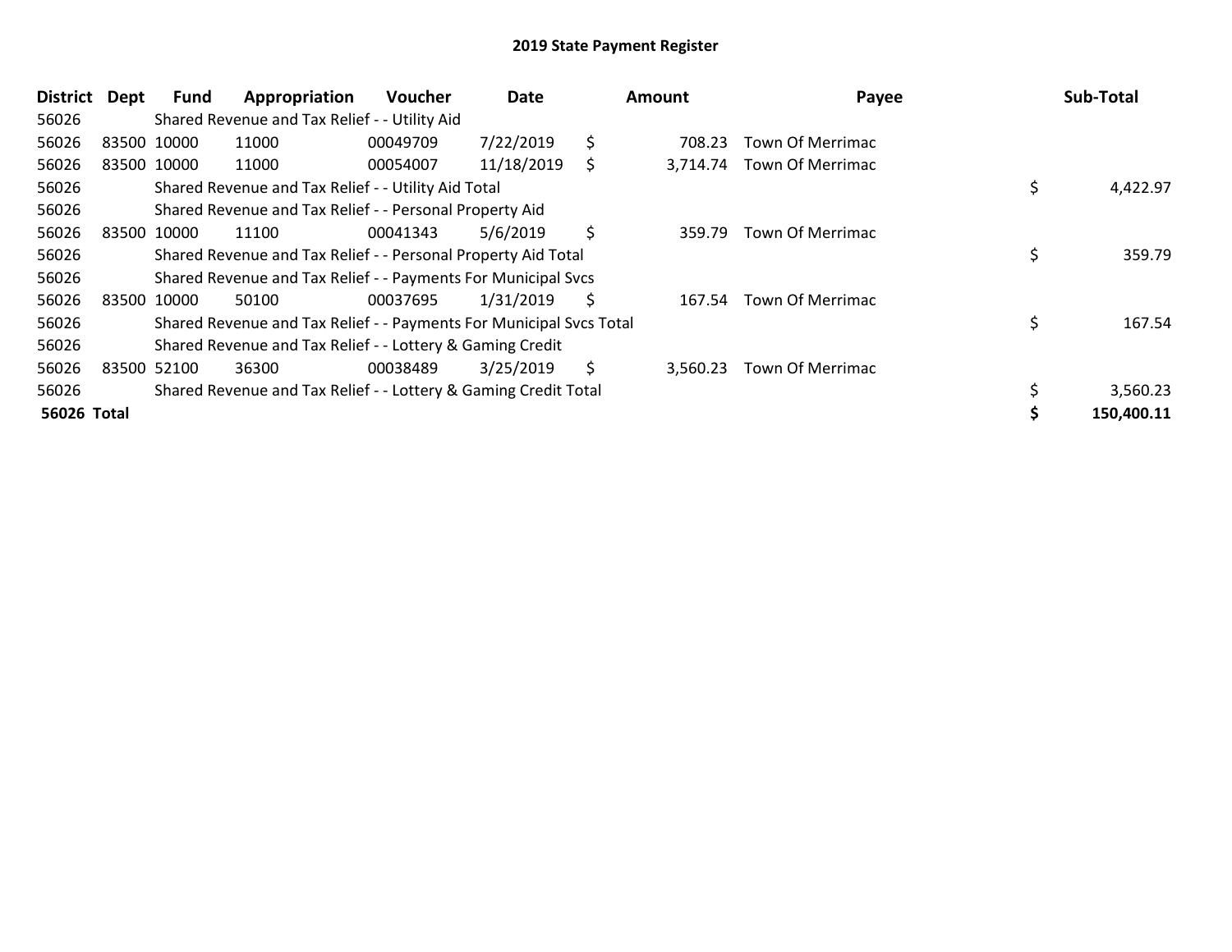## 2019 State Payment Register

| District | Dept | Fund | Appropriation | Voucher | Date | Amount | Payee | Sub-Total |
|---|---|---|---|---|---|---|---|---|
| 56026 | | Shared Revenue and Tax Relief - - Utility Aid | | | | | | |
| 56026 | 83500 | 10000 | 11000 | 00049709 | 7/22/2019 | $ 708.23 | Town Of Merrimac | |
| 56026 | 83500 | 10000 | 11000 | 00054007 | 11/18/2019 | $ 3,714.74 | Town Of Merrimac | |
| 56026 | | Shared Revenue and Tax Relief - - Utility Aid Total | | | | | | $ 4,422.97 |
| 56026 | | Shared Revenue and Tax Relief - - Personal Property Aid | | | | | | |
| 56026 | 83500 | 10000 | 11100 | 00041343 | 5/6/2019 | $ 359.79 | Town Of Merrimac | |
| 56026 | | Shared Revenue and Tax Relief - - Personal Property Aid Total | | | | | | $ 359.79 |
| 56026 | | Shared Revenue and Tax Relief - - Payments For Municipal Svcs | | | | | | |
| 56026 | 83500 | 10000 | 50100 | 00037695 | 1/31/2019 | $ 167.54 | Town Of Merrimac | |
| 56026 | | Shared Revenue and Tax Relief - - Payments For Municipal Svcs Total | | | | | | $ 167.54 |
| 56026 | | Shared Revenue and Tax Relief - - Lottery & Gaming Credit | | | | | | |
| 56026 | 83500 | 52100 | 36300 | 00038489 | 3/25/2019 | $ 3,560.23 | Town Of Merrimac | |
| 56026 | | Shared Revenue and Tax Relief - - Lottery & Gaming Credit Total | | | | | | $ 3,560.23 |
| **56026 Total** | | | | | | | | **$ 150,400.11** |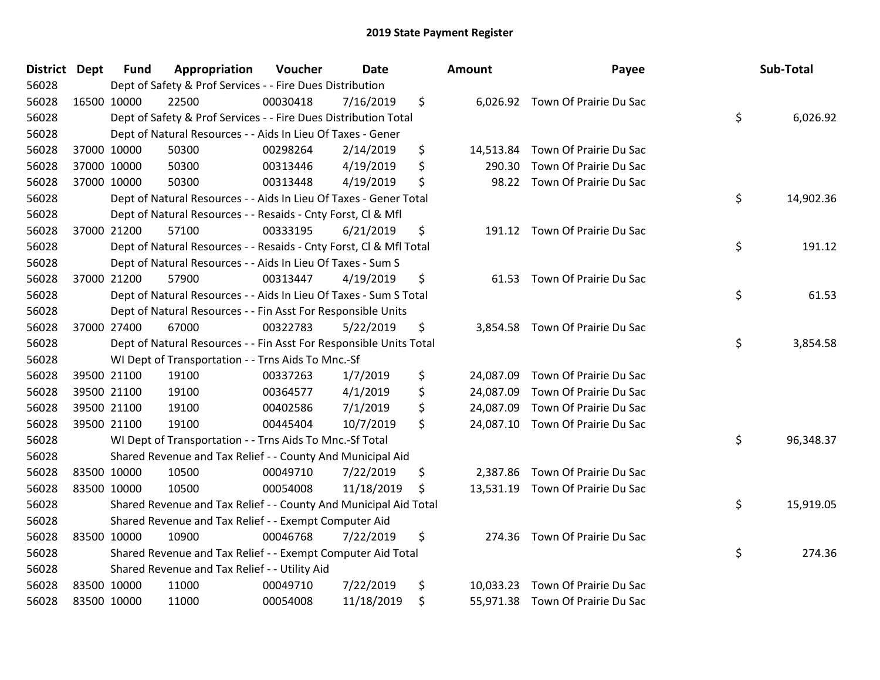# 2019 State Payment Register

| District | Dept | Fund | Appropriation | Voucher | Date | Amount | Payee | Sub-Total |
|---|---|---|---|---|---|---|---|---|
| 56028 | | Dept of Safety & Prof Services - - Fire Dues Distribution | | | | | | |
| 56028 | 16500 | 10000 | 22500 | 00030418 | 7/16/2019 | $ 6,026.92 | Town Of Prairie Du Sac | |
| 56028 | | Dept of Safety & Prof Services - - Fire Dues Distribution Total | | | | | | $ 6,026.92 |
| 56028 | | Dept of Natural Resources - - Aids In Lieu Of Taxes - Gener | | | | | | |
| 56028 | 37000 | 10000 | 50300 | 00298264 | 2/14/2019 | $ 14,513.84 | Town Of Prairie Du Sac | |
| 56028 | 37000 | 10000 | 50300 | 00313446 | 4/19/2019 | $ 290.30 | Town Of Prairie Du Sac | |
| 56028 | 37000 | 10000 | 50300 | 00313448 | 4/19/2019 | $ 98.22 | Town Of Prairie Du Sac | |
| 56028 | | Dept of Natural Resources - - Aids In Lieu Of Taxes - Gener Total | | | | | | $ 14,902.36 |
| 56028 | | Dept of Natural Resources - - Resaids - Cnty Forst, Cl & Mfl | | | | | | |
| 56028 | 37000 | 21200 | 57100 | 00333195 | 6/21/2019 | $ 191.12 | Town Of Prairie Du Sac | |
| 56028 | | Dept of Natural Resources - - Resaids - Cnty Forst, Cl & Mfl Total | | | | | | $ 191.12 |
| 56028 | | Dept of Natural Resources - - Aids In Lieu Of Taxes - Sum S | | | | | | |
| 56028 | 37000 | 21200 | 57900 | 00313447 | 4/19/2019 | $ 61.53 | Town Of Prairie Du Sac | |
| 56028 | | Dept of Natural Resources - - Aids In Lieu Of Taxes - Sum S Total | | | | | | $ 61.53 |
| 56028 | | Dept of Natural Resources - - Fin Asst For Responsible Units | | | | | | |
| 56028 | 37000 | 27400 | 67000 | 00322783 | 5/22/2019 | $ 3,854.58 | Town Of Prairie Du Sac | |
| 56028 | | Dept of Natural Resources - - Fin Asst For Responsible Units Total | | | | | | $ 3,854.58 |
| 56028 | | WI Dept of Transportation - - Trns Aids To Mnc.-Sf | | | | | | |
| 56028 | 39500 | 21100 | 19100 | 00337263 | 1/7/2019 | $ 24,087.09 | Town Of Prairie Du Sac | |
| 56028 | 39500 | 21100 | 19100 | 00364577 | 4/1/2019 | $ 24,087.09 | Town Of Prairie Du Sac | |
| 56028 | 39500 | 21100 | 19100 | 00402586 | 7/1/2019 | $ 24,087.09 | Town Of Prairie Du Sac | |
| 56028 | 39500 | 21100 | 19100 | 00445404 | 10/7/2019 | $ 24,087.10 | Town Of Prairie Du Sac | |
| 56028 | | WI Dept of Transportation - - Trns Aids To Mnc.-Sf Total | | | | | | $ 96,348.37 |
| 56028 | | Shared Revenue and Tax Relief - - County And Municipal Aid | | | | | | |
| 56028 | 83500 | 10000 | 10500 | 00049710 | 7/22/2019 | $ 2,387.86 | Town Of Prairie Du Sac | |
| 56028 | 83500 | 10000 | 10500 | 00054008 | 11/18/2019 | $ 13,531.19 | Town Of Prairie Du Sac | |
| 56028 | | Shared Revenue and Tax Relief - - County And Municipal Aid Total | | | | | | $ 15,919.05 |
| 56028 | | Shared Revenue and Tax Relief - - Exempt Computer Aid | | | | | | |
| 56028 | 83500 | 10000 | 10900 | 00046768 | 7/22/2019 | $ 274.36 | Town Of Prairie Du Sac | |
| 56028 | | Shared Revenue and Tax Relief - - Exempt Computer Aid Total | | | | | | $ 274.36 |
| 56028 | | Shared Revenue and Tax Relief - - Utility Aid | | | | | | |
| 56028 | 83500 | 10000 | 11000 | 00049710 | 7/22/2019 | $ 10,033.23 | Town Of Prairie Du Sac | |
| 56028 | 83500 | 10000 | 11000 | 00054008 | 11/18/2019 | $ 55,971.38 | Town Of Prairie Du Sac | |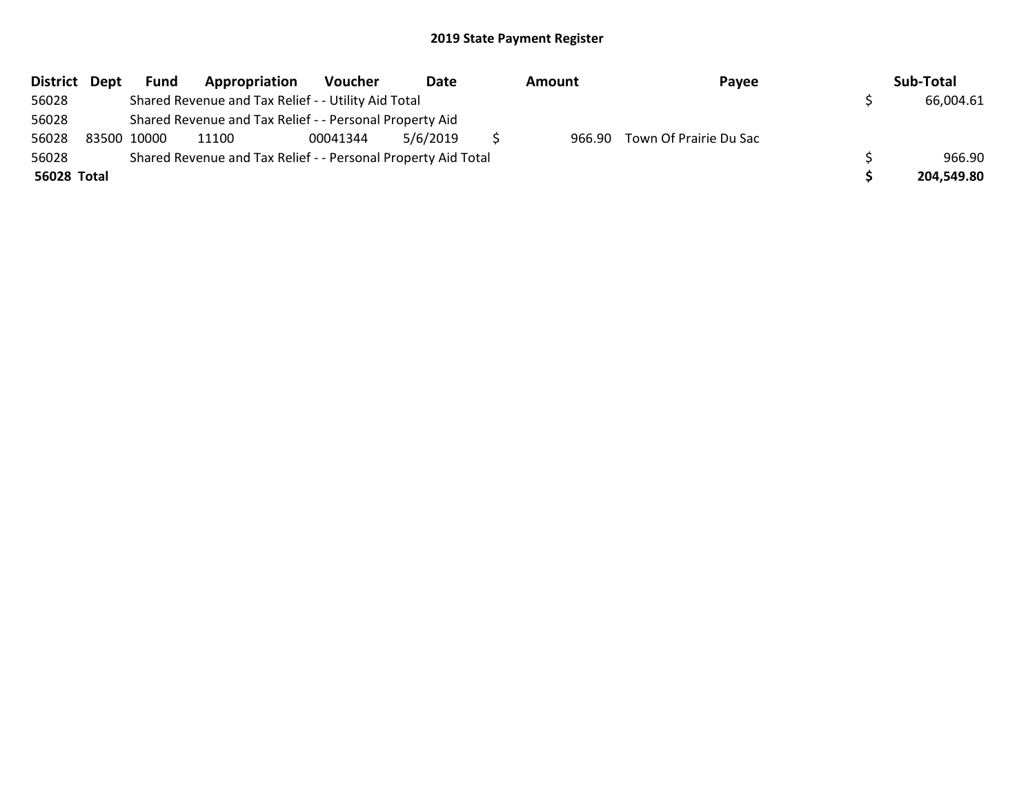# 2019 State Payment Register

| District | Dept | Fund | Appropriation | Voucher | Date | Amount | Payee | Sub-Total |
|---|---|---|---|---|---|---|---|---|
| 56028 | | Shared Revenue and Tax Relief - - Utility Aid Total | | | | | | $ 66,004.61 |
| 56028 | | Shared Revenue and Tax Relief - - Personal Property Aid | | | | | | |
| 56028 | 83500 | 10000 | 11100 | 00041344 | 5/6/2019 | $ 966.90 | Town Of Prairie Du Sac | |
| 56028 | | Shared Revenue and Tax Relief - - Personal Property Aid Total | | | | | | $ 966.90 |
| **56028 Total** | | | | | | | | **$ 204,549.80** |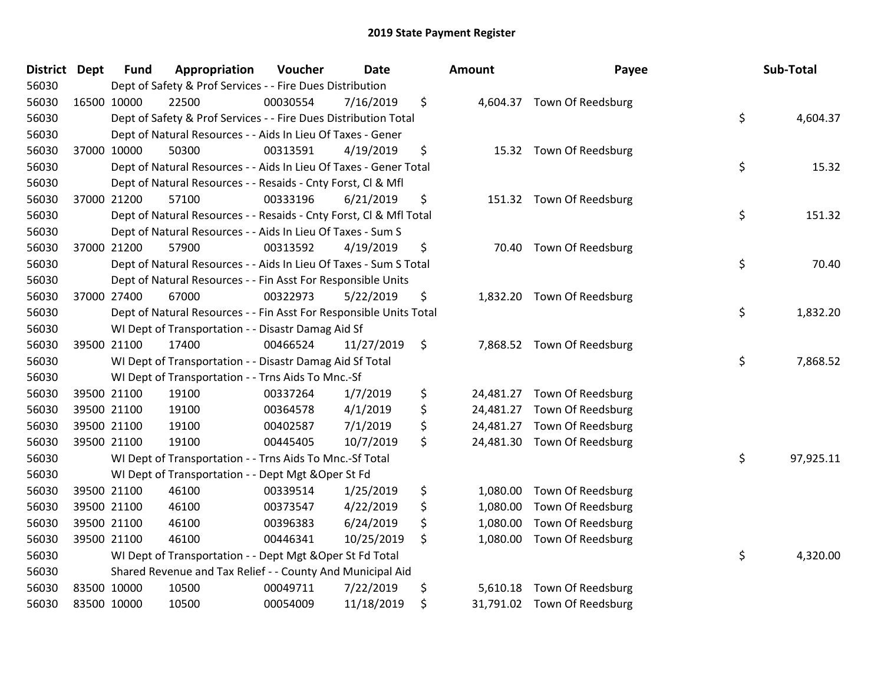# 2019 State Payment Register

| District | Dept | Fund | Appropriation | Voucher | Date | Amount | Payee | Sub-Total |
|---|---|---|---|---|---|---|---|---|
| 56030 | Dept of Safety & Prof Services - - Fire Dues Distribution | | | | | | | |
| 56030 | 16500 | 10000 | 22500 | 00030554 | 7/16/2019 | $ 4,604.37 | Town Of Reedsburg | |
| 56030 | Dept of Safety & Prof Services - - Fire Dues Distribution Total | | | | | | | $ 4,604.37 |
| 56030 | Dept of Natural Resources - - Aids In Lieu Of Taxes - Gener | | | | | | | |
| 56030 | 37000 | 10000 | 50300 | 00313591 | 4/19/2019 | $ 15.32 | Town Of Reedsburg | |
| 56030 | Dept of Natural Resources - - Aids In Lieu Of Taxes - Gener Total | | | | | | | $ 15.32 |
| 56030 | Dept of Natural Resources - - Resaids - Cnty Forst, Cl & Mfl | | | | | | | |
| 56030 | 37000 | 21200 | 57100 | 00333196 | 6/21/2019 | $ 151.32 | Town Of Reedsburg | |
| 56030 | Dept of Natural Resources - - Resaids - Cnty Forst, Cl & Mfl Total | | | | | | | $ 151.32 |
| 56030 | Dept of Natural Resources - - Aids In Lieu Of Taxes - Sum S | | | | | | | |
| 56030 | 37000 | 21200 | 57900 | 00313592 | 4/19/2019 | $ 70.40 | Town Of Reedsburg | |
| 56030 | Dept of Natural Resources - - Aids In Lieu Of Taxes - Sum S Total | | | | | | | $ 70.40 |
| 56030 | Dept of Natural Resources - - Fin Asst For Responsible Units | | | | | | | |
| 56030 | 37000 | 27400 | 67000 | 00322973 | 5/22/2019 | $ 1,832.20 | Town Of Reedsburg | |
| 56030 | Dept of Natural Resources - - Fin Asst For Responsible Units Total | | | | | | | $ 1,832.20 |
| 56030 | WI Dept of Transportation - - Disastr Damag Aid Sf | | | | | | | |
| 56030 | 39500 | 21100 | 17400 | 00466524 | 11/27/2019 | $ 7,868.52 | Town Of Reedsburg | |
| 56030 | WI Dept of Transportation - - Disastr Damag Aid Sf Total | | | | | | | $ 7,868.52 |
| 56030 | WI Dept of Transportation - - Trns Aids To Mnc.-Sf | | | | | | | |
| 56030 | 39500 | 21100 | 19100 | 00337264 | 1/7/2019 | $ 24,481.27 | Town Of Reedsburg | |
| 56030 | 39500 | 21100 | 19100 | 00364578 | 4/1/2019 | $ 24,481.27 | Town Of Reedsburg | |
| 56030 | 39500 | 21100 | 19100 | 00402587 | 7/1/2019 | $ 24,481.27 | Town Of Reedsburg | |
| 56030 | 39500 | 21100 | 19100 | 00445405 | 10/7/2019 | $ 24,481.30 | Town Of Reedsburg | |
| 56030 | WI Dept of Transportation - - Trns Aids To Mnc.-Sf Total | | | | | | | $ 97,925.11 |
| 56030 | WI Dept of Transportation - - Dept Mgt &Oper St Fd | | | | | | | |
| 56030 | 39500 | 21100 | 46100 | 00339514 | 1/25/2019 | $ 1,080.00 | Town Of Reedsburg | |
| 56030 | 39500 | 21100 | 46100 | 00373547 | 4/22/2019 | $ 1,080.00 | Town Of Reedsburg | |
| 56030 | 39500 | 21100 | 46100 | 00396383 | 6/24/2019 | $ 1,080.00 | Town Of Reedsburg | |
| 56030 | 39500 | 21100 | 46100 | 00446341 | 10/25/2019 | $ 1,080.00 | Town Of Reedsburg | |
| 56030 | WI Dept of Transportation - - Dept Mgt &Oper St Fd Total | | | | | | | $ 4,320.00 |
| 56030 | Shared Revenue and Tax Relief - - County And Municipal Aid | | | | | | | |
| 56030 | 83500 | 10000 | 10500 | 00049711 | 7/22/2019 | $ 5,610.18 | Town Of Reedsburg | |
| 56030 | 83500 | 10000 | 10500 | 00054009 | 11/18/2019 | $ 31,791.02 | Town Of Reedsburg | |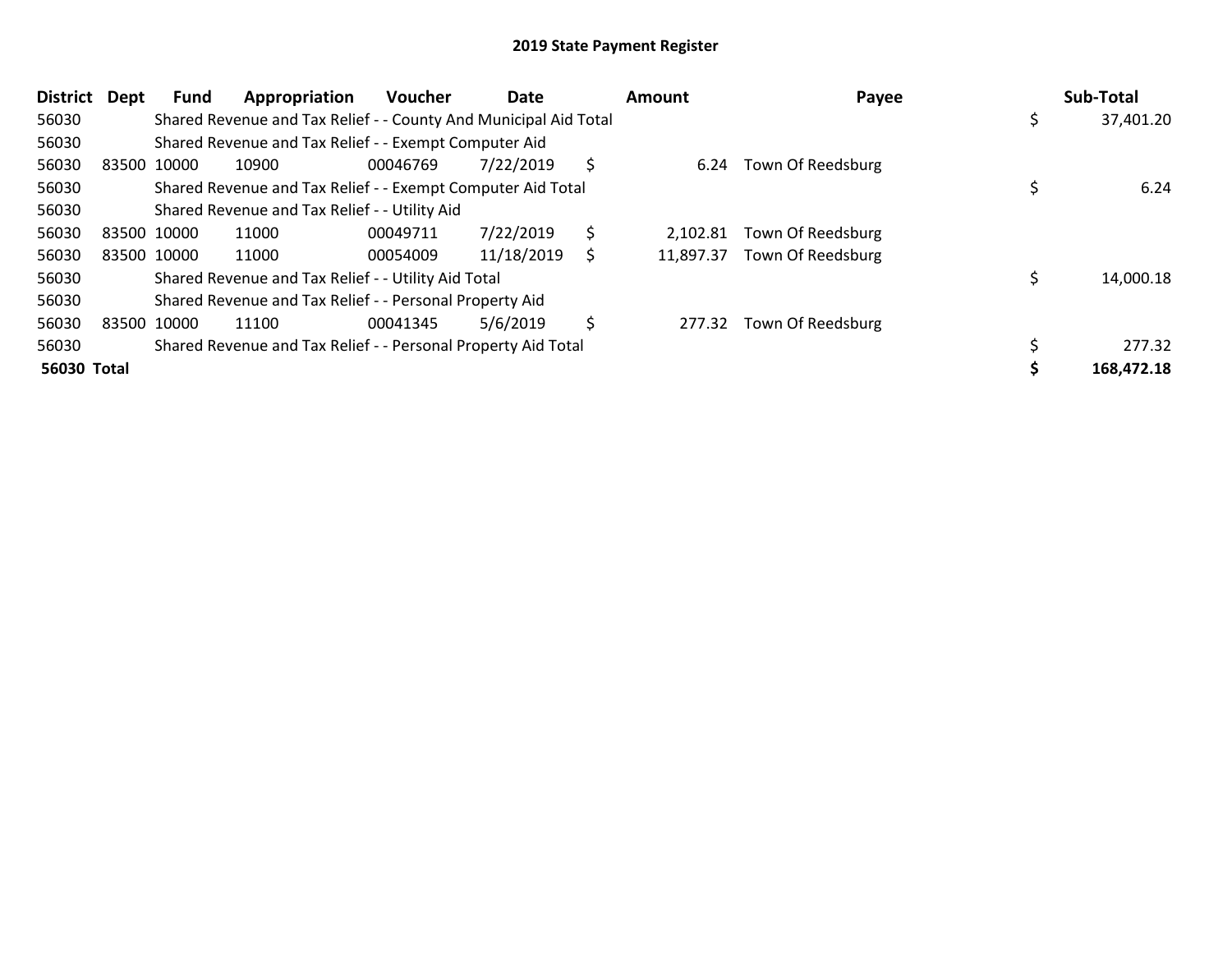# 2019 State Payment Register

| District | Dept | Fund | Appropriation | Voucher | Date | Amount | Payee | Sub-Total |
|---|---|---|---|---|---|---|---|---|
| 56030 | | Shared Revenue and Tax Relief - - County And Municipal Aid Total | | | | | | $ 37,401.20 |
| 56030 | | Shared Revenue and Tax Relief - - Exempt Computer Aid | | | | | | |
| 56030 | 83500 | 10000 | 10900 | 00046769 | 7/22/2019 | $ 6.24 | Town Of Reedsburg | |
| 56030 | | Shared Revenue and Tax Relief - - Exempt Computer Aid Total | | | | | | $ 6.24 |
| 56030 | | Shared Revenue and Tax Relief - - Utility Aid | | | | | | |
| 56030 | 83500 | 10000 | 11000 | 00049711 | 7/22/2019 | $ 2,102.81 | Town Of Reedsburg | |
| 56030 | 83500 | 10000 | 11000 | 00054009 | 11/18/2019 | $ 11,897.37 | Town Of Reedsburg | |
| 56030 | | Shared Revenue and Tax Relief - - Utility Aid Total | | | | | | $ 14,000.18 |
| 56030 | | Shared Revenue and Tax Relief - - Personal Property Aid | | | | | | |
| 56030 | 83500 | 10000 | 11100 | 00041345 | 5/6/2019 | $ 277.32 | Town Of Reedsburg | |
| 56030 | | Shared Revenue and Tax Relief - - Personal Property Aid Total | | | | | | $ 277.32 |
| **56030 Total** | | | | | | | | **$ 168,472.18** |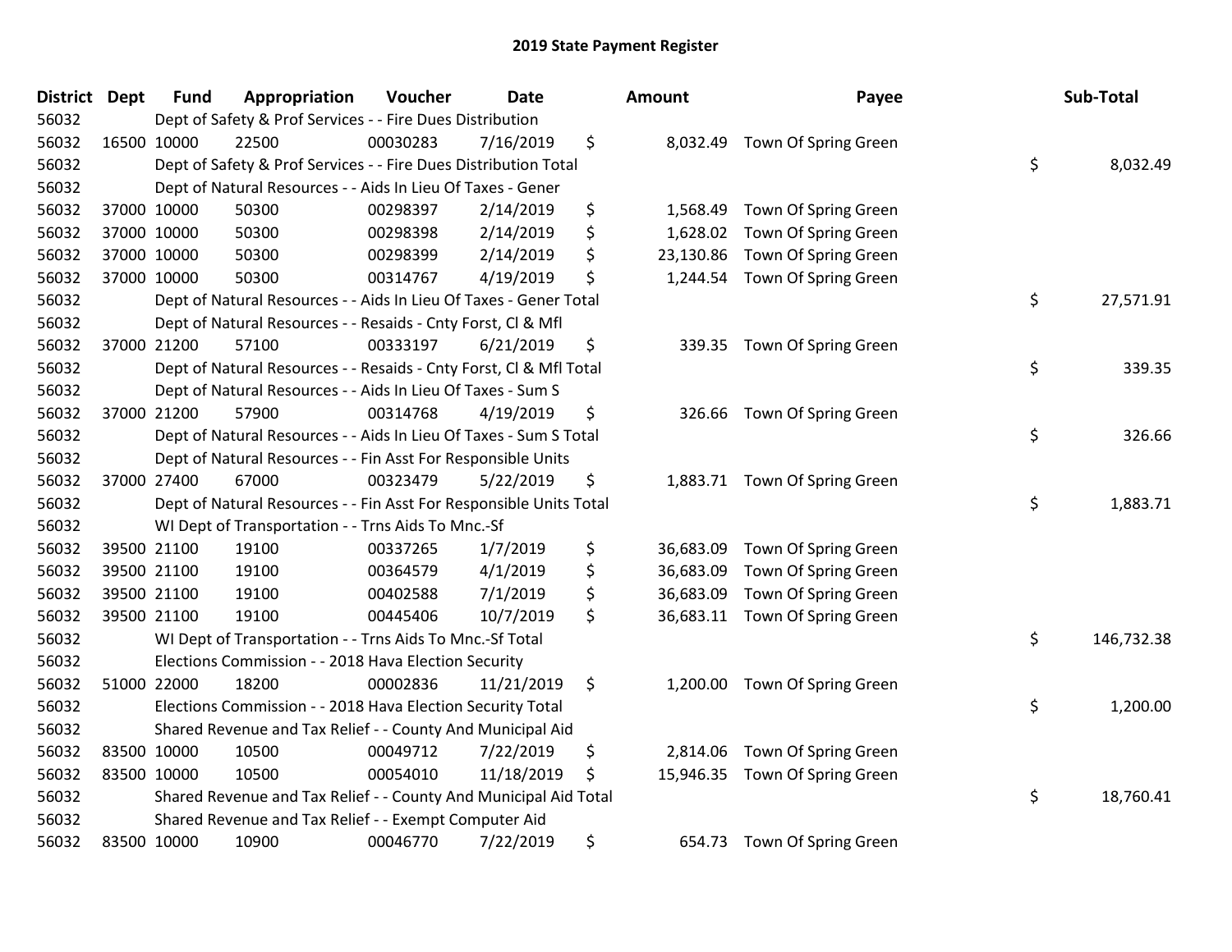## 2019 State Payment Register

| District | Dept | Fund | Appropriation | Voucher | Date | Amount | Payee | Sub-Total |
|---|---|---|---|---|---|---|---|---|
| 56032 | | Dept of Safety & Prof Services - - Fire Dues Distribution | | | | | | |
| 56032 | 16500 | 10000 | 22500 | 00030283 | 7/16/2019 | $ 8,032.49 | Town Of Spring Green | |
| 56032 | | Dept of Safety & Prof Services - - Fire Dues Distribution Total | | | | | | $ 8,032.49 |
| 56032 | | Dept of Natural Resources - - Aids In Lieu Of Taxes - Gener | | | | | | |
| 56032 | 37000 | 10000 | 50300 | 00298397 | 2/14/2019 | $ 1,568.49 | Town Of Spring Green | |
| 56032 | 37000 | 10000 | 50300 | 00298398 | 2/14/2019 | $ 1,628.02 | Town Of Spring Green | |
| 56032 | 37000 | 10000 | 50300 | 00298399 | 2/14/2019 | $ 23,130.86 | Town Of Spring Green | |
| 56032 | 37000 | 10000 | 50300 | 00314767 | 4/19/2019 | $ 1,244.54 | Town Of Spring Green | |
| 56032 | | Dept of Natural Resources - - Aids In Lieu Of Taxes - Gener Total | | | | | | $ 27,571.91 |
| 56032 | | Dept of Natural Resources - - Resaids - Cnty Forst, Cl & Mfl | | | | | | |
| 56032 | 37000 | 21200 | 57100 | 00333197 | 6/21/2019 | $ 339.35 | Town Of Spring Green | |
| 56032 | | Dept of Natural Resources - - Resaids - Cnty Forst, Cl & Mfl Total | | | | | | $ 339.35 |
| 56032 | | Dept of Natural Resources - - Aids In Lieu Of Taxes - Sum S | | | | | | |
| 56032 | 37000 | 21200 | 57900 | 00314768 | 4/19/2019 | $ 326.66 | Town Of Spring Green | |
| 56032 | | Dept of Natural Resources - - Aids In Lieu Of Taxes - Sum S Total | | | | | | $ 326.66 |
| 56032 | | Dept of Natural Resources - - Fin Asst For Responsible Units | | | | | | |
| 56032 | 37000 | 27400 | 67000 | 00323479 | 5/22/2019 | $ 1,883.71 | Town Of Spring Green | |
| 56032 | | Dept of Natural Resources - - Fin Asst For Responsible Units Total | | | | | | $ 1,883.71 |
| 56032 | | WI Dept of Transportation - - Trns Aids To Mnc.-Sf | | | | | | |
| 56032 | 39500 | 21100 | 19100 | 00337265 | 1/7/2019 | $ 36,683.09 | Town Of Spring Green | |
| 56032 | 39500 | 21100 | 19100 | 00364579 | 4/1/2019 | $ 36,683.09 | Town Of Spring Green | |
| 56032 | 39500 | 21100 | 19100 | 00402588 | 7/1/2019 | $ 36,683.09 | Town Of Spring Green | |
| 56032 | 39500 | 21100 | 19100 | 00445406 | 10/7/2019 | $ 36,683.11 | Town Of Spring Green | |
| 56032 | | WI Dept of Transportation - - Trns Aids To Mnc.-Sf Total | | | | | | $ 146,732.38 |
| 56032 | | Elections Commission - - 2018 Hava Election Security | | | | | | |
| 56032 | 51000 | 22000 | 18200 | 00002836 | 11/21/2019 | $ 1,200.00 | Town Of Spring Green | |
| 56032 | | Elections Commission - - 2018 Hava Election Security Total | | | | | | $ 1,200.00 |
| 56032 | | Shared Revenue and Tax Relief - - County And Municipal Aid | | | | | | |
| 56032 | 83500 | 10000 | 10500 | 00049712 | 7/22/2019 | $ 2,814.06 | Town Of Spring Green | |
| 56032 | 83500 | 10000 | 10500 | 00054010 | 11/18/2019 | $ 15,946.35 | Town Of Spring Green | |
| 56032 | | Shared Revenue and Tax Relief - - County And Municipal Aid Total | | | | | | $ 18,760.41 |
| 56032 | | Shared Revenue and Tax Relief - - Exempt Computer Aid | | | | | | |
| 56032 | 83500 | 10000 | 10900 | 00046770 | 7/22/2019 | $ 654.73 | Town Of Spring Green | |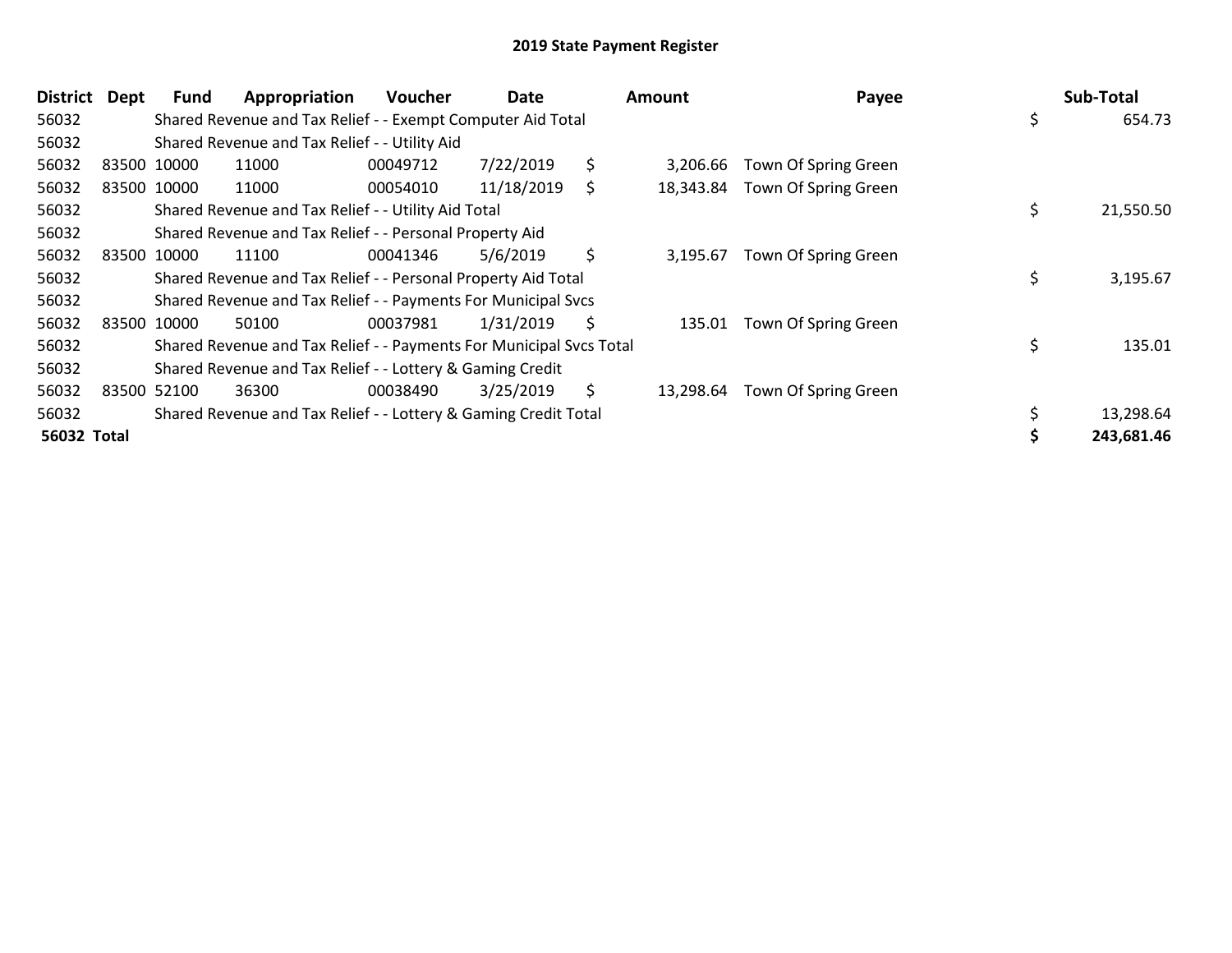# 2019 State Payment Register

| District | Dept | Fund | Appropriation | Voucher | Date | Amount | Payee | Sub-Total |
|---|---|---|---|---|---|---|---|---|
| 56032 | | Shared Revenue and Tax Relief - - Exempt Computer Aid Total | | | | | | $ 654.73 |
| 56032 | | Shared Revenue and Tax Relief - - Utility Aid | | | | | | |
| 56032 | 83500 | 10000 | 11000 | 00049712 | 7/22/2019 | $ 3,206.66 | Town Of Spring Green | |
| 56032 | 83500 | 10000 | 11000 | 00054010 | 11/18/2019 | $ 18,343.84 | Town Of Spring Green | |
| 56032 | | Shared Revenue and Tax Relief - - Utility Aid Total | | | | | | $ 21,550.50 |
| 56032 | | Shared Revenue and Tax Relief - - Personal Property Aid | | | | | | |
| 56032 | 83500 | 10000 | 11100 | 00041346 | 5/6/2019 | $ 3,195.67 | Town Of Spring Green | |
| 56032 | | Shared Revenue and Tax Relief - - Personal Property Aid Total | | | | | | $ 3,195.67 |
| 56032 | | Shared Revenue and Tax Relief - - Payments For Municipal Svcs | | | | | | |
| 56032 | 83500 | 10000 | 50100 | 00037981 | 1/31/2019 | $ 135.01 | Town Of Spring Green | |
| 56032 | | Shared Revenue and Tax Relief - - Payments For Municipal Svcs Total | | | | | | $ 135.01 |
| 56032 | | Shared Revenue and Tax Relief - - Lottery & Gaming Credit | | | | | | |
| 56032 | 83500 | 52100 | 36300 | 00038490 | 3/25/2019 | $ 13,298.64 | Town Of Spring Green | |
| 56032 | | Shared Revenue and Tax Relief - - Lottery & Gaming Credit Total | | | | | | $ 13,298.64 |
| **56032 Total** | | | | | | | | **$ 243,681.46** |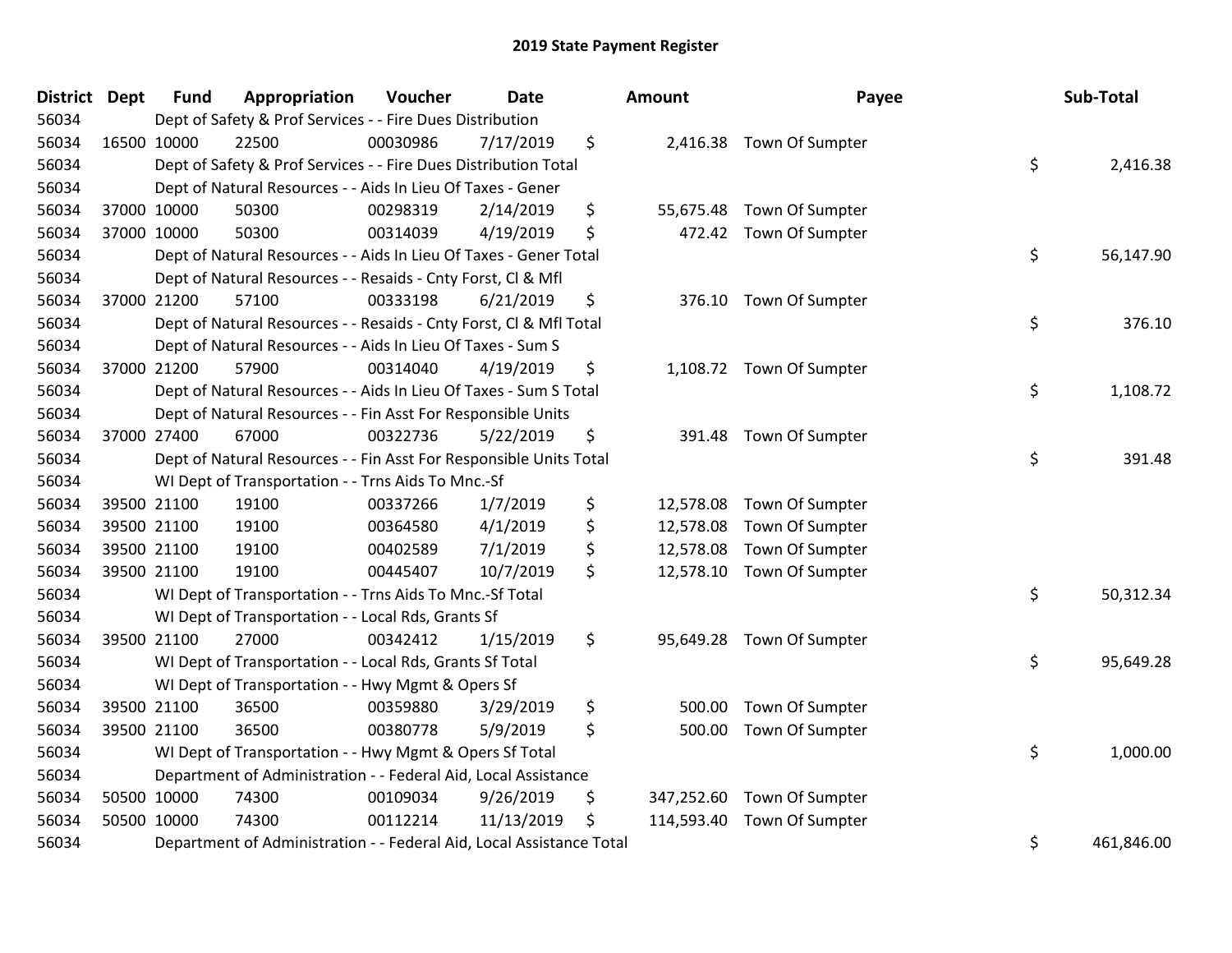# 2019 State Payment Register

| District | Dept | Fund | Appropriation | Voucher | Date | Amount | Payee | Sub-Total |
|---|---|---|---|---|---|---|---|---|
| 56034 | | Dept of Safety & Prof Services - - Fire Dues Distribution | | | | | | |
| 56034 | 16500 | 10000 | 22500 | 00030986 | 7/17/2019 | $ 2,416.38 | Town Of Sumpter | |
| 56034 | | Dept of Safety & Prof Services - - Fire Dues Distribution Total | | | | | | $ 2,416.38 |
| 56034 | | Dept of Natural Resources - - Aids In Lieu Of Taxes - Gener | | | | | | |
| 56034 | 37000 | 10000 | 50300 | 00298319 | 2/14/2019 | $ 55,675.48 | Town Of Sumpter | |
| 56034 | 37000 | 10000 | 50300 | 00314039 | 4/19/2019 | $ 472.42 | Town Of Sumpter | |
| 56034 | | Dept of Natural Resources - - Aids In Lieu Of Taxes - Gener Total | | | | | | $ 56,147.90 |
| 56034 | | Dept of Natural Resources - - Resaids - Cnty Forst, Cl & Mfl | | | | | | |
| 56034 | 37000 | 21200 | 57100 | 00333198 | 6/21/2019 | $ 376.10 | Town Of Sumpter | |
| 56034 | | Dept of Natural Resources - - Resaids - Cnty Forst, Cl & Mfl Total | | | | | | $ 376.10 |
| 56034 | | Dept of Natural Resources - - Aids In Lieu Of Taxes - Sum S | | | | | | |
| 56034 | 37000 | 21200 | 57900 | 00314040 | 4/19/2019 | $ 1,108.72 | Town Of Sumpter | |
| 56034 | | Dept of Natural Resources - - Aids In Lieu Of Taxes - Sum S Total | | | | | | $ 1,108.72 |
| 56034 | | Dept of Natural Resources - - Fin Asst For Responsible Units | | | | | | |
| 56034 | 37000 | 27400 | 67000 | 00322736 | 5/22/2019 | $ 391.48 | Town Of Sumpter | |
| 56034 | | Dept of Natural Resources - - Fin Asst For Responsible Units Total | | | | | | $ 391.48 |
| 56034 | | WI Dept of Transportation - - Trns Aids To Mnc.-Sf | | | | | | |
| 56034 | 39500 | 21100 | 19100 | 00337266 | 1/7/2019 | $ 12,578.08 | Town Of Sumpter | |
| 56034 | 39500 | 21100 | 19100 | 00364580 | 4/1/2019 | $ 12,578.08 | Town Of Sumpter | |
| 56034 | 39500 | 21100 | 19100 | 00402589 | 7/1/2019 | $ 12,578.08 | Town Of Sumpter | |
| 56034 | 39500 | 21100 | 19100 | 00445407 | 10/7/2019 | $ 12,578.10 | Town Of Sumpter | |
| 56034 | | WI Dept of Transportation - - Trns Aids To Mnc.-Sf Total | | | | | | $ 50,312.34 |
| 56034 | | WI Dept of Transportation - - Local Rds, Grants Sf | | | | | | |
| 56034 | 39500 | 21100 | 27000 | 00342412 | 1/15/2019 | $ 95,649.28 | Town Of Sumpter | |
| 56034 | | WI Dept of Transportation - - Local Rds, Grants Sf Total | | | | | | $ 95,649.28 |
| 56034 | | WI Dept of Transportation - - Hwy Mgmt & Opers Sf | | | | | | |
| 56034 | 39500 | 21100 | 36500 | 00359880 | 3/29/2019 | $ 500.00 | Town Of Sumpter | |
| 56034 | 39500 | 21100 | 36500 | 00380778 | 5/9/2019 | $ 500.00 | Town Of Sumpter | |
| 56034 | | WI Dept of Transportation - - Hwy Mgmt & Opers Sf Total | | | | | | $ 1,000.00 |
| 56034 | | Department of Administration - - Federal Aid, Local Assistance | | | | | | |
| 56034 | 50500 | 10000 | 74300 | 00109034 | 9/26/2019 | $ 347,252.60 | Town Of Sumpter | |
| 56034 | 50500 | 10000 | 74300 | 00112214 | 11/13/2019 | $ 114,593.40 | Town Of Sumpter | |
| 56034 | | Department of Administration - - Federal Aid, Local Assistance Total | | | | | | $ 461,846.00 |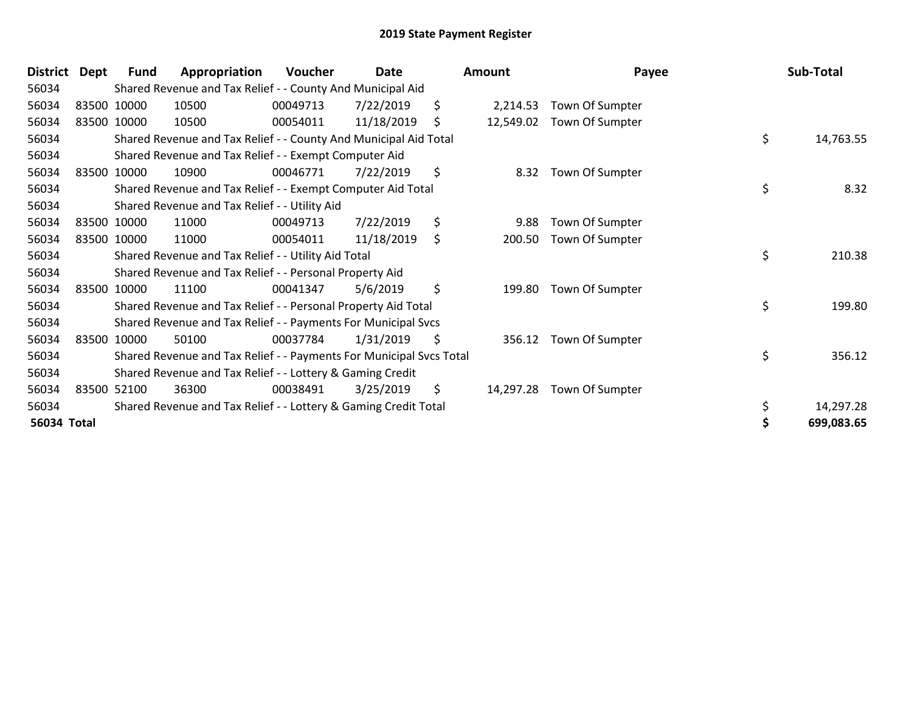# 2019 State Payment Register

| District | Dept | Fund | Appropriation | Voucher | Date | Amount | Payee | Sub-Total |
|---|---|---|---|---|---|---|---|---|
| 56034 | | Shared Revenue and Tax Relief - - County And Municipal Aid | | | | | | |
| 56034 | 83500 | 10000 | 10500 | 00049713 | 7/22/2019 | $ 2,214.53 | Town Of Sumpter | |
| 56034 | 83500 | 10000 | 10500 | 00054011 | 11/18/2019 | $ 12,549.02 | Town Of Sumpter | |
| 56034 | | Shared Revenue and Tax Relief - - County And Municipal Aid Total | | | | | | $ 14,763.55 |
| 56034 | | Shared Revenue and Tax Relief - - Exempt Computer Aid | | | | | | |
| 56034 | 83500 | 10000 | 10900 | 00046771 | 7/22/2019 | $ 8.32 | Town Of Sumpter | |
| 56034 | | Shared Revenue and Tax Relief - - Exempt Computer Aid Total | | | | | | $ 8.32 |
| 56034 | | Shared Revenue and Tax Relief - - Utility Aid | | | | | | |
| 56034 | 83500 | 10000 | 11000 | 00049713 | 7/22/2019 | $ 9.88 | Town Of Sumpter | |
| 56034 | 83500 | 10000 | 11000 | 00054011 | 11/18/2019 | $ 200.50 | Town Of Sumpter | |
| 56034 | | Shared Revenue and Tax Relief - - Utility Aid Total | | | | | | $ 210.38 |
| 56034 | | Shared Revenue and Tax Relief - - Personal Property Aid | | | | | | |
| 56034 | 83500 | 10000 | 11100 | 00041347 | 5/6/2019 | $ 199.80 | Town Of Sumpter | |
| 56034 | | Shared Revenue and Tax Relief - - Personal Property Aid Total | | | | | | $ 199.80 |
| 56034 | | Shared Revenue and Tax Relief - - Payments For Municipal Svcs | | | | | | |
| 56034 | 83500 | 10000 | 50100 | 00037784 | 1/31/2019 | $ 356.12 | Town Of Sumpter | |
| 56034 | | Shared Revenue and Tax Relief - - Payments For Municipal Svcs Total | | | | | | $ 356.12 |
| 56034 | | Shared Revenue and Tax Relief - - Lottery & Gaming Credit | | | | | | |
| 56034 | 83500 | 52100 | 36300 | 00038491 | 3/25/2019 | $ 14,297.28 | Town Of Sumpter | |
| 56034 | | Shared Revenue and Tax Relief - - Lottery & Gaming Credit Total | | | | | | $ 14,297.28 |
| **56034 Total** | | | | | | | | **$ 699,083.65** |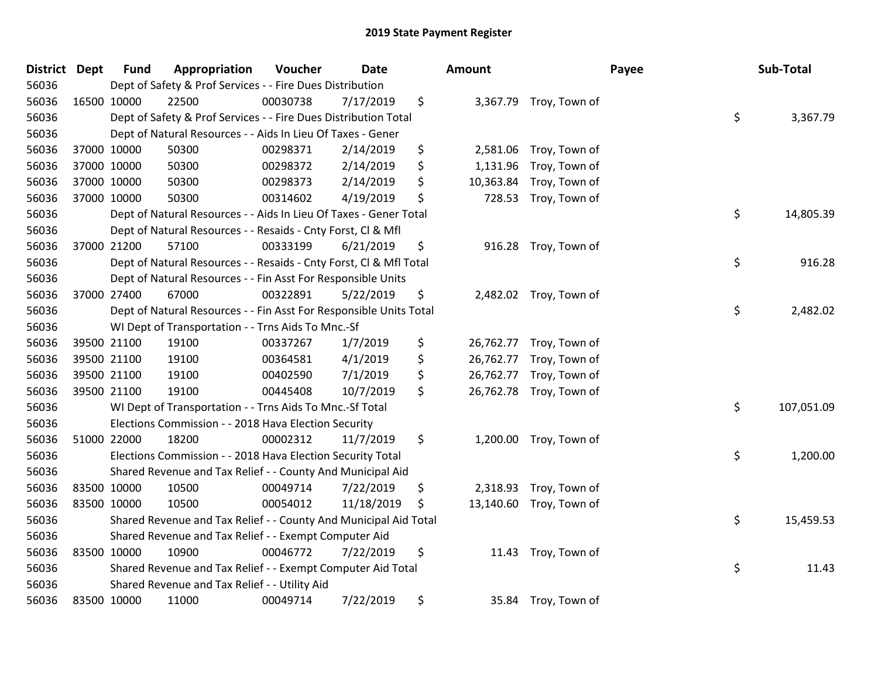# 2019 State Payment Register

| District | Dept | Fund | Appropriation | Voucher | Date | Amount | Payee | Sub-Total |
|---|---|---|---|---|---|---|---|---|
| 56036 | Dept of Safety & Prof Services - - Fire Dues Distribution | | | | | | | |
| 56036 | 16500 | 10000 | 22500 | 00030738 | 7/17/2019 | $ 3,367.79 | Troy, Town of | |
| 56036 | Dept of Safety & Prof Services - - Fire Dues Distribution Total | | | | | | | $ 3,367.79 |
| 56036 | Dept of Natural Resources - - Aids In Lieu Of Taxes - Gener | | | | | | | |
| 56036 | 37000 | 10000 | 50300 | 00298371 | 2/14/2019 | $ 2,581.06 | Troy, Town of | |
| 56036 | 37000 | 10000 | 50300 | 00298372 | 2/14/2019 | $ 1,131.96 | Troy, Town of | |
| 56036 | 37000 | 10000 | 50300 | 00298373 | 2/14/2019 | $ 10,363.84 | Troy, Town of | |
| 56036 | 37000 | 10000 | 50300 | 00314602 | 4/19/2019 | $ 728.53 | Troy, Town of | |
| 56036 | Dept of Natural Resources - - Aids In Lieu Of Taxes - Gener Total | | | | | | | $ 14,805.39 |
| 56036 | Dept of Natural Resources - - Resaids - Cnty Forst, Cl & Mfl | | | | | | | |
| 56036 | 37000 | 21200 | 57100 | 00333199 | 6/21/2019 | $ 916.28 | Troy, Town of | |
| 56036 | Dept of Natural Resources - - Resaids - Cnty Forst, Cl & Mfl Total | | | | | | | $ 916.28 |
| 56036 | Dept of Natural Resources - - Fin Asst For Responsible Units | | | | | | | |
| 56036 | 37000 | 27400 | 67000 | 00322891 | 5/22/2019 | $ 2,482.02 | Troy, Town of | |
| 56036 | Dept of Natural Resources - - Fin Asst For Responsible Units Total | | | | | | | $ 2,482.02 |
| 56036 | WI Dept of Transportation - - Trns Aids To Mnc.-Sf | | | | | | | |
| 56036 | 39500 | 21100 | 19100 | 00337267 | 1/7/2019 | $ 26,762.77 | Troy, Town of | |
| 56036 | 39500 | 21100 | 19100 | 00364581 | 4/1/2019 | $ 26,762.77 | Troy, Town of | |
| 56036 | 39500 | 21100 | 19100 | 00402590 | 7/1/2019 | $ 26,762.77 | Troy, Town of | |
| 56036 | 39500 | 21100 | 19100 | 00445408 | 10/7/2019 | $ 26,762.78 | Troy, Town of | |
| 56036 | WI Dept of Transportation - - Trns Aids To Mnc.-Sf Total | | | | | | | $ 107,051.09 |
| 56036 | Elections Commission - - 2018 Hava Election Security | | | | | | | |
| 56036 | 51000 | 22000 | 18200 | 00002312 | 11/7/2019 | $ 1,200.00 | Troy, Town of | |
| 56036 | Elections Commission - - 2018 Hava Election Security Total | | | | | | | $ 1,200.00 |
| 56036 | Shared Revenue and Tax Relief - - County And Municipal Aid | | | | | | | |
| 56036 | 83500 | 10000 | 10500 | 00049714 | 7/22/2019 | $ 2,318.93 | Troy, Town of | |
| 56036 | 83500 | 10000 | 10500 | 00054012 | 11/18/2019 | $ 13,140.60 | Troy, Town of | |
| 56036 | Shared Revenue and Tax Relief - - County And Municipal Aid Total | | | | | | | $ 15,459.53 |
| 56036 | Shared Revenue and Tax Relief - - Exempt Computer Aid | | | | | | | |
| 56036 | 83500 | 10000 | 10900 | 00046772 | 7/22/2019 | $ 11.43 | Troy, Town of | |
| 56036 | Shared Revenue and Tax Relief - - Exempt Computer Aid Total | | | | | | | $ 11.43 |
| 56036 | Shared Revenue and Tax Relief - - Utility Aid | | | | | | | |
| 56036 | 83500 | 10000 | 11000 | 00049714 | 7/22/2019 | $ 35.84 | Troy, Town of | |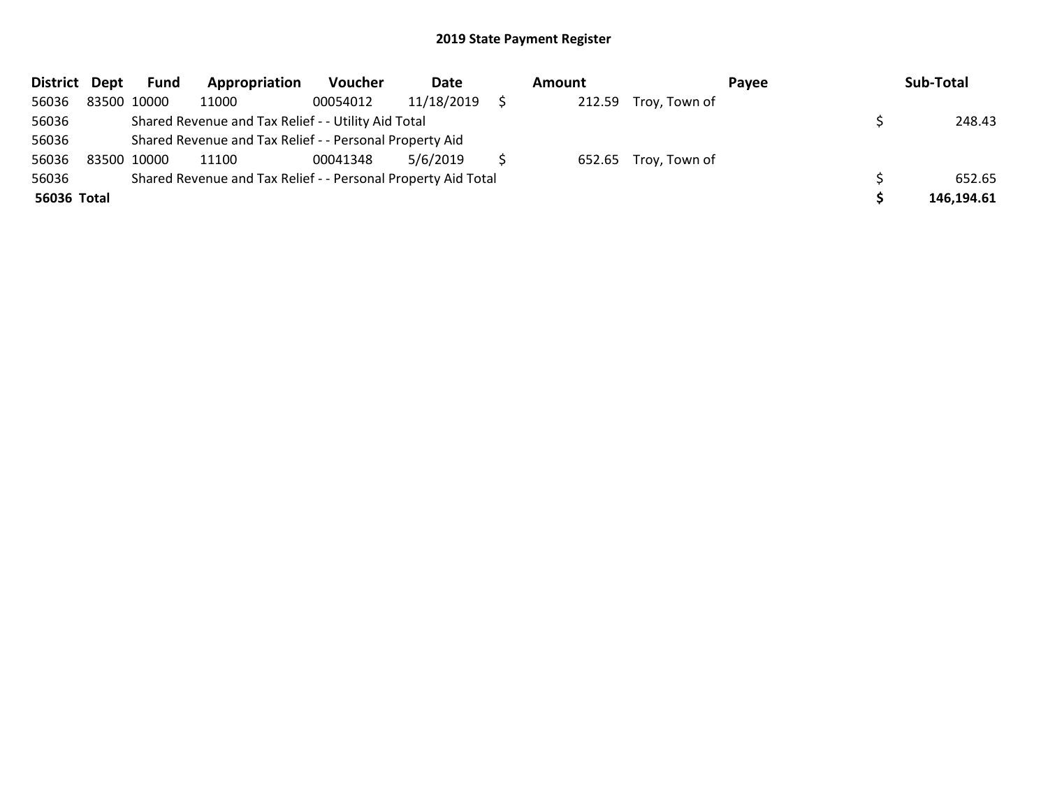# 2019 State Payment Register

| District | Dept | Fund | Appropriation | Voucher | Date | Amount | Payee | Sub-Total |
|---|---|---|---|---|---|---|---|---|
| 56036 | 83500 | 10000 | 11000 | 00054012 | 11/18/2019 | $ 212.59 | Troy, Town of | |
| 56036 | | Shared Revenue and Tax Relief - - Utility Aid Total | | | | | | $ 248.43 |
| 56036 | | Shared Revenue and Tax Relief - - Personal Property Aid | | | | | | |
| 56036 | 83500 | 10000 | 11100 | 00041348 | 5/6/2019 | $ 652.65 | Troy, Town of | |
| 56036 | | Shared Revenue and Tax Relief - - Personal Property Aid Total | | | | | | $ 652.65 |
| **56036 Total** | | | | | | | | **$ 146,194.61** |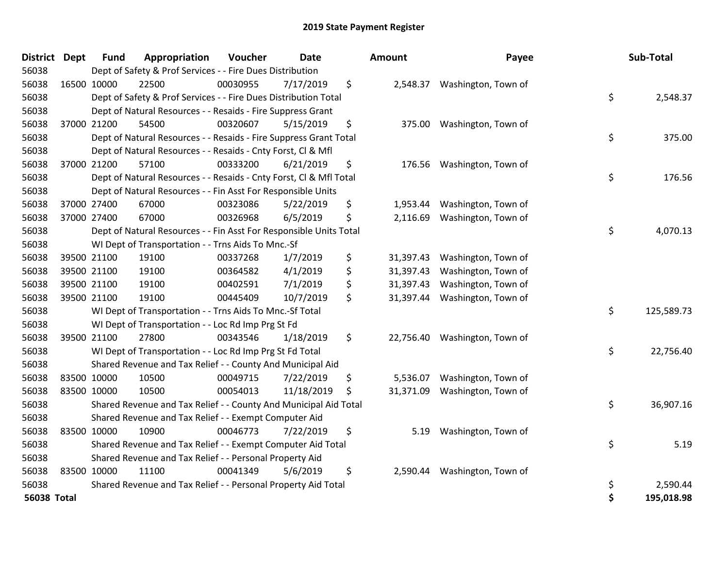# 2019 State Payment Register

| District | Dept | Fund | Appropriation | Voucher | Date | Amount | Payee | Sub-Total |
|---|---|---|---|---|---|---|---|---|
| 56038 | | Dept of Safety & Prof Services - - Fire Dues Distribution | | | | | | |
| 56038 | 16500 | 10000 | 22500 | 00030955 | 7/17/2019 | $ 2,548.37 | Washington, Town of | |
| 56038 | | Dept of Safety & Prof Services - - Fire Dues Distribution Total | | | | | | $ 2,548.37 |
| 56038 | | Dept of Natural Resources - - Resaids - Fire Suppress Grant | | | | | | |
| 56038 | 37000 | 21200 | 54500 | 00320607 | 5/15/2019 | $ 375.00 | Washington, Town of | |
| 56038 | | Dept of Natural Resources - - Resaids - Fire Suppress Grant Total | | | | | | $ 375.00 |
| 56038 | | Dept of Natural Resources - - Resaids - Cnty Forst, Cl & Mfl | | | | | | |
| 56038 | 37000 | 21200 | 57100 | 00333200 | 6/21/2019 | $ 176.56 | Washington, Town of | |
| 56038 | | Dept of Natural Resources - - Resaids - Cnty Forst, Cl & Mfl Total | | | | | | $ 176.56 |
| 56038 | | Dept of Natural Resources - - Fin Asst For Responsible Units | | | | | | |
| 56038 | 37000 | 27400 | 67000 | 00323086 | 5/22/2019 | $ 1,953.44 | Washington, Town of | |
| 56038 | 37000 | 27400 | 67000 | 00326968 | 6/5/2019 | $ 2,116.69 | Washington, Town of | |
| 56038 | | Dept of Natural Resources - - Fin Asst For Responsible Units Total | | | | | | $ 4,070.13 |
| 56038 | | WI Dept of Transportation - - Trns Aids To Mnc.-Sf | | | | | | |
| 56038 | 39500 | 21100 | 19100 | 00337268 | 1/7/2019 | $ 31,397.43 | Washington, Town of | |
| 56038 | 39500 | 21100 | 19100 | 00364582 | 4/1/2019 | $ 31,397.43 | Washington, Town of | |
| 56038 | 39500 | 21100 | 19100 | 00402591 | 7/1/2019 | $ 31,397.43 | Washington, Town of | |
| 56038 | 39500 | 21100 | 19100 | 00445409 | 10/7/2019 | $ 31,397.44 | Washington, Town of | |
| 56038 | | WI Dept of Transportation - - Trns Aids To Mnc.-Sf Total | | | | | | $ 125,589.73 |
| 56038 | | WI Dept of Transportation - - Loc Rd Imp Prg St Fd | | | | | | |
| 56038 | 39500 | 21100 | 27800 | 00343546 | 1/18/2019 | $ 22,756.40 | Washington, Town of | |
| 56038 | | WI Dept of Transportation - - Loc Rd Imp Prg St Fd Total | | | | | | $ 22,756.40 |
| 56038 | | Shared Revenue and Tax Relief - - County And Municipal Aid | | | | | | |
| 56038 | 83500 | 10000 | 10500 | 00049715 | 7/22/2019 | $ 5,536.07 | Washington, Town of | |
| 56038 | 83500 | 10000 | 10500 | 00054013 | 11/18/2019 | $ 31,371.09 | Washington, Town of | |
| 56038 | | Shared Revenue and Tax Relief - - County And Municipal Aid Total | | | | | | $ 36,907.16 |
| 56038 | | Shared Revenue and Tax Relief - - Exempt Computer Aid | | | | | | |
| 56038 | 83500 | 10000 | 10900 | 00046773 | 7/22/2019 | $ 5.19 | Washington, Town of | |
| 56038 | | Shared Revenue and Tax Relief - - Exempt Computer Aid Total | | | | | | $ 5.19 |
| 56038 | | Shared Revenue and Tax Relief - - Personal Property Aid | | | | | | |
| 56038 | 83500 | 10000 | 11100 | 00041349 | 5/6/2019 | $ 2,590.44 | Washington, Town of | |
| 56038 | | Shared Revenue and Tax Relief - - Personal Property Aid Total | | | | | | $ 2,590.44 |
| **56038 Total** | | | | | | | | **$ 195,018.98** |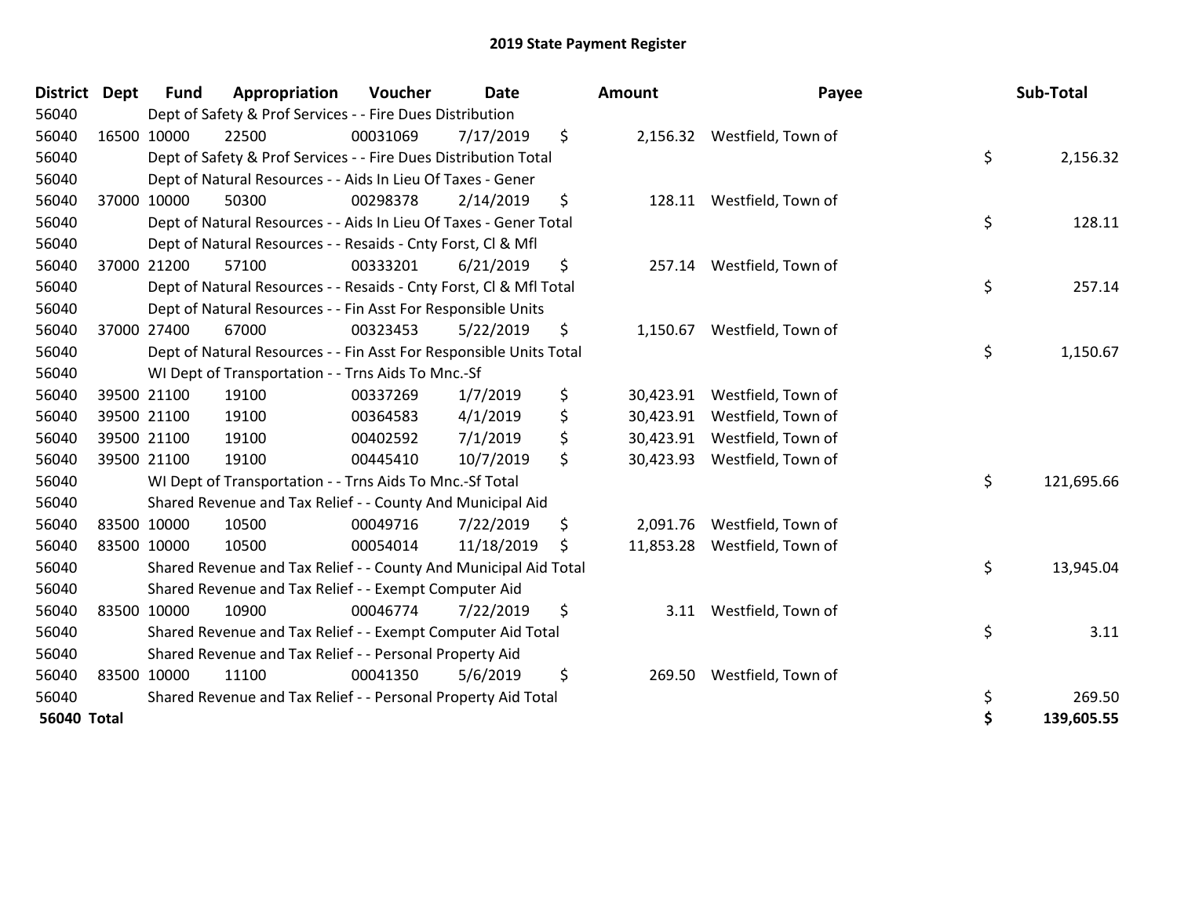# 2019 State Payment Register

| District | Dept | Fund | Appropriation | Voucher | Date | Amount | Payee | Sub-Total |
|---|---|---|---|---|---|---|---|---|
| 56040 | | Dept of Safety & Prof Services - - Fire Dues Distribution | | | | | | |
| 56040 | 16500 | 10000 | 22500 | 00031069 | 7/17/2019 | $ 2,156.32 | Westfield, Town of | |
| 56040 | | Dept of Safety & Prof Services - - Fire Dues Distribution Total | | | | | | $ 2,156.32 |
| 56040 | | Dept of Natural Resources - - Aids In Lieu Of Taxes - Gener | | | | | | |
| 56040 | 37000 | 10000 | 50300 | 00298378 | 2/14/2019 | $ 128.11 | Westfield, Town of | |
| 56040 | | Dept of Natural Resources - - Aids In Lieu Of Taxes - Gener Total | | | | | | $ 128.11 |
| 56040 | | Dept of Natural Resources - - Resaids - Cnty Forst, Cl & Mfl | | | | | | |
| 56040 | 37000 | 21200 | 57100 | 00333201 | 6/21/2019 | $ 257.14 | Westfield, Town of | |
| 56040 | | Dept of Natural Resources - - Resaids - Cnty Forst, Cl & Mfl Total | | | | | | $ 257.14 |
| 56040 | | Dept of Natural Resources - - Fin Asst For Responsible Units | | | | | | |
| 56040 | 37000 | 27400 | 67000 | 00323453 | 5/22/2019 | $ 1,150.67 | Westfield, Town of | |
| 56040 | | Dept of Natural Resources - - Fin Asst For Responsible Units Total | | | | | | $ 1,150.67 |
| 56040 | | WI Dept of Transportation - - Trns Aids To Mnc.-Sf | | | | | | |
| 56040 | 39500 | 21100 | 19100 | 00337269 | 1/7/2019 | $ 30,423.91 | Westfield, Town of | |
| 56040 | 39500 | 21100 | 19100 | 00364583 | 4/1/2019 | $ 30,423.91 | Westfield, Town of | |
| 56040 | 39500 | 21100 | 19100 | 00402592 | 7/1/2019 | $ 30,423.91 | Westfield, Town of | |
| 56040 | 39500 | 21100 | 19100 | 00445410 | 10/7/2019 | $ 30,423.93 | Westfield, Town of | |
| 56040 | | WI Dept of Transportation - - Trns Aids To Mnc.-Sf Total | | | | | | $ 121,695.66 |
| 56040 | | Shared Revenue and Tax Relief - - County And Municipal Aid | | | | | | |
| 56040 | 83500 | 10000 | 10500 | 00049716 | 7/22/2019 | $ 2,091.76 | Westfield, Town of | |
| 56040 | 83500 | 10000 | 10500 | 00054014 | 11/18/2019 | $ 11,853.28 | Westfield, Town of | |
| 56040 | | Shared Revenue and Tax Relief - - County And Municipal Aid Total | | | | | | $ 13,945.04 |
| 56040 | | Shared Revenue and Tax Relief - - Exempt Computer Aid | | | | | | |
| 56040 | 83500 | 10000 | 10900 | 00046774 | 7/22/2019 | $ 3.11 | Westfield, Town of | |
| 56040 | | Shared Revenue and Tax Relief - - Exempt Computer Aid Total | | | | | | $ 3.11 |
| 56040 | | Shared Revenue and Tax Relief - - Personal Property Aid | | | | | | |
| 56040 | 83500 | 10000 | 11100 | 00041350 | 5/6/2019 | $ 269.50 | Westfield, Town of | |
| 56040 | | Shared Revenue and Tax Relief - - Personal Property Aid Total | | | | | | $ 269.50 |
| **56040 Total** | | | | | | | | **$ 139,605.55** |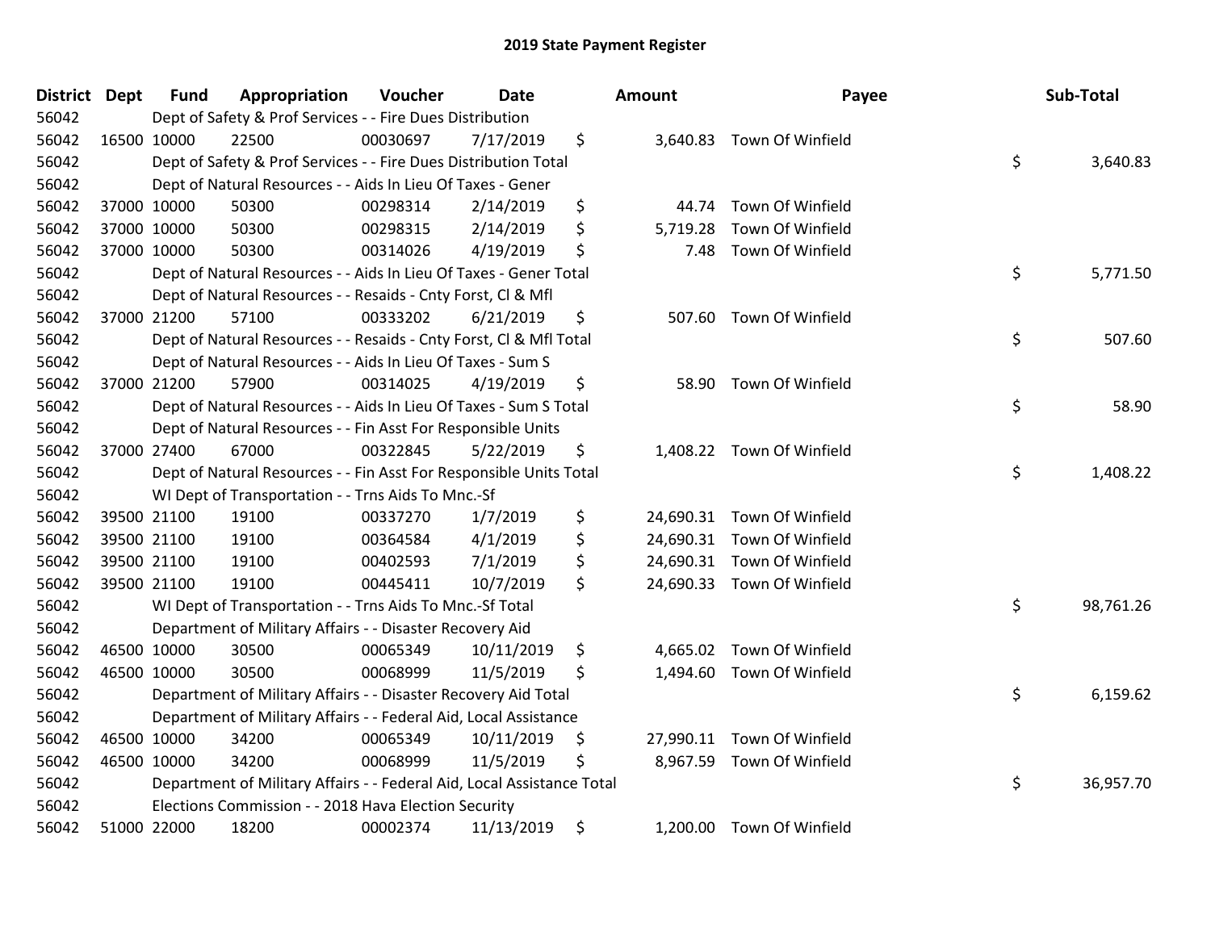# 2019 State Payment Register

| District | Dept | Fund | Appropriation | Voucher | Date | Amount | Payee | Sub-Total |
|---|---|---|---|---|---|---|---|---|
| 56042 | | Dept of Safety & Prof Services - - Fire Dues Distribution | | | | | | |
| 56042 | 16500 | 10000 | 22500 | 00030697 | 7/17/2019 | $ 3,640.83 | Town Of Winfield | |
| 56042 | | Dept of Safety & Prof Services - - Fire Dues Distribution Total | | | | | | $ 3,640.83 |
| 56042 | | Dept of Natural Resources - - Aids In Lieu Of Taxes - Gener | | | | | | |
| 56042 | 37000 | 10000 | 50300 | 00298314 | 2/14/2019 | $ 44.74 | Town Of Winfield | |
| 56042 | 37000 | 10000 | 50300 | 00298315 | 2/14/2019 | $ 5,719.28 | Town Of Winfield | |
| 56042 | 37000 | 10000 | 50300 | 00314026 | 4/19/2019 | $ 7.48 | Town Of Winfield | |
| 56042 | | Dept of Natural Resources - - Aids In Lieu Of Taxes - Gener Total | | | | | | $ 5,771.50 |
| 56042 | | Dept of Natural Resources - - Resaids - Cnty Forst, Cl & Mfl | | | | | | |
| 56042 | 37000 | 21200 | 57100 | 00333202 | 6/21/2019 | $ 507.60 | Town Of Winfield | |
| 56042 | | Dept of Natural Resources - - Resaids - Cnty Forst, Cl & Mfl Total | | | | | | $ 507.60 |
| 56042 | | Dept of Natural Resources - - Aids In Lieu Of Taxes - Sum S | | | | | | |
| 56042 | 37000 | 21200 | 57900 | 00314025 | 4/19/2019 | $ 58.90 | Town Of Winfield | |
| 56042 | | Dept of Natural Resources - - Aids In Lieu Of Taxes - Sum S Total | | | | | | $ 58.90 |
| 56042 | | Dept of Natural Resources - - Fin Asst For Responsible Units | | | | | | |
| 56042 | 37000 | 27400 | 67000 | 00322845 | 5/22/2019 | $ 1,408.22 | Town Of Winfield | |
| 56042 | | Dept of Natural Resources - - Fin Asst For Responsible Units Total | | | | | | $ 1,408.22 |
| 56042 | | WI Dept of Transportation - - Trns Aids To Mnc.-Sf | | | | | | |
| 56042 | 39500 | 21100 | 19100 | 00337270 | 1/7/2019 | $ 24,690.31 | Town Of Winfield | |
| 56042 | 39500 | 21100 | 19100 | 00364584 | 4/1/2019 | $ 24,690.31 | Town Of Winfield | |
| 56042 | 39500 | 21100 | 19100 | 00402593 | 7/1/2019 | $ 24,690.31 | Town Of Winfield | |
| 56042 | 39500 | 21100 | 19100 | 00445411 | 10/7/2019 | $ 24,690.33 | Town Of Winfield | |
| 56042 | | WI Dept of Transportation - - Trns Aids To Mnc.-Sf Total | | | | | | $ 98,761.26 |
| 56042 | | Department of Military Affairs - - Disaster Recovery Aid | | | | | | |
| 56042 | 46500 | 10000 | 30500 | 00065349 | 10/11/2019 | $ 4,665.02 | Town Of Winfield | |
| 56042 | 46500 | 10000 | 30500 | 00068999 | 11/5/2019 | $ 1,494.60 | Town Of Winfield | |
| 56042 | | Department of Military Affairs - - Disaster Recovery Aid Total | | | | | | $ 6,159.62 |
| 56042 | | Department of Military Affairs - - Federal Aid, Local Assistance | | | | | | |
| 56042 | 46500 | 10000 | 34200 | 00065349 | 10/11/2019 | $ 27,990.11 | Town Of Winfield | |
| 56042 | 46500 | 10000 | 34200 | 00068999 | 11/5/2019 | $ 8,967.59 | Town Of Winfield | |
| 56042 | | Department of Military Affairs - - Federal Aid, Local Assistance Total | | | | | | $ 36,957.70 |
| 56042 | | Elections Commission - - 2018 Hava Election Security | | | | | | |
| 56042 | 51000 | 22000 | 18200 | 00002374 | 11/13/2019 | $ 1,200.00 | Town Of Winfield | |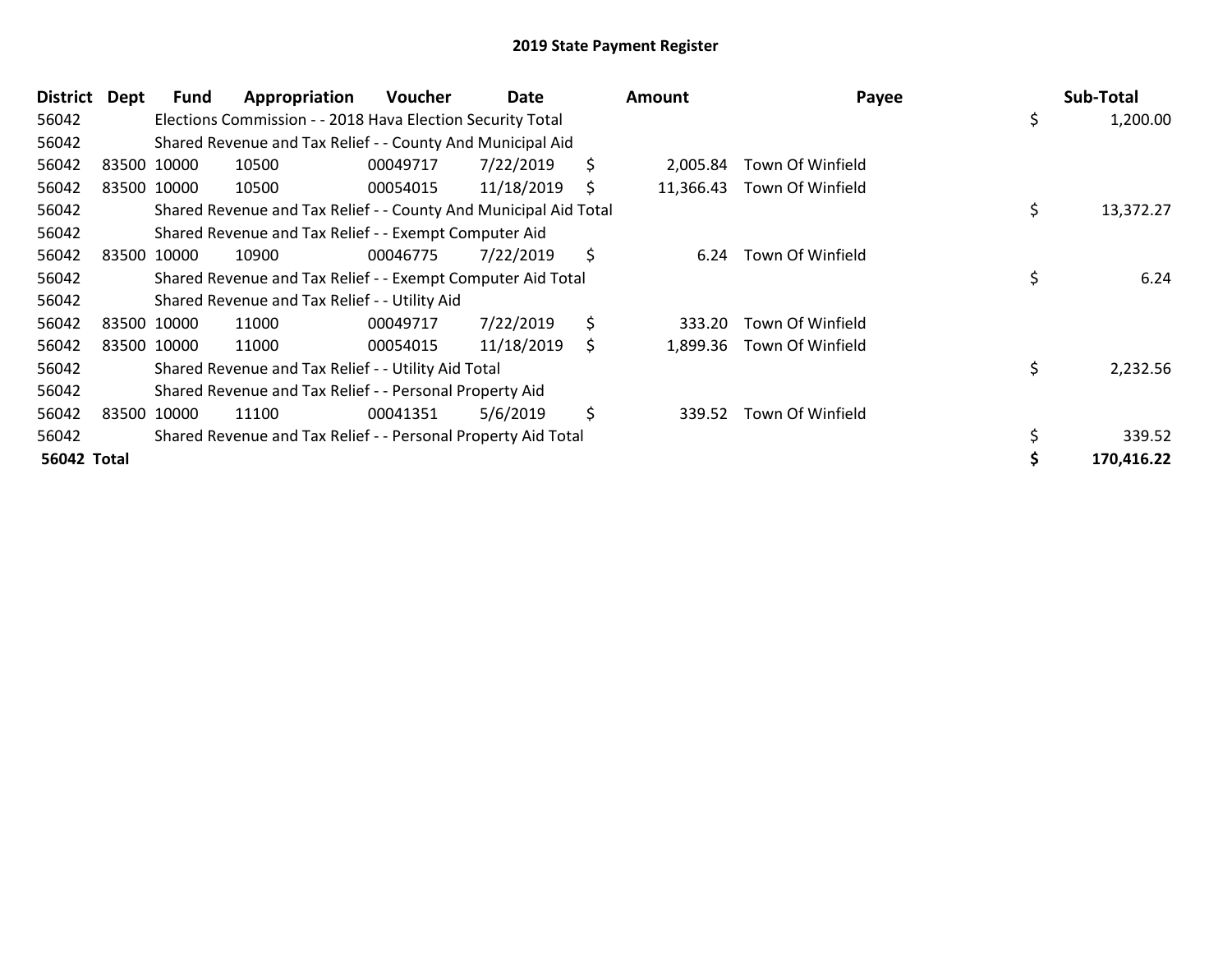# 2019 State Payment Register

| District | Dept | Fund | Appropriation | Voucher | Date | Amount | Payee | Sub-Total |
|---|---|---|---|---|---|---|---|---|
| 56042 | | Elections Commission - - 2018 Hava Election Security Total | | | | | | $ 1,200.00 |
| 56042 | | Shared Revenue and Tax Relief - - County And Municipal Aid | | | | | | |
| 56042 | 83500 | 10000 | 10500 | 00049717 | 7/22/2019 | $ 2,005.84 | Town Of Winfield | |
| 56042 | 83500 | 10000 | 10500 | 00054015 | 11/18/2019 | $ 11,366.43 | Town Of Winfield | |
| 56042 | | Shared Revenue and Tax Relief - - County And Municipal Aid Total | | | | | | $ 13,372.27 |
| 56042 | | Shared Revenue and Tax Relief - - Exempt Computer Aid | | | | | | |
| 56042 | 83500 | 10000 | 10900 | 00046775 | 7/22/2019 | $ 6.24 | Town Of Winfield | |
| 56042 | | Shared Revenue and Tax Relief - - Exempt Computer Aid Total | | | | | | $ 6.24 |
| 56042 | | Shared Revenue and Tax Relief - - Utility Aid | | | | | | |
| 56042 | 83500 | 10000 | 11000 | 00049717 | 7/22/2019 | $ 333.20 | Town Of Winfield | |
| 56042 | 83500 | 10000 | 11000 | 00054015 | 11/18/2019 | $ 1,899.36 | Town Of Winfield | |
| 56042 | | Shared Revenue and Tax Relief - - Utility Aid Total | | | | | | $ 2,232.56 |
| 56042 | | Shared Revenue and Tax Relief - - Personal Property Aid | | | | | | |
| 56042 | 83500 | 10000 | 11100 | 00041351 | 5/6/2019 | $ 339.52 | Town Of Winfield | |
| 56042 | | Shared Revenue and Tax Relief - - Personal Property Aid Total | | | | | | $ 339.52 |
| **56042 Total** | | | | | | | | **$ 170,416.22** |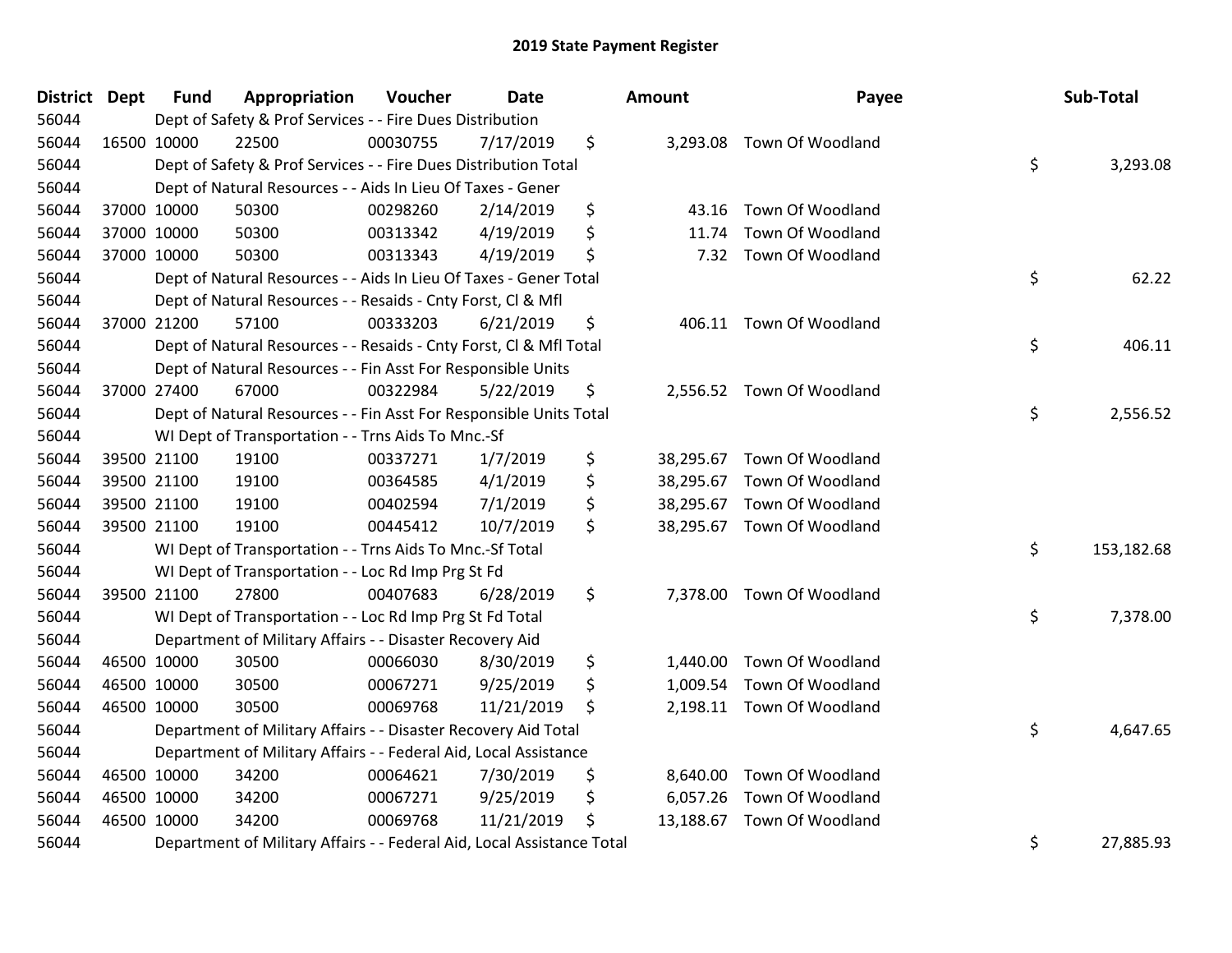# 2019 State Payment Register

| District | Dept | Fund | Appropriation | Voucher | Date | Amount | Payee | Sub-Total |
|---|---|---|---|---|---|---|---|---|
| 56044 | | Dept of Safety & Prof Services - - Fire Dues Distribution | | | | | | |
| 56044 | 16500 | 10000 | 22500 | 00030755 | 7/17/2019 | $ 3,293.08 | Town Of Woodland | |
| 56044 | | Dept of Safety & Prof Services - - Fire Dues Distribution Total | | | | | | $ 3,293.08 |
| 56044 | | Dept of Natural Resources - - Aids In Lieu Of Taxes - Gener | | | | | | |
| 56044 | 37000 | 10000 | 50300 | 00298260 | 2/14/2019 | $ 43.16 | Town Of Woodland | |
| 56044 | 37000 | 10000 | 50300 | 00313342 | 4/19/2019 | $ 11.74 | Town Of Woodland | |
| 56044 | 37000 | 10000 | 50300 | 00313343 | 4/19/2019 | $ 7.32 | Town Of Woodland | |
| 56044 | | Dept of Natural Resources - - Aids In Lieu Of Taxes - Gener Total | | | | | | $ 62.22 |
| 56044 | | Dept of Natural Resources - - Resaids - Cnty Forst, Cl & Mfl | | | | | | |
| 56044 | 37000 | 21200 | 57100 | 00333203 | 6/21/2019 | $ 406.11 | Town Of Woodland | |
| 56044 | | Dept of Natural Resources - - Resaids - Cnty Forst, Cl & Mfl Total | | | | | | $ 406.11 |
| 56044 | | Dept of Natural Resources - - Fin Asst For Responsible Units | | | | | | |
| 56044 | 37000 | 27400 | 67000 | 00322984 | 5/22/2019 | $ 2,556.52 | Town Of Woodland | |
| 56044 | | Dept of Natural Resources - - Fin Asst For Responsible Units Total | | | | | | $ 2,556.52 |
| 56044 | | WI Dept of Transportation - - Trns Aids To Mnc.-Sf | | | | | | |
| 56044 | 39500 | 21100 | 19100 | 00337271 | 1/7/2019 | $ 38,295.67 | Town Of Woodland | |
| 56044 | 39500 | 21100 | 19100 | 00364585 | 4/1/2019 | $ 38,295.67 | Town Of Woodland | |
| 56044 | 39500 | 21100 | 19100 | 00402594 | 7/1/2019 | $ 38,295.67 | Town Of Woodland | |
| 56044 | 39500 | 21100 | 19100 | 00445412 | 10/7/2019 | $ 38,295.67 | Town Of Woodland | |
| 56044 | | WI Dept of Transportation - - Trns Aids To Mnc.-Sf Total | | | | | | $ 153,182.68 |
| 56044 | | WI Dept of Transportation - - Loc Rd Imp Prg St Fd | | | | | | |
| 56044 | 39500 | 21100 | 27800 | 00407683 | 6/28/2019 | $ 7,378.00 | Town Of Woodland | |
| 56044 | | WI Dept of Transportation - - Loc Rd Imp Prg St Fd Total | | | | | | $ 7,378.00 |
| 56044 | | Department of Military Affairs - - Disaster Recovery Aid | | | | | | |
| 56044 | 46500 | 10000 | 30500 | 00066030 | 8/30/2019 | $ 1,440.00 | Town Of Woodland | |
| 56044 | 46500 | 10000 | 30500 | 00067271 | 9/25/2019 | $ 1,009.54 | Town Of Woodland | |
| 56044 | 46500 | 10000 | 30500 | 00069768 | 11/21/2019 | $ 2,198.11 | Town Of Woodland | |
| 56044 | | Department of Military Affairs - - Disaster Recovery Aid Total | | | | | | $ 4,647.65 |
| 56044 | | Department of Military Affairs - - Federal Aid, Local Assistance | | | | | | |
| 56044 | 46500 | 10000 | 34200 | 00064621 | 7/30/2019 | $ 8,640.00 | Town Of Woodland | |
| 56044 | 46500 | 10000 | 34200 | 00067271 | 9/25/2019 | $ 6,057.26 | Town Of Woodland | |
| 56044 | 46500 | 10000 | 34200 | 00069768 | 11/21/2019 | $ 13,188.67 | Town Of Woodland | |
| 56044 | | Department of Military Affairs - - Federal Aid, Local Assistance Total | | | | | | $ 27,885.93 |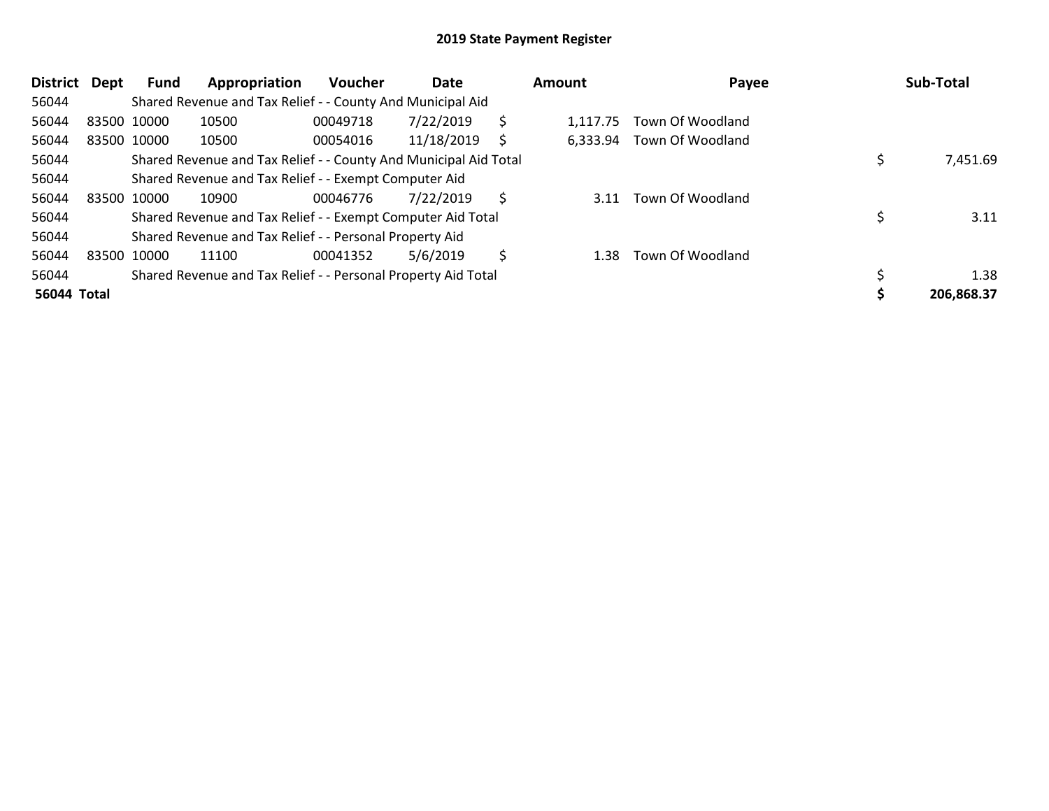# 2019 State Payment Register

| District | Dept | Fund | Appropriation | Voucher | Date | Amount | Payee | Sub-Total |
|---|---|---|---|---|---|---|---|---|
| 56044 | | Shared Revenue and Tax Relief - - County And Municipal Aid | | | | | | |
| 56044 | 83500 | 10000 | 10500 | 00049718 | 7/22/2019 | $ 1,117.75 | Town Of Woodland | |
| 56044 | 83500 | 10000 | 10500 | 00054016 | 11/18/2019 | $ 6,333.94 | Town Of Woodland | |
| 56044 | | Shared Revenue and Tax Relief - - County And Municipal Aid Total | | | | | | $ 7,451.69 |
| 56044 | | Shared Revenue and Tax Relief - - Exempt Computer Aid | | | | | | |
| 56044 | 83500 | 10000 | 10900 | 00046776 | 7/22/2019 | $ 3.11 | Town Of Woodland | |
| 56044 | | Shared Revenue and Tax Relief - - Exempt Computer Aid Total | | | | | | $ 3.11 |
| 56044 | | Shared Revenue and Tax Relief - - Personal Property Aid | | | | | | |
| 56044 | 83500 | 10000 | 11100 | 00041352 | 5/6/2019 | $ 1.38 | Town Of Woodland | |
| 56044 | | Shared Revenue and Tax Relief - - Personal Property Aid Total | | | | | | $ 1.38 |
| **56044 Total** | | | | | | | | **$ 206,868.37** |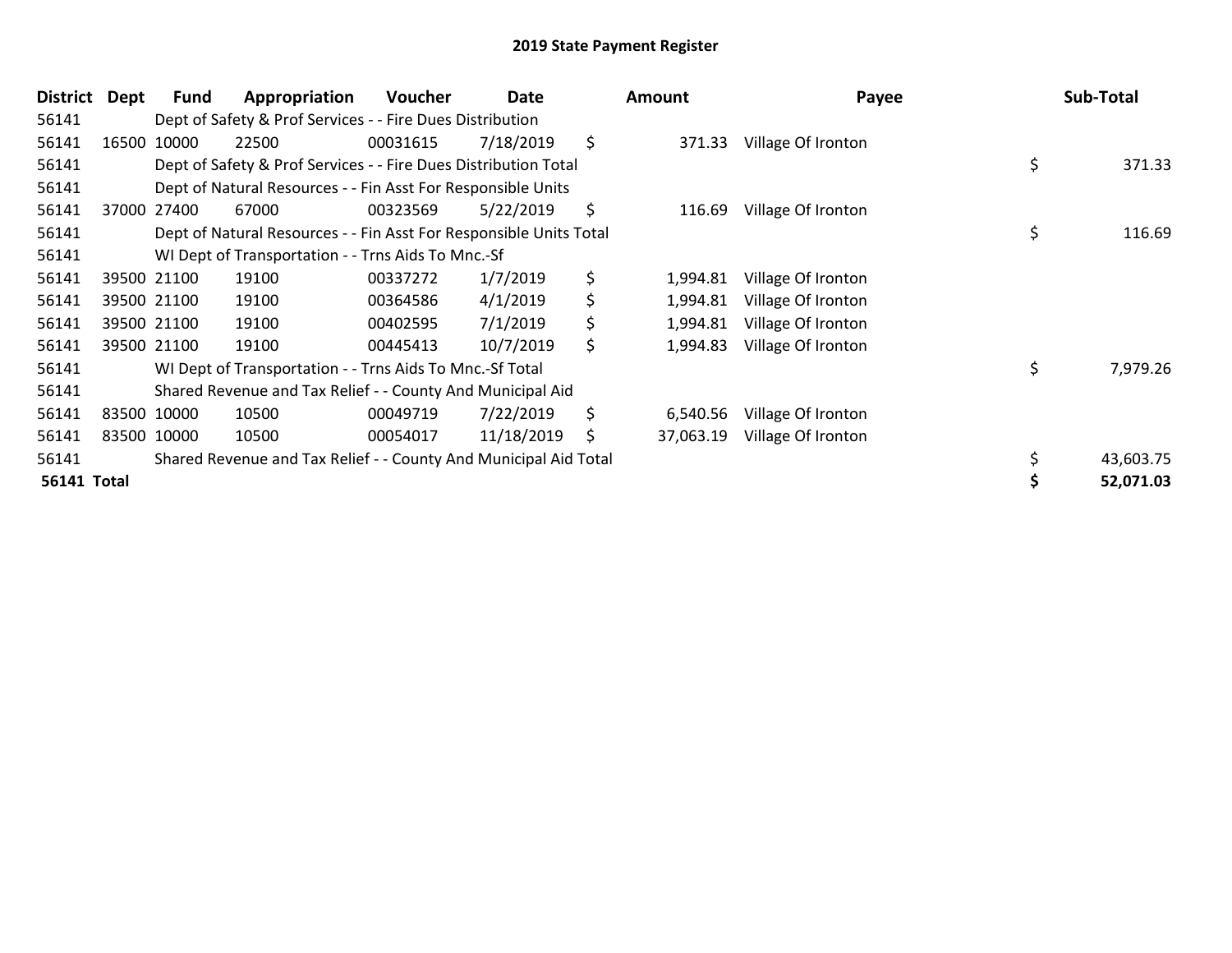# 2019 State Payment Register

| District | Dept | Fund | Appropriation | Voucher | Date | Amount | Payee | Sub-Total |
|---|---|---|---|---|---|---|---|---|
| 56141 | | Dept of Safety & Prof Services - - Fire Dues Distribution | | | | | | |
| 56141 | 16500 | 10000 | 22500 | 00031615 | 7/18/2019 | $ 371.33 | Village Of Ironton | |
| 56141 | | Dept of Safety & Prof Services - - Fire Dues Distribution Total | | | | | | $ 371.33 |
| 56141 | | Dept of Natural Resources - - Fin Asst For Responsible Units | | | | | | |
| 56141 | 37000 | 27400 | 67000 | 00323569 | 5/22/2019 | $ 116.69 | Village Of Ironton | |
| 56141 | | Dept of Natural Resources - - Fin Asst For Responsible Units Total | | | | | | $ 116.69 |
| 56141 | | WI Dept of Transportation - - Trns Aids To Mnc.-Sf | | | | | | |
| 56141 | 39500 | 21100 | 19100 | 00337272 | 1/7/2019 | $ 1,994.81 | Village Of Ironton | |
| 56141 | 39500 | 21100 | 19100 | 00364586 | 4/1/2019 | $ 1,994.81 | Village Of Ironton | |
| 56141 | 39500 | 21100 | 19100 | 00402595 | 7/1/2019 | $ 1,994.81 | Village Of Ironton | |
| 56141 | 39500 | 21100 | 19100 | 00445413 | 10/7/2019 | $ 1,994.83 | Village Of Ironton | |
| 56141 | | WI Dept of Transportation - - Trns Aids To Mnc.-Sf Total | | | | | | $ 7,979.26 |
| 56141 | | Shared Revenue and Tax Relief - - County And Municipal Aid | | | | | | |
| 56141 | 83500 | 10000 | 10500 | 00049719 | 7/22/2019 | $ 6,540.56 | Village Of Ironton | |
| 56141 | 83500 | 10000 | 10500 | 00054017 | 11/18/2019 | $ 37,063.19 | Village Of Ironton | |
| 56141 | | Shared Revenue and Tax Relief - - County And Municipal Aid Total | | | | | | $ 43,603.75 |
| **56141 Total** | | | | | | | | **$ 52,071.03** |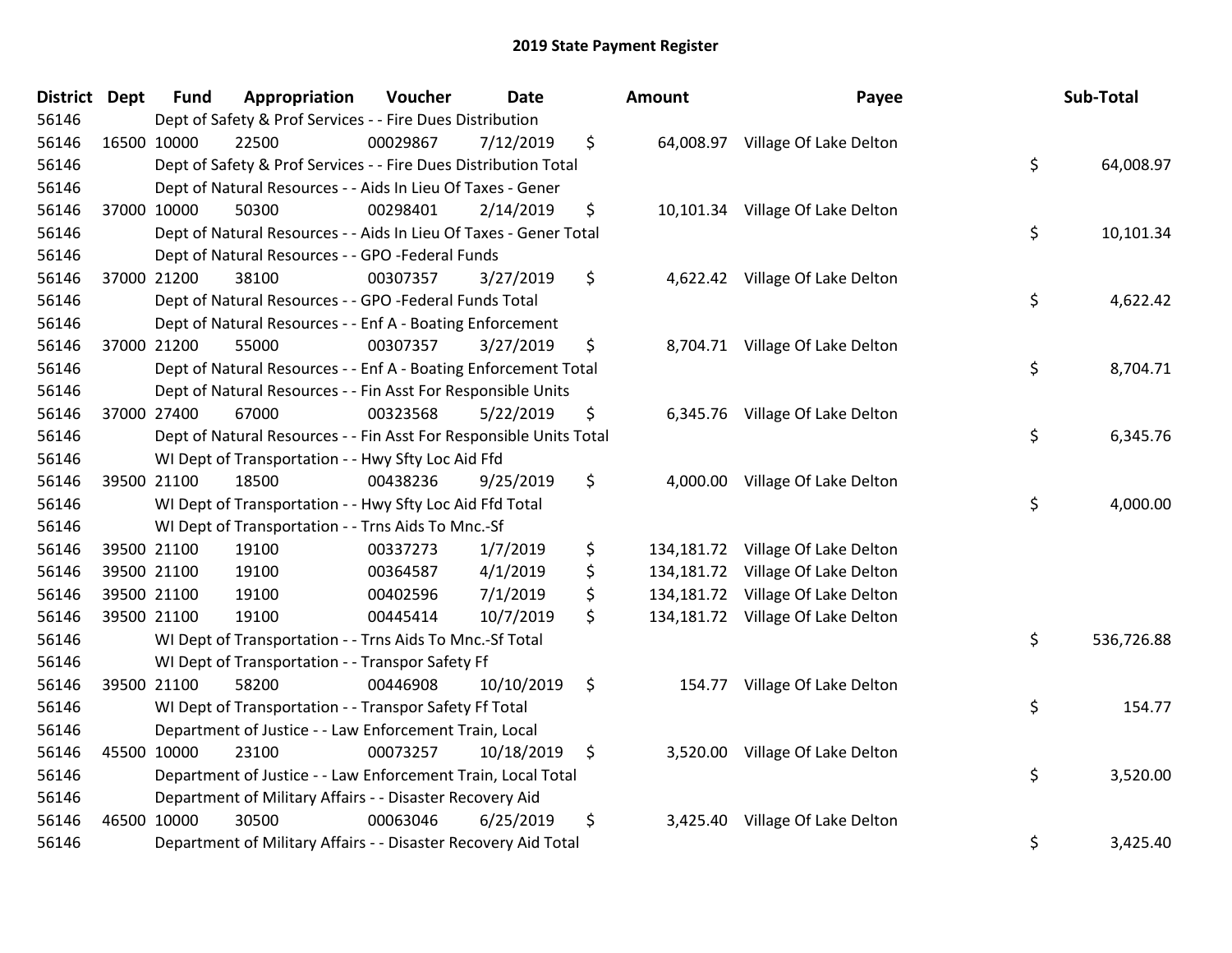# 2019 State Payment Register

| District | Dept | Fund | Appropriation | Voucher | Date | Amount | Payee | Sub-Total |
|---|---|---|---|---|---|---|---|---|
| 56146 | | Dept of Safety & Prof Services - - Fire Dues Distribution | | | | | | |
| 56146 | 16500 | 10000 | 22500 | 00029867 | 7/12/2019 | $ 64,008.97 | Village Of Lake Delton | |
| 56146 | | Dept of Safety & Prof Services - - Fire Dues Distribution Total | | | | | | $ 64,008.97 |
| 56146 | | Dept of Natural Resources - - Aids In Lieu Of Taxes - Gener | | | | | | |
| 56146 | 37000 | 10000 | 50300 | 00298401 | 2/14/2019 | $ 10,101.34 | Village Of Lake Delton | |
| 56146 | | Dept of Natural Resources - - Aids In Lieu Of Taxes - Gener Total | | | | | | $ 10,101.34 |
| 56146 | | Dept of Natural Resources - - GPO -Federal Funds | | | | | | |
| 56146 | 37000 | 21200 | 38100 | 00307357 | 3/27/2019 | $ 4,622.42 | Village Of Lake Delton | |
| 56146 | | Dept of Natural Resources - - GPO -Federal Funds Total | | | | | | $ 4,622.42 |
| 56146 | | Dept of Natural Resources - - Enf A - Boating Enforcement | | | | | | |
| 56146 | 37000 | 21200 | 55000 | 00307357 | 3/27/2019 | $ 8,704.71 | Village Of Lake Delton | |
| 56146 | | Dept of Natural Resources - - Enf A - Boating Enforcement Total | | | | | | $ 8,704.71 |
| 56146 | | Dept of Natural Resources - - Fin Asst For Responsible Units | | | | | | |
| 56146 | 37000 | 27400 | 67000 | 00323568 | 5/22/2019 | $ 6,345.76 | Village Of Lake Delton | |
| 56146 | | Dept of Natural Resources - - Fin Asst For Responsible Units Total | | | | | | $ 6,345.76 |
| 56146 | | WI Dept of Transportation - - Hwy Sfty Loc Aid Ffd | | | | | | |
| 56146 | 39500 | 21100 | 18500 | 00438236 | 9/25/2019 | $ 4,000.00 | Village Of Lake Delton | |
| 56146 | | WI Dept of Transportation - - Hwy Sfty Loc Aid Ffd Total | | | | | | $ 4,000.00 |
| 56146 | | WI Dept of Transportation - - Trns Aids To Mnc.-Sf | | | | | | |
| 56146 | 39500 | 21100 | 19100 | 00337273 | 1/7/2019 | $ 134,181.72 | Village Of Lake Delton | |
| 56146 | 39500 | 21100 | 19100 | 00364587 | 4/1/2019 | $ 134,181.72 | Village Of Lake Delton | |
| 56146 | 39500 | 21100 | 19100 | 00402596 | 7/1/2019 | $ 134,181.72 | Village Of Lake Delton | |
| 56146 | 39500 | 21100 | 19100 | 00445414 | 10/7/2019 | $ 134,181.72 | Village Of Lake Delton | |
| 56146 | | WI Dept of Transportation - - Trns Aids To Mnc.-Sf Total | | | | | | $ 536,726.88 |
| 56146 | | WI Dept of Transportation - - Transpor Safety Ff | | | | | | |
| 56146 | 39500 | 21100 | 58200 | 00446908 | 10/10/2019 | $ 154.77 | Village Of Lake Delton | |
| 56146 | | WI Dept of Transportation - - Transpor Safety Ff Total | | | | | | $ 154.77 |
| 56146 | | Department of Justice - - Law Enforcement Train, Local | | | | | | |
| 56146 | 45500 | 10000 | 23100 | 00073257 | 10/18/2019 | $ 3,520.00 | Village Of Lake Delton | |
| 56146 | | Department of Justice - - Law Enforcement Train, Local Total | | | | | | $ 3,520.00 |
| 56146 | | Department of Military Affairs - - Disaster Recovery Aid | | | | | | |
| 56146 | 46500 | 10000 | 30500 | 00063046 | 6/25/2019 | $ 3,425.40 | Village Of Lake Delton | |
| 56146 | | Department of Military Affairs - - Disaster Recovery Aid Total | | | | | | $ 3,425.40 |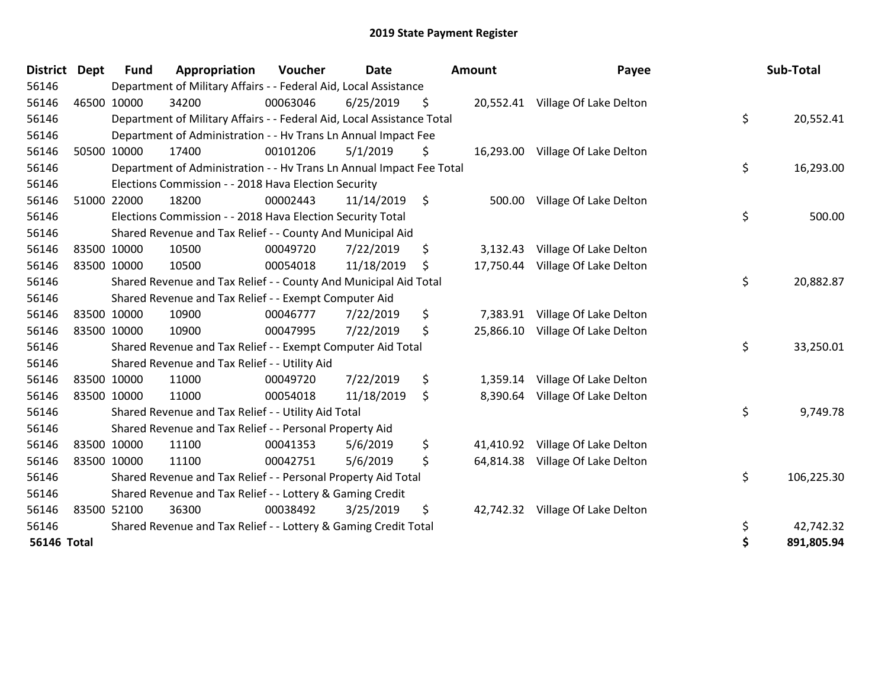# 2019 State Payment Register

| District | Dept | Fund | Appropriation | Voucher | Date | Amount | Payee | Sub-Total |
|---|---|---|---|---|---|---|---|---|
| 56146 | | Department of Military Affairs - - Federal Aid, Local Assistance | | | | | | |
| 56146 | 46500 | 10000 | 34200 | 00063046 | 6/25/2019 | $ 20,552.41 | Village Of Lake Delton | |
| 56146 | | Department of Military Affairs - - Federal Aid, Local Assistance Total | | | | | | $ 20,552.41 |
| 56146 | | Department of Administration - - Hv Trans Ln Annual Impact Fee | | | | | | |
| 56146 | 50500 | 10000 | 17400 | 00101206 | 5/1/2019 | $ 16,293.00 | Village Of Lake Delton | |
| 56146 | | Department of Administration - - Hv Trans Ln Annual Impact Fee Total | | | | | | $ 16,293.00 |
| 56146 | | Elections Commission - - 2018 Hava Election Security | | | | | | |
| 56146 | 51000 | 22000 | 18200 | 00002443 | 11/14/2019 | $ 500.00 | Village Of Lake Delton | |
| 56146 | | Elections Commission - - 2018 Hava Election Security Total | | | | | | $ 500.00 |
| 56146 | | Shared Revenue and Tax Relief - - County And Municipal Aid | | | | | | |
| 56146 | 83500 | 10000 | 10500 | 00049720 | 7/22/2019 | $ 3,132.43 | Village Of Lake Delton | |
| 56146 | 83500 | 10000 | 10500 | 00054018 | 11/18/2019 | $ 17,750.44 | Village Of Lake Delton | |
| 56146 | | Shared Revenue and Tax Relief - - County And Municipal Aid Total | | | | | | $ 20,882.87 |
| 56146 | | Shared Revenue and Tax Relief - - Exempt Computer Aid | | | | | | |
| 56146 | 83500 | 10000 | 10900 | 00046777 | 7/22/2019 | $ 7,383.91 | Village Of Lake Delton | |
| 56146 | 83500 | 10000 | 10900 | 00047995 | 7/22/2019 | $ 25,866.10 | Village Of Lake Delton | |
| 56146 | | Shared Revenue and Tax Relief - - Exempt Computer Aid Total | | | | | | $ 33,250.01 |
| 56146 | | Shared Revenue and Tax Relief - - Utility Aid | | | | | | |
| 56146 | 83500 | 10000 | 11000 | 00049720 | 7/22/2019 | $ 1,359.14 | Village Of Lake Delton | |
| 56146 | 83500 | 10000 | 11000 | 00054018 | 11/18/2019 | $ 8,390.64 | Village Of Lake Delton | |
| 56146 | | Shared Revenue and Tax Relief - - Utility Aid Total | | | | | | $ 9,749.78 |
| 56146 | | Shared Revenue and Tax Relief - - Personal Property Aid | | | | | | |
| 56146 | 83500 | 10000 | 11100 | 00041353 | 5/6/2019 | $ 41,410.92 | Village Of Lake Delton | |
| 56146 | 83500 | 10000 | 11100 | 00042751 | 5/6/2019 | $ 64,814.38 | Village Of Lake Delton | |
| 56146 | | Shared Revenue and Tax Relief - - Personal Property Aid Total | | | | | | $ 106,225.30 |
| 56146 | | Shared Revenue and Tax Relief - - Lottery & Gaming Credit | | | | | | |
| 56146 | 83500 | 52100 | 36300 | 00038492 | 3/25/2019 | $ 42,742.32 | Village Of Lake Delton | |
| 56146 | | Shared Revenue and Tax Relief - - Lottery & Gaming Credit Total | | | | | | $ 42,742.32 |
| **56146 Total** | | | | | | | | **$ 891,805.94** |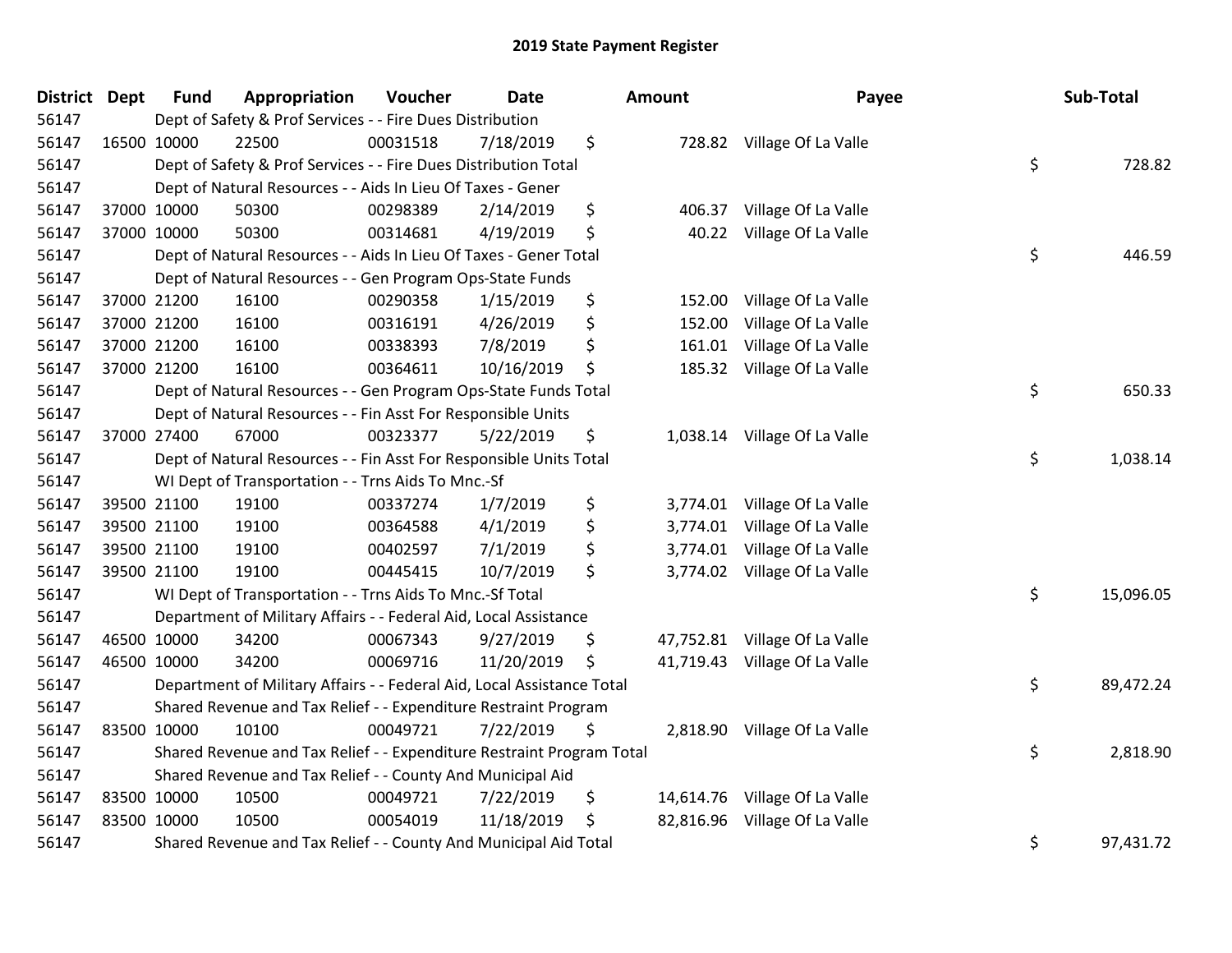# 2019 State Payment Register

| District | Dept | Fund | Appropriation | Voucher | Date | Amount | Payee | Sub-Total |
|---|---|---|---|---|---|---|---|---|
| 56147 | | Dept of Safety & Prof Services - - Fire Dues Distribution | | | | | | |
| 56147 | 16500 | 10000 | 22500 | 00031518 | 7/18/2019 | $ 728.82 | Village Of La Valle | |
| 56147 | | Dept of Safety & Prof Services - - Fire Dues Distribution Total | | | | | | $ 728.82 |
| 56147 | | Dept of Natural Resources - - Aids In Lieu Of Taxes - Gener | | | | | | |
| 56147 | 37000 | 10000 | 50300 | 00298389 | 2/14/2019 | $ 406.37 | Village Of La Valle | |
| 56147 | 37000 | 10000 | 50300 | 00314681 | 4/19/2019 | $ 40.22 | Village Of La Valle | |
| 56147 | | Dept of Natural Resources - - Aids In Lieu Of Taxes - Gener Total | | | | | | $ 446.59 |
| 56147 | | Dept of Natural Resources - - Gen Program Ops-State Funds | | | | | | |
| 56147 | 37000 | 21200 | 16100 | 00290358 | 1/15/2019 | $ 152.00 | Village Of La Valle | |
| 56147 | 37000 | 21200 | 16100 | 00316191 | 4/26/2019 | $ 152.00 | Village Of La Valle | |
| 56147 | 37000 | 21200 | 16100 | 00338393 | 7/8/2019 | $ 161.01 | Village Of La Valle | |
| 56147 | 37000 | 21200 | 16100 | 00364611 | 10/16/2019 | $ 185.32 | Village Of La Valle | |
| 56147 | | Dept of Natural Resources - - Gen Program Ops-State Funds Total | | | | | | $ 650.33 |
| 56147 | | Dept of Natural Resources - - Fin Asst For Responsible Units | | | | | | |
| 56147 | 37000 | 27400 | 67000 | 00323377 | 5/22/2019 | $ 1,038.14 | Village Of La Valle | |
| 56147 | | Dept of Natural Resources - - Fin Asst For Responsible Units Total | | | | | | $ 1,038.14 |
| 56147 | | WI Dept of Transportation - - Trns Aids To Mnc.-Sf | | | | | | |
| 56147 | 39500 | 21100 | 19100 | 00337274 | 1/7/2019 | $ 3,774.01 | Village Of La Valle | |
| 56147 | 39500 | 21100 | 19100 | 00364588 | 4/1/2019 | $ 3,774.01 | Village Of La Valle | |
| 56147 | 39500 | 21100 | 19100 | 00402597 | 7/1/2019 | $ 3,774.01 | Village Of La Valle | |
| 56147 | 39500 | 21100 | 19100 | 00445415 | 10/7/2019 | $ 3,774.02 | Village Of La Valle | |
| 56147 | | WI Dept of Transportation - - Trns Aids To Mnc.-Sf Total | | | | | | $ 15,096.05 |
| 56147 | | Department of Military Affairs - - Federal Aid, Local Assistance | | | | | | |
| 56147 | 46500 | 10000 | 34200 | 00067343 | 9/27/2019 | $ 47,752.81 | Village Of La Valle | |
| 56147 | 46500 | 10000 | 34200 | 00069716 | 11/20/2019 | $ 41,719.43 | Village Of La Valle | |
| 56147 | | Department of Military Affairs - - Federal Aid, Local Assistance Total | | | | | | $ 89,472.24 |
| 56147 | | Shared Revenue and Tax Relief - - Expenditure Restraint Program | | | | | | |
| 56147 | 83500 | 10000 | 10100 | 00049721 | 7/22/2019 | $ 2,818.90 | Village Of La Valle | |
| 56147 | | Shared Revenue and Tax Relief - - Expenditure Restraint Program Total | | | | | | $ 2,818.90 |
| 56147 | | Shared Revenue and Tax Relief - - County And Municipal Aid | | | | | | |
| 56147 | 83500 | 10000 | 10500 | 00049721 | 7/22/2019 | $ 14,614.76 | Village Of La Valle | |
| 56147 | 83500 | 10000 | 10500 | 00054019 | 11/18/2019 | $ 82,816.96 | Village Of La Valle | |
| 56147 | | Shared Revenue and Tax Relief - - County And Municipal Aid Total | | | | | | $ 97,431.72 |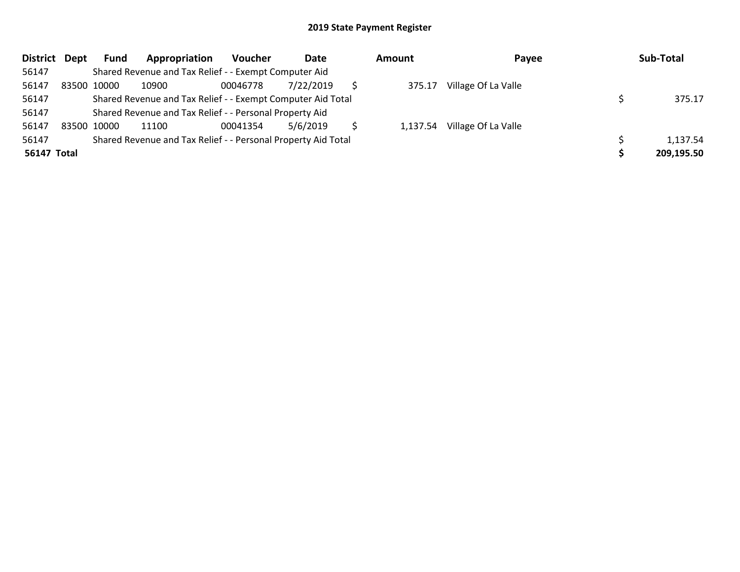## 2019 State Payment Register

| District | Dept | Fund | Appropriation | Voucher | Date | Amount | Payee | Sub-Total |
|---|---|---|---|---|---|---|---|---|
| 56147 | | Shared Revenue and Tax Relief - - Exempt Computer Aid | | | | | | |
| 56147 | 83500 | 10000 | 10900 | 00046778 | 7/22/2019 | $ 375.17 | Village Of La Valle | |
| 56147 | | Shared Revenue and Tax Relief - - Exempt Computer Aid Total | | | | | | $ 375.17 |
| 56147 | | Shared Revenue and Tax Relief - - Personal Property Aid | | | | | | |
| 56147 | 83500 | 10000 | 11100 | 00041354 | 5/6/2019 | $ 1,137.54 | Village Of La Valle | |
| 56147 | | Shared Revenue and Tax Relief - - Personal Property Aid Total | | | | | | $ 1,137.54 |
| **56147 Total** | | | | | | | | **$ 209,195.50** |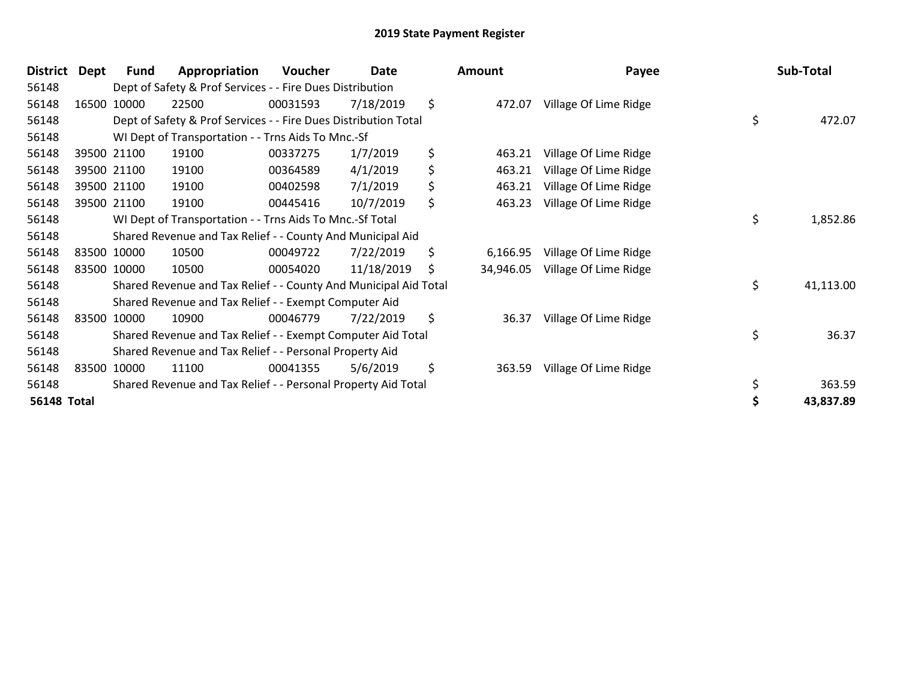# 2019 State Payment Register

| District | Dept | Fund | Appropriation | Voucher | Date | Amount | Payee | Sub-Total |
|---|---|---|---|---|---|---|---|---|
| 56148 | | Dept of Safety & Prof Services - - Fire Dues Distribution | | | | | | |
| 56148 | 16500 | 10000 | 22500 | 00031593 | 7/18/2019 | $ 472.07 | Village Of Lime Ridge | |
| 56148 | | Dept of Safety & Prof Services - - Fire Dues Distribution Total | | | | | | $ 472.07 |
| 56148 | | WI Dept of Transportation - - Trns Aids To Mnc.-Sf | | | | | | |
| 56148 | 39500 | 21100 | 19100 | 00337275 | 1/7/2019 | $ 463.21 | Village Of Lime Ridge | |
| 56148 | 39500 | 21100 | 19100 | 00364589 | 4/1/2019 | $ 463.21 | Village Of Lime Ridge | |
| 56148 | 39500 | 21100 | 19100 | 00402598 | 7/1/2019 | $ 463.21 | Village Of Lime Ridge | |
| 56148 | 39500 | 21100 | 19100 | 00445416 | 10/7/2019 | $ 463.23 | Village Of Lime Ridge | |
| 56148 | | WI Dept of Transportation - - Trns Aids To Mnc.-Sf Total | | | | | | $ 1,852.86 |
| 56148 | | Shared Revenue and Tax Relief - - County And Municipal Aid | | | | | | |
| 56148 | 83500 | 10000 | 10500 | 00049722 | 7/22/2019 | $ 6,166.95 | Village Of Lime Ridge | |
| 56148 | 83500 | 10000 | 10500 | 00054020 | 11/18/2019 | $ 34,946.05 | Village Of Lime Ridge | |
| 56148 | | Shared Revenue and Tax Relief - - County And Municipal Aid Total | | | | | | $ 41,113.00 |
| 56148 | | Shared Revenue and Tax Relief - - Exempt Computer Aid | | | | | | |
| 56148 | 83500 | 10000 | 10900 | 00046779 | 7/22/2019 | $ 36.37 | Village Of Lime Ridge | |
| 56148 | | Shared Revenue and Tax Relief - - Exempt Computer Aid Total | | | | | | $ 36.37 |
| 56148 | | Shared Revenue and Tax Relief - - Personal Property Aid | | | | | | |
| 56148 | 83500 | 10000 | 11100 | 00041355 | 5/6/2019 | $ 363.59 | Village Of Lime Ridge | |
| 56148 | | Shared Revenue and Tax Relief - - Personal Property Aid Total | | | | | | $ 363.59 |
| **56148 Total** | | | | | | | | **$ 43,837.89** |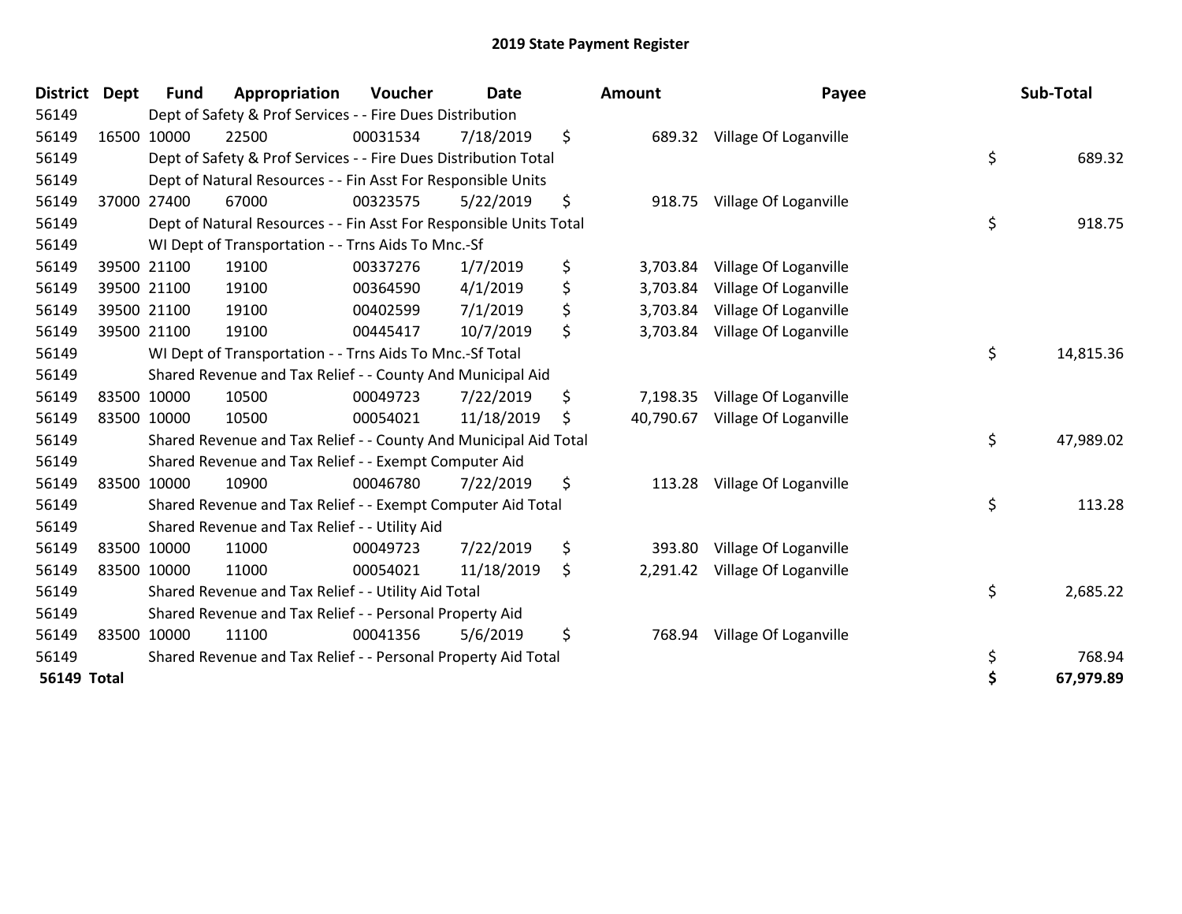# 2019 State Payment Register

| District | Dept | Fund | Appropriation | Voucher | Date | Amount | Payee | Sub-Total |
|---|---|---|---|---|---|---|---|---|
| 56149 | | Dept of Safety & Prof Services - - Fire Dues Distribution | | | | | | |
| 56149 | 16500 | 10000 | 22500 | 00031534 | 7/18/2019 | $ 689.32 | Village Of Loganville | |
| 56149 | | Dept of Safety & Prof Services - - Fire Dues Distribution Total | | | | | | $ 689.32 |
| 56149 | | Dept of Natural Resources - - Fin Asst For Responsible Units | | | | | | |
| 56149 | 37000 | 27400 | 67000 | 00323575 | 5/22/2019 | $ 918.75 | Village Of Loganville | |
| 56149 | | Dept of Natural Resources - - Fin Asst For Responsible Units Total | | | | | | $ 918.75 |
| 56149 | | WI Dept of Transportation - - Trns Aids To Mnc.-Sf | | | | | | |
| 56149 | 39500 | 21100 | 19100 | 00337276 | 1/7/2019 | $ 3,703.84 | Village Of Loganville | |
| 56149 | 39500 | 21100 | 19100 | 00364590 | 4/1/2019 | $ 3,703.84 | Village Of Loganville | |
| 56149 | 39500 | 21100 | 19100 | 00402599 | 7/1/2019 | $ 3,703.84 | Village Of Loganville | |
| 56149 | 39500 | 21100 | 19100 | 00445417 | 10/7/2019 | $ 3,703.84 | Village Of Loganville | |
| 56149 | | WI Dept of Transportation - - Trns Aids To Mnc.-Sf Total | | | | | | $ 14,815.36 |
| 56149 | | Shared Revenue and Tax Relief - - County And Municipal Aid | | | | | | |
| 56149 | 83500 | 10000 | 10500 | 00049723 | 7/22/2019 | $ 7,198.35 | Village Of Loganville | |
| 56149 | 83500 | 10000 | 10500 | 00054021 | 11/18/2019 | $ 40,790.67 | Village Of Loganville | |
| 56149 | | Shared Revenue and Tax Relief - - County And Municipal Aid Total | | | | | | $ 47,989.02 |
| 56149 | | Shared Revenue and Tax Relief - - Exempt Computer Aid | | | | | | |
| 56149 | 83500 | 10000 | 10900 | 00046780 | 7/22/2019 | $ 113.28 | Village Of Loganville | |
| 56149 | | Shared Revenue and Tax Relief - - Exempt Computer Aid Total | | | | | | $ 113.28 |
| 56149 | | Shared Revenue and Tax Relief - - Utility Aid | | | | | | |
| 56149 | 83500 | 10000 | 11000 | 00049723 | 7/22/2019 | $ 393.80 | Village Of Loganville | |
| 56149 | 83500 | 10000 | 11000 | 00054021 | 11/18/2019 | $ 2,291.42 | Village Of Loganville | |
| 56149 | | Shared Revenue and Tax Relief - - Utility Aid Total | | | | | | $ 2,685.22 |
| 56149 | | Shared Revenue and Tax Relief - - Personal Property Aid | | | | | | |
| 56149 | 83500 | 10000 | 11100 | 00041356 | 5/6/2019 | $ 768.94 | Village Of Loganville | |
| 56149 | | Shared Revenue and Tax Relief - - Personal Property Aid Total | | | | | | $ 768.94 |
| **56149 Total** | | | | | | | | **$ 67,979.89** |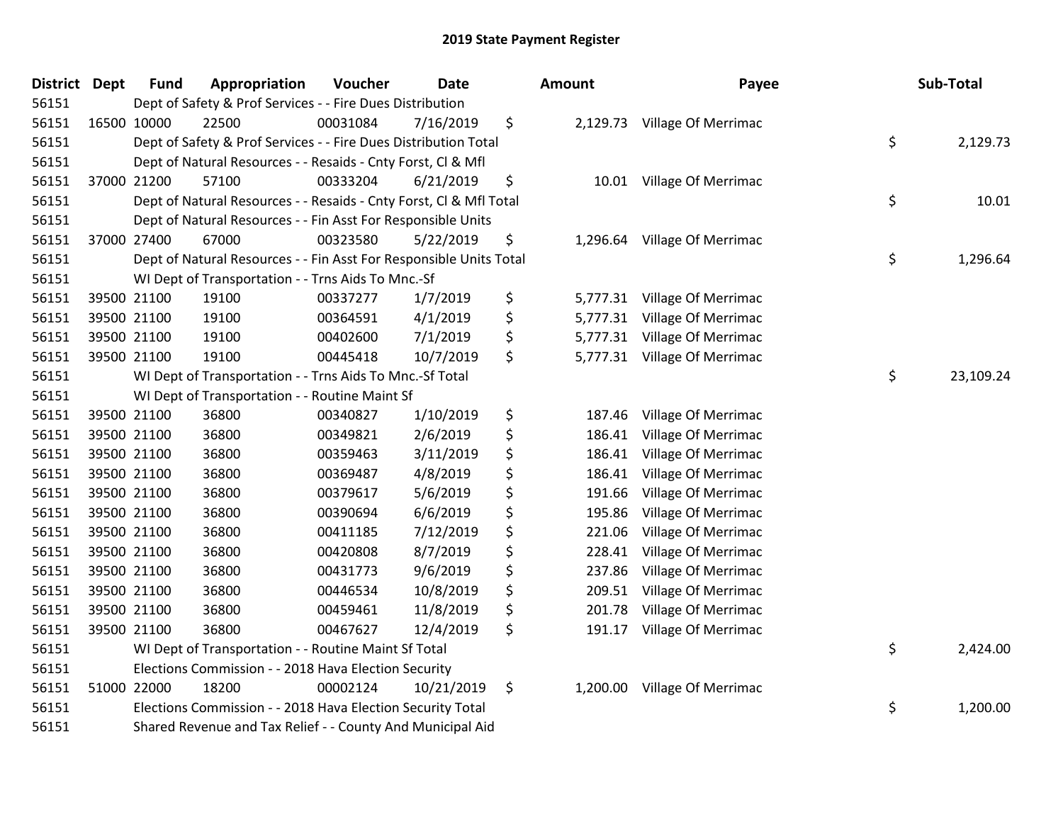# 2019 State Payment Register

| District | Dept | Fund | Appropriation | Voucher | Date | Amount | Payee | Sub-Total |
|---|---|---|---|---|---|---|---|---|
| 56151 | | Dept of Safety & Prof Services - - Fire Dues Distribution | | | | | | |
| 56151 | 16500 | 10000 | 22500 | 00031084 | 7/16/2019 | $ 2,129.73 | Village Of Merrimac | |
| 56151 | | Dept of Safety & Prof Services - - Fire Dues Distribution Total | | | | | | $ 2,129.73 |
| 56151 | | Dept of Natural Resources - - Resaids - Cnty Forst, Cl & Mfl | | | | | | |
| 56151 | 37000 | 21200 | 57100 | 00333204 | 6/21/2019 | $ 10.01 | Village Of Merrimac | |
| 56151 | | Dept of Natural Resources - - Resaids - Cnty Forst, Cl & Mfl Total | | | | | | $ 10.01 |
| 56151 | | Dept of Natural Resources - - Fin Asst For Responsible Units | | | | | | |
| 56151 | 37000 | 27400 | 67000 | 00323580 | 5/22/2019 | $ 1,296.64 | Village Of Merrimac | |
| 56151 | | Dept of Natural Resources - - Fin Asst For Responsible Units Total | | | | | | $ 1,296.64 |
| 56151 | | WI Dept of Transportation - - Trns Aids To Mnc.-Sf | | | | | | |
| 56151 | 39500 | 21100 | 19100 | 00337277 | 1/7/2019 | $ 5,777.31 | Village Of Merrimac | |
| 56151 | 39500 | 21100 | 19100 | 00364591 | 4/1/2019 | $ 5,777.31 | Village Of Merrimac | |
| 56151 | 39500 | 21100 | 19100 | 00402600 | 7/1/2019 | $ 5,777.31 | Village Of Merrimac | |
| 56151 | 39500 | 21100 | 19100 | 00445418 | 10/7/2019 | $ 5,777.31 | Village Of Merrimac | |
| 56151 | | WI Dept of Transportation - - Trns Aids To Mnc.-Sf Total | | | | | | $ 23,109.24 |
| 56151 | | WI Dept of Transportation - - Routine Maint Sf | | | | | | |
| 56151 | 39500 | 21100 | 36800 | 00340827 | 1/10/2019 | $ 187.46 | Village Of Merrimac | |
| 56151 | 39500 | 21100 | 36800 | 00349821 | 2/6/2019 | $ 186.41 | Village Of Merrimac | |
| 56151 | 39500 | 21100 | 36800 | 00359463 | 3/11/2019 | $ 186.41 | Village Of Merrimac | |
| 56151 | 39500 | 21100 | 36800 | 00369487 | 4/8/2019 | $ 186.41 | Village Of Merrimac | |
| 56151 | 39500 | 21100 | 36800 | 00379617 | 5/6/2019 | $ 191.66 | Village Of Merrimac | |
| 56151 | 39500 | 21100 | 36800 | 00390694 | 6/6/2019 | $ 195.86 | Village Of Merrimac | |
| 56151 | 39500 | 21100 | 36800 | 00411185 | 7/12/2019 | $ 221.06 | Village Of Merrimac | |
| 56151 | 39500 | 21100 | 36800 | 00420808 | 8/7/2019 | $ 228.41 | Village Of Merrimac | |
| 56151 | 39500 | 21100 | 36800 | 00431773 | 9/6/2019 | $ 237.86 | Village Of Merrimac | |
| 56151 | 39500 | 21100 | 36800 | 00446534 | 10/8/2019 | $ 209.51 | Village Of Merrimac | |
| 56151 | 39500 | 21100 | 36800 | 00459461 | 11/8/2019 | $ 201.78 | Village Of Merrimac | |
| 56151 | 39500 | 21100 | 36800 | 00467627 | 12/4/2019 | $ 191.17 | Village Of Merrimac | |
| 56151 | | WI Dept of Transportation - - Routine Maint Sf Total | | | | | | $ 2,424.00 |
| 56151 | | Elections Commission - - 2018 Hava Election Security | | | | | | |
| 56151 | 51000 | 22000 | 18200 | 00002124 | 10/21/2019 | $ 1,200.00 | Village Of Merrimac | |
| 56151 | | Elections Commission - - 2018 Hava Election Security Total | | | | | | $ 1,200.00 |
| 56151 | | Shared Revenue and Tax Relief - - County And Municipal Aid | | | | | | |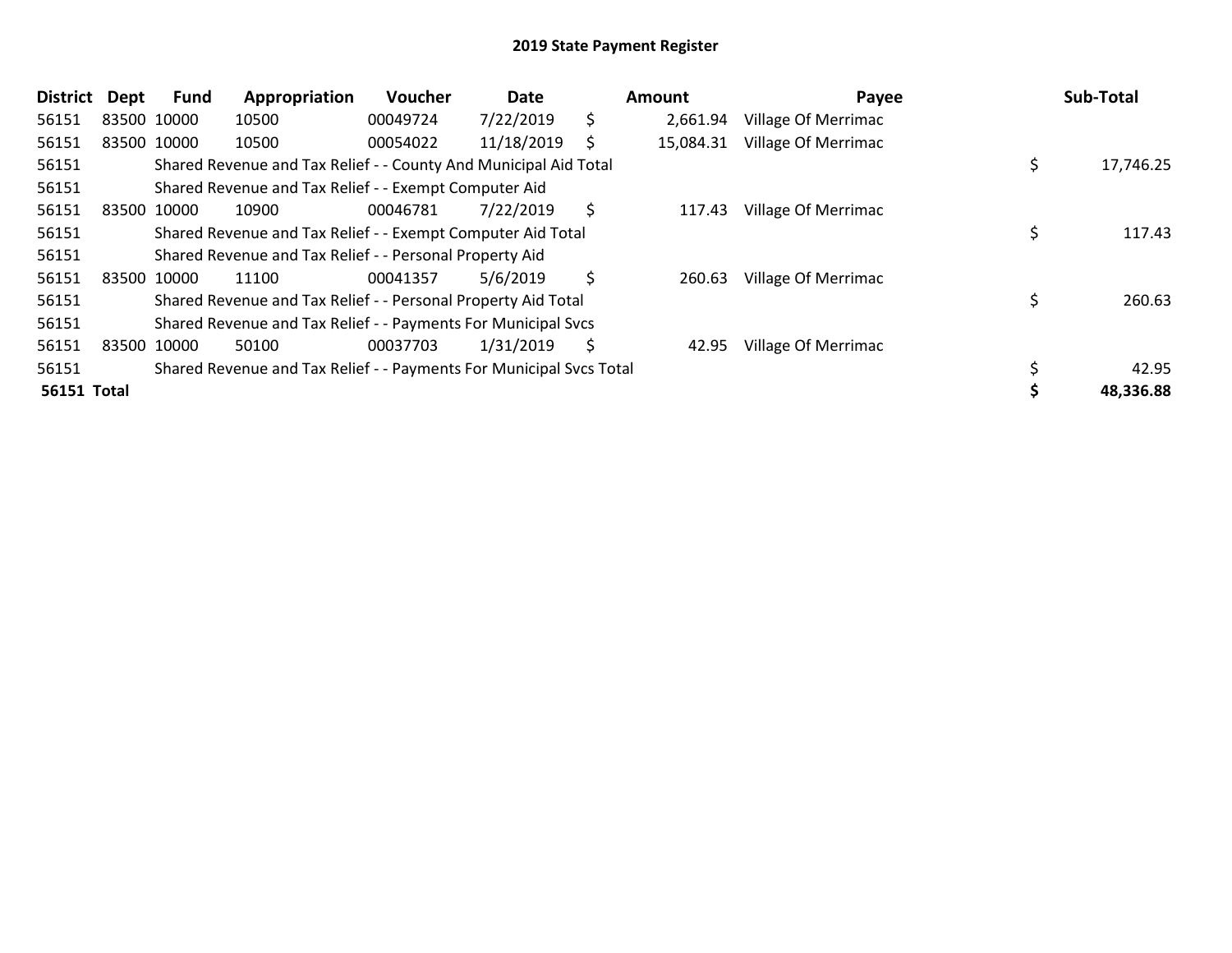# 2019 State Payment Register

| District | Dept | Fund | Appropriation | Voucher | Date | Amount | Payee | Sub-Total |
|---|---|---|---|---|---|---|---|---|
| 56151 | 83500 | 10000 | 10500 | 00049724 | 7/22/2019 | $ 2,661.94 | Village Of Merrimac | |
| 56151 | 83500 | 10000 | 10500 | 00054022 | 11/18/2019 | $ 15,084.31 | Village Of Merrimac | |
| 56151 | | Shared Revenue and Tax Relief - - County And Municipal Aid Total | | | | | | $ 17,746.25 |
| 56151 | | Shared Revenue and Tax Relief - - Exempt Computer Aid | | | | | | |
| 56151 | 83500 | 10000 | 10900 | 00046781 | 7/22/2019 | $ 117.43 | Village Of Merrimac | |
| 56151 | | Shared Revenue and Tax Relief - - Exempt Computer Aid Total | | | | | | $ 117.43 |
| 56151 | | Shared Revenue and Tax Relief - - Personal Property Aid | | | | | | |
| 56151 | 83500 | 10000 | 11100 | 00041357 | 5/6/2019 | $ 260.63 | Village Of Merrimac | |
| 56151 | | Shared Revenue and Tax Relief - - Personal Property Aid Total | | | | | | $ 260.63 |
| 56151 | | Shared Revenue and Tax Relief - - Payments For Municipal Svcs | | | | | | |
| 56151 | 83500 | 10000 | 50100 | 00037703 | 1/31/2019 | $ 42.95 | Village Of Merrimac | |
| 56151 | | Shared Revenue and Tax Relief - - Payments For Municipal Svcs Total | | | | | | $ 42.95 |
| **56151 Total** | | | | | | | | **$ 48,336.88** |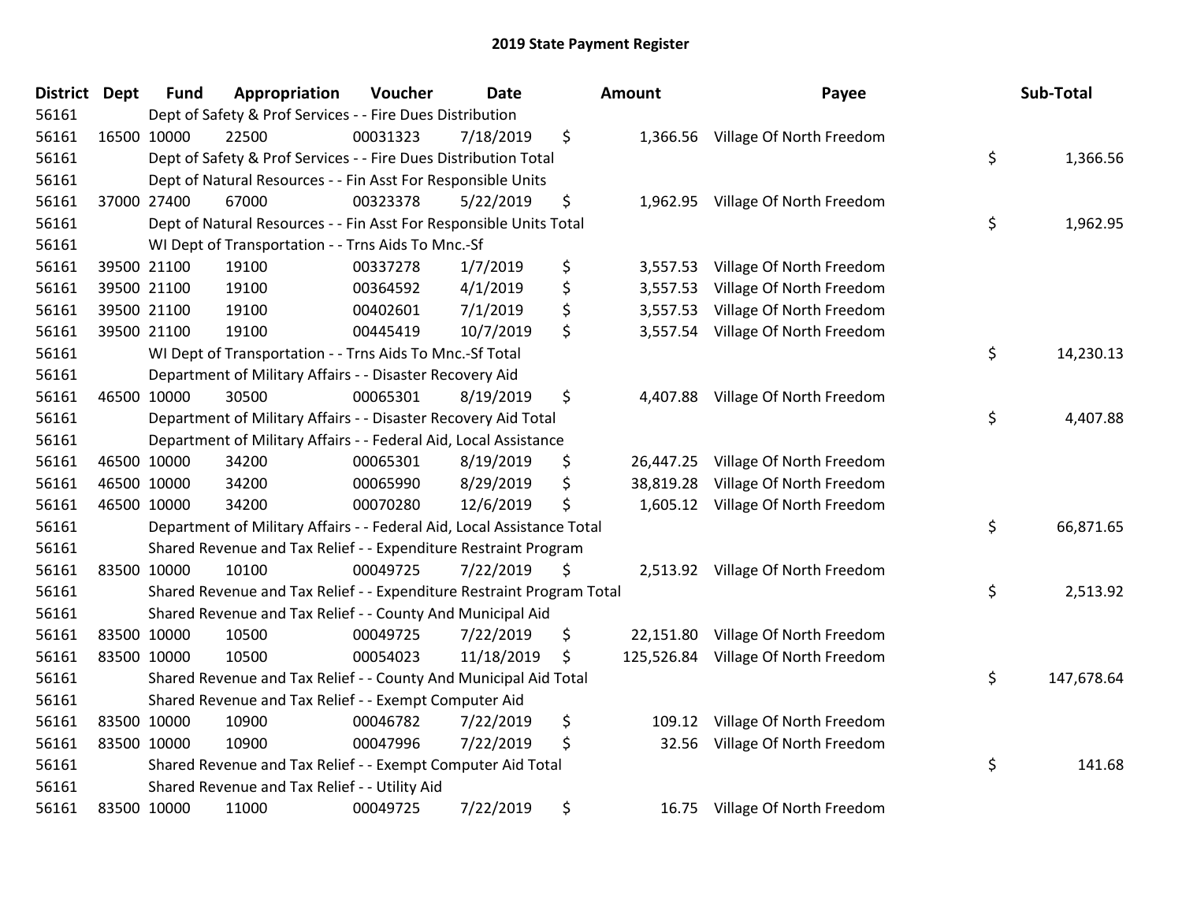# 2019 State Payment Register

| District | Dept | Fund | Appropriation | Voucher | Date | Amount | Payee | Sub-Total |
|---|---|---|---|---|---|---|---|---|
| 56161 | | Dept of Safety & Prof Services - - Fire Dues Distribution | | | | | | |
| 56161 | 16500 | 10000 | 22500 | 00031323 | 7/18/2019 | $ 1,366.56 | Village Of North Freedom | |
| 56161 | | Dept of Safety & Prof Services - - Fire Dues Distribution Total | | | | | | $ 1,366.56 |
| 56161 | | Dept of Natural Resources - - Fin Asst For Responsible Units | | | | | | |
| 56161 | 37000 | 27400 | 67000 | 00323378 | 5/22/2019 | $ 1,962.95 | Village Of North Freedom | |
| 56161 | | Dept of Natural Resources - - Fin Asst For Responsible Units Total | | | | | | $ 1,962.95 |
| 56161 | | WI Dept of Transportation - - Trns Aids To Mnc.-Sf | | | | | | |
| 56161 | 39500 | 21100 | 19100 | 00337278 | 1/7/2019 | $ 3,557.53 | Village Of North Freedom | |
| 56161 | 39500 | 21100 | 19100 | 00364592 | 4/1/2019 | $ 3,557.53 | Village Of North Freedom | |
| 56161 | 39500 | 21100 | 19100 | 00402601 | 7/1/2019 | $ 3,557.53 | Village Of North Freedom | |
| 56161 | 39500 | 21100 | 19100 | 00445419 | 10/7/2019 | $ 3,557.54 | Village Of North Freedom | |
| 56161 | | WI Dept of Transportation - - Trns Aids To Mnc.-Sf Total | | | | | | $ 14,230.13 |
| 56161 | | Department of Military Affairs - - Disaster Recovery Aid | | | | | | |
| 56161 | 46500 | 10000 | 30500 | 00065301 | 8/19/2019 | $ 4,407.88 | Village Of North Freedom | |
| 56161 | | Department of Military Affairs - - Disaster Recovery Aid Total | | | | | | $ 4,407.88 |
| 56161 | | Department of Military Affairs - - Federal Aid, Local Assistance | | | | | | |
| 56161 | 46500 | 10000 | 34200 | 00065301 | 8/19/2019 | $ 26,447.25 | Village Of North Freedom | |
| 56161 | 46500 | 10000 | 34200 | 00065990 | 8/29/2019 | $ 38,819.28 | Village Of North Freedom | |
| 56161 | 46500 | 10000 | 34200 | 00070280 | 12/6/2019 | $ 1,605.12 | Village Of North Freedom | |
| 56161 | | Department of Military Affairs - - Federal Aid, Local Assistance Total | | | | | | $ 66,871.65 |
| 56161 | | Shared Revenue and Tax Relief - - Expenditure Restraint Program | | | | | | |
| 56161 | 83500 | 10000 | 10100 | 00049725 | 7/22/2019 | $ 2,513.92 | Village Of North Freedom | |
| 56161 | | Shared Revenue and Tax Relief - - Expenditure Restraint Program Total | | | | | | $ 2,513.92 |
| 56161 | | Shared Revenue and Tax Relief - - County And Municipal Aid | | | | | | |
| 56161 | 83500 | 10000 | 10500 | 00049725 | 7/22/2019 | $ 22,151.80 | Village Of North Freedom | |
| 56161 | 83500 | 10000 | 10500 | 00054023 | 11/18/2019 | $ 125,526.84 | Village Of North Freedom | |
| 56161 | | Shared Revenue and Tax Relief - - County And Municipal Aid Total | | | | | | $ 147,678.64 |
| 56161 | | Shared Revenue and Tax Relief - - Exempt Computer Aid | | | | | | |
| 56161 | 83500 | 10000 | 10900 | 00046782 | 7/22/2019 | $ 109.12 | Village Of North Freedom | |
| 56161 | 83500 | 10000 | 10900 | 00047996 | 7/22/2019 | $ 32.56 | Village Of North Freedom | |
| 56161 | | Shared Revenue and Tax Relief - - Exempt Computer Aid Total | | | | | | $ 141.68 |
| 56161 | | Shared Revenue and Tax Relief - - Utility Aid | | | | | | |
| 56161 | 83500 | 10000 | 11000 | 00049725 | 7/22/2019 | $ 16.75 | Village Of North Freedom | |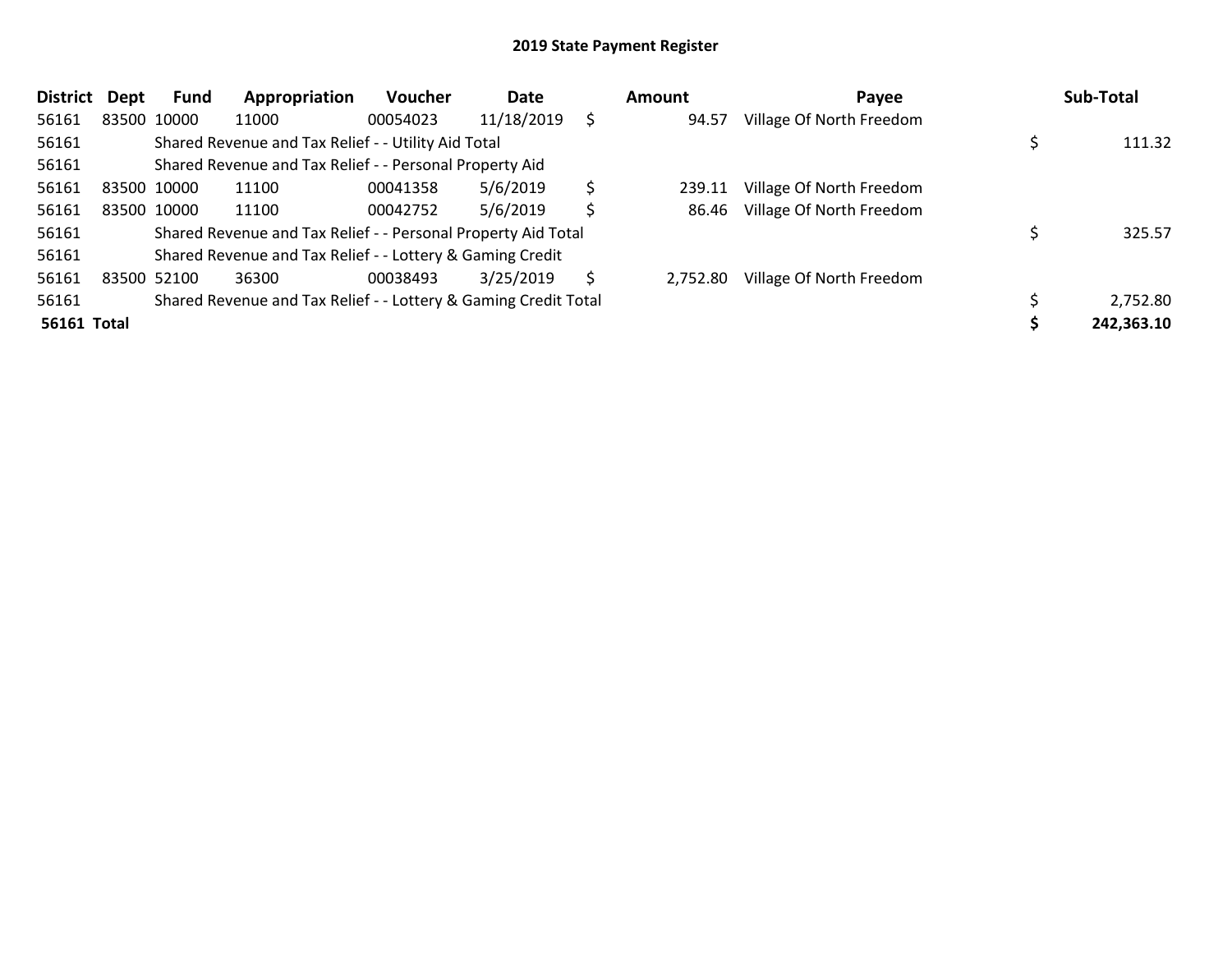## 2019 State Payment Register

| District | Dept | Fund | Appropriation | Voucher | Date | | Amount | Payee | | Sub-Total |
|---|---|---|---|---|---|---|---|---|---|---|
| 56161 | 83500 | 10000 | 11000 | 00054023 | 11/18/2019 | $ | 94.57 | Village Of North Freedom | | |
| 56161 | | Shared Revenue and Tax Relief - - Utility Aid Total | | | | | | | $ | 111.32 |
| 56161 | | Shared Revenue and Tax Relief - - Personal Property Aid | | | | | | | | |
| 56161 | 83500 | 10000 | 11100 | 00041358 | 5/6/2019 | $ | 239.11 | Village Of North Freedom | | |
| 56161 | 83500 | 10000 | 11100 | 00042752 | 5/6/2019 | $ | 86.46 | Village Of North Freedom | | |
| 56161 | | Shared Revenue and Tax Relief - - Personal Property Aid Total | | | | | | | $ | 325.57 |
| 56161 | | Shared Revenue and Tax Relief - - Lottery & Gaming Credit | | | | | | | | |
| 56161 | 83500 | 52100 | 36300 | 00038493 | 3/25/2019 | $ | 2,752.80 | Village Of North Freedom | | |
| 56161 | | Shared Revenue and Tax Relief - - Lottery & Gaming Credit Total | | | | | | | $ | 2,752.80 |
| **56161** | **Total** | | | | | | | | **$** | **242,363.10** |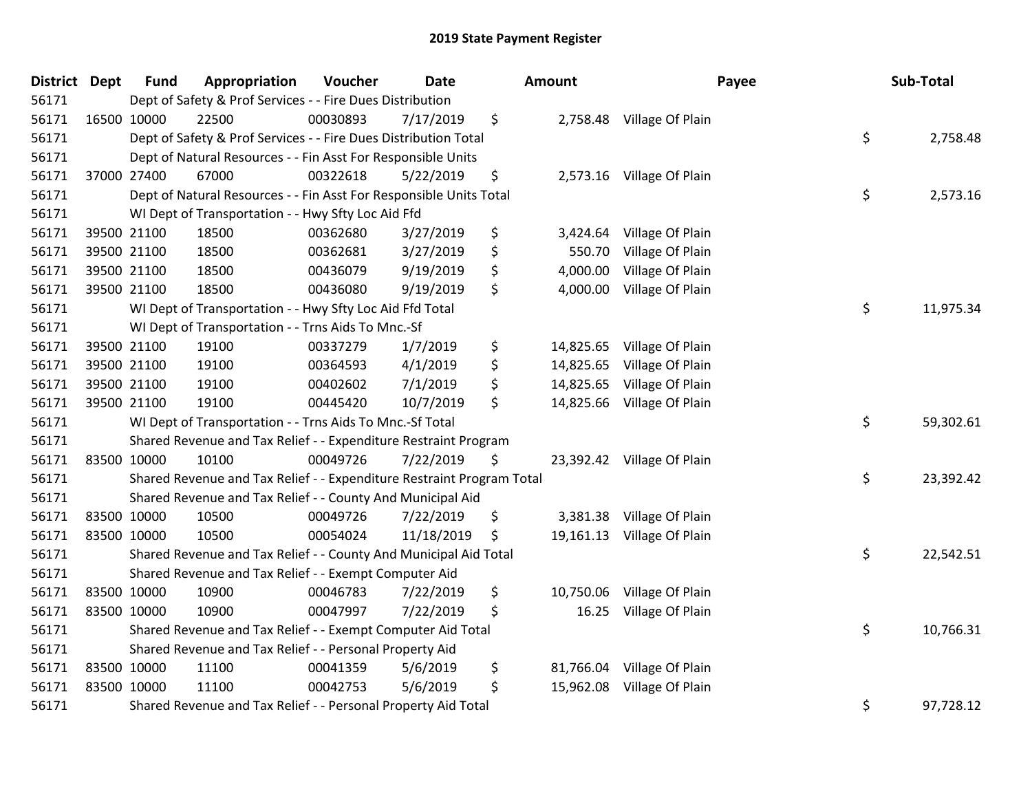# 2019 State Payment Register

| District | Dept | Fund | Appropriation | Voucher | Date | Amount | Payee | Sub-Total |
|---|---|---|---|---|---|---|---|---|
| 56171 | | Dept of Safety & Prof Services - - Fire Dues Distribution | | | | | | |
| 56171 | 16500 | 10000 | 22500 | 00030893 | 7/17/2019 | $ 2,758.48 | Village Of Plain | |
| 56171 | | Dept of Safety & Prof Services - - Fire Dues Distribution Total | | | | | | $ 2,758.48 |
| 56171 | | Dept of Natural Resources - - Fin Asst For Responsible Units | | | | | | |
| 56171 | 37000 | 27400 | 67000 | 00322618 | 5/22/2019 | $ 2,573.16 | Village Of Plain | |
| 56171 | | Dept of Natural Resources - - Fin Asst For Responsible Units Total | | | | | | $ 2,573.16 |
| 56171 | | WI Dept of Transportation - - Hwy Sfty Loc Aid Ffd | | | | | | |
| 56171 | 39500 | 21100 | 18500 | 00362680 | 3/27/2019 | $ 3,424.64 | Village Of Plain | |
| 56171 | 39500 | 21100 | 18500 | 00362681 | 3/27/2019 | $ 550.70 | Village Of Plain | |
| 56171 | 39500 | 21100 | 18500 | 00436079 | 9/19/2019 | $ 4,000.00 | Village Of Plain | |
| 56171 | 39500 | 21100 | 18500 | 00436080 | 9/19/2019 | $ 4,000.00 | Village Of Plain | |
| 56171 | | WI Dept of Transportation - - Hwy Sfty Loc Aid Ffd Total | | | | | | $ 11,975.34 |
| 56171 | | WI Dept of Transportation - - Trns Aids To Mnc.-Sf | | | | | | |
| 56171 | 39500 | 21100 | 19100 | 00337279 | 1/7/2019 | $ 14,825.65 | Village Of Plain | |
| 56171 | 39500 | 21100 | 19100 | 00364593 | 4/1/2019 | $ 14,825.65 | Village Of Plain | |
| 56171 | 39500 | 21100 | 19100 | 00402602 | 7/1/2019 | $ 14,825.65 | Village Of Plain | |
| 56171 | 39500 | 21100 | 19100 | 00445420 | 10/7/2019 | $ 14,825.66 | Village Of Plain | |
| 56171 | | WI Dept of Transportation - - Trns Aids To Mnc.-Sf Total | | | | | | $ 59,302.61 |
| 56171 | | Shared Revenue and Tax Relief - - Expenditure Restraint Program | | | | | | |
| 56171 | 83500 | 10000 | 10100 | 00049726 | 7/22/2019 | $ 23,392.42 | Village Of Plain | |
| 56171 | | Shared Revenue and Tax Relief - - Expenditure Restraint Program Total | | | | | | $ 23,392.42 |
| 56171 | | Shared Revenue and Tax Relief - - County And Municipal Aid | | | | | | |
| 56171 | 83500 | 10000 | 10500 | 00049726 | 7/22/2019 | $ 3,381.38 | Village Of Plain | |
| 56171 | 83500 | 10000 | 10500 | 00054024 | 11/18/2019 | $ 19,161.13 | Village Of Plain | |
| 56171 | | Shared Revenue and Tax Relief - - County And Municipal Aid Total | | | | | | $ 22,542.51 |
| 56171 | | Shared Revenue and Tax Relief - - Exempt Computer Aid | | | | | | |
| 56171 | 83500 | 10000 | 10900 | 00046783 | 7/22/2019 | $ 10,750.06 | Village Of Plain | |
| 56171 | 83500 | 10000 | 10900 | 00047997 | 7/22/2019 | $ 16.25 | Village Of Plain | |
| 56171 | | Shared Revenue and Tax Relief - - Exempt Computer Aid Total | | | | | | $ 10,766.31 |
| 56171 | | Shared Revenue and Tax Relief - - Personal Property Aid | | | | | | |
| 56171 | 83500 | 10000 | 11100 | 00041359 | 5/6/2019 | $ 81,766.04 | Village Of Plain | |
| 56171 | 83500 | 10000 | 11100 | 00042753 | 5/6/2019 | $ 15,962.08 | Village Of Plain | |
| 56171 | | Shared Revenue and Tax Relief - - Personal Property Aid Total | | | | | | $ 97,728.12 |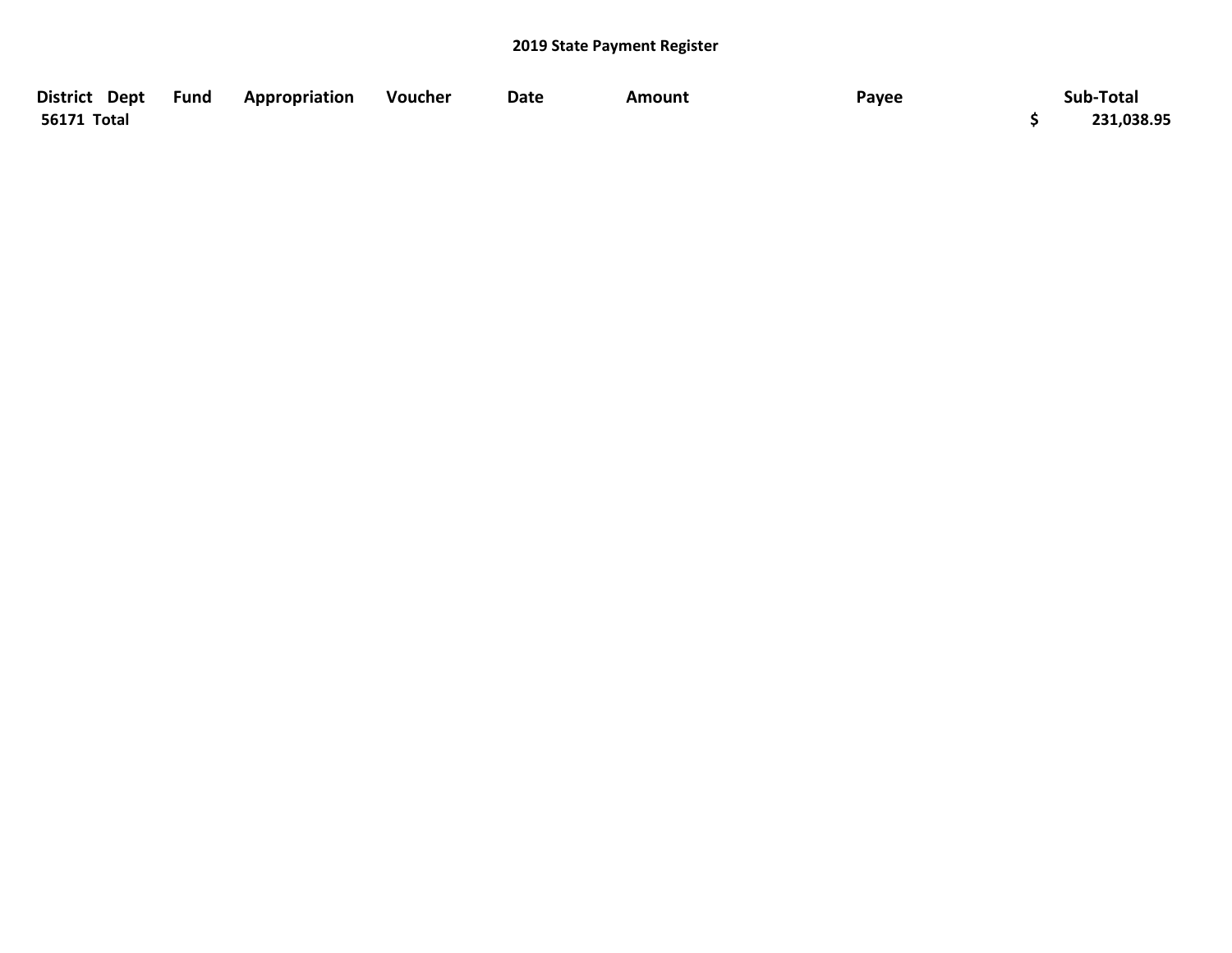## 2019 State Payment Register

| District | Dept | Fund | Appropriation | Voucher | Date | Amount | Payee | Sub-Total |
|---|---|---|---|---|---|---|---|---|
| **56171 Total** | | | | | | | | **$ 231,038.95** |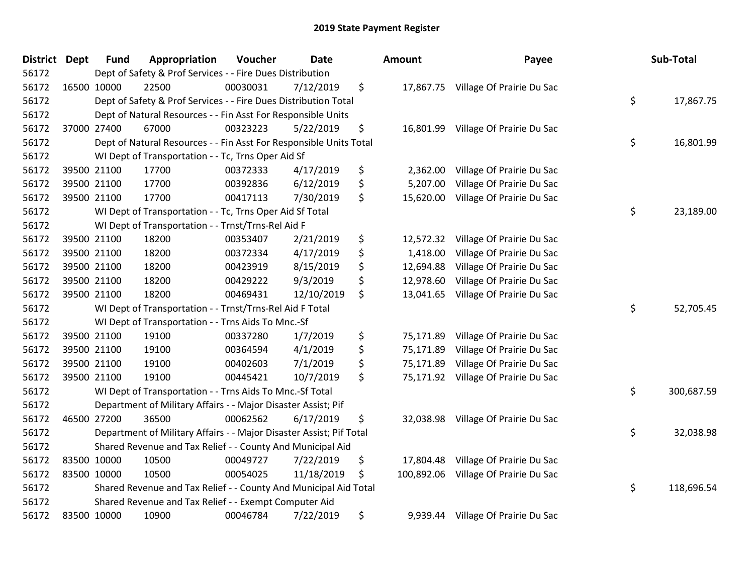# 2019 State Payment Register

| District | Dept | Fund | Appropriation | Voucher | Date | Amount | Payee | Sub-Total |
|---|---|---|---|---|---|---|---|---|
| 56172 | | Dept of Safety & Prof Services - - Fire Dues Distribution | | | | | | |
| 56172 | 16500 | 10000 | 22500 | 00030031 | 7/12/2019 | $ 17,867.75 | Village Of Prairie Du Sac | |
| 56172 | | Dept of Safety & Prof Services - - Fire Dues Distribution Total | | | | | | $ 17,867.75 |
| 56172 | | Dept of Natural Resources - - Fin Asst For Responsible Units | | | | | | |
| 56172 | 37000 | 27400 | 67000 | 00323223 | 5/22/2019 | $ 16,801.99 | Village Of Prairie Du Sac | |
| 56172 | | Dept of Natural Resources - - Fin Asst For Responsible Units Total | | | | | | $ 16,801.99 |
| 56172 | | WI Dept of Transportation - - Tc, Trns Oper Aid Sf | | | | | | |
| 56172 | 39500 | 21100 | 17700 | 00372333 | 4/17/2019 | $ 2,362.00 | Village Of Prairie Du Sac | |
| 56172 | 39500 | 21100 | 17700 | 00392836 | 6/12/2019 | $ 5,207.00 | Village Of Prairie Du Sac | |
| 56172 | 39500 | 21100 | 17700 | 00417113 | 7/30/2019 | $ 15,620.00 | Village Of Prairie Du Sac | |
| 56172 | | WI Dept of Transportation - - Tc, Trns Oper Aid Sf Total | | | | | | $ 23,189.00 |
| 56172 | | WI Dept of Transportation - - Trnst/Trns-Rel Aid F | | | | | | |
| 56172 | 39500 | 21100 | 18200 | 00353407 | 2/21/2019 | $ 12,572.32 | Village Of Prairie Du Sac | |
| 56172 | 39500 | 21100 | 18200 | 00372334 | 4/17/2019 | $ 1,418.00 | Village Of Prairie Du Sac | |
| 56172 | 39500 | 21100 | 18200 | 00423919 | 8/15/2019 | $ 12,694.88 | Village Of Prairie Du Sac | |
| 56172 | 39500 | 21100 | 18200 | 00429222 | 9/3/2019 | $ 12,978.60 | Village Of Prairie Du Sac | |
| 56172 | 39500 | 21100 | 18200 | 00469431 | 12/10/2019 | $ 13,041.65 | Village Of Prairie Du Sac | |
| 56172 | | WI Dept of Transportation - - Trnst/Trns-Rel Aid F Total | | | | | | $ 52,705.45 |
| 56172 | | WI Dept of Transportation - - Trns Aids To Mnc.-Sf | | | | | | |
| 56172 | 39500 | 21100 | 19100 | 00337280 | 1/7/2019 | $ 75,171.89 | Village Of Prairie Du Sac | |
| 56172 | 39500 | 21100 | 19100 | 00364594 | 4/1/2019 | $ 75,171.89 | Village Of Prairie Du Sac | |
| 56172 | 39500 | 21100 | 19100 | 00402603 | 7/1/2019 | $ 75,171.89 | Village Of Prairie Du Sac | |
| 56172 | 39500 | 21100 | 19100 | 00445421 | 10/7/2019 | $ 75,171.92 | Village Of Prairie Du Sac | |
| 56172 | | WI Dept of Transportation - - Trns Aids To Mnc.-Sf Total | | | | | | $ 300,687.59 |
| 56172 | | Department of Military Affairs - - Major Disaster Assist; Pif | | | | | | |
| 56172 | 46500 | 27200 | 36500 | 00062562 | 6/17/2019 | $ 32,038.98 | Village Of Prairie Du Sac | |
| 56172 | | Department of Military Affairs - - Major Disaster Assist; Pif Total | | | | | | $ 32,038.98 |
| 56172 | | Shared Revenue and Tax Relief - - County And Municipal Aid | | | | | | |
| 56172 | 83500 | 10000 | 10500 | 00049727 | 7/22/2019 | $ 17,804.48 | Village Of Prairie Du Sac | |
| 56172 | 83500 | 10000 | 10500 | 00054025 | 11/18/2019 | $ 100,892.06 | Village Of Prairie Du Sac | |
| 56172 | | Shared Revenue and Tax Relief - - County And Municipal Aid Total | | | | | | $ 118,696.54 |
| 56172 | | Shared Revenue and Tax Relief - - Exempt Computer Aid | | | | | | |
| 56172 | 83500 | 10000 | 10900 | 00046784 | 7/22/2019 | $ 9,939.44 | Village Of Prairie Du Sac | |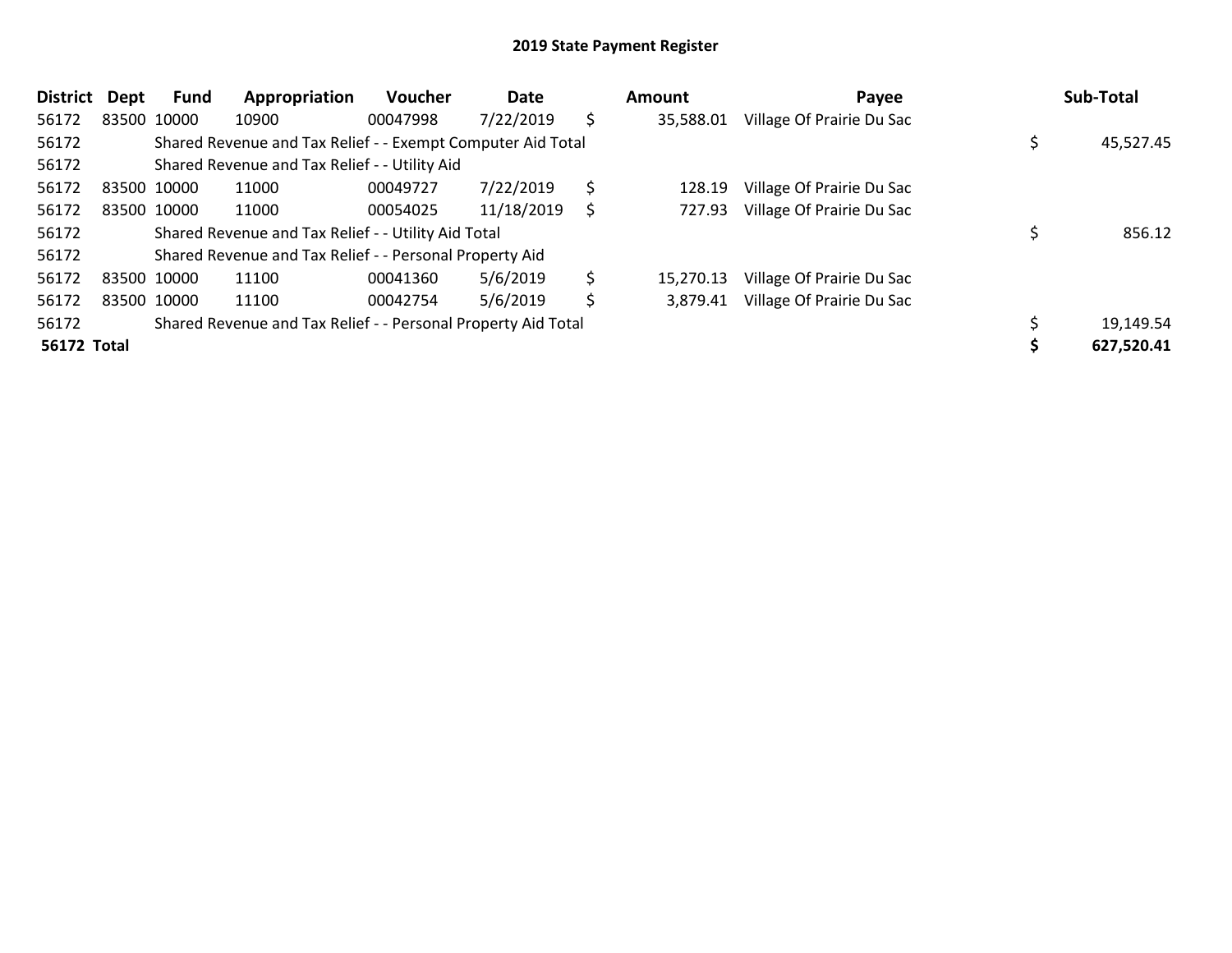# 2019 State Payment Register

| District | Dept | Fund | Appropriation | Voucher | Date | Amount | Payee | Sub-Total |
|---|---|---|---|---|---|---|---|---|
| 56172 | 83500 | 10000 | 10900 | 00047998 | 7/22/2019 | $ 35,588.01 | Village Of Prairie Du Sac | |
| 56172 | | Shared Revenue and Tax Relief - - Exempt Computer Aid Total | | | | | | $ 45,527.45 |
| 56172 | | Shared Revenue and Tax Relief - - Utility Aid | | | | | | |
| 56172 | 83500 | 10000 | 11000 | 00049727 | 7/22/2019 | $ 128.19 | Village Of Prairie Du Sac | |
| 56172 | 83500 | 10000 | 11000 | 00054025 | 11/18/2019 | $ 727.93 | Village Of Prairie Du Sac | |
| 56172 | | Shared Revenue and Tax Relief - - Utility Aid Total | | | | | | $ 856.12 |
| 56172 | | Shared Revenue and Tax Relief - - Personal Property Aid | | | | | | |
| 56172 | 83500 | 10000 | 11100 | 00041360 | 5/6/2019 | $ 15,270.13 | Village Of Prairie Du Sac | |
| 56172 | 83500 | 10000 | 11100 | 00042754 | 5/6/2019 | $ 3,879.41 | Village Of Prairie Du Sac | |
| 56172 | | Shared Revenue and Tax Relief - - Personal Property Aid Total | | | | | | $ 19,149.54 |
| **56172 Total** | | | | | | | | **$ 627,520.41** |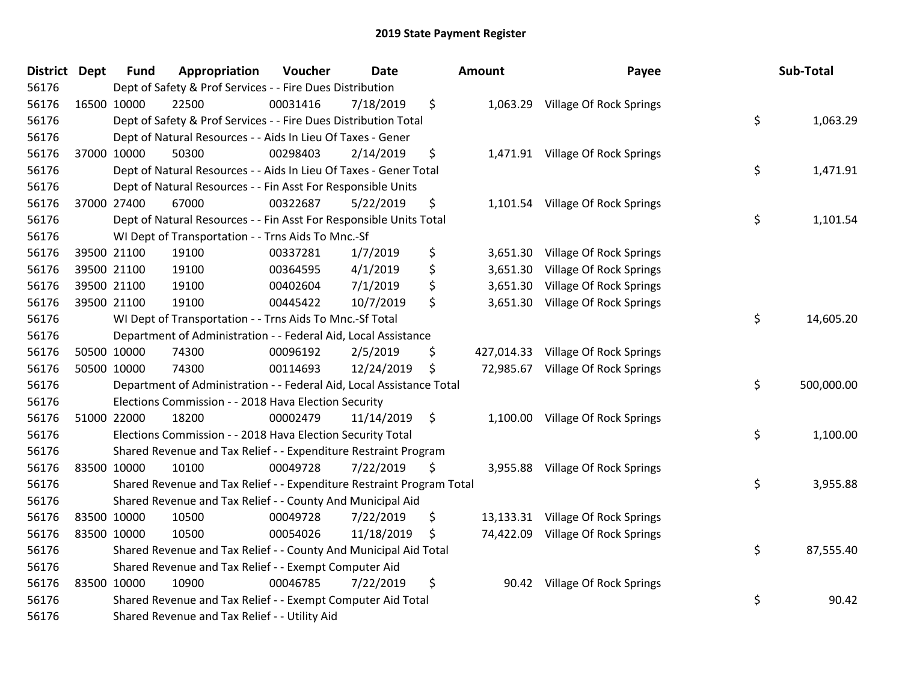# 2019 State Payment Register

| District | Dept | Fund | Appropriation | Voucher | Date | Amount | Payee | Sub-Total |
|---|---|---|---|---|---|---|---|---|
| 56176 | | Dept of Safety & Prof Services - - Fire Dues Distribution | | | | | | |
| 56176 | 16500 | 10000 | 22500 | 00031416 | 7/18/2019 | $ 1,063.29 | Village Of Rock Springs | |
| 56176 | | Dept of Safety & Prof Services - - Fire Dues Distribution Total | | | | | | $ 1,063.29 |
| 56176 | | Dept of Natural Resources - - Aids In Lieu Of Taxes - Gener | | | | | | |
| 56176 | 37000 | 10000 | 50300 | 00298403 | 2/14/2019 | $ 1,471.91 | Village Of Rock Springs | |
| 56176 | | Dept of Natural Resources - - Aids In Lieu Of Taxes - Gener Total | | | | | | $ 1,471.91 |
| 56176 | | Dept of Natural Resources - - Fin Asst For Responsible Units | | | | | | |
| 56176 | 37000 | 27400 | 67000 | 00322687 | 5/22/2019 | $ 1,101.54 | Village Of Rock Springs | |
| 56176 | | Dept of Natural Resources - - Fin Asst For Responsible Units Total | | | | | | $ 1,101.54 |
| 56176 | | WI Dept of Transportation - - Trns Aids To Mnc.-Sf | | | | | | |
| 56176 | 39500 | 21100 | 19100 | 00337281 | 1/7/2019 | $ 3,651.30 | Village Of Rock Springs | |
| 56176 | 39500 | 21100 | 19100 | 00364595 | 4/1/2019 | $ 3,651.30 | Village Of Rock Springs | |
| 56176 | 39500 | 21100 | 19100 | 00402604 | 7/1/2019 | $ 3,651.30 | Village Of Rock Springs | |
| 56176 | 39500 | 21100 | 19100 | 00445422 | 10/7/2019 | $ 3,651.30 | Village Of Rock Springs | |
| 56176 | | WI Dept of Transportation - - Trns Aids To Mnc.-Sf Total | | | | | | $ 14,605.20 |
| 56176 | | Department of Administration - - Federal Aid, Local Assistance | | | | | | |
| 56176 | 50500 | 10000 | 74300 | 00096192 | 2/5/2019 | $ 427,014.33 | Village Of Rock Springs | |
| 56176 | 50500 | 10000 | 74300 | 00114693 | 12/24/2019 | $ 72,985.67 | Village Of Rock Springs | |
| 56176 | | Department of Administration - - Federal Aid, Local Assistance Total | | | | | | $ 500,000.00 |
| 56176 | | Elections Commission - - 2018 Hava Election Security | | | | | | |
| 56176 | 51000 | 22000 | 18200 | 00002479 | 11/14/2019 | $ 1,100.00 | Village Of Rock Springs | |
| 56176 | | Elections Commission - - 2018 Hava Election Security Total | | | | | | $ 1,100.00 |
| 56176 | | Shared Revenue and Tax Relief - - Expenditure Restraint Program | | | | | | |
| 56176 | 83500 | 10000 | 10100 | 00049728 | 7/22/2019 | $ 3,955.88 | Village Of Rock Springs | |
| 56176 | | Shared Revenue and Tax Relief - - Expenditure Restraint Program Total | | | | | | $ 3,955.88 |
| 56176 | | Shared Revenue and Tax Relief - - County And Municipal Aid | | | | | | |
| 56176 | 83500 | 10000 | 10500 | 00049728 | 7/22/2019 | $ 13,133.31 | Village Of Rock Springs | |
| 56176 | 83500 | 10000 | 10500 | 00054026 | 11/18/2019 | $ 74,422.09 | Village Of Rock Springs | |
| 56176 | | Shared Revenue and Tax Relief - - County And Municipal Aid Total | | | | | | $ 87,555.40 |
| 56176 | | Shared Revenue and Tax Relief - - Exempt Computer Aid | | | | | | |
| 56176 | 83500 | 10000 | 10900 | 00046785 | 7/22/2019 | $ 90.42 | Village Of Rock Springs | |
| 56176 | | Shared Revenue and Tax Relief - - Exempt Computer Aid Total | | | | | | $ 90.42 |
| 56176 | | Shared Revenue and Tax Relief - - Utility Aid | | | | | | |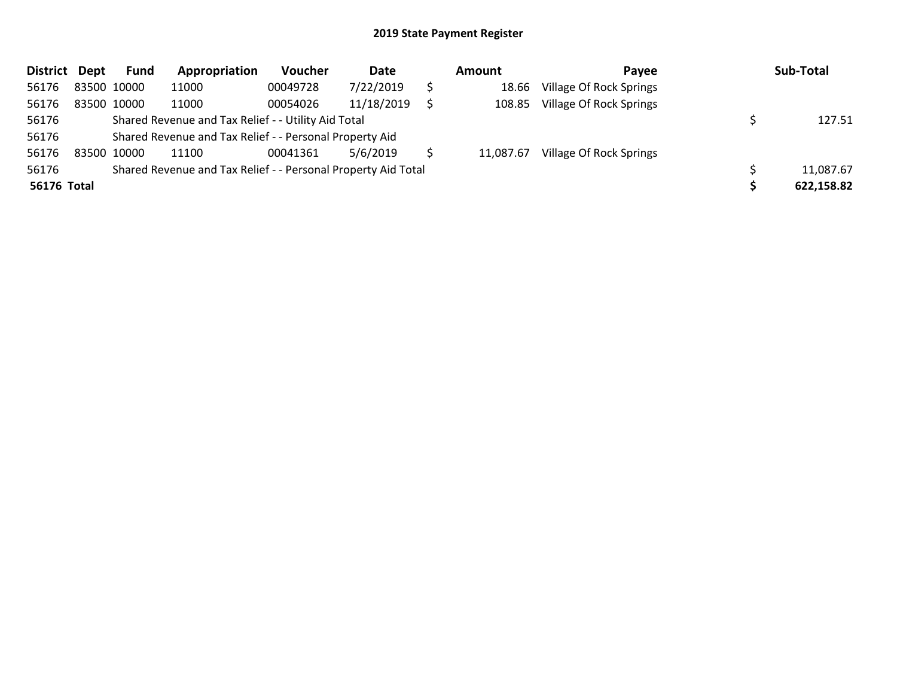## 2019 State Payment Register

| District | Dept | Fund | Appropriation | Voucher | Date | | Amount | Payee | | Sub-Total |
|---|---|---|---|---|---|---|---|---|---|---|
| 56176 | 83500 | 10000 | 11000 | 00049728 | 7/22/2019 | $ | 18.66 | Village Of Rock Springs | | |
| 56176 | 83500 | 10000 | 11000 | 00054026 | 11/18/2019 | $ | 108.85 | Village Of Rock Springs | | |
| 56176 | | Shared Revenue and Tax Relief - - Utility Aid Total | | | | | | | $ | 127.51 |
| 56176 | | Shared Revenue and Tax Relief - - Personal Property Aid | | | | | | | | |
| 56176 | 83500 | 10000 | 11100 | 00041361 | 5/6/2019 | $ | 11,087.67 | Village Of Rock Springs | | |
| 56176 | | Shared Revenue and Tax Relief - - Personal Property Aid Total | | | | | | | $ | 11,087.67 |
| **56176** | **Total** | | | | | | | | **$** | **622,158.82** |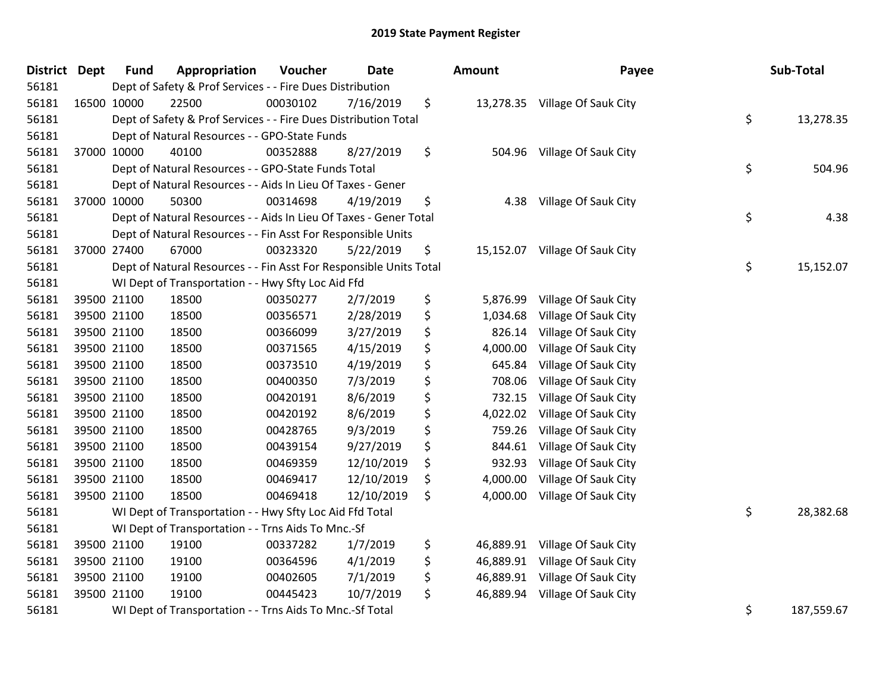# 2019 State Payment Register

| District | Dept | Fund | Appropriation | Voucher | Date | Amount | Payee | Sub-Total |
|---|---|---|---|---|---|---|---|---|
| 56181 | | Dept of Safety & Prof Services - - Fire Dues Distribution | | | | | | |
| 56181 | 16500 | 10000 | 22500 | 00030102 | 7/16/2019 | $ 13,278.35 | Village Of Sauk City | |
| 56181 | | Dept of Safety & Prof Services - - Fire Dues Distribution Total | | | | | | $ 13,278.35 |
| 56181 | | Dept of Natural Resources - - GPO-State Funds | | | | | | |
| 56181 | 37000 | 10000 | 40100 | 00352888 | 8/27/2019 | $ 504.96 | Village Of Sauk City | |
| 56181 | | Dept of Natural Resources - - GPO-State Funds Total | | | | | | $ 504.96 |
| 56181 | | Dept of Natural Resources - - Aids In Lieu Of Taxes - Gener | | | | | | |
| 56181 | 37000 | 10000 | 50300 | 00314698 | 4/19/2019 | $ 4.38 | Village Of Sauk City | |
| 56181 | | Dept of Natural Resources - - Aids In Lieu Of Taxes - Gener Total | | | | | | $ 4.38 |
| 56181 | | Dept of Natural Resources - - Fin Asst For Responsible Units | | | | | | |
| 56181 | 37000 | 27400 | 67000 | 00323320 | 5/22/2019 | $ 15,152.07 | Village Of Sauk City | |
| 56181 | | Dept of Natural Resources - - Fin Asst For Responsible Units Total | | | | | | $ 15,152.07 |
| 56181 | | WI Dept of Transportation - - Hwy Sfty Loc Aid Ffd | | | | | | |
| 56181 | 39500 | 21100 | 18500 | 00350277 | 2/7/2019 | $ 5,876.99 | Village Of Sauk City | |
| 56181 | 39500 | 21100 | 18500 | 00356571 | 2/28/2019 | $ 1,034.68 | Village Of Sauk City | |
| 56181 | 39500 | 21100 | 18500 | 00366099 | 3/27/2019 | $ 826.14 | Village Of Sauk City | |
| 56181 | 39500 | 21100 | 18500 | 00371565 | 4/15/2019 | $ 4,000.00 | Village Of Sauk City | |
| 56181 | 39500 | 21100 | 18500 | 00373510 | 4/19/2019 | $ 645.84 | Village Of Sauk City | |
| 56181 | 39500 | 21100 | 18500 | 00400350 | 7/3/2019 | $ 708.06 | Village Of Sauk City | |
| 56181 | 39500 | 21100 | 18500 | 00420191 | 8/6/2019 | $ 732.15 | Village Of Sauk City | |
| 56181 | 39500 | 21100 | 18500 | 00420192 | 8/6/2019 | $ 4,022.02 | Village Of Sauk City | |
| 56181 | 39500 | 21100 | 18500 | 00428765 | 9/3/2019 | $ 759.26 | Village Of Sauk City | |
| 56181 | 39500 | 21100 | 18500 | 00439154 | 9/27/2019 | $ 844.61 | Village Of Sauk City | |
| 56181 | 39500 | 21100 | 18500 | 00469359 | 12/10/2019 | $ 932.93 | Village Of Sauk City | |
| 56181 | 39500 | 21100 | 18500 | 00469417 | 12/10/2019 | $ 4,000.00 | Village Of Sauk City | |
| 56181 | 39500 | 21100 | 18500 | 00469418 | 12/10/2019 | $ 4,000.00 | Village Of Sauk City | |
| 56181 | | WI Dept of Transportation - - Hwy Sfty Loc Aid Ffd Total | | | | | | $ 28,382.68 |
| 56181 | | WI Dept of Transportation - - Trns Aids To Mnc.-Sf | | | | | | |
| 56181 | 39500 | 21100 | 19100 | 00337282 | 1/7/2019 | $ 46,889.91 | Village Of Sauk City | |
| 56181 | 39500 | 21100 | 19100 | 00364596 | 4/1/2019 | $ 46,889.91 | Village Of Sauk City | |
| 56181 | 39500 | 21100 | 19100 | 00402605 | 7/1/2019 | $ 46,889.91 | Village Of Sauk City | |
| 56181 | 39500 | 21100 | 19100 | 00445423 | 10/7/2019 | $ 46,889.94 | Village Of Sauk City | |
| 56181 | | WI Dept of Transportation - - Trns Aids To Mnc.-Sf Total | | | | | | $ 187,559.67 |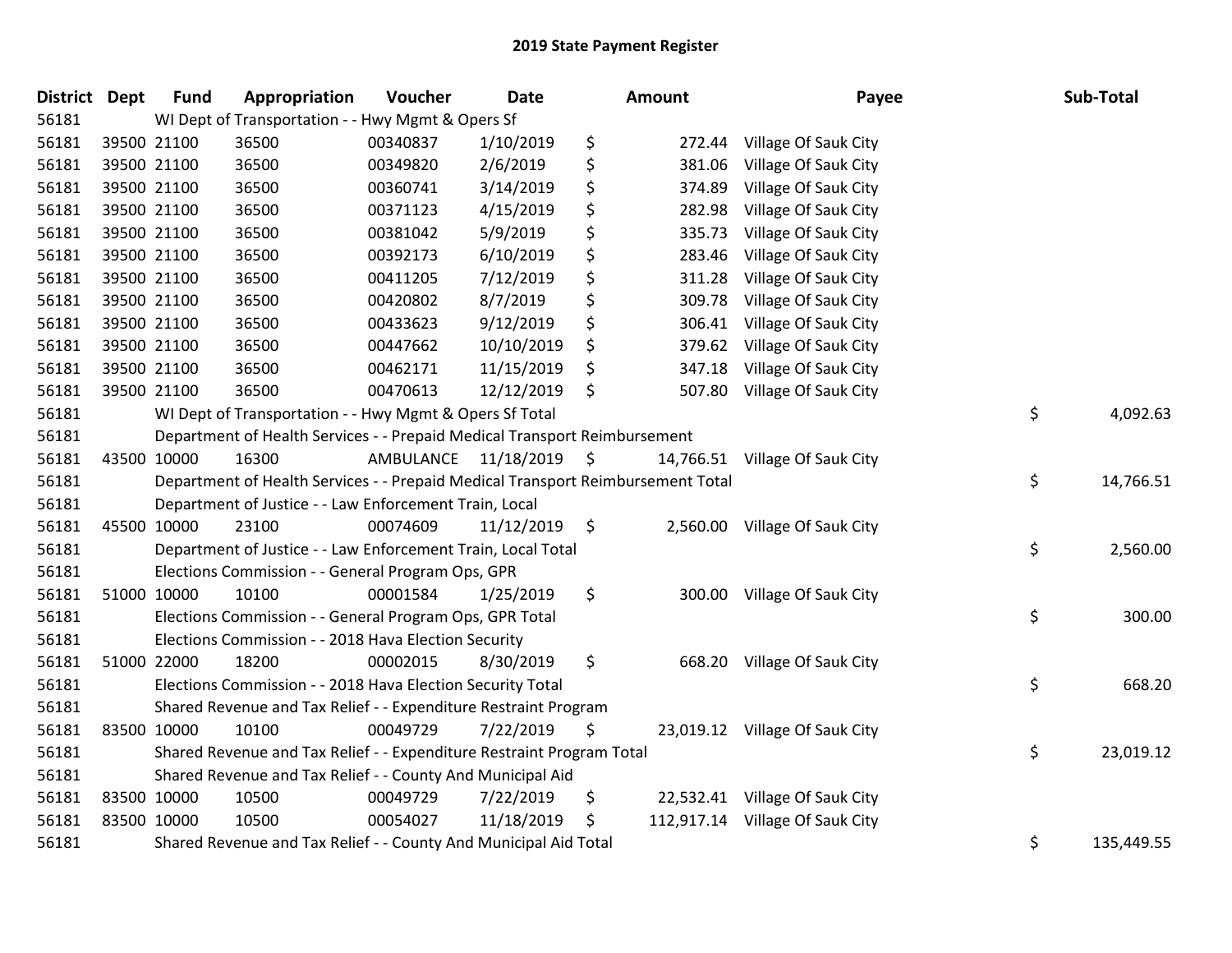# 2019 State Payment Register

| District | Dept | Fund | Appropriation | Voucher | Date | Amount | Payee | Sub-Total |
|---|---|---|---|---|---|---|---|---|
| 56181 | WI Dept of Transportation - - Hwy Mgmt & Opers Sf | | | | | | | |
| 56181 | 39500 | 21100 | 36500 | 00340837 | 1/10/2019 | $ 272.44 | Village Of Sauk City | |
| 56181 | 39500 | 21100 | 36500 | 00349820 | 2/6/2019 | $ 381.06 | Village Of Sauk City | |
| 56181 | 39500 | 21100 | 36500 | 00360741 | 3/14/2019 | $ 374.89 | Village Of Sauk City | |
| 56181 | 39500 | 21100 | 36500 | 00371123 | 4/15/2019 | $ 282.98 | Village Of Sauk City | |
| 56181 | 39500 | 21100 | 36500 | 00381042 | 5/9/2019 | $ 335.73 | Village Of Sauk City | |
| 56181 | 39500 | 21100 | 36500 | 00392173 | 6/10/2019 | $ 283.46 | Village Of Sauk City | |
| 56181 | 39500 | 21100 | 36500 | 00411205 | 7/12/2019 | $ 311.28 | Village Of Sauk City | |
| 56181 | 39500 | 21100 | 36500 | 00420802 | 8/7/2019 | $ 309.78 | Village Of Sauk City | |
| 56181 | 39500 | 21100 | 36500 | 00433623 | 9/12/2019 | $ 306.41 | Village Of Sauk City | |
| 56181 | 39500 | 21100 | 36500 | 00447662 | 10/10/2019 | $ 379.62 | Village Of Sauk City | |
| 56181 | 39500 | 21100 | 36500 | 00462171 | 11/15/2019 | $ 347.18 | Village Of Sauk City | |
| 56181 | 39500 | 21100 | 36500 | 00470613 | 12/12/2019 | $ 507.80 | Village Of Sauk City | |
| 56181 | WI Dept of Transportation - - Hwy Mgmt & Opers Sf Total | | | | | | | $ 4,092.63 |
| 56181 | Department of Health Services - - Prepaid Medical Transport Reimbursement | | | | | | | |
| 56181 | 43500 | 10000 | 16300 | AMBULANCE | 11/18/2019 | $ 14,766.51 | Village Of Sauk City | |
| 56181 | Department of Health Services - - Prepaid Medical Transport Reimbursement Total | | | | | | | $ 14,766.51 |
| 56181 | Department of Justice - - Law Enforcement Train, Local | | | | | | | |
| 56181 | 45500 | 10000 | 23100 | 00074609 | 11/12/2019 | $ 2,560.00 | Village Of Sauk City | |
| 56181 | Department of Justice - - Law Enforcement Train, Local Total | | | | | | | $ 2,560.00 |
| 56181 | Elections Commission - - General Program Ops, GPR | | | | | | | |
| 56181 | 51000 | 10000 | 10100 | 00001584 | 1/25/2019 | $ 300.00 | Village Of Sauk City | |
| 56181 | Elections Commission - - General Program Ops, GPR Total | | | | | | | $ 300.00 |
| 56181 | Elections Commission - - 2018 Hava Election Security | | | | | | | |
| 56181 | 51000 | 22000 | 18200 | 00002015 | 8/30/2019 | $ 668.20 | Village Of Sauk City | |
| 56181 | Elections Commission - - 2018 Hava Election Security Total | | | | | | | $ 668.20 |
| 56181 | Shared Revenue and Tax Relief - - Expenditure Restraint Program | | | | | | | |
| 56181 | 83500 | 10000 | 10100 | 00049729 | 7/22/2019 | $ 23,019.12 | Village Of Sauk City | |
| 56181 | Shared Revenue and Tax Relief - - Expenditure Restraint Program Total | | | | | | | $ 23,019.12 |
| 56181 | Shared Revenue and Tax Relief - - County And Municipal Aid | | | | | | | |
| 56181 | 83500 | 10000 | 10500 | 00049729 | 7/22/2019 | $ 22,532.41 | Village Of Sauk City | |
| 56181 | 83500 | 10000 | 10500 | 00054027 | 11/18/2019 | $ 112,917.14 | Village Of Sauk City | |
| 56181 | Shared Revenue and Tax Relief - - County And Municipal Aid Total | | | | | | | $ 135,449.55 |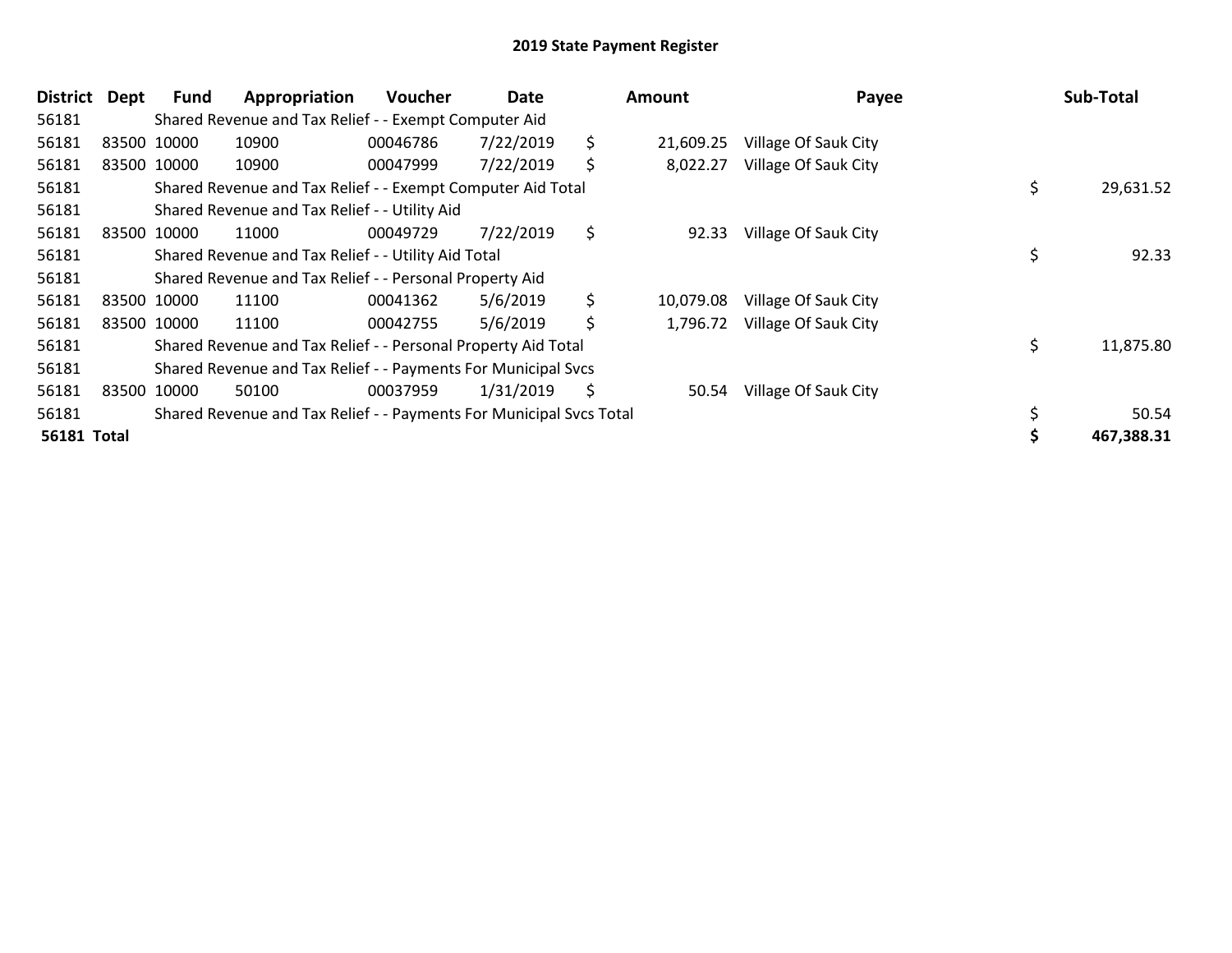# 2019 State Payment Register

| District | Dept | Fund | Appropriation | Voucher | Date | Amount | Payee | Sub-Total |
|---|---|---|---|---|---|---|---|---|
| 56181 | | Shared Revenue and Tax Relief - - Exempt Computer Aid | | | | | | |
| 56181 | 83500 | 10000 | 10900 | 00046786 | 7/22/2019 | $ 21,609.25 | Village Of Sauk City | |
| 56181 | 83500 | 10000 | 10900 | 00047999 | 7/22/2019 | $ 8,022.27 | Village Of Sauk City | |
| 56181 | | Shared Revenue and Tax Relief - - Exempt Computer Aid Total | | | | | | $ 29,631.52 |
| 56181 | | Shared Revenue and Tax Relief - - Utility Aid | | | | | | |
| 56181 | 83500 | 10000 | 11000 | 00049729 | 7/22/2019 | $ 92.33 | Village Of Sauk City | |
| 56181 | | Shared Revenue and Tax Relief - - Utility Aid Total | | | | | | $ 92.33 |
| 56181 | | Shared Revenue and Tax Relief - - Personal Property Aid | | | | | | |
| 56181 | 83500 | 10000 | 11100 | 00041362 | 5/6/2019 | $ 10,079.08 | Village Of Sauk City | |
| 56181 | 83500 | 10000 | 11100 | 00042755 | 5/6/2019 | $ 1,796.72 | Village Of Sauk City | |
| 56181 | | Shared Revenue and Tax Relief - - Personal Property Aid Total | | | | | | $ 11,875.80 |
| 56181 | | Shared Revenue and Tax Relief - - Payments For Municipal Svcs | | | | | | |
| 56181 | 83500 | 10000 | 50100 | 00037959 | 1/31/2019 | $ 50.54 | Village Of Sauk City | |
| 56181 | | Shared Revenue and Tax Relief - - Payments For Municipal Svcs Total | | | | | | $ 50.54 |
| **56181 Total** | | | | | | | | **$ 467,388.31** |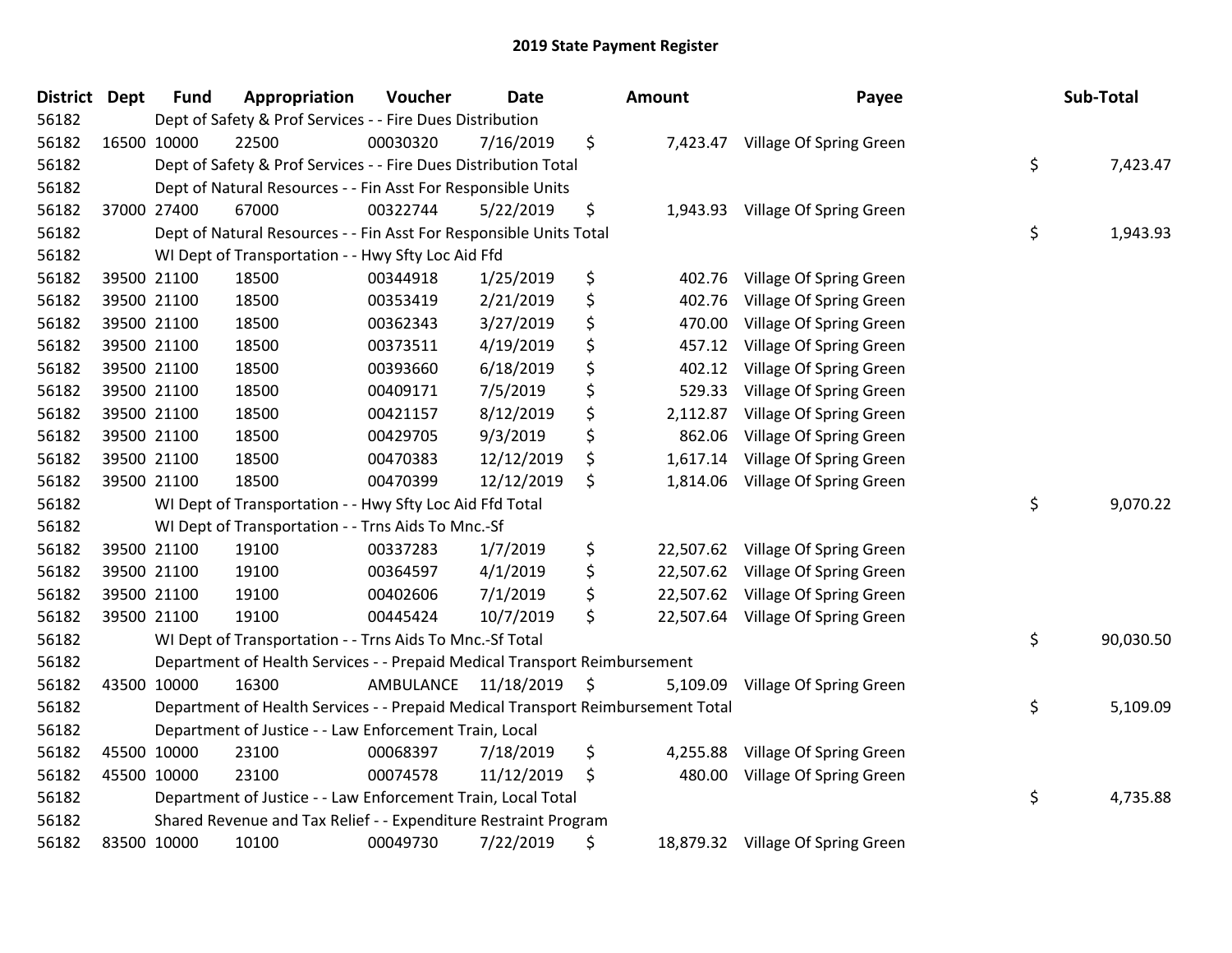# 2019 State Payment Register

| District | Dept | Fund | Appropriation | Voucher | Date | Amount | Payee | Sub-Total |
|---|---|---|---|---|---|---|---|---|
| 56182 | | Dept of Safety & Prof Services - - Fire Dues Distribution | | | | | | |
| 56182 | 16500 | 10000 | 22500 | 00030320 | 7/16/2019 | $ 7,423.47 | Village Of Spring Green | |
| 56182 | | Dept of Safety & Prof Services - - Fire Dues Distribution Total | | | | | | $ 7,423.47 |
| 56182 | | Dept of Natural Resources - - Fin Asst For Responsible Units | | | | | | |
| 56182 | 37000 | 27400 | 67000 | 00322744 | 5/22/2019 | $ 1,943.93 | Village Of Spring Green | |
| 56182 | | Dept of Natural Resources - - Fin Asst For Responsible Units Total | | | | | | $ 1,943.93 |
| 56182 | | WI Dept of Transportation - - Hwy Sfty Loc Aid Ffd | | | | | | |
| 56182 | 39500 | 21100 | 18500 | 00344918 | 1/25/2019 | $ 402.76 | Village Of Spring Green | |
| 56182 | 39500 | 21100 | 18500 | 00353419 | 2/21/2019 | $ 402.76 | Village Of Spring Green | |
| 56182 | 39500 | 21100 | 18500 | 00362343 | 3/27/2019 | $ 470.00 | Village Of Spring Green | |
| 56182 | 39500 | 21100 | 18500 | 00373511 | 4/19/2019 | $ 457.12 | Village Of Spring Green | |
| 56182 | 39500 | 21100 | 18500 | 00393660 | 6/18/2019 | $ 402.12 | Village Of Spring Green | |
| 56182 | 39500 | 21100 | 18500 | 00409171 | 7/5/2019 | $ 529.33 | Village Of Spring Green | |
| 56182 | 39500 | 21100 | 18500 | 00421157 | 8/12/2019 | $ 2,112.87 | Village Of Spring Green | |
| 56182 | 39500 | 21100 | 18500 | 00429705 | 9/3/2019 | $ 862.06 | Village Of Spring Green | |
| 56182 | 39500 | 21100 | 18500 | 00470383 | 12/12/2019 | $ 1,617.14 | Village Of Spring Green | |
| 56182 | 39500 | 21100 | 18500 | 00470399 | 12/12/2019 | $ 1,814.06 | Village Of Spring Green | |
| 56182 | | WI Dept of Transportation - - Hwy Sfty Loc Aid Ffd Total | | | | | | $ 9,070.22 |
| 56182 | | WI Dept of Transportation - - Trns Aids To Mnc.-Sf | | | | | | |
| 56182 | 39500 | 21100 | 19100 | 00337283 | 1/7/2019 | $ 22,507.62 | Village Of Spring Green | |
| 56182 | 39500 | 21100 | 19100 | 00364597 | 4/1/2019 | $ 22,507.62 | Village Of Spring Green | |
| 56182 | 39500 | 21100 | 19100 | 00402606 | 7/1/2019 | $ 22,507.62 | Village Of Spring Green | |
| 56182 | 39500 | 21100 | 19100 | 00445424 | 10/7/2019 | $ 22,507.64 | Village Of Spring Green | |
| 56182 | | WI Dept of Transportation - - Trns Aids To Mnc.-Sf Total | | | | | | $ 90,030.50 |
| 56182 | | Department of Health Services - - Prepaid Medical Transport Reimbursement | | | | | | |
| 56182 | 43500 | 10000 | 16300 | AMBULANCE | 11/18/2019 | $ 5,109.09 | Village Of Spring Green | |
| 56182 | | Department of Health Services - - Prepaid Medical Transport Reimbursement Total | | | | | | $ 5,109.09 |
| 56182 | | Department of Justice - - Law Enforcement Train, Local | | | | | | |
| 56182 | 45500 | 10000 | 23100 | 00068397 | 7/18/2019 | $ 4,255.88 | Village Of Spring Green | |
| 56182 | 45500 | 10000 | 23100 | 00074578 | 11/12/2019 | $ 480.00 | Village Of Spring Green | |
| 56182 | | Department of Justice - - Law Enforcement Train, Local Total | | | | | | $ 4,735.88 |
| 56182 | | Shared Revenue and Tax Relief - - Expenditure Restraint Program | | | | | | |
| 56182 | 83500 | 10000 | 10100 | 00049730 | 7/22/2019 | $ 18,879.32 | Village Of Spring Green | |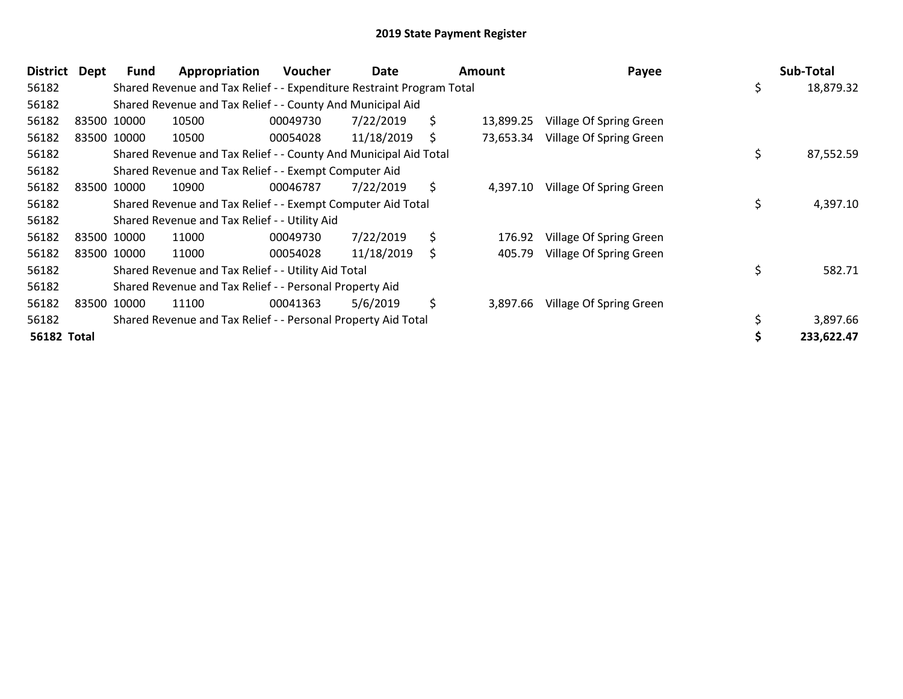# 2019 State Payment Register

| District | Dept | Fund | Appropriation | Voucher | Date | Amount | Payee | Sub-Total |
|---|---|---|---|---|---|---|---|---|
| 56182 | | Shared Revenue and Tax Relief - - Expenditure Restraint Program Total | | | | | | $ 18,879.32 |
| 56182 | | Shared Revenue and Tax Relief - - County And Municipal Aid | | | | | | |
| 56182 | 83500 | 10000 | 10500 | 00049730 | 7/22/2019 | $ 13,899.25 | Village Of Spring Green | |
| 56182 | 83500 | 10000 | 10500 | 00054028 | 11/18/2019 | $ 73,653.34 | Village Of Spring Green | |
| 56182 | | Shared Revenue and Tax Relief - - County And Municipal Aid Total | | | | | | $ 87,552.59 |
| 56182 | | Shared Revenue and Tax Relief - - Exempt Computer Aid | | | | | | |
| 56182 | 83500 | 10000 | 10900 | 00046787 | 7/22/2019 | $ 4,397.10 | Village Of Spring Green | |
| 56182 | | Shared Revenue and Tax Relief - - Exempt Computer Aid Total | | | | | | $ 4,397.10 |
| 56182 | | Shared Revenue and Tax Relief - - Utility Aid | | | | | | |
| 56182 | 83500 | 10000 | 11000 | 00049730 | 7/22/2019 | $ 176.92 | Village Of Spring Green | |
| 56182 | 83500 | 10000 | 11000 | 00054028 | 11/18/2019 | $ 405.79 | Village Of Spring Green | |
| 56182 | | Shared Revenue and Tax Relief - - Utility Aid Total | | | | | | $ 582.71 |
| 56182 | | Shared Revenue and Tax Relief - - Personal Property Aid | | | | | | |
| 56182 | 83500 | 10000 | 11100 | 00041363 | 5/6/2019 | $ 3,897.66 | Village Of Spring Green | |
| 56182 | | Shared Revenue and Tax Relief - - Personal Property Aid Total | | | | | | $ 3,897.66 |
| **56182** | **Total** | | | | | | | **$ 233,622.47** |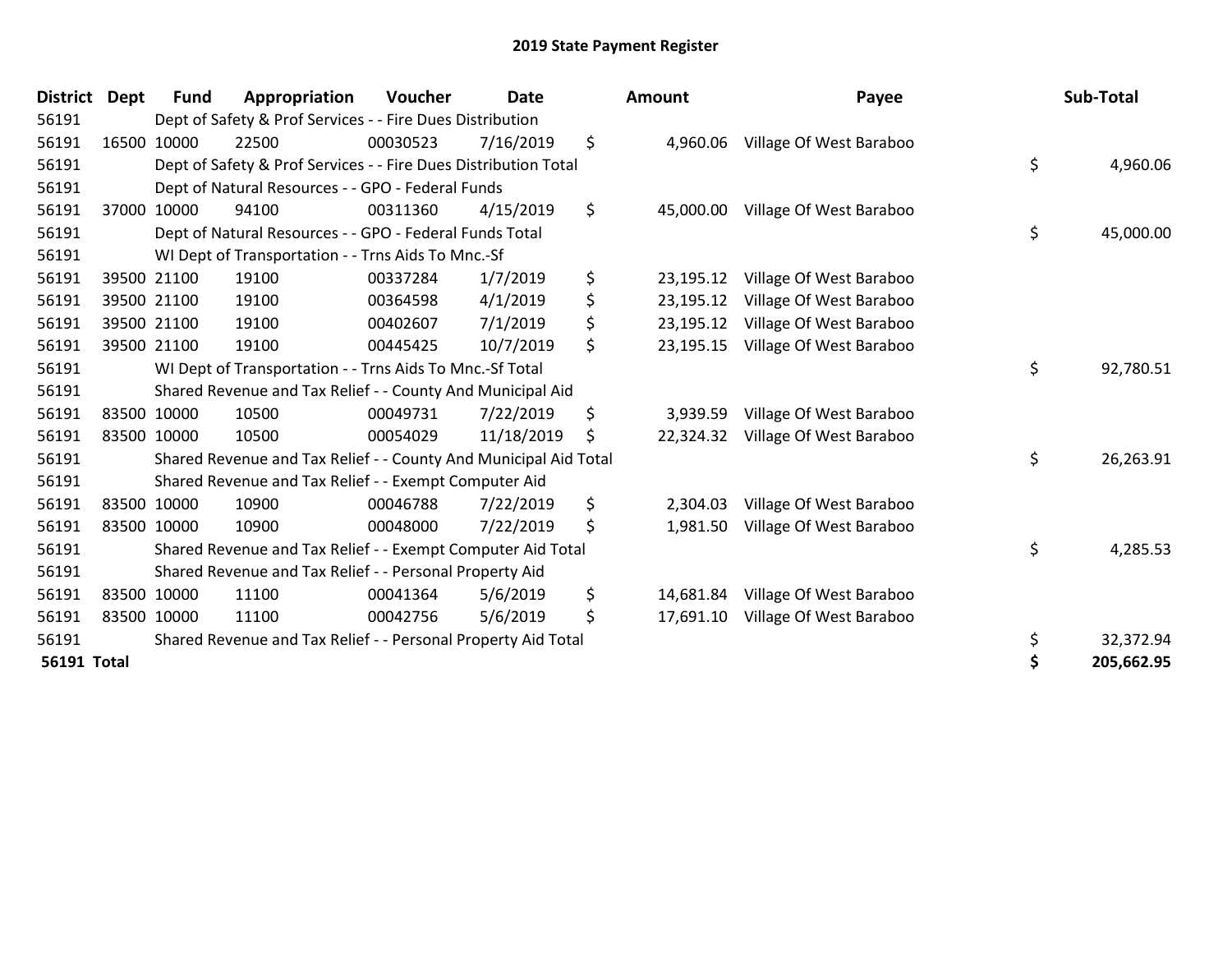# 2019 State Payment Register

| District | Dept | Fund | Appropriation | Voucher | Date | Amount | Payee | Sub-Total |
|---|---|---|---|---|---|---|---|---|
| 56191 | | Dept of Safety & Prof Services - - Fire Dues Distribution | | | | | | |
| 56191 | 16500 | 10000 | 22500 | 00030523 | 7/16/2019 | $ 4,960.06 | Village Of West Baraboo | |
| 56191 | | Dept of Safety & Prof Services - - Fire Dues Distribution Total | | | | | | $ 4,960.06 |
| 56191 | | Dept of Natural Resources - - GPO - Federal Funds | | | | | | |
| 56191 | 37000 | 10000 | 94100 | 00311360 | 4/15/2019 | $ 45,000.00 | Village Of West Baraboo | |
| 56191 | | Dept of Natural Resources - - GPO - Federal Funds Total | | | | | | $ 45,000.00 |
| 56191 | | WI Dept of Transportation - - Trns Aids To Mnc.-Sf | | | | | | |
| 56191 | 39500 | 21100 | 19100 | 00337284 | 1/7/2019 | $ 23,195.12 | Village Of West Baraboo | |
| 56191 | 39500 | 21100 | 19100 | 00364598 | 4/1/2019 | $ 23,195.12 | Village Of West Baraboo | |
| 56191 | 39500 | 21100 | 19100 | 00402607 | 7/1/2019 | $ 23,195.12 | Village Of West Baraboo | |
| 56191 | 39500 | 21100 | 19100 | 00445425 | 10/7/2019 | $ 23,195.15 | Village Of West Baraboo | |
| 56191 | | WI Dept of Transportation - - Trns Aids To Mnc.-Sf Total | | | | | | $ 92,780.51 |
| 56191 | | Shared Revenue and Tax Relief - - County And Municipal Aid | | | | | | |
| 56191 | 83500 | 10000 | 10500 | 00049731 | 7/22/2019 | $ 3,939.59 | Village Of West Baraboo | |
| 56191 | 83500 | 10000 | 10500 | 00054029 | 11/18/2019 | $ 22,324.32 | Village Of West Baraboo | |
| 56191 | | Shared Revenue and Tax Relief - - County And Municipal Aid Total | | | | | | $ 26,263.91 |
| 56191 | | Shared Revenue and Tax Relief - - Exempt Computer Aid | | | | | | |
| 56191 | 83500 | 10000 | 10900 | 00046788 | 7/22/2019 | $ 2,304.03 | Village Of West Baraboo | |
| 56191 | 83500 | 10000 | 10900 | 00048000 | 7/22/2019 | $ 1,981.50 | Village Of West Baraboo | |
| 56191 | | Shared Revenue and Tax Relief - - Exempt Computer Aid Total | | | | | | $ 4,285.53 |
| 56191 | | Shared Revenue and Tax Relief - - Personal Property Aid | | | | | | |
| 56191 | 83500 | 10000 | 11100 | 00041364 | 5/6/2019 | $ 14,681.84 | Village Of West Baraboo | |
| 56191 | 83500 | 10000 | 11100 | 00042756 | 5/6/2019 | $ 17,691.10 | Village Of West Baraboo | |
| 56191 | | Shared Revenue and Tax Relief - - Personal Property Aid Total | | | | | | $ 32,372.94 |
| **56191 Total** | | | | | | | | **$ 205,662.95** |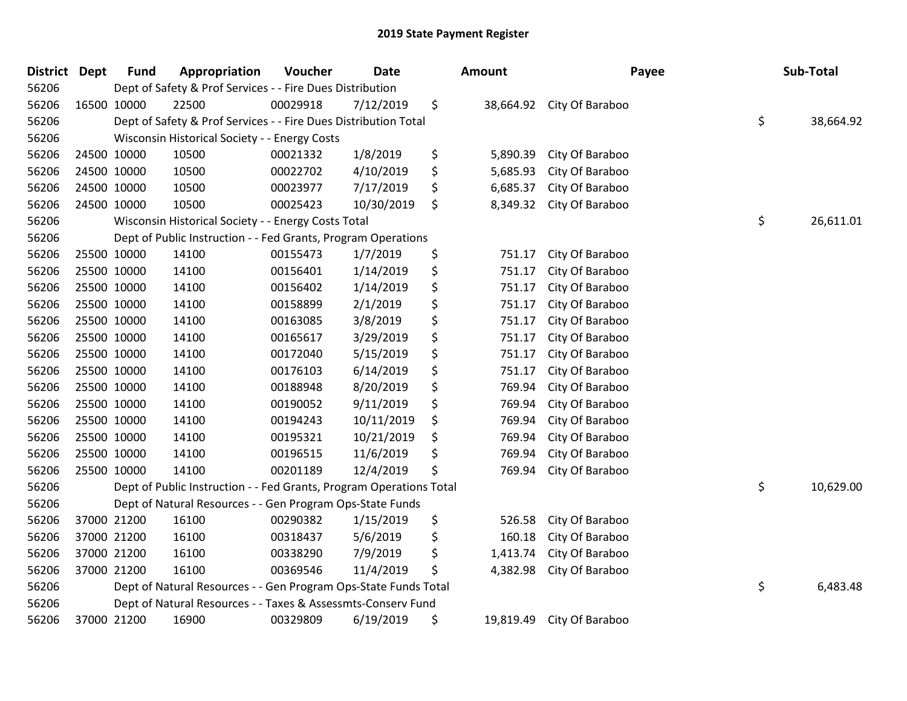# 2019 State Payment Register

| District | Dept | Fund | Appropriation | Voucher | Date | Amount | Payee | Sub-Total |
|---|---|---|---|---|---|---|---|---|
| 56206 | | Dept of Safety & Prof Services - - Fire Dues Distribution | | | | | | |
| 56206 | 16500 | 10000 | 22500 | 00029918 | 7/12/2019 | $ 38,664.92 | City Of Baraboo | |
| 56206 | | Dept of Safety & Prof Services - - Fire Dues Distribution Total | | | | | | $ 38,664.92 |
| 56206 | | Wisconsin Historical Society - - Energy Costs | | | | | | |
| 56206 | 24500 | 10000 | 10500 | 00021332 | 1/8/2019 | $ 5,890.39 | City Of Baraboo | |
| 56206 | 24500 | 10000 | 10500 | 00022702 | 4/10/2019 | $ 5,685.93 | City Of Baraboo | |
| 56206 | 24500 | 10000 | 10500 | 00023977 | 7/17/2019 | $ 6,685.37 | City Of Baraboo | |
| 56206 | 24500 | 10000 | 10500 | 00025423 | 10/30/2019 | $ 8,349.32 | City Of Baraboo | |
| 56206 | | Wisconsin Historical Society - - Energy Costs Total | | | | | | $ 26,611.01 |
| 56206 | | Dept of Public Instruction - - Fed Grants, Program Operations | | | | | | |
| 56206 | 25500 | 10000 | 14100 | 00155473 | 1/7/2019 | $ 751.17 | City Of Baraboo | |
| 56206 | 25500 | 10000 | 14100 | 00156401 | 1/14/2019 | $ 751.17 | City Of Baraboo | |
| 56206 | 25500 | 10000 | 14100 | 00156402 | 1/14/2019 | $ 751.17 | City Of Baraboo | |
| 56206 | 25500 | 10000 | 14100 | 00158899 | 2/1/2019 | $ 751.17 | City Of Baraboo | |
| 56206 | 25500 | 10000 | 14100 | 00163085 | 3/8/2019 | $ 751.17 | City Of Baraboo | |
| 56206 | 25500 | 10000 | 14100 | 00165617 | 3/29/2019 | $ 751.17 | City Of Baraboo | |
| 56206 | 25500 | 10000 | 14100 | 00172040 | 5/15/2019 | $ 751.17 | City Of Baraboo | |
| 56206 | 25500 | 10000 | 14100 | 00176103 | 6/14/2019 | $ 751.17 | City Of Baraboo | |
| 56206 | 25500 | 10000 | 14100 | 00188948 | 8/20/2019 | $ 769.94 | City Of Baraboo | |
| 56206 | 25500 | 10000 | 14100 | 00190052 | 9/11/2019 | $ 769.94 | City Of Baraboo | |
| 56206 | 25500 | 10000 | 14100 | 00194243 | 10/11/2019 | $ 769.94 | City Of Baraboo | |
| 56206 | 25500 | 10000 | 14100 | 00195321 | 10/21/2019 | $ 769.94 | City Of Baraboo | |
| 56206 | 25500 | 10000 | 14100 | 00196515 | 11/6/2019 | $ 769.94 | City Of Baraboo | |
| 56206 | 25500 | 10000 | 14100 | 00201189 | 12/4/2019 | $ 769.94 | City Of Baraboo | |
| 56206 | | Dept of Public Instruction - - Fed Grants, Program Operations Total | | | | | | $ 10,629.00 |
| 56206 | | Dept of Natural Resources - - Gen Program Ops-State Funds | | | | | | |
| 56206 | 37000 | 21200 | 16100 | 00290382 | 1/15/2019 | $ 526.58 | City Of Baraboo | |
| 56206 | 37000 | 21200 | 16100 | 00318437 | 5/6/2019 | $ 160.18 | City Of Baraboo | |
| 56206 | 37000 | 21200 | 16100 | 00338290 | 7/9/2019 | $ 1,413.74 | City Of Baraboo | |
| 56206 | 37000 | 21200 | 16100 | 00369546 | 11/4/2019 | $ 4,382.98 | City Of Baraboo | |
| 56206 | | Dept of Natural Resources - - Gen Program Ops-State Funds Total | | | | | | $ 6,483.48 |
| 56206 | | Dept of Natural Resources - - Taxes & Assessmts-Conserv Fund | | | | | | |
| 56206 | 37000 | 21200 | 16900 | 00329809 | 6/19/2019 | $ 19,819.49 | City Of Baraboo | |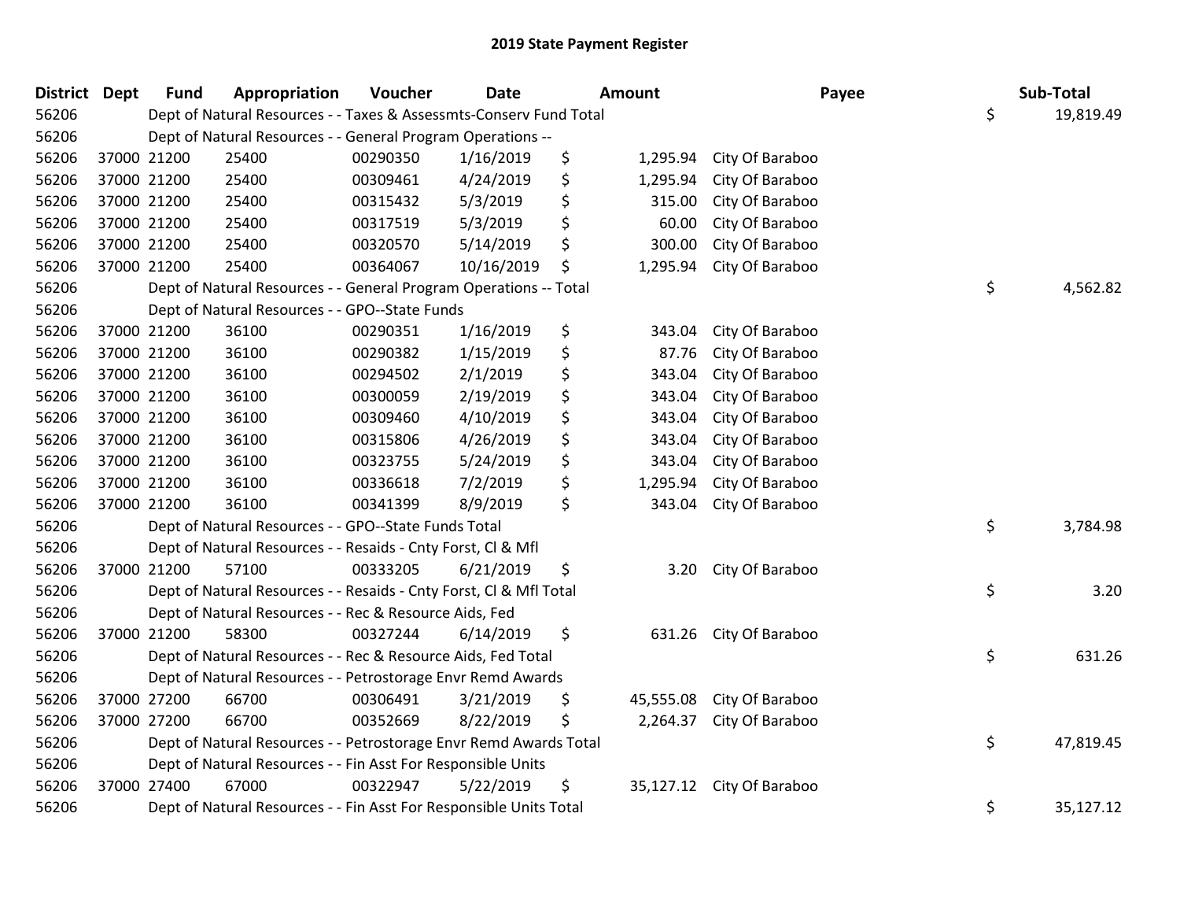# 2019 State Payment Register

| District | Dept | Fund | Appropriation | Voucher | Date | Amount | Payee | Sub-Total |
|---|---|---|---|---|---|---|---|---|
| 56206 | | Dept of Natural Resources - - Taxes & Assessmts-Conserv Fund Total | | | | | | $ 19,819.49 |
| 56206 | | Dept of Natural Resources - - General Program Operations -- | | | | | | |
| 56206 | 37000 | 21200 | 25400 | 00290350 | 1/16/2019 | $ 1,295.94 | City Of Baraboo | |
| 56206 | 37000 | 21200 | 25400 | 00309461 | 4/24/2019 | $ 1,295.94 | City Of Baraboo | |
| 56206 | 37000 | 21200 | 25400 | 00315432 | 5/3/2019 | $ 315.00 | City Of Baraboo | |
| 56206 | 37000 | 21200 | 25400 | 00317519 | 5/3/2019 | $ 60.00 | City Of Baraboo | |
| 56206 | 37000 | 21200 | 25400 | 00320570 | 5/14/2019 | $ 300.00 | City Of Baraboo | |
| 56206 | 37000 | 21200 | 25400 | 00364067 | 10/16/2019 | $ 1,295.94 | City Of Baraboo | |
| 56206 | | Dept of Natural Resources - - General Program Operations -- Total | | | | | | $ 4,562.82 |
| 56206 | | Dept of Natural Resources - - GPO--State Funds | | | | | | |
| 56206 | 37000 | 21200 | 36100 | 00290351 | 1/16/2019 | $ 343.04 | City Of Baraboo | |
| 56206 | 37000 | 21200 | 36100 | 00290382 | 1/15/2019 | $ 87.76 | City Of Baraboo | |
| 56206 | 37000 | 21200 | 36100 | 00294502 | 2/1/2019 | $ 343.04 | City Of Baraboo | |
| 56206 | 37000 | 21200 | 36100 | 00300059 | 2/19/2019 | $ 343.04 | City Of Baraboo | |
| 56206 | 37000 | 21200 | 36100 | 00309460 | 4/10/2019 | $ 343.04 | City Of Baraboo | |
| 56206 | 37000 | 21200 | 36100 | 00315806 | 4/26/2019 | $ 343.04 | City Of Baraboo | |
| 56206 | 37000 | 21200 | 36100 | 00323755 | 5/24/2019 | $ 343.04 | City Of Baraboo | |
| 56206 | 37000 | 21200 | 36100 | 00336618 | 7/2/2019 | $ 1,295.94 | City Of Baraboo | |
| 56206 | 37000 | 21200 | 36100 | 00341399 | 8/9/2019 | $ 343.04 | City Of Baraboo | |
| 56206 | | Dept of Natural Resources - - GPO--State Funds Total | | | | | | $ 3,784.98 |
| 56206 | | Dept of Natural Resources - - Resaids - Cnty Forst, Cl & Mfl | | | | | | |
| 56206 | 37000 | 21200 | 57100 | 00333205 | 6/21/2019 | $ 3.20 | City Of Baraboo | |
| 56206 | | Dept of Natural Resources - - Resaids - Cnty Forst, Cl & Mfl Total | | | | | | $ 3.20 |
| 56206 | | Dept of Natural Resources - - Rec & Resource Aids, Fed | | | | | | |
| 56206 | 37000 | 21200 | 58300 | 00327244 | 6/14/2019 | $ 631.26 | City Of Baraboo | |
| 56206 | | Dept of Natural Resources - - Rec & Resource Aids, Fed Total | | | | | | $ 631.26 |
| 56206 | | Dept of Natural Resources - - Petrostorage Envr Remd Awards | | | | | | |
| 56206 | 37000 | 27200 | 66700 | 00306491 | 3/21/2019 | $ 45,555.08 | City Of Baraboo | |
| 56206 | 37000 | 27200 | 66700 | 00352669 | 8/22/2019 | $ 2,264.37 | City Of Baraboo | |
| 56206 | | Dept of Natural Resources - - Petrostorage Envr Remd Awards Total | | | | | | $ 47,819.45 |
| 56206 | | Dept of Natural Resources - - Fin Asst For Responsible Units | | | | | | |
| 56206 | 37000 | 27400 | 67000 | 00322947 | 5/22/2019 | $ 35,127.12 | City Of Baraboo | |
| 56206 | | Dept of Natural Resources - - Fin Asst For Responsible Units Total | | | | | | $ 35,127.12 |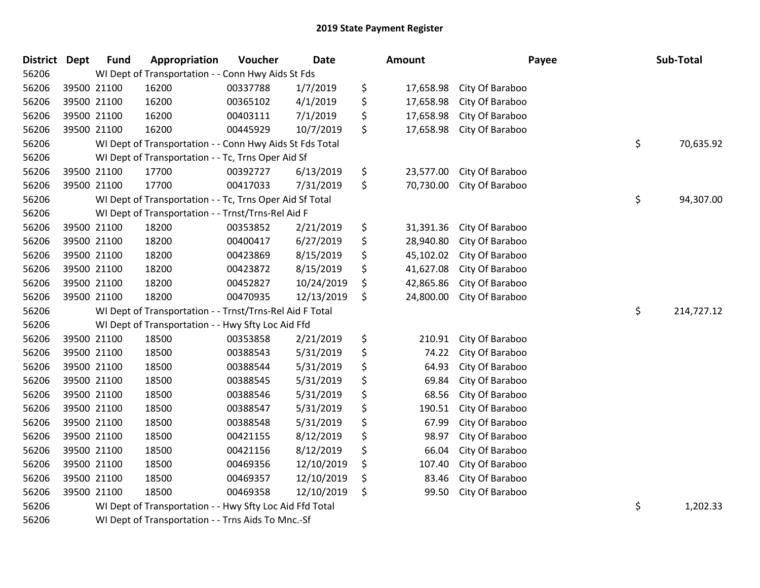# 2019 State Payment Register

| District | Dept | Fund | Appropriation | Voucher | Date | Amount | Payee | Sub-Total |
|---|---|---|---|---|---|---|---|---|
| 56206 | WI Dept of Transportation - - Conn Hwy Aids St Fds | | | | | | | |
| 56206 | 39500 | 21100 | 16200 | 00337788 | 1/7/2019 | $ 17,658.98 | City Of Baraboo | |
| 56206 | 39500 | 21100 | 16200 | 00365102 | 4/1/2019 | $ 17,658.98 | City Of Baraboo | |
| 56206 | 39500 | 21100 | 16200 | 00403111 | 7/1/2019 | $ 17,658.98 | City Of Baraboo | |
| 56206 | 39500 | 21100 | 16200 | 00445929 | 10/7/2019 | $ 17,658.98 | City Of Baraboo | |
| 56206 | WI Dept of Transportation - - Conn Hwy Aids St Fds Total | | | | | | | $ 70,635.92 |
| 56206 | WI Dept of Transportation - - Tc, Trns Oper Aid Sf | | | | | | | |
| 56206 | 39500 | 21100 | 17700 | 00392727 | 6/13/2019 | $ 23,577.00 | City Of Baraboo | |
| 56206 | 39500 | 21100 | 17700 | 00417033 | 7/31/2019 | $ 70,730.00 | City Of Baraboo | |
| 56206 | WI Dept of Transportation - - Tc, Trns Oper Aid Sf Total | | | | | | | $ 94,307.00 |
| 56206 | WI Dept of Transportation - - Trnst/Trns-Rel Aid F | | | | | | | |
| 56206 | 39500 | 21100 | 18200 | 00353852 | 2/21/2019 | $ 31,391.36 | City Of Baraboo | |
| 56206 | 39500 | 21100 | 18200 | 00400417 | 6/27/2019 | $ 28,940.80 | City Of Baraboo | |
| 56206 | 39500 | 21100 | 18200 | 00423869 | 8/15/2019 | $ 45,102.02 | City Of Baraboo | |
| 56206 | 39500 | 21100 | 18200 | 00423872 | 8/15/2019 | $ 41,627.08 | City Of Baraboo | |
| 56206 | 39500 | 21100 | 18200 | 00452827 | 10/24/2019 | $ 42,865.86 | City Of Baraboo | |
| 56206 | 39500 | 21100 | 18200 | 00470935 | 12/13/2019 | $ 24,800.00 | City Of Baraboo | |
| 56206 | WI Dept of Transportation - - Trnst/Trns-Rel Aid F Total | | | | | | | $ 214,727.12 |
| 56206 | WI Dept of Transportation - - Hwy Sfty Loc Aid Ffd | | | | | | | |
| 56206 | 39500 | 21100 | 18500 | 00353858 | 2/21/2019 | $ 210.91 | City Of Baraboo | |
| 56206 | 39500 | 21100 | 18500 | 00388543 | 5/31/2019 | $ 74.22 | City Of Baraboo | |
| 56206 | 39500 | 21100 | 18500 | 00388544 | 5/31/2019 | $ 64.93 | City Of Baraboo | |
| 56206 | 39500 | 21100 | 18500 | 00388545 | 5/31/2019 | $ 69.84 | City Of Baraboo | |
| 56206 | 39500 | 21100 | 18500 | 00388546 | 5/31/2019 | $ 68.56 | City Of Baraboo | |
| 56206 | 39500 | 21100 | 18500 | 00388547 | 5/31/2019 | $ 190.51 | City Of Baraboo | |
| 56206 | 39500 | 21100 | 18500 | 00388548 | 5/31/2019 | $ 67.99 | City Of Baraboo | |
| 56206 | 39500 | 21100 | 18500 | 00421155 | 8/12/2019 | $ 98.97 | City Of Baraboo | |
| 56206 | 39500 | 21100 | 18500 | 00421156 | 8/12/2019 | $ 66.04 | City Of Baraboo | |
| 56206 | 39500 | 21100 | 18500 | 00469356 | 12/10/2019 | $ 107.40 | City Of Baraboo | |
| 56206 | 39500 | 21100 | 18500 | 00469357 | 12/10/2019 | $ 83.46 | City Of Baraboo | |
| 56206 | 39500 | 21100 | 18500 | 00469358 | 12/10/2019 | $ 99.50 | City Of Baraboo | |
| 56206 | WI Dept of Transportation - - Hwy Sfty Loc Aid Ffd Total | | | | | | | $ 1,202.33 |
| 56206 | WI Dept of Transportation - - Trns Aids To Mnc.-Sf | | | | | | | |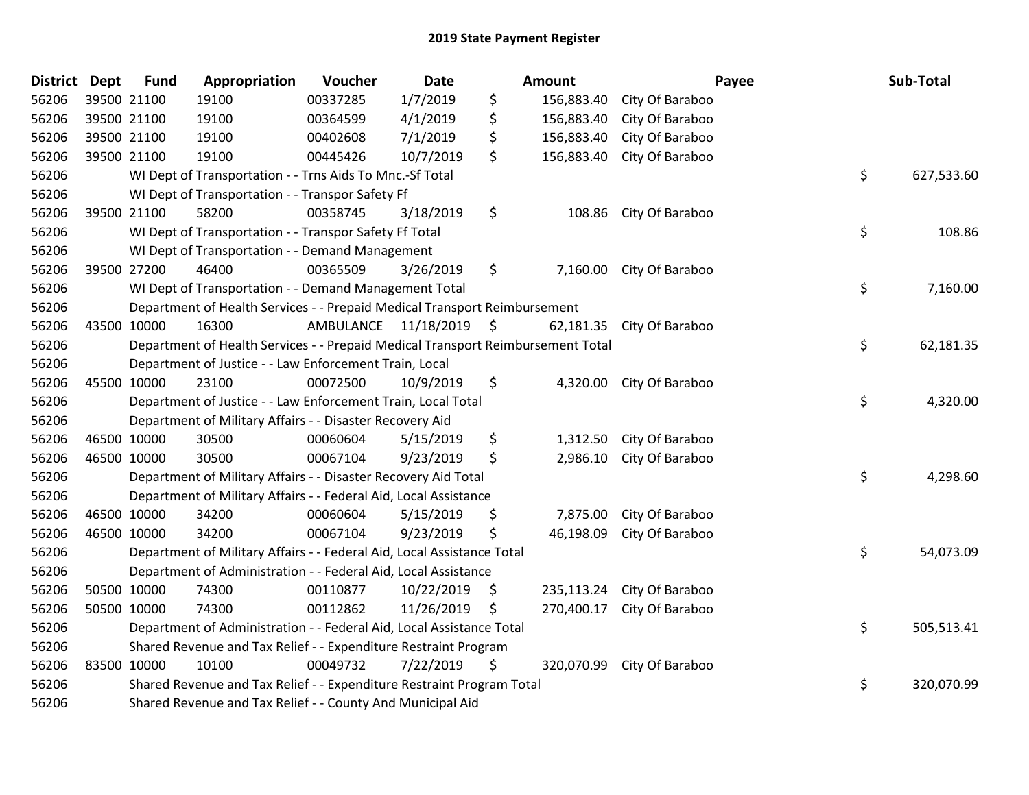# 2019 State Payment Register

| District | Dept | Fund | Appropriation | Voucher | Date | Amount | Payee | Sub-Total |
|---|---|---|---|---|---|---|---|---|
| 56206 | 39500 | 21100 | 19100 | 00337285 | 1/7/2019 | $ 156,883.40 | City Of Baraboo | |
| 56206 | 39500 | 21100 | 19100 | 00364599 | 4/1/2019 | $ 156,883.40 | City Of Baraboo | |
| 56206 | 39500 | 21100 | 19100 | 00402608 | 7/1/2019 | $ 156,883.40 | City Of Baraboo | |
| 56206 | 39500 | 21100 | 19100 | 00445426 | 10/7/2019 | $ 156,883.40 | City Of Baraboo | |
| 56206 | | WI Dept of Transportation - - Trns Aids To Mnc.-Sf Total | | | | | | $ 627,533.60 |
| 56206 | | WI Dept of Transportation - - Transpor Safety Ff | | | | | | |
| 56206 | 39500 | 21100 | 58200 | 00358745 | 3/18/2019 | $ 108.86 | City Of Baraboo | |
| 56206 | | WI Dept of Transportation - - Transpor Safety Ff Total | | | | | | $ 108.86 |
| 56206 | | WI Dept of Transportation - - Demand Management | | | | | | |
| 56206 | 39500 | 27200 | 46400 | 00365509 | 3/26/2019 | $ 7,160.00 | City Of Baraboo | |
| 56206 | | WI Dept of Transportation - - Demand Management Total | | | | | | $ 7,160.00 |
| 56206 | | Department of Health Services - - Prepaid Medical Transport Reimbursement | | | | | | |
| 56206 | 43500 | 10000 | 16300 | AMBULANCE | 11/18/2019 | $ 62,181.35 | City Of Baraboo | |
| 56206 | | Department of Health Services - - Prepaid Medical Transport Reimbursement Total | | | | | | $ 62,181.35 |
| 56206 | | Department of Justice - - Law Enforcement Train, Local | | | | | | |
| 56206 | 45500 | 10000 | 23100 | 00072500 | 10/9/2019 | $ 4,320.00 | City Of Baraboo | |
| 56206 | | Department of Justice - - Law Enforcement Train, Local Total | | | | | | $ 4,320.00 |
| 56206 | | Department of Military Affairs - - Disaster Recovery Aid | | | | | | |
| 56206 | 46500 | 10000 | 30500 | 00060604 | 5/15/2019 | $ 1,312.50 | City Of Baraboo | |
| 56206 | 46500 | 10000 | 30500 | 00067104 | 9/23/2019 | $ 2,986.10 | City Of Baraboo | |
| 56206 | | Department of Military Affairs - - Disaster Recovery Aid Total | | | | | | $ 4,298.60 |
| 56206 | | Department of Military Affairs - - Federal Aid, Local Assistance | | | | | | |
| 56206 | 46500 | 10000 | 34200 | 00060604 | 5/15/2019 | $ 7,875.00 | City Of Baraboo | |
| 56206 | 46500 | 10000 | 34200 | 00067104 | 9/23/2019 | $ 46,198.09 | City Of Baraboo | |
| 56206 | | Department of Military Affairs - - Federal Aid, Local Assistance Total | | | | | | $ 54,073.09 |
| 56206 | | Department of Administration - - Federal Aid, Local Assistance | | | | | | |
| 56206 | 50500 | 10000 | 74300 | 00110877 | 10/22/2019 | $ 235,113.24 | City Of Baraboo | |
| 56206 | 50500 | 10000 | 74300 | 00112862 | 11/26/2019 | $ 270,400.17 | City Of Baraboo | |
| 56206 | | Department of Administration - - Federal Aid, Local Assistance Total | | | | | | $ 505,513.41 |
| 56206 | | Shared Revenue and Tax Relief - - Expenditure Restraint Program | | | | | | |
| 56206 | 83500 | 10000 | 10100 | 00049732 | 7/22/2019 | $ 320,070.99 | City Of Baraboo | |
| 56206 | | Shared Revenue and Tax Relief - - Expenditure Restraint Program Total | | | | | | $ 320,070.99 |
| 56206 | | Shared Revenue and Tax Relief - - County And Municipal Aid | | | | | | |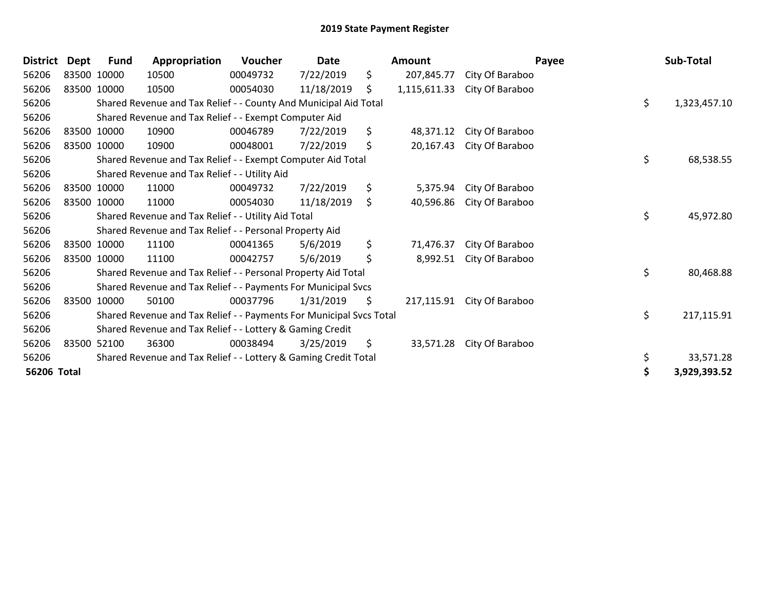# 2019 State Payment Register

| District | Dept | Fund | Appropriation | Voucher | Date | Amount | Payee | Sub-Total |
|---|---|---|---|---|---|---|---|---|
| 56206 | 83500 | 10000 | 10500 | 00049732 | 7/22/2019 | $ 207,845.77 | City Of Baraboo | |
| 56206 | 83500 | 10000 | 10500 | 00054030 | 11/18/2019 | $ 1,115,611.33 | City Of Baraboo | |
| 56206 | | Shared Revenue and Tax Relief - - County And Municipal Aid Total | | | | | | $ 1,323,457.10 |
| 56206 | | Shared Revenue and Tax Relief - - Exempt Computer Aid | | | | | | |
| 56206 | 83500 | 10000 | 10900 | 00046789 | 7/22/2019 | $ 48,371.12 | City Of Baraboo | |
| 56206 | 83500 | 10000 | 10900 | 00048001 | 7/22/2019 | $ 20,167.43 | City Of Baraboo | |
| 56206 | | Shared Revenue and Tax Relief - - Exempt Computer Aid Total | | | | | | $ 68,538.55 |
| 56206 | | Shared Revenue and Tax Relief - - Utility Aid | | | | | | |
| 56206 | 83500 | 10000 | 11000 | 00049732 | 7/22/2019 | $ 5,375.94 | City Of Baraboo | |
| 56206 | 83500 | 10000 | 11000 | 00054030 | 11/18/2019 | $ 40,596.86 | City Of Baraboo | |
| 56206 | | Shared Revenue and Tax Relief - - Utility Aid Total | | | | | | $ 45,972.80 |
| 56206 | | Shared Revenue and Tax Relief - - Personal Property Aid | | | | | | |
| 56206 | 83500 | 10000 | 11100 | 00041365 | 5/6/2019 | $ 71,476.37 | City Of Baraboo | |
| 56206 | 83500 | 10000 | 11100 | 00042757 | 5/6/2019 | $ 8,992.51 | City Of Baraboo | |
| 56206 | | Shared Revenue and Tax Relief - - Personal Property Aid Total | | | | | | $ 80,468.88 |
| 56206 | | Shared Revenue and Tax Relief - - Payments For Municipal Svcs | | | | | | |
| 56206 | 83500 | 10000 | 50100 | 00037796 | 1/31/2019 | $ 217,115.91 | City Of Baraboo | |
| 56206 | | Shared Revenue and Tax Relief - - Payments For Municipal Svcs Total | | | | | | $ 217,115.91 |
| 56206 | | Shared Revenue and Tax Relief - - Lottery & Gaming Credit | | | | | | |
| 56206 | 83500 | 52100 | 36300 | 00038494 | 3/25/2019 | $ 33,571.28 | City Of Baraboo | |
| 56206 | | Shared Revenue and Tax Relief - - Lottery & Gaming Credit Total | | | | | | $ 33,571.28 |
| **56206 Total** | | | | | | | | **$ 3,929,393.52** |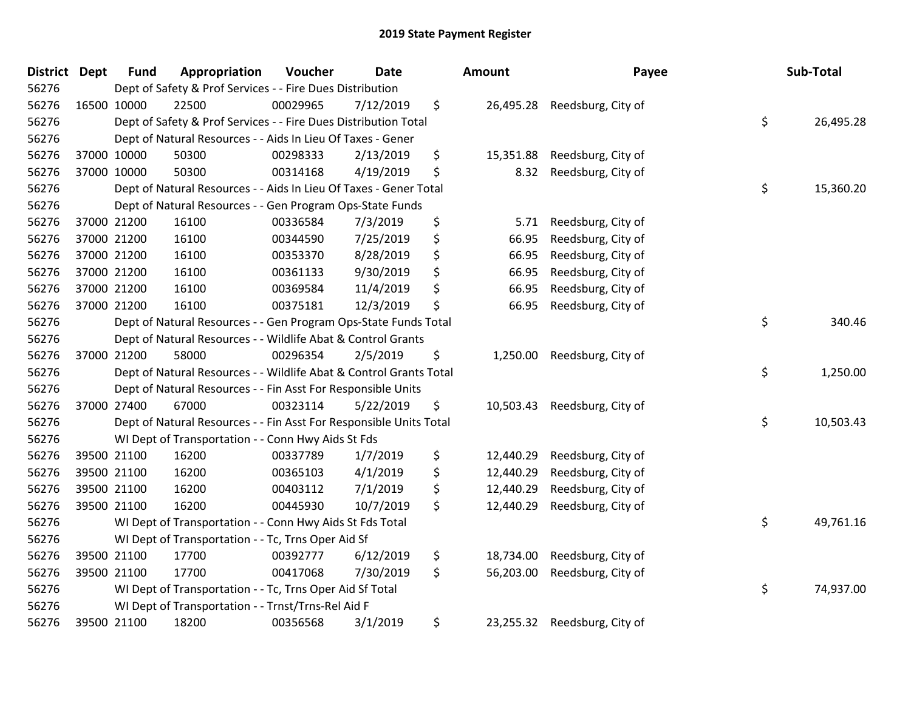# 2019 State Payment Register

| District | Dept | Fund | Appropriation | Voucher | Date | Amount | Payee | Sub-Total |
|---|---|---|---|---|---|---|---|---|
| 56276 | | Dept of Safety & Prof Services - - Fire Dues Distribution | | | | | | |
| 56276 | 16500 | 10000 | 22500 | 00029965 | 7/12/2019 | $ 26,495.28 | Reedsburg, City of | |
| 56276 | | Dept of Safety & Prof Services - - Fire Dues Distribution Total | | | | | | $ 26,495.28 |
| 56276 | | Dept of Natural Resources - - Aids In Lieu Of Taxes - Gener | | | | | | |
| 56276 | 37000 | 10000 | 50300 | 00298333 | 2/13/2019 | $ 15,351.88 | Reedsburg, City of | |
| 56276 | 37000 | 10000 | 50300 | 00314168 | 4/19/2019 | $ 8.32 | Reedsburg, City of | |
| 56276 | | Dept of Natural Resources - - Aids In Lieu Of Taxes - Gener Total | | | | | | $ 15,360.20 |
| 56276 | | Dept of Natural Resources - - Gen Program Ops-State Funds | | | | | | |
| 56276 | 37000 | 21200 | 16100 | 00336584 | 7/3/2019 | $ 5.71 | Reedsburg, City of | |
| 56276 | 37000 | 21200 | 16100 | 00344590 | 7/25/2019 | $ 66.95 | Reedsburg, City of | |
| 56276 | 37000 | 21200 | 16100 | 00353370 | 8/28/2019 | $ 66.95 | Reedsburg, City of | |
| 56276 | 37000 | 21200 | 16100 | 00361133 | 9/30/2019 | $ 66.95 | Reedsburg, City of | |
| 56276 | 37000 | 21200 | 16100 | 00369584 | 11/4/2019 | $ 66.95 | Reedsburg, City of | |
| 56276 | 37000 | 21200 | 16100 | 00375181 | 12/3/2019 | $ 66.95 | Reedsburg, City of | |
| 56276 | | Dept of Natural Resources - - Gen Program Ops-State Funds Total | | | | | | $ 340.46 |
| 56276 | | Dept of Natural Resources - - Wildlife Abat & Control Grants | | | | | | |
| 56276 | 37000 | 21200 | 58000 | 00296354 | 2/5/2019 | $ 1,250.00 | Reedsburg, City of | |
| 56276 | | Dept of Natural Resources - - Wildlife Abat & Control Grants Total | | | | | | $ 1,250.00 |
| 56276 | | Dept of Natural Resources - - Fin Asst For Responsible Units | | | | | | |
| 56276 | 37000 | 27400 | 67000 | 00323114 | 5/22/2019 | $ 10,503.43 | Reedsburg, City of | |
| 56276 | | Dept of Natural Resources - - Fin Asst For Responsible Units Total | | | | | | $ 10,503.43 |
| 56276 | | WI Dept of Transportation - - Conn Hwy Aids St Fds | | | | | | |
| 56276 | 39500 | 21100 | 16200 | 00337789 | 1/7/2019 | $ 12,440.29 | Reedsburg, City of | |
| 56276 | 39500 | 21100 | 16200 | 00365103 | 4/1/2019 | $ 12,440.29 | Reedsburg, City of | |
| 56276 | 39500 | 21100 | 16200 | 00403112 | 7/1/2019 | $ 12,440.29 | Reedsburg, City of | |
| 56276 | 39500 | 21100 | 16200 | 00445930 | 10/7/2019 | $ 12,440.29 | Reedsburg, City of | |
| 56276 | | WI Dept of Transportation - - Conn Hwy Aids St Fds Total | | | | | | $ 49,761.16 |
| 56276 | | WI Dept of Transportation - - Tc, Trns Oper Aid Sf | | | | | | |
| 56276 | 39500 | 21100 | 17700 | 00392777 | 6/12/2019 | $ 18,734.00 | Reedsburg, City of | |
| 56276 | 39500 | 21100 | 17700 | 00417068 | 7/30/2019 | $ 56,203.00 | Reedsburg, City of | |
| 56276 | | WI Dept of Transportation - - Tc, Trns Oper Aid Sf Total | | | | | | $ 74,937.00 |
| 56276 | | WI Dept of Transportation - - Trnst/Trns-Rel Aid F | | | | | | |
| 56276 | 39500 | 21100 | 18200 | 00356568 | 3/1/2019 | $ 23,255.32 | Reedsburg, City of | |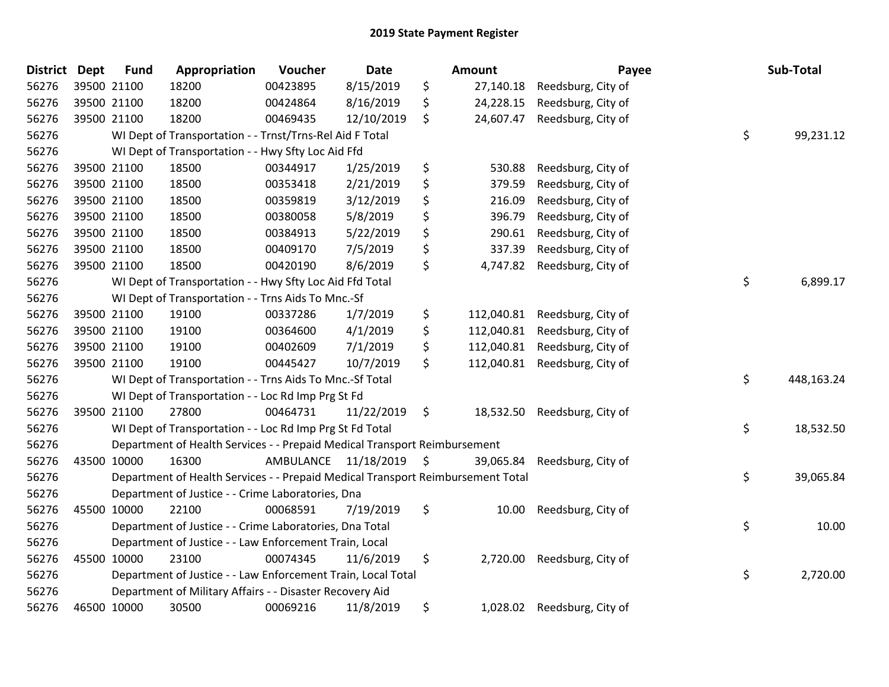# 2019 State Payment Register

| District | Dept | Fund | Appropriation | Voucher | Date | Amount | Payee | Sub-Total |
|---|---|---|---|---|---|---|---|---|
| 56276 | 39500 | 21100 | 18200 | 00423895 | 8/15/2019 | $ 27,140.18 | Reedsburg, City of | |
| 56276 | 39500 | 21100 | 18200 | 00424864 | 8/16/2019 | $ 24,228.15 | Reedsburg, City of | |
| 56276 | 39500 | 21100 | 18200 | 00469435 | 12/10/2019 | $ 24,607.47 | Reedsburg, City of | |
| 56276 | | | WI Dept of Transportation - - Trnst/Trns-Rel Aid F Total | | | | | $ 99,231.12 |
| 56276 | | | WI Dept of Transportation - - Hwy Sfty Loc Aid Ffd | | | | | |
| 56276 | 39500 | 21100 | 18500 | 00344917 | 1/25/2019 | $ 530.88 | Reedsburg, City of | |
| 56276 | 39500 | 21100 | 18500 | 00353418 | 2/21/2019 | $ 379.59 | Reedsburg, City of | |
| 56276 | 39500 | 21100 | 18500 | 00359819 | 3/12/2019 | $ 216.09 | Reedsburg, City of | |
| 56276 | 39500 | 21100 | 18500 | 00380058 | 5/8/2019 | $ 396.79 | Reedsburg, City of | |
| 56276 | 39500 | 21100 | 18500 | 00384913 | 5/22/2019 | $ 290.61 | Reedsburg, City of | |
| 56276 | 39500 | 21100 | 18500 | 00409170 | 7/5/2019 | $ 337.39 | Reedsburg, City of | |
| 56276 | 39500 | 21100 | 18500 | 00420190 | 8/6/2019 | $ 4,747.82 | Reedsburg, City of | |
| 56276 | | | WI Dept of Transportation - - Hwy Sfty Loc Aid Ffd Total | | | | | $ 6,899.17 |
| 56276 | | | WI Dept of Transportation - - Trns Aids To Mnc.-Sf | | | | | |
| 56276 | 39500 | 21100 | 19100 | 00337286 | 1/7/2019 | $ 112,040.81 | Reedsburg, City of | |
| 56276 | 39500 | 21100 | 19100 | 00364600 | 4/1/2019 | $ 112,040.81 | Reedsburg, City of | |
| 56276 | 39500 | 21100 | 19100 | 00402609 | 7/1/2019 | $ 112,040.81 | Reedsburg, City of | |
| 56276 | 39500 | 21100 | 19100 | 00445427 | 10/7/2019 | $ 112,040.81 | Reedsburg, City of | |
| 56276 | | | WI Dept of Transportation - - Trns Aids To Mnc.-Sf Total | | | | | $ 448,163.24 |
| 56276 | | | WI Dept of Transportation - - Loc Rd Imp Prg St Fd | | | | | |
| 56276 | 39500 | 21100 | 27800 | 00464731 | 11/22/2019 | $ 18,532.50 | Reedsburg, City of | |
| 56276 | | | WI Dept of Transportation - - Loc Rd Imp Prg St Fd Total | | | | | $ 18,532.50 |
| 56276 | | | Department of Health Services - - Prepaid Medical Transport Reimbursement | | | | | |
| 56276 | 43500 | 10000 | 16300 | AMBULANCE | 11/18/2019 | $ 39,065.84 | Reedsburg, City of | |
| 56276 | | | Department of Health Services - - Prepaid Medical Transport Reimbursement Total | | | | | $ 39,065.84 |
| 56276 | | | Department of Justice - - Crime Laboratories, Dna | | | | | |
| 56276 | 45500 | 10000 | 22100 | 00068591 | 7/19/2019 | $ 10.00 | Reedsburg, City of | |
| 56276 | | | Department of Justice - - Crime Laboratories, Dna Total | | | | | $ 10.00 |
| 56276 | | | Department of Justice - - Law Enforcement Train, Local | | | | | |
| 56276 | 45500 | 10000 | 23100 | 00074345 | 11/6/2019 | $ 2,720.00 | Reedsburg, City of | |
| 56276 | | | Department of Justice - - Law Enforcement Train, Local Total | | | | | $ 2,720.00 |
| 56276 | | | Department of Military Affairs - - Disaster Recovery Aid | | | | | |
| 56276 | 46500 | 10000 | 30500 | 00069216 | 11/8/2019 | $ 1,028.02 | Reedsburg, City of | |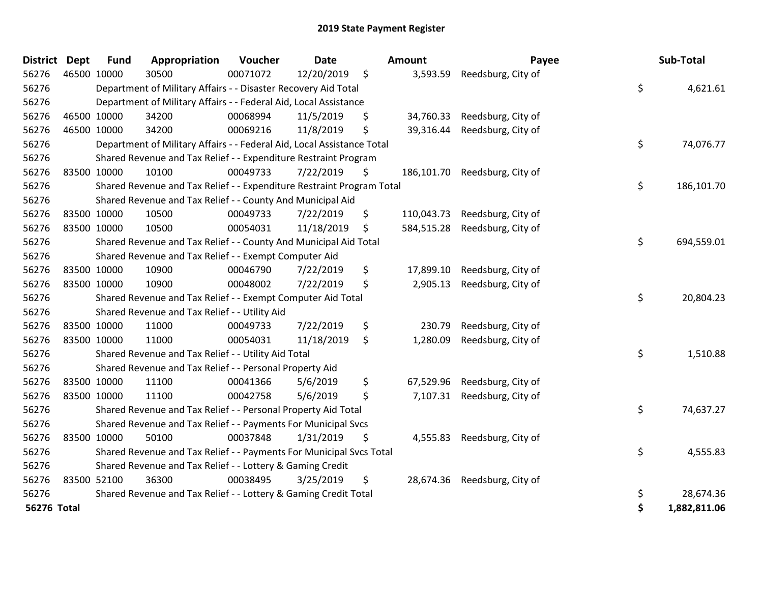# 2019 State Payment Register

| District | Dept | Fund | Appropriation | Voucher | Date | Amount | Payee | Sub-Total |
|---|---|---|---|---|---|---|---|---|
| 56276 | 46500 | 10000 | 30500 | 00071072 | 12/20/2019 | $ 3,593.59 | Reedsburg, City of | |
| 56276 | | Department of Military Affairs - - Disaster Recovery Aid Total | | | | | | $ 4,621.61 |
| 56276 | | Department of Military Affairs - - Federal Aid, Local Assistance | | | | | | |
| 56276 | 46500 | 10000 | 34200 | 00068994 | 11/5/2019 | $ 34,760.33 | Reedsburg, City of | |
| 56276 | 46500 | 10000 | 34200 | 00069216 | 11/8/2019 | $ 39,316.44 | Reedsburg, City of | |
| 56276 | | Department of Military Affairs - - Federal Aid, Local Assistance Total | | | | | | $ 74,076.77 |
| 56276 | | Shared Revenue and Tax Relief - - Expenditure Restraint Program | | | | | | |
| 56276 | 83500 | 10000 | 10100 | 00049733 | 7/22/2019 | $ 186,101.70 | Reedsburg, City of | |
| 56276 | | Shared Revenue and Tax Relief - - Expenditure Restraint Program Total | | | | | | $ 186,101.70 |
| 56276 | | Shared Revenue and Tax Relief - - County And Municipal Aid | | | | | | |
| 56276 | 83500 | 10000 | 10500 | 00049733 | 7/22/2019 | $ 110,043.73 | Reedsburg, City of | |
| 56276 | 83500 | 10000 | 10500 | 00054031 | 11/18/2019 | $ 584,515.28 | Reedsburg, City of | |
| 56276 | | Shared Revenue and Tax Relief - - County And Municipal Aid Total | | | | | | $ 694,559.01 |
| 56276 | | Shared Revenue and Tax Relief - - Exempt Computer Aid | | | | | | |
| 56276 | 83500 | 10000 | 10900 | 00046790 | 7/22/2019 | $ 17,899.10 | Reedsburg, City of | |
| 56276 | 83500 | 10000 | 10900 | 00048002 | 7/22/2019 | $ 2,905.13 | Reedsburg, City of | |
| 56276 | | Shared Revenue and Tax Relief - - Exempt Computer Aid Total | | | | | | $ 20,804.23 |
| 56276 | | Shared Revenue and Tax Relief - - Utility Aid | | | | | | |
| 56276 | 83500 | 10000 | 11000 | 00049733 | 7/22/2019 | $ 230.79 | Reedsburg, City of | |
| 56276 | 83500 | 10000 | 11000 | 00054031 | 11/18/2019 | $ 1,280.09 | Reedsburg, City of | |
| 56276 | | Shared Revenue and Tax Relief - - Utility Aid Total | | | | | | $ 1,510.88 |
| 56276 | | Shared Revenue and Tax Relief - - Personal Property Aid | | | | | | |
| 56276 | 83500 | 10000 | 11100 | 00041366 | 5/6/2019 | $ 67,529.96 | Reedsburg, City of | |
| 56276 | 83500 | 10000 | 11100 | 00042758 | 5/6/2019 | $ 7,107.31 | Reedsburg, City of | |
| 56276 | | Shared Revenue and Tax Relief - - Personal Property Aid Total | | | | | | $ 74,637.27 |
| 56276 | | Shared Revenue and Tax Relief - - Payments For Municipal Svcs | | | | | | |
| 56276 | 83500 | 10000 | 50100 | 00037848 | 1/31/2019 | $ 4,555.83 | Reedsburg, City of | |
| 56276 | | Shared Revenue and Tax Relief - - Payments For Municipal Svcs Total | | | | | | $ 4,555.83 |
| 56276 | | Shared Revenue and Tax Relief - - Lottery & Gaming Credit | | | | | | |
| 56276 | 83500 | 52100 | 36300 | 00038495 | 3/25/2019 | $ 28,674.36 | Reedsburg, City of | |
| 56276 | | Shared Revenue and Tax Relief - - Lottery & Gaming Credit Total | | | | | | $ 28,674.36 |
| **56276 Total** | | | | | | | | **$ 1,882,811.06** |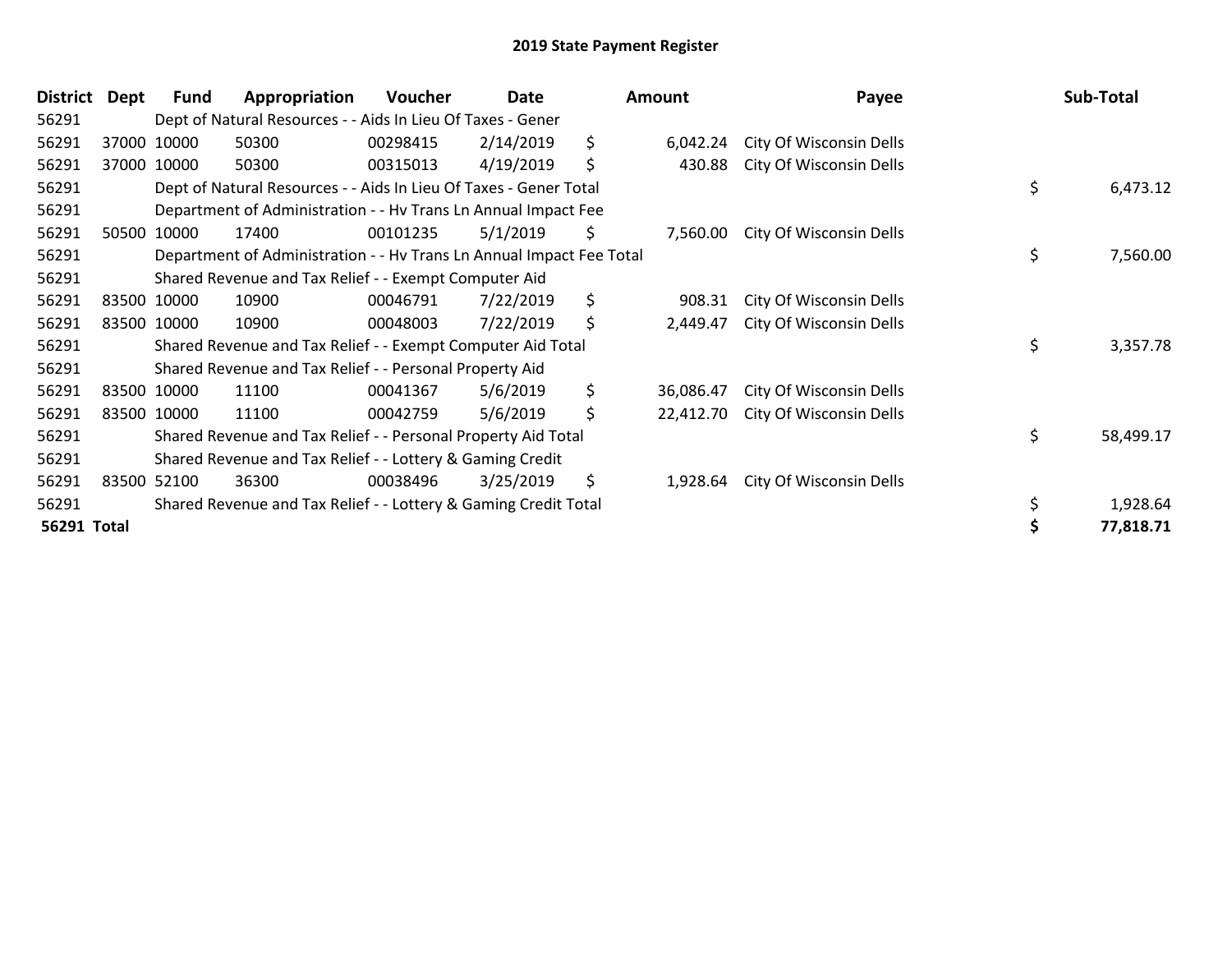# 2019 State Payment Register

| District | Dept | Fund | Appropriation | Voucher | Date | Amount | Payee | Sub-Total |
|---|---|---|---|---|---|---|---|---|
| 56291 | | Dept of Natural Resources - - Aids In Lieu Of Taxes - Gener | | | | | | |
| 56291 | 37000 | 10000 | 50300 | 00298415 | 2/14/2019 | $ 6,042.24 | City Of Wisconsin Dells | |
| 56291 | 37000 | 10000 | 50300 | 00315013 | 4/19/2019 | $ 430.88 | City Of Wisconsin Dells | |
| 56291 | | Dept of Natural Resources - - Aids In Lieu Of Taxes - Gener Total | | | | | | $ 6,473.12 |
| 56291 | | Department of Administration - - Hv Trans Ln Annual Impact Fee | | | | | | |
| 56291 | 50500 | 10000 | 17400 | 00101235 | 5/1/2019 | $ 7,560.00 | City Of Wisconsin Dells | |
| 56291 | | Department of Administration - - Hv Trans Ln Annual Impact Fee Total | | | | | | $ 7,560.00 |
| 56291 | | Shared Revenue and Tax Relief - - Exempt Computer Aid | | | | | | |
| 56291 | 83500 | 10000 | 10900 | 00046791 | 7/22/2019 | $ 908.31 | City Of Wisconsin Dells | |
| 56291 | 83500 | 10000 | 10900 | 00048003 | 7/22/2019 | $ 2,449.47 | City Of Wisconsin Dells | |
| 56291 | | Shared Revenue and Tax Relief - - Exempt Computer Aid Total | | | | | | $ 3,357.78 |
| 56291 | | Shared Revenue and Tax Relief - - Personal Property Aid | | | | | | |
| 56291 | 83500 | 10000 | 11100 | 00041367 | 5/6/2019 | $ 36,086.47 | City Of Wisconsin Dells | |
| 56291 | 83500 | 10000 | 11100 | 00042759 | 5/6/2019 | $ 22,412.70 | City Of Wisconsin Dells | |
| 56291 | | Shared Revenue and Tax Relief - - Personal Property Aid Total | | | | | | $ 58,499.17 |
| 56291 | | Shared Revenue and Tax Relief - - Lottery & Gaming Credit | | | | | | |
| 56291 | 83500 | 52100 | 36300 | 00038496 | 3/25/2019 | $ 1,928.64 | City Of Wisconsin Dells | |
| 56291 | | Shared Revenue and Tax Relief - - Lottery & Gaming Credit Total | | | | | | $ 1,928.64 |
| **56291 Total** | | | | | | | | **$ 77,818.71** |